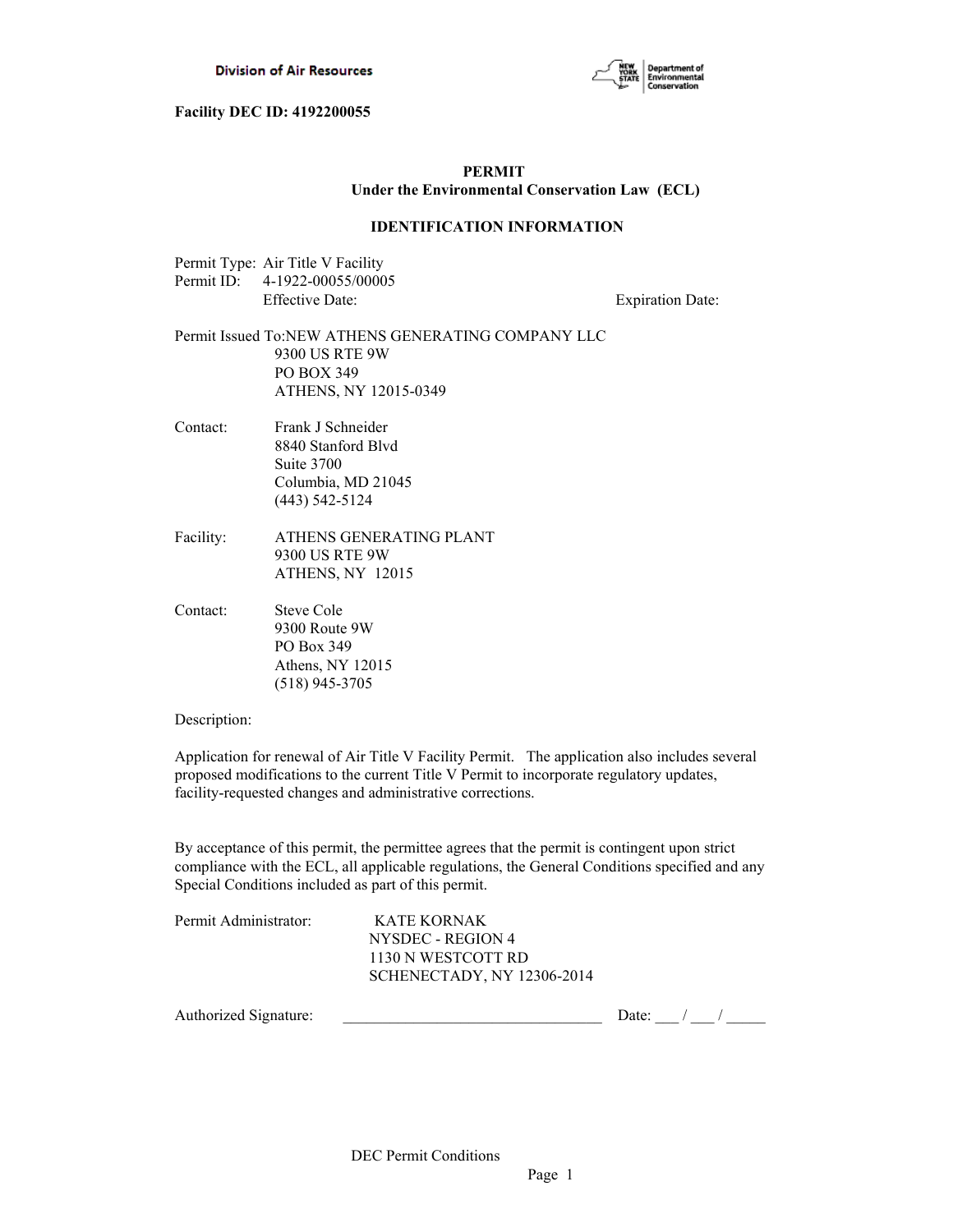Division of Air Resources

New York State Department of Environmental Conservation

**Facility DEC ID: 4192200055**

## PERMIT
### Under the Environmental Conservation Law (ECL)

### IDENTIFICATION INFORMATION

Permit Type: Air Title V Facility
Permit ID: 4-1922-00055/00005
Effective Date: Expiration Date:

Permit Issued To: NEW ATHENS GENERATING COMPANY LLC
9300 US RTE 9W
PO BOX 349
ATHENS, NY 12015-0349

Contact: Frank J Schneider
8840 Stanford Blvd
Suite 3700
Columbia, MD 21045
(443) 542-5124

Facility: ATHENS GENERATING PLANT
9300 US RTE 9W
ATHENS, NY 12015

Contact: Steve Cole
9300 Route 9W
PO Box 349
Athens, NY 12015
(518) 945-3705

Description:

Application for renewal of Air Title V Facility Permit. The application also includes several proposed modifications to the current Title V Permit to incorporate regulatory updates, facility-requested changes and administrative corrections.

By acceptance of this permit, the permittee agrees that the permit is contingent upon strict compliance with the ECL, all applicable regulations, the General Conditions specified and any Special Conditions included as part of this permit.

Permit Administrator: KATE KORNAK
NYSDEC - REGION 4
1130 N WESTCOTT RD
SCHENECTADY, NY 12306-2014

Authorized Signature: _________________________________ Date: ___ / ___ / _____

DEC Permit Conditions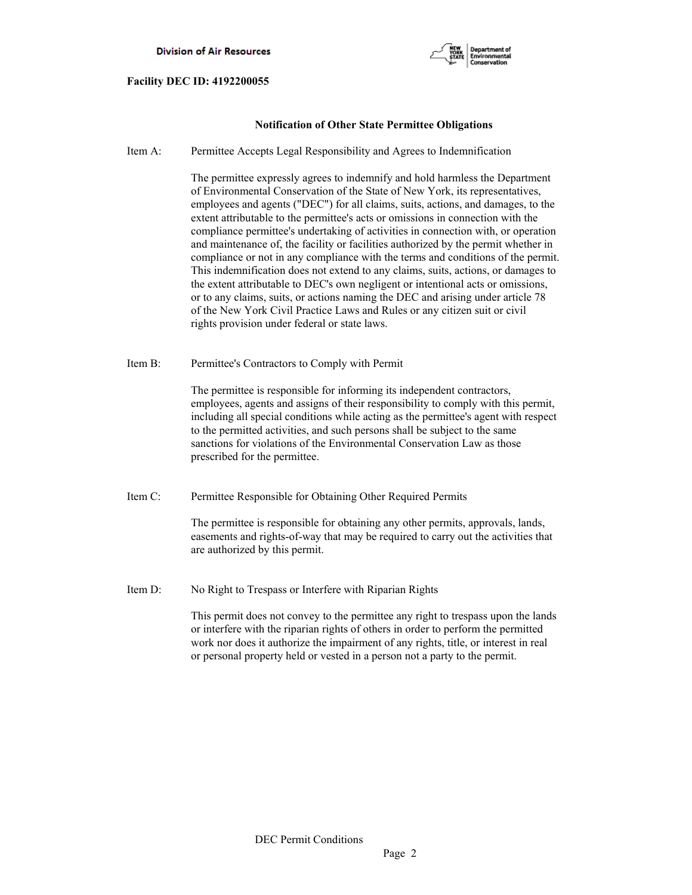**Facility DEC ID: 4192200055**

## Notification of Other State Permittee Obligations

Item A: Permittee Accepts Legal Responsibility and Agrees to Indemnification

The permittee expressly agrees to indemnify and hold harmless the Department of Environmental Conservation of the State of New York, its representatives, employees and agents ("DEC") for all claims, suits, actions, and damages, to the extent attributable to the permittee's acts or omissions in connection with the compliance permittee's undertaking of activities in connection with, or operation and maintenance of, the facility or facilities authorized by the permit whether in compliance or not in any compliance with the terms and conditions of the permit. This indemnification does not extend to any claims, suits, actions, or damages to the extent attributable to DEC's own negligent or intentional acts or omissions, or to any claims, suits, or actions naming the DEC and arising under article 78 of the New York Civil Practice Laws and Rules or any citizen suit or civil rights provision under federal or state laws.

Item B: Permittee's Contractors to Comply with Permit

The permittee is responsible for informing its independent contractors, employees, agents and assigns of their responsibility to comply with this permit, including all special conditions while acting as the permittee's agent with respect to the permitted activities, and such persons shall be subject to the same sanctions for violations of the Environmental Conservation Law as those prescribed for the permittee.

Item C: Permittee Responsible for Obtaining Other Required Permits

The permittee is responsible for obtaining any other permits, approvals, lands, easements and rights-of-way that may be required to carry out the activities that are authorized by this permit.

Item D: No Right to Trespass or Interfere with Riparian Rights

This permit does not convey to the permittee any right to trespass upon the lands or interfere with the riparian rights of others in order to perform the permitted work nor does it authorize the impairment of any rights, title, or interest in real or personal property held or vested in a person not a party to the permit.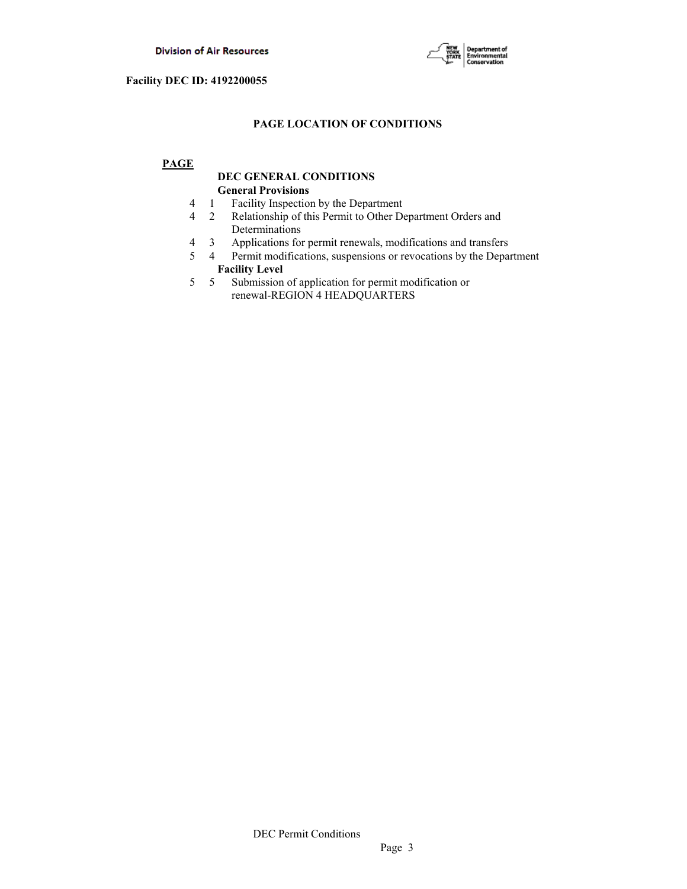Facility DEC ID: 4192200055

## PAGE LOCATION OF CONDITIONS

**PAGE**

**DEC GENERAL CONDITIONS**

**General Provisions**

| PAGE | | |
|---|---|---|
| 4 | 1 | Facility Inspection by the Department |
| 4 | 2 | Relationship of this Permit to Other Department Orders and Determinations |
| 4 | 3 | Applications for permit renewals, modifications and transfers |
| 5 | 4 | Permit modifications, suspensions or revocations by the Department |

**Facility Level**

| PAGE | | |
|---|---|---|
| 5 | 5 | Submission of application for permit modification or renewal-REGION 4 HEADQUARTERS |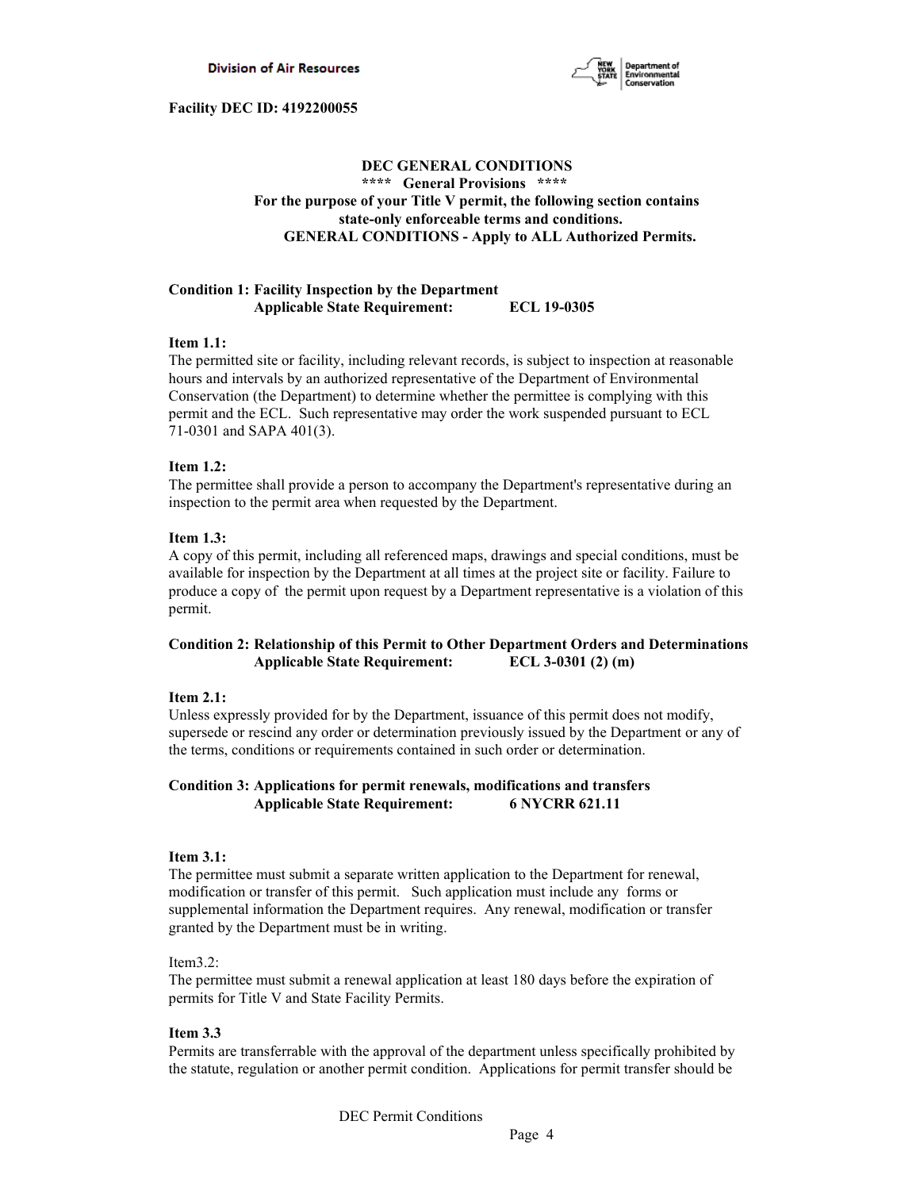**Facility DEC ID: 4192200055**

## DEC GENERAL CONDITIONS

**\*\*\*\* General Provisions \*\*\*\***

**For the purpose of your Title V permit, the following section contains state-only enforceable terms and conditions.**

**GENERAL CONDITIONS - Apply to ALL Authorized Permits.**

**Condition 1: Facility Inspection by the Department**
**Applicable State Requirement: ECL 19-0305**

**Item 1.1:**
The permitted site or facility, including relevant records, is subject to inspection at reasonable hours and intervals by an authorized representative of the Department of Environmental Conservation (the Department) to determine whether the permittee is complying with this permit and the ECL. Such representative may order the work suspended pursuant to ECL 71-0301 and SAPA 401(3).

**Item 1.2:**
The permittee shall provide a person to accompany the Department's representative during an inspection to the permit area when requested by the Department.

**Item 1.3:**
A copy of this permit, including all referenced maps, drawings and special conditions, must be available for inspection by the Department at all times at the project site or facility. Failure to produce a copy of the permit upon request by a Department representative is a violation of this permit.

**Condition 2: Relationship of this Permit to Other Department Orders and Determinations**
**Applicable State Requirement: ECL 3-0301 (2) (m)**

**Item 2.1:**
Unless expressly provided for by the Department, issuance of this permit does not modify, supersede or rescind any order or determination previously issued by the Department or any of the terms, conditions or requirements contained in such order or determination.

**Condition 3: Applications for permit renewals, modifications and transfers**
**Applicable State Requirement: 6 NYCRR 621.11**

**Item 3.1:**
The permittee must submit a separate written application to the Department for renewal, modification or transfer of this permit. Such application must include any forms or supplemental information the Department requires. Any renewal, modification or transfer granted by the Department must be in writing.

Item3.2:
The permittee must submit a renewal application at least 180 days before the expiration of permits for Title V and State Facility Permits.

**Item 3.3**
Permits are transferrable with the approval of the department unless specifically prohibited by the statute, regulation or another permit condition. Applications for permit transfer should be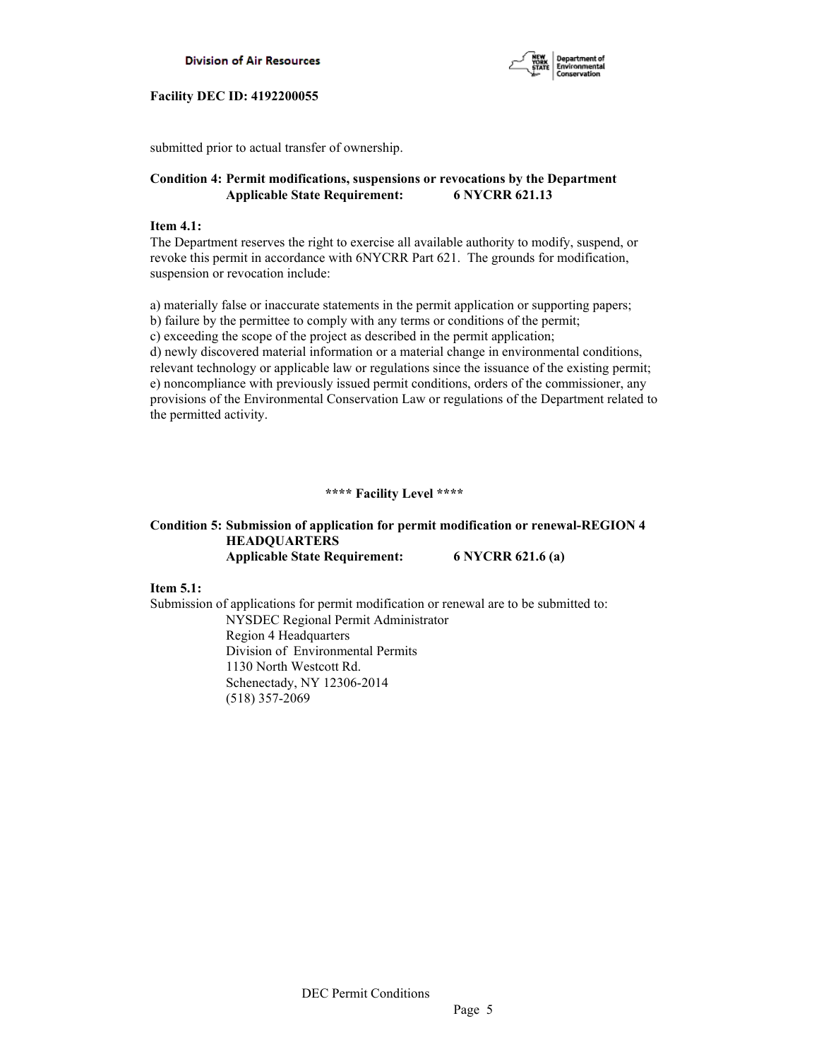submitted prior to actual transfer of ownership.

**Condition 4: Permit modifications, suspensions or revocations by the Department**
**Applicable State Requirement: 6 NYCRR 621.13**

**Item 4.1:**
The Department reserves the right to exercise all available authority to modify, suspend, or revoke this permit in accordance with 6NYCRR Part 621. The grounds for modification, suspension or revocation include:

a) materially false or inaccurate statements in the permit application or supporting papers;
b) failure by the permittee to comply with any terms or conditions of the permit;
c) exceeding the scope of the project as described in the permit application;
d) newly discovered material information or a material change in environmental conditions, relevant technology or applicable law or regulations since the issuance of the existing permit;
e) noncompliance with previously issued permit conditions, orders of the commissioner, any provisions of the Environmental Conservation Law or regulations of the Department related to the permitted activity.

**\*\*\*\* Facility Level \*\*\*\***

**Condition 5: Submission of application for permit modification or renewal-REGION 4 HEADQUARTERS**
**Applicable State Requirement: 6 NYCRR 621.6 (a)**

**Item 5.1:**
Submission of applications for permit modification or renewal are to be submitted to:

NYSDEC Regional Permit Administrator
Region 4 Headquarters
Division of Environmental Permits
1130 North Westcott Rd.
Schenectady, NY 12306-2014
(518) 357-2069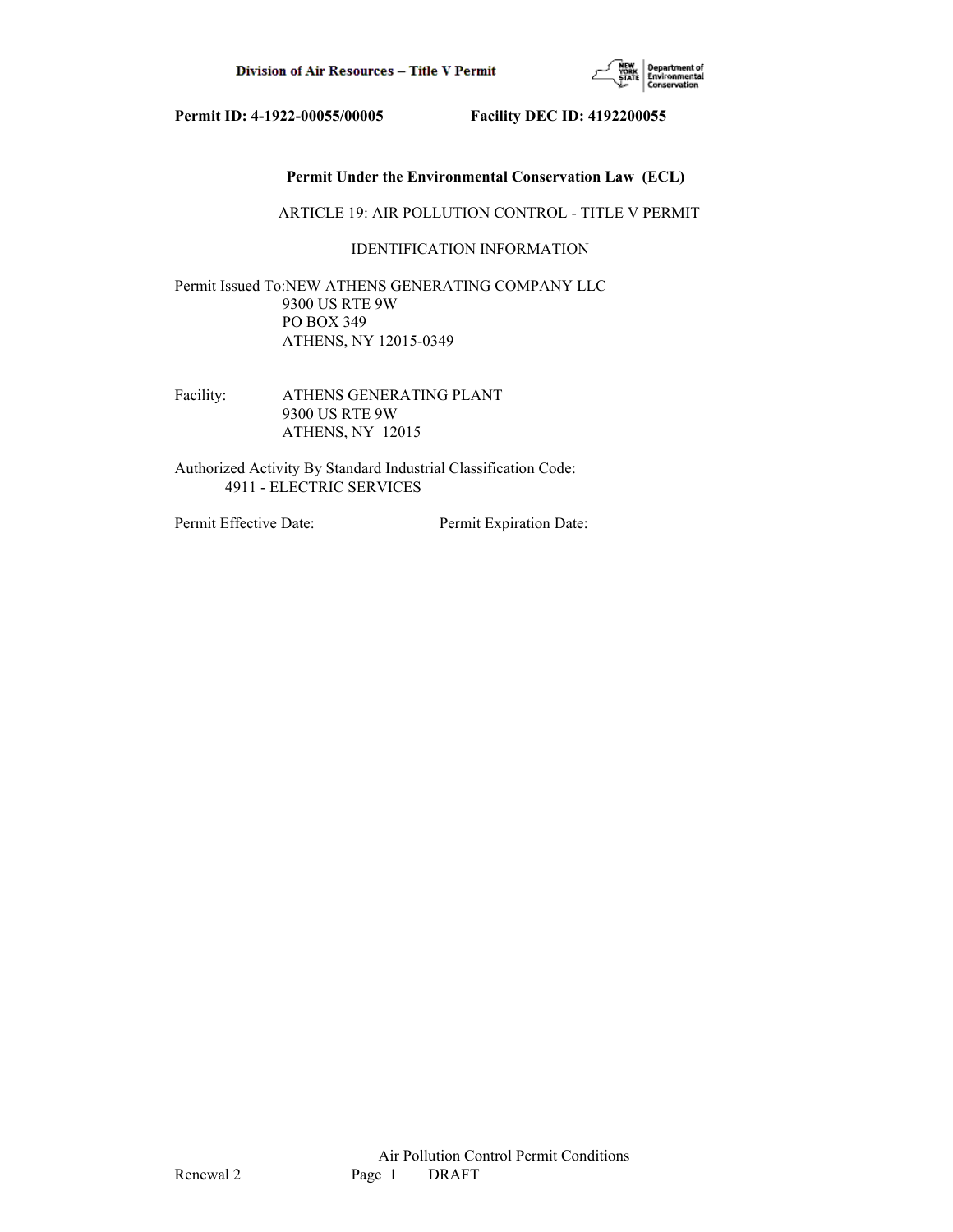**Permit ID: 4-1922-00055/00005　　　　Facility DEC ID: 4192200055**

**Permit Under the Environmental Conservation Law (ECL)**

ARTICLE 19: AIR POLLUTION CONTROL - TITLE V PERMIT

IDENTIFICATION INFORMATION

Permit Issued To: NEW ATHENS GENERATING COMPANY LLC
9300 US RTE 9W
PO BOX 349
ATHENS, NY 12015-0349

Facility: ATHENS GENERATING PLANT
9300 US RTE 9W
ATHENS, NY 12015

Authorized Activity By Standard Industrial Classification Code:
4911 - ELECTRIC SERVICES

Permit Effective Date:　　　　Permit Expiration Date: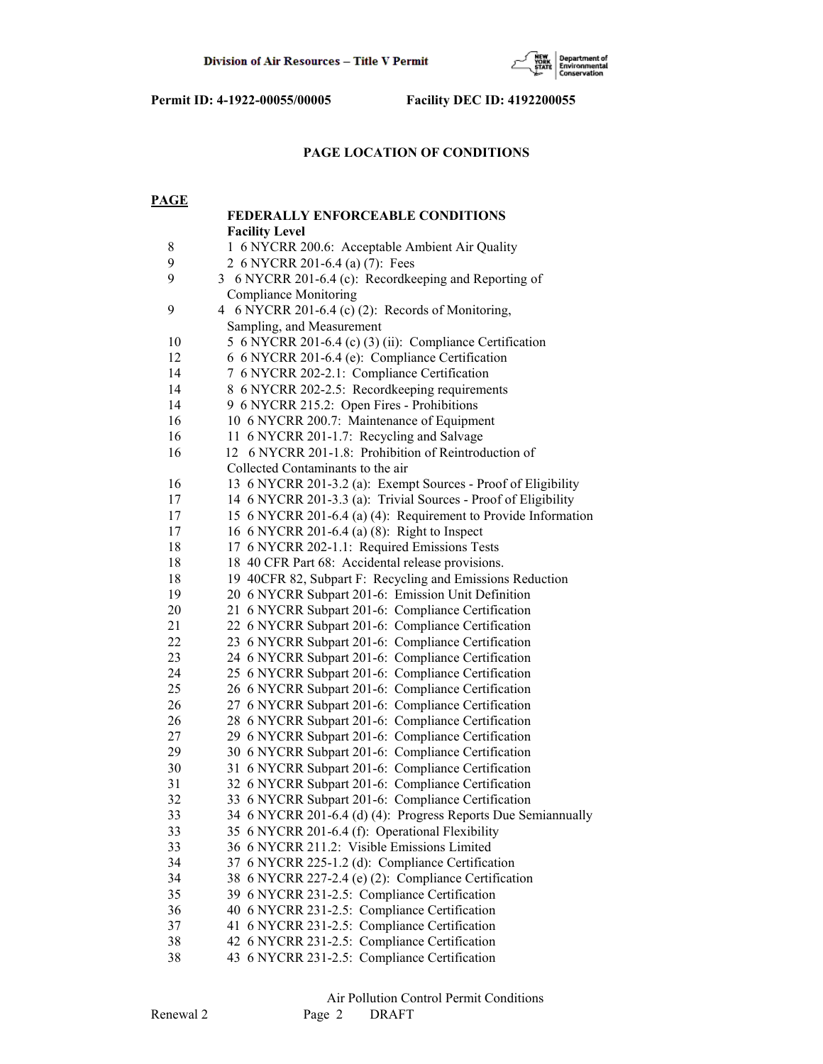Permit ID: 4-1922-00055/00005 Facility DEC ID: 4192200055

## PAGE LOCATION OF CONDITIONS

**PAGE**

**FEDERALLY ENFORCEABLE CONDITIONS**
**Facility Level**

| PAGE | CONDITION |
|---|---|
| 8 | 1 6 NYCRR 200.6: Acceptable Ambient Air Quality |
| 9 | 2 6 NYCRR 201-6.4 (a) (7): Fees |
| 9 | 3 6 NYCRR 201-6.4 (c): Recordkeeping and Reporting of Compliance Monitoring |
| 9 | 4 6 NYCRR 201-6.4 (c) (2): Records of Monitoring, Sampling, and Measurement |
| 10 | 5 6 NYCRR 201-6.4 (c) (3) (ii): Compliance Certification |
| 12 | 6 6 NYCRR 201-6.4 (e): Compliance Certification |
| 14 | 7 6 NYCRR 202-2.1: Compliance Certification |
| 14 | 8 6 NYCRR 202-2.5: Recordkeeping requirements |
| 14 | 9 6 NYCRR 215.2: Open Fires - Prohibitions |
| 16 | 10 6 NYCRR 200.7: Maintenance of Equipment |
| 16 | 11 6 NYCRR 201-1.7: Recycling and Salvage |
| 16 | 12 6 NYCRR 201-1.8: Prohibition of Reintroduction of Collected Contaminants to the air |
| 16 | 13 6 NYCRR 201-3.2 (a): Exempt Sources - Proof of Eligibility |
| 17 | 14 6 NYCRR 201-3.3 (a): Trivial Sources - Proof of Eligibility |
| 17 | 15 6 NYCRR 201-6.4 (a) (4): Requirement to Provide Information |
| 17 | 16 6 NYCRR 201-6.4 (a) (8): Right to Inspect |
| 18 | 17 6 NYCRR 202-1.1: Required Emissions Tests |
| 18 | 18 40 CFR Part 68: Accidental release provisions. |
| 18 | 19 40CFR 82, Subpart F: Recycling and Emissions Reduction |
| 19 | 20 6 NYCRR Subpart 201-6: Emission Unit Definition |
| 20 | 21 6 NYCRR Subpart 201-6: Compliance Certification |
| 21 | 22 6 NYCRR Subpart 201-6: Compliance Certification |
| 22 | 23 6 NYCRR Subpart 201-6: Compliance Certification |
| 23 | 24 6 NYCRR Subpart 201-6: Compliance Certification |
| 24 | 25 6 NYCRR Subpart 201-6: Compliance Certification |
| 25 | 26 6 NYCRR Subpart 201-6: Compliance Certification |
| 26 | 27 6 NYCRR Subpart 201-6: Compliance Certification |
| 26 | 28 6 NYCRR Subpart 201-6: Compliance Certification |
| 27 | 29 6 NYCRR Subpart 201-6: Compliance Certification |
| 29 | 30 6 NYCRR Subpart 201-6: Compliance Certification |
| 30 | 31 6 NYCRR Subpart 201-6: Compliance Certification |
| 31 | 32 6 NYCRR Subpart 201-6: Compliance Certification |
| 32 | 33 6 NYCRR Subpart 201-6: Compliance Certification |
| 33 | 34 6 NYCRR 201-6.4 (d) (4): Progress Reports Due Semiannually |
| 33 | 35 6 NYCRR 201-6.4 (f): Operational Flexibility |
| 33 | 36 6 NYCRR 211.2: Visible Emissions Limited |
| 34 | 37 6 NYCRR 225-1.2 (d): Compliance Certification |
| 34 | 38 6 NYCRR 227-2.4 (e) (2): Compliance Certification |
| 35 | 39 6 NYCRR 231-2.5: Compliance Certification |
| 36 | 40 6 NYCRR 231-2.5: Compliance Certification |
| 37 | 41 6 NYCRR 231-2.5: Compliance Certification |
| 38 | 42 6 NYCRR 231-2.5: Compliance Certification |
| 38 | 43 6 NYCRR 231-2.5: Compliance Certification |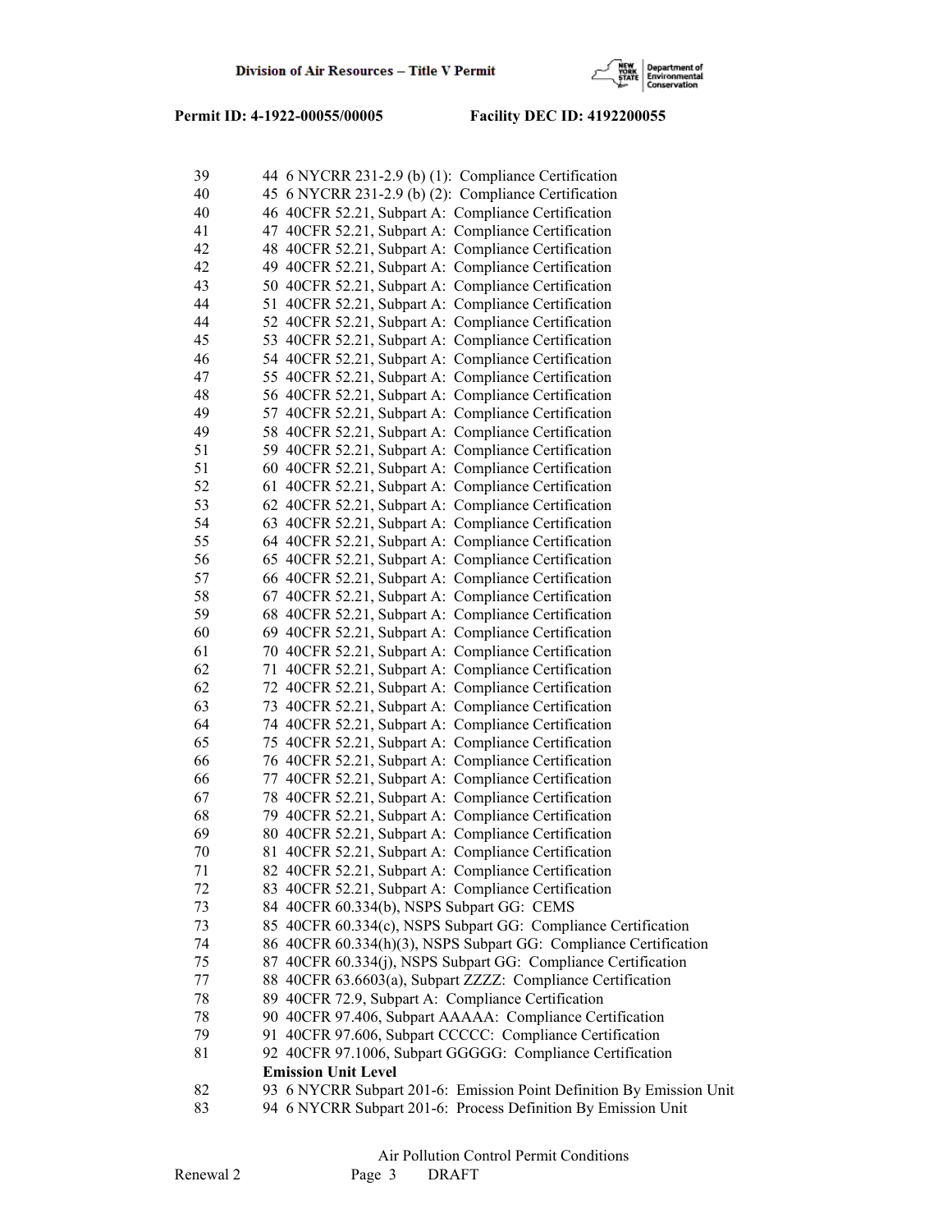| Page | No. | Condition |
|---|---|---|
| 39 | 44 | 6 NYCRR 231-2.9 (b) (1): Compliance Certification |
| 40 | 45 | 6 NYCRR 231-2.9 (b) (2): Compliance Certification |
| 40 | 46 | 40CFR 52.21, Subpart A: Compliance Certification |
| 41 | 47 | 40CFR 52.21, Subpart A: Compliance Certification |
| 42 | 48 | 40CFR 52.21, Subpart A: Compliance Certification |
| 42 | 49 | 40CFR 52.21, Subpart A: Compliance Certification |
| 43 | 50 | 40CFR 52.21, Subpart A: Compliance Certification |
| 44 | 51 | 40CFR 52.21, Subpart A: Compliance Certification |
| 44 | 52 | 40CFR 52.21, Subpart A: Compliance Certification |
| 45 | 53 | 40CFR 52.21, Subpart A: Compliance Certification |
| 46 | 54 | 40CFR 52.21, Subpart A: Compliance Certification |
| 47 | 55 | 40CFR 52.21, Subpart A: Compliance Certification |
| 48 | 56 | 40CFR 52.21, Subpart A: Compliance Certification |
| 49 | 57 | 40CFR 52.21, Subpart A: Compliance Certification |
| 49 | 58 | 40CFR 52.21, Subpart A: Compliance Certification |
| 51 | 59 | 40CFR 52.21, Subpart A: Compliance Certification |
| 51 | 60 | 40CFR 52.21, Subpart A: Compliance Certification |
| 52 | 61 | 40CFR 52.21, Subpart A: Compliance Certification |
| 53 | 62 | 40CFR 52.21, Subpart A: Compliance Certification |
| 54 | 63 | 40CFR 52.21, Subpart A: Compliance Certification |
| 55 | 64 | 40CFR 52.21, Subpart A: Compliance Certification |
| 56 | 65 | 40CFR 52.21, Subpart A: Compliance Certification |
| 57 | 66 | 40CFR 52.21, Subpart A: Compliance Certification |
| 58 | 67 | 40CFR 52.21, Subpart A: Compliance Certification |
| 59 | 68 | 40CFR 52.21, Subpart A: Compliance Certification |
| 60 | 69 | 40CFR 52.21, Subpart A: Compliance Certification |
| 61 | 70 | 40CFR 52.21, Subpart A: Compliance Certification |
| 62 | 71 | 40CFR 52.21, Subpart A: Compliance Certification |
| 62 | 72 | 40CFR 52.21, Subpart A: Compliance Certification |
| 63 | 73 | 40CFR 52.21, Subpart A: Compliance Certification |
| 64 | 74 | 40CFR 52.21, Subpart A: Compliance Certification |
| 65 | 75 | 40CFR 52.21, Subpart A: Compliance Certification |
| 66 | 76 | 40CFR 52.21, Subpart A: Compliance Certification |
| 66 | 77 | 40CFR 52.21, Subpart A: Compliance Certification |
| 67 | 78 | 40CFR 52.21, Subpart A: Compliance Certification |
| 68 | 79 | 40CFR 52.21, Subpart A: Compliance Certification |
| 69 | 80 | 40CFR 52.21, Subpart A: Compliance Certification |
| 70 | 81 | 40CFR 52.21, Subpart A: Compliance Certification |
| 71 | 82 | 40CFR 52.21, Subpart A: Compliance Certification |
| 72 | 83 | 40CFR 52.21, Subpart A: Compliance Certification |
| 73 | 84 | 40CFR 60.334(b), NSPS Subpart GG: CEMS |
| 73 | 85 | 40CFR 60.334(c), NSPS Subpart GG: Compliance Certification |
| 74 | 86 | 40CFR 60.334(h)(3), NSPS Subpart GG: Compliance Certification |
| 75 | 87 | 40CFR 60.334(j), NSPS Subpart GG: Compliance Certification |
| 77 | 88 | 40CFR 63.6603(a), Subpart ZZZZ: Compliance Certification |
| 78 | 89 | 40CFR 72.9, Subpart A: Compliance Certification |
| 78 | 90 | 40CFR 97.406, Subpart AAAAA: Compliance Certification |
| 79 | 91 | 40CFR 97.606, Subpart CCCCC: Compliance Certification |
| 81 | 92 | 40CFR 97.1006, Subpart GGGGG: Compliance Certification |
| | | **Emission Unit Level** |
| 82 | 93 | 6 NYCRR Subpart 201-6: Emission Point Definition By Emission Unit |
| 83 | 94 | 6 NYCRR Subpart 201-6: Process Definition By Emission Unit |

Air Pollution Control Permit Conditions

Renewal 2 DRAFT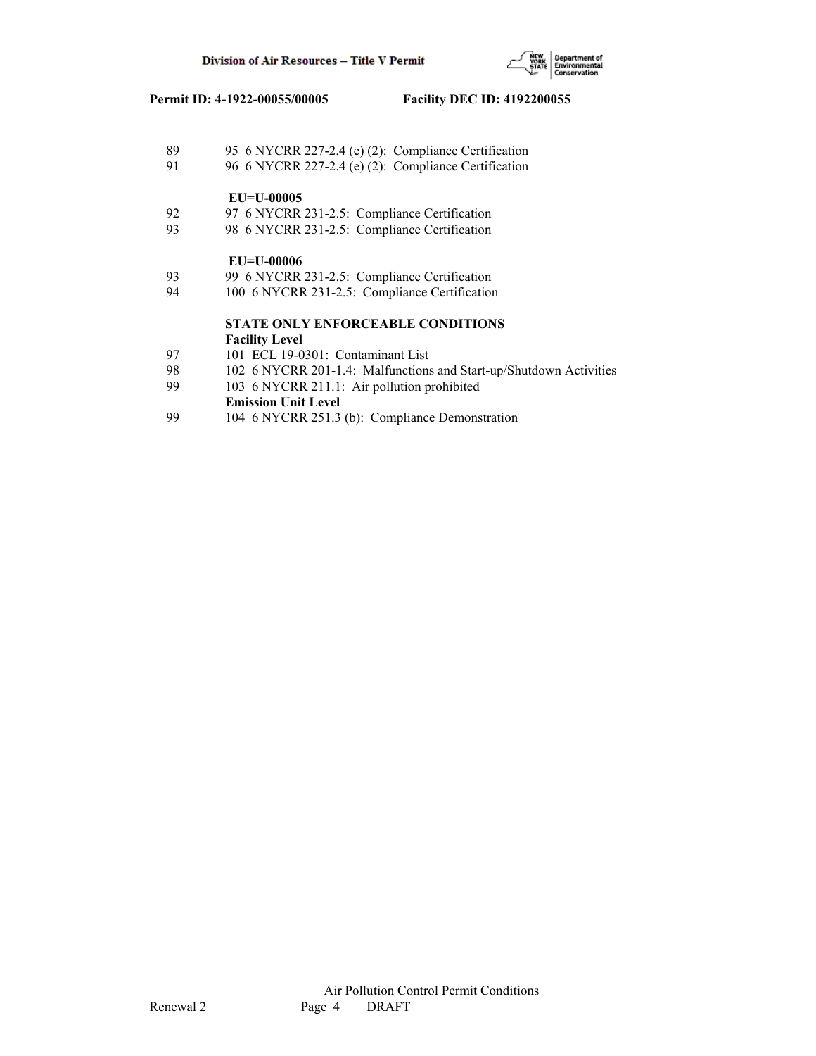| | |
|---|---|
| 89 | 95 6 NYCRR 227-2.4 (e) (2): Compliance Certification |
| 91 | 96 6 NYCRR 227-2.4 (e) (2): Compliance Certification |
| | **EU=U-00005** |
| 92 | 97 6 NYCRR 231-2.5: Compliance Certification |
| 93 | 98 6 NYCRR 231-2.5: Compliance Certification |
| | **EU=U-00006** |
| 93 | 99 6 NYCRR 231-2.5: Compliance Certification |
| 94 | 100 6 NYCRR 231-2.5: Compliance Certification |
| | **STATE ONLY ENFORCEABLE CONDITIONS** |
| | **Facility Level** |
| 97 | 101 ECL 19-0301: Contaminant List |
| 98 | 102 6 NYCRR 201-1.4: Malfunctions and Start-up/Shutdown Activities |
| 99 | 103 6 NYCRR 211.1: Air pollution prohibited |
| | **Emission Unit Level** |
| 99 | 104 6 NYCRR 251.3 (b): Compliance Demonstration |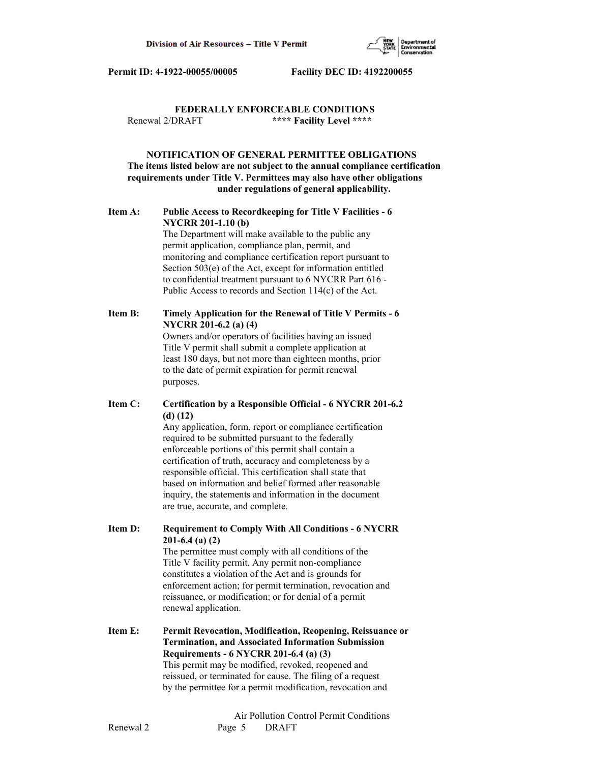**Permit ID: 4-1922-00055/00005 Facility DEC ID: 4192200055**

## FEDERALLY ENFORCEABLE CONDITIONS

Renewal 2/DRAFT **\*\*\*\* Facility Level \*\*\*\***

### NOTIFICATION OF GENERAL PERMITTEE OBLIGATIONS

**The items listed below are not subject to the annual compliance certification requirements under Title V. Permittees may also have other obligations under regulations of general applicability.**

**Item A: Public Access to Recordkeeping for Title V Facilities - 6 NYCRR 201-1.10 (b)**

The Department will make available to the public any permit application, compliance plan, permit, and monitoring and compliance certification report pursuant to Section 503(e) of the Act, except for information entitled to confidential treatment pursuant to 6 NYCRR Part 616 - Public Access to records and Section 114(c) of the Act.

**Item B: Timely Application for the Renewal of Title V Permits - 6 NYCRR 201-6.2 (a) (4)**

Owners and/or operators of facilities having an issued Title V permit shall submit a complete application at least 180 days, but not more than eighteen months, prior to the date of permit expiration for permit renewal purposes.

**Item C: Certification by a Responsible Official - 6 NYCRR 201-6.2 (d) (12)**

Any application, form, report or compliance certification required to be submitted pursuant to the federally enforceable portions of this permit shall contain a certification of truth, accuracy and completeness by a responsible official. This certification shall state that based on information and belief formed after reasonable inquiry, the statements and information in the document are true, accurate, and complete.

**Item D: Requirement to Comply With All Conditions - 6 NYCRR 201-6.4 (a) (2)**

The permittee must comply with all conditions of the Title V facility permit. Any permit non-compliance constitutes a violation of the Act and is grounds for enforcement action; for permit termination, revocation and reissuance, or modification; or for denial of a permit renewal application.

**Item E: Permit Revocation, Modification, Reopening, Reissuance or Termination, and Associated Information Submission Requirements - 6 NYCRR 201-6.4 (a) (3)**

This permit may be modified, revoked, reopened and reissued, or terminated for cause. The filing of a request by the permittee for a permit modification, revocation and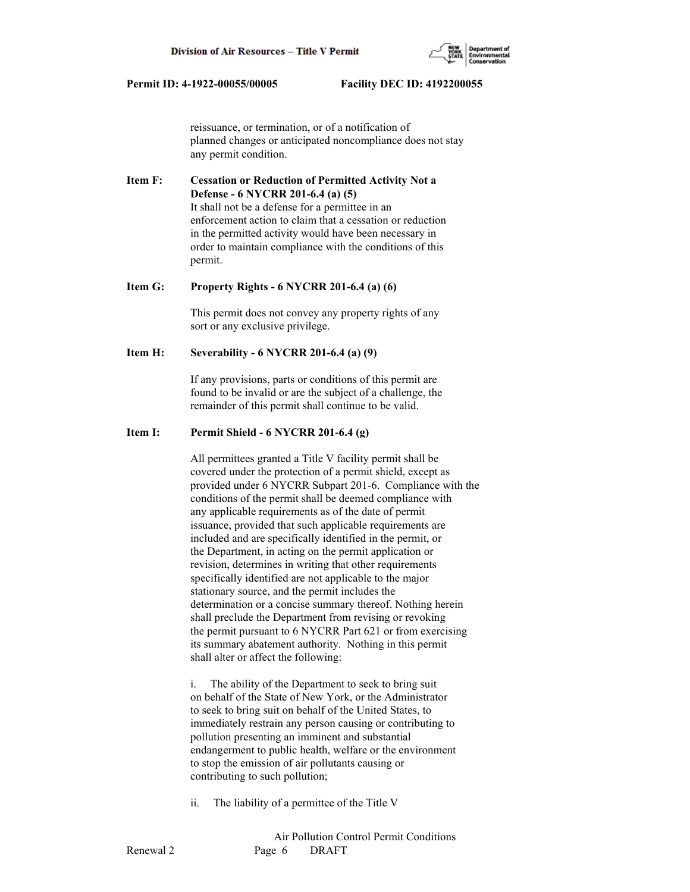reissuance, or termination, or of a notification of planned changes or anticipated noncompliance does not stay any permit condition.

**Item F: Cessation or Reduction of Permitted Activity Not a Defense - 6 NYCRR 201-6.4 (a) (5)**

It shall not be a defense for a permittee in an enforcement action to claim that a cessation or reduction in the permitted activity would have been necessary in order to maintain compliance with the conditions of this permit.

**Item G: Property Rights - 6 NYCRR 201-6.4 (a) (6)**

This permit does not convey any property rights of any sort or any exclusive privilege.

**Item H: Severability - 6 NYCRR 201-6.4 (a) (9)**

If any provisions, parts or conditions of this permit are found to be invalid or are the subject of a challenge, the remainder of this permit shall continue to be valid.

**Item I: Permit Shield - 6 NYCRR 201-6.4 (g)**

All permittees granted a Title V facility permit shall be covered under the protection of a permit shield, except as provided under 6 NYCRR Subpart 201-6. Compliance with the conditions of the permit shall be deemed compliance with any applicable requirements as of the date of permit issuance, provided that such applicable requirements are included and are specifically identified in the permit, or the Department, in acting on the permit application or revision, determines in writing that other requirements specifically identified are not applicable to the major stationary source, and the permit includes the determination or a concise summary thereof. Nothing herein shall preclude the Department from revising or revoking the permit pursuant to 6 NYCRR Part 621 or from exercising its summary abatement authority. Nothing in this permit shall alter or affect the following:

i. The ability of the Department to seek to bring suit on behalf of the State of New York, or the Administrator to seek to bring suit on behalf of the United States, to immediately restrain any person causing or contributing to pollution presenting an imminent and substantial endangerment to public health, welfare or the environment to stop the emission of air pollutants causing or contributing to such pollution;

ii. The liability of a permittee of the Title V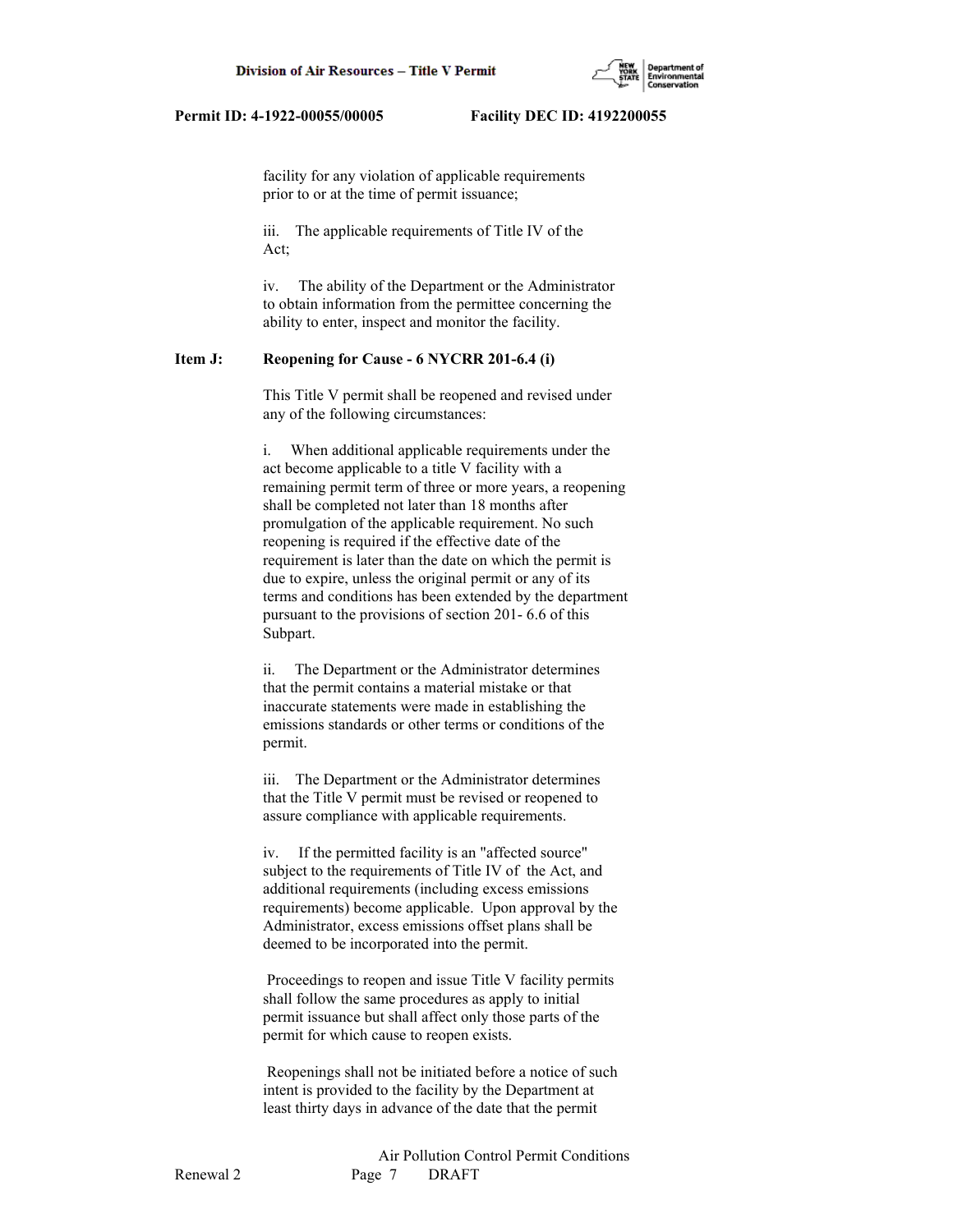facility for any violation of applicable requirements prior to or at the time of permit issuance;

iii. The applicable requirements of Title IV of the Act;

iv. The ability of the Department or the Administrator to obtain information from the permittee concerning the ability to enter, inspect and monitor the facility.

**Item J: Reopening for Cause - 6 NYCRR 201-6.4 (i)**

This Title V permit shall be reopened and revised under any of the following circumstances:

i. When additional applicable requirements under the act become applicable to a title V facility with a remaining permit term of three or more years, a reopening shall be completed not later than 18 months after promulgation of the applicable requirement. No such reopening is required if the effective date of the requirement is later than the date on which the permit is due to expire, unless the original permit or any of its terms and conditions has been extended by the department pursuant to the provisions of section 201- 6.6 of this Subpart.

ii. The Department or the Administrator determines that the permit contains a material mistake or that inaccurate statements were made in establishing the emissions standards or other terms or conditions of the permit.

iii. The Department or the Administrator determines that the Title V permit must be revised or reopened to assure compliance with applicable requirements.

iv. If the permitted facility is an "affected source" subject to the requirements of Title IV of the Act, and additional requirements (including excess emissions requirements) become applicable. Upon approval by the Administrator, excess emissions offset plans shall be deemed to be incorporated into the permit.

Proceedings to reopen and issue Title V facility permits shall follow the same procedures as apply to initial permit issuance but shall affect only those parts of the permit for which cause to reopen exists.

Reopenings shall not be initiated before a notice of such intent is provided to the facility by the Department at least thirty days in advance of the date that the permit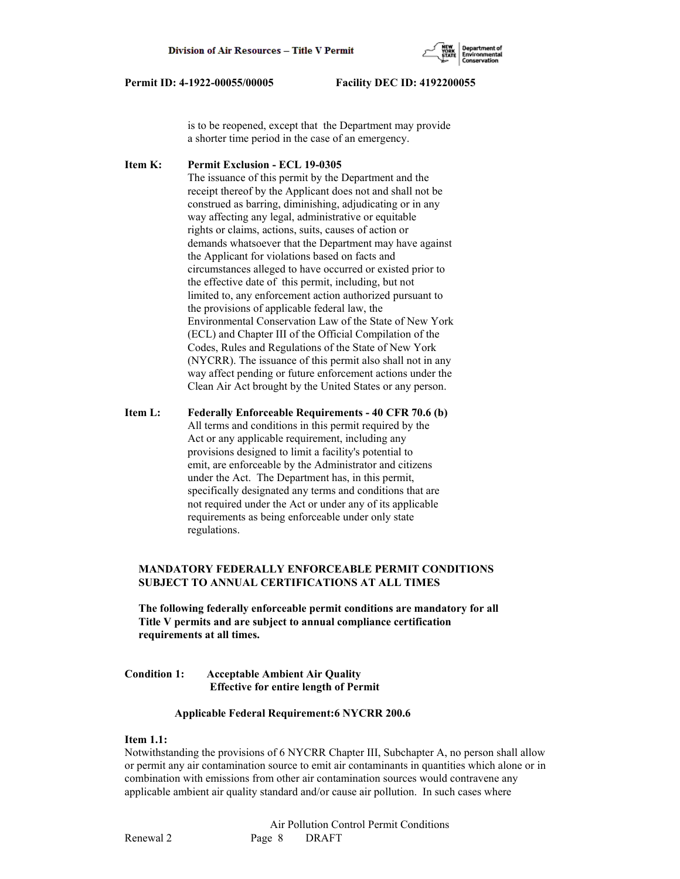is to be reopened, except that the Department may provide a shorter time period in the case of an emergency.

**Item K: Permit Exclusion - ECL 19-0305**

The issuance of this permit by the Department and the receipt thereof by the Applicant does not and shall not be construed as barring, diminishing, adjudicating or in any way affecting any legal, administrative or equitable rights or claims, actions, suits, causes of action or demands whatsoever that the Department may have against the Applicant for violations based on facts and circumstances alleged to have occurred or existed prior to the effective date of this permit, including, but not limited to, any enforcement action authorized pursuant to the provisions of applicable federal law, the Environmental Conservation Law of the State of New York (ECL) and Chapter III of the Official Compilation of the Codes, Rules and Regulations of the State of New York (NYCRR). The issuance of this permit also shall not in any way affect pending or future enforcement actions under the Clean Air Act brought by the United States or any person.

**Item L: Federally Enforceable Requirements - 40 CFR 70.6 (b)**

All terms and conditions in this permit required by the Act or any applicable requirement, including any provisions designed to limit a facility's potential to emit, are enforceable by the Administrator and citizens under the Act. The Department has, in this permit, specifically designated any terms and conditions that are not required under the Act or under any of its applicable requirements as being enforceable under only state regulations.

**MANDATORY FEDERALLY ENFORCEABLE PERMIT CONDITIONS SUBJECT TO ANNUAL CERTIFICATIONS AT ALL TIMES**

**The following federally enforceable permit conditions are mandatory for all Title V permits and are subject to annual compliance certification requirements at all times.**

**Condition 1: Acceptable Ambient Air Quality**
**Effective for entire length of Permit**

**Applicable Federal Requirement:6 NYCRR 200.6**

**Item 1.1:**

Notwithstanding the provisions of 6 NYCRR Chapter III, Subchapter A, no person shall allow or permit any air contamination source to emit air contaminants in quantities which alone or in combination with emissions from other air contamination sources would contravene any applicable ambient air quality standard and/or cause air pollution. In such cases where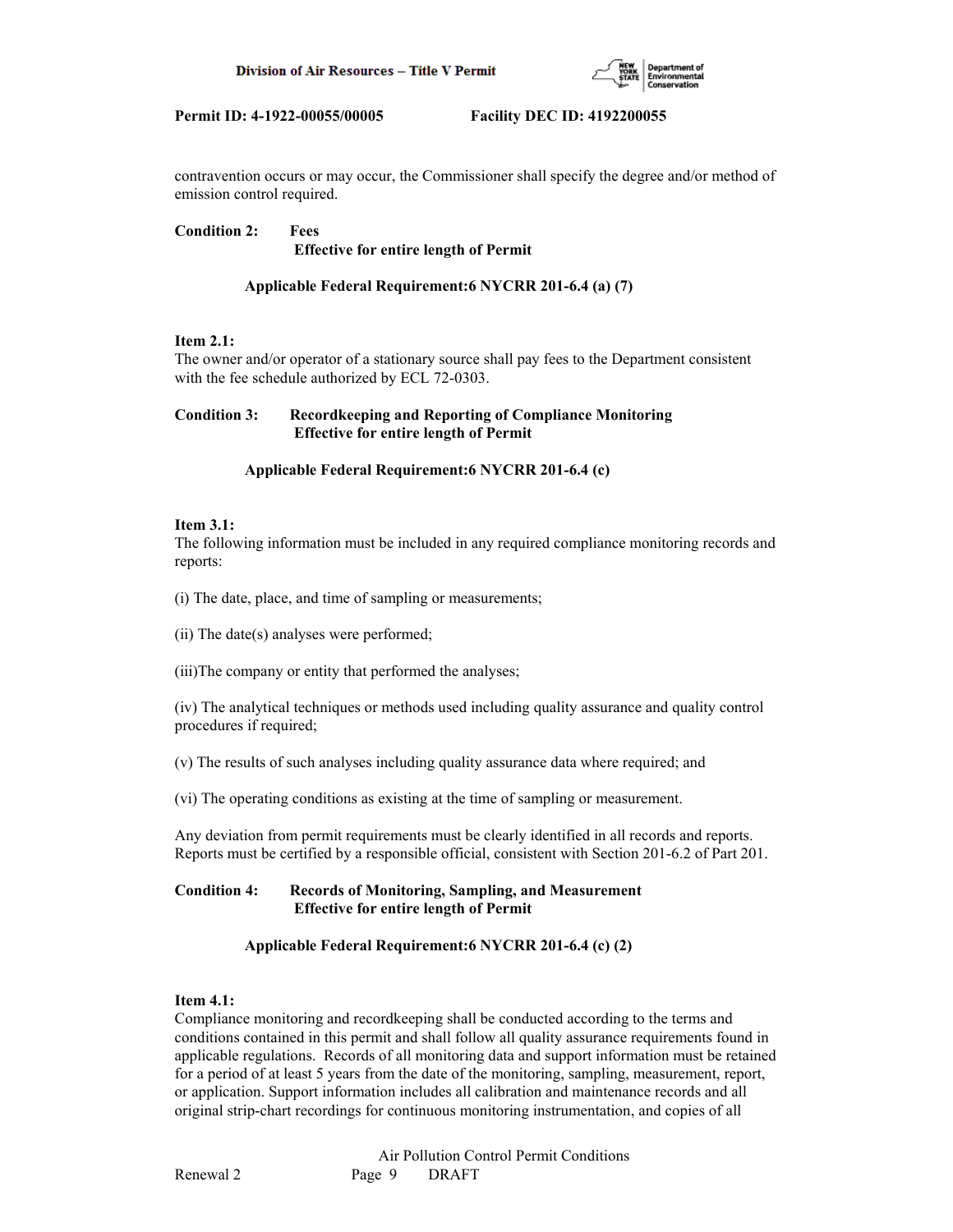contravention occurs or may occur, the Commissioner shall specify the degree and/or method of emission control required.

**Condition 2: Fees**
**Effective for entire length of Permit**

**Applicable Federal Requirement:6 NYCRR 201-6.4 (a) (7)**

**Item 2.1:**
The owner and/or operator of a stationary source shall pay fees to the Department consistent with the fee schedule authorized by ECL 72-0303.

**Condition 3: Recordkeeping and Reporting of Compliance Monitoring**
**Effective for entire length of Permit**

**Applicable Federal Requirement:6 NYCRR 201-6.4 (c)**

**Item 3.1:**
The following information must be included in any required compliance monitoring records and reports:

(i) The date, place, and time of sampling or measurements;

(ii) The date(s) analyses were performed;

(iii)The company or entity that performed the analyses;

(iv) The analytical techniques or methods used including quality assurance and quality control procedures if required;

(v) The results of such analyses including quality assurance data where required; and

(vi) The operating conditions as existing at the time of sampling or measurement.

Any deviation from permit requirements must be clearly identified in all records and reports. Reports must be certified by a responsible official, consistent with Section 201-6.2 of Part 201.

**Condition 4: Records of Monitoring, Sampling, and Measurement**
**Effective for entire length of Permit**

**Applicable Federal Requirement:6 NYCRR 201-6.4 (c) (2)**

**Item 4.1:**
Compliance monitoring and recordkeeping shall be conducted according to the terms and conditions contained in this permit and shall follow all quality assurance requirements found in applicable regulations. Records of all monitoring data and support information must be retained for a period of at least 5 years from the date of the monitoring, sampling, measurement, report, or application. Support information includes all calibration and maintenance records and all original strip-chart recordings for continuous monitoring instrumentation, and copies of all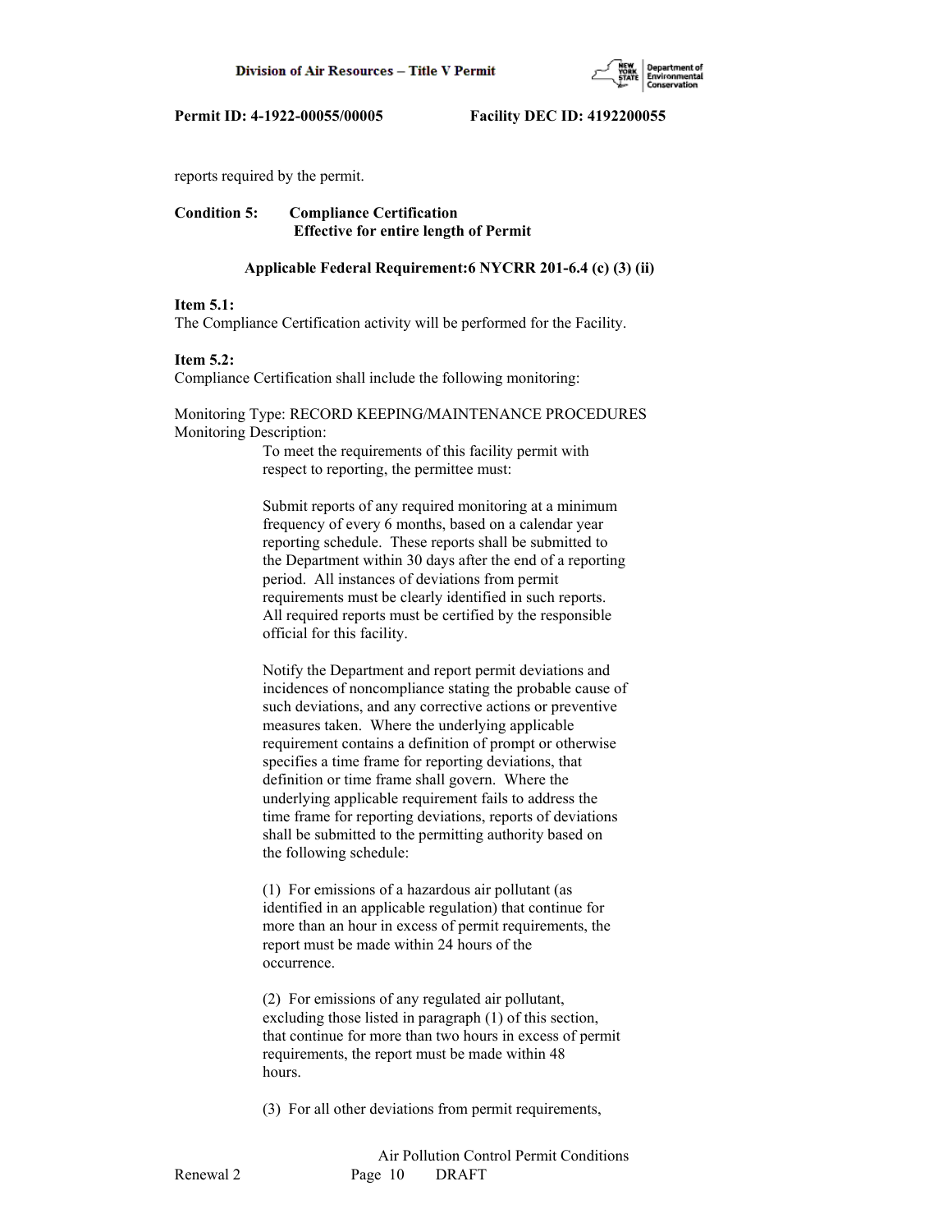reports required by the permit.

**Condition 5: Compliance Certification**
**Effective for entire length of Permit**

**Applicable Federal Requirement:6 NYCRR 201-6.4 (c) (3) (ii)**

**Item 5.1:**
The Compliance Certification activity will be performed for the Facility.

**Item 5.2:**
Compliance Certification shall include the following monitoring:

Monitoring Type: RECORD KEEPING/MAINTENANCE PROCEDURES
Monitoring Description:

To meet the requirements of this facility permit with respect to reporting, the permittee must:

Submit reports of any required monitoring at a minimum frequency of every 6 months, based on a calendar year reporting schedule. These reports shall be submitted to the Department within 30 days after the end of a reporting period. All instances of deviations from permit requirements must be clearly identified in such reports. All required reports must be certified by the responsible official for this facility.

Notify the Department and report permit deviations and incidences of noncompliance stating the probable cause of such deviations, and any corrective actions or preventive measures taken. Where the underlying applicable requirement contains a definition of prompt or otherwise specifies a time frame for reporting deviations, that definition or time frame shall govern. Where the underlying applicable requirement fails to address the time frame for reporting deviations, reports of deviations shall be submitted to the permitting authority based on the following schedule:

(1) For emissions of a hazardous air pollutant (as identified in an applicable regulation) that continue for more than an hour in excess of permit requirements, the report must be made within 24 hours of the occurrence.

(2) For emissions of any regulated air pollutant, excluding those listed in paragraph (1) of this section, that continue for more than two hours in excess of permit requirements, the report must be made within 48 hours.

(3) For all other deviations from permit requirements,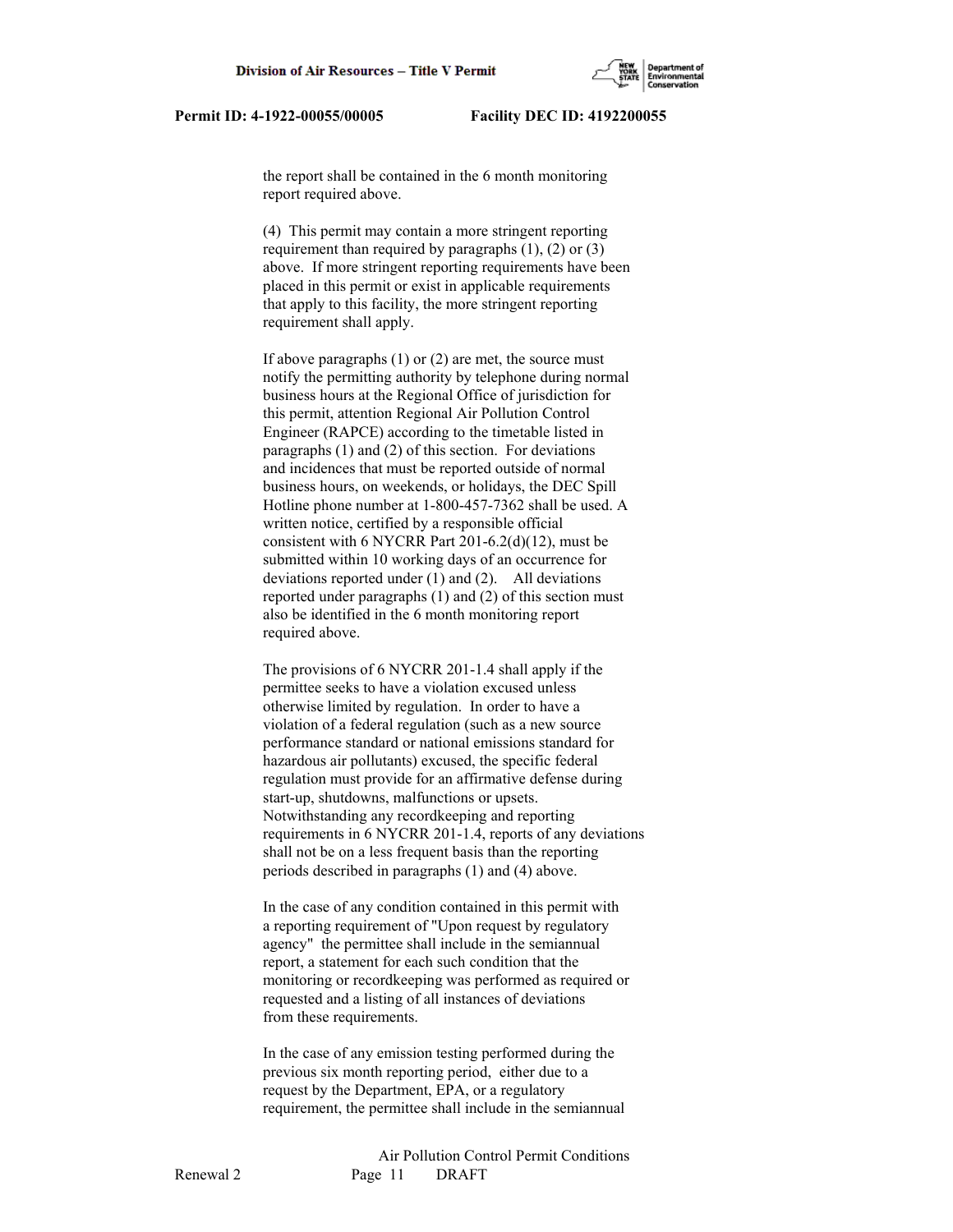the report shall be contained in the 6 month monitoring report required above.

(4) This permit may contain a more stringent reporting requirement than required by paragraphs (1), (2) or (3) above. If more stringent reporting requirements have been placed in this permit or exist in applicable requirements that apply to this facility, the more stringent reporting requirement shall apply.

If above paragraphs (1) or (2) are met, the source must notify the permitting authority by telephone during normal business hours at the Regional Office of jurisdiction for this permit, attention Regional Air Pollution Control Engineer (RAPCE) according to the timetable listed in paragraphs (1) and (2) of this section. For deviations and incidences that must be reported outside of normal business hours, on weekends, or holidays, the DEC Spill Hotline phone number at 1-800-457-7362 shall be used. A written notice, certified by a responsible official consistent with 6 NYCRR Part 201-6.2(d)(12), must be submitted within 10 working days of an occurrence for deviations reported under (1) and (2). All deviations reported under paragraphs (1) and (2) of this section must also be identified in the 6 month monitoring report required above.

The provisions of 6 NYCRR 201-1.4 shall apply if the permittee seeks to have a violation excused unless otherwise limited by regulation. In order to have a violation of a federal regulation (such as a new source performance standard or national emissions standard for hazardous air pollutants) excused, the specific federal regulation must provide for an affirmative defense during start-up, shutdowns, malfunctions or upsets. Notwithstanding any recordkeeping and reporting requirements in 6 NYCRR 201-1.4, reports of any deviations shall not be on a less frequent basis than the reporting periods described in paragraphs (1) and (4) above.

In the case of any condition contained in this permit with a reporting requirement of "Upon request by regulatory agency" the permittee shall include in the semiannual report, a statement for each such condition that the monitoring or recordkeeping was performed as required or requested and a listing of all instances of deviations from these requirements.

In the case of any emission testing performed during the previous six month reporting period, either due to a request by the Department, EPA, or a regulatory requirement, the permittee shall include in the semiannual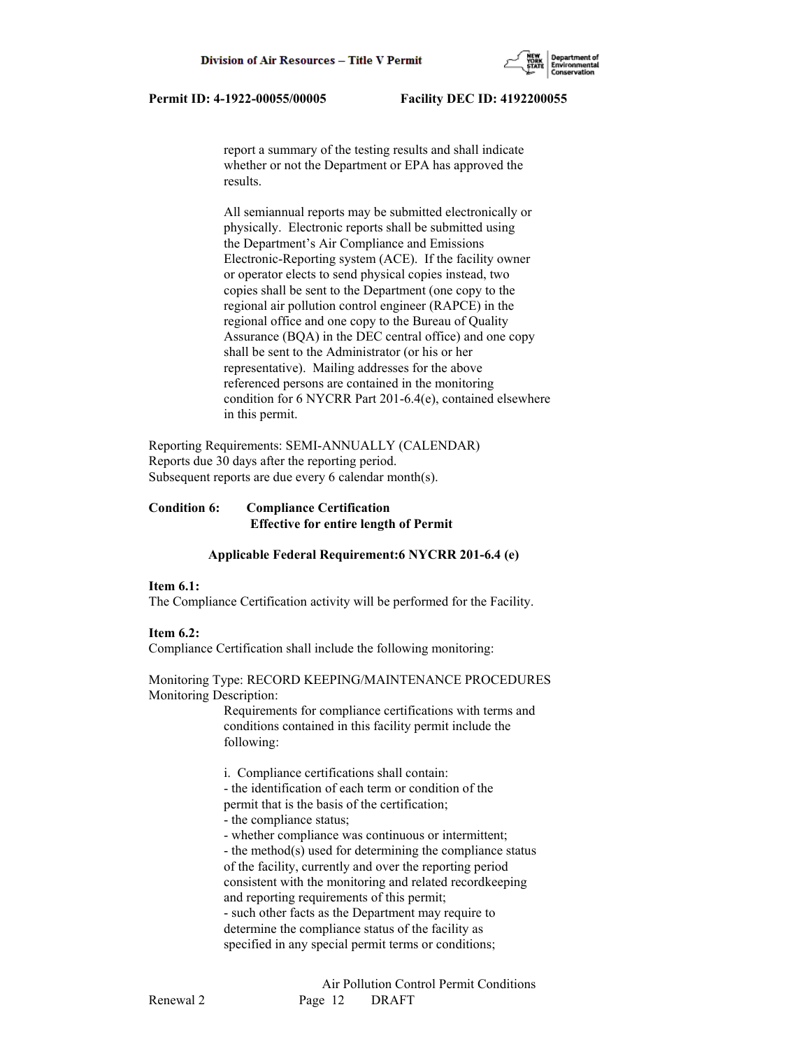report a summary of the testing results and shall indicate whether or not the Department or EPA has approved the results.

All semiannual reports may be submitted electronically or physically. Electronic reports shall be submitted using the Department's Air Compliance and Emissions Electronic-Reporting system (ACE). If the facility owner or operator elects to send physical copies instead, two copies shall be sent to the Department (one copy to the regional air pollution control engineer (RAPCE) in the regional office and one copy to the Bureau of Quality Assurance (BQA) in the DEC central office) and one copy shall be sent to the Administrator (or his or her representative). Mailing addresses for the above referenced persons are contained in the monitoring condition for 6 NYCRR Part 201-6.4(e), contained elsewhere in this permit.

Reporting Requirements: SEMI-ANNUALLY (CALENDAR)
Reports due 30 days after the reporting period.
Subsequent reports are due every 6 calendar month(s).

**Condition 6: Compliance Certification**
**Effective for entire length of Permit**

**Applicable Federal Requirement:6 NYCRR 201-6.4 (e)**

**Item 6.1:**
The Compliance Certification activity will be performed for the Facility.

**Item 6.2:**
Compliance Certification shall include the following monitoring:

Monitoring Type: RECORD KEEPING/MAINTENANCE PROCEDURES
Monitoring Description:

Requirements for compliance certifications with terms and conditions contained in this facility permit include the following:

i. Compliance certifications shall contain:
- the identification of each term or condition of the permit that is the basis of the certification;
- the compliance status;
- whether compliance was continuous or intermittent;
- the method(s) used for determining the compliance status of the facility, currently and over the reporting period consistent with the monitoring and related recordkeeping and reporting requirements of this permit;
- such other facts as the Department may require to determine the compliance status of the facility as specified in any special permit terms or conditions;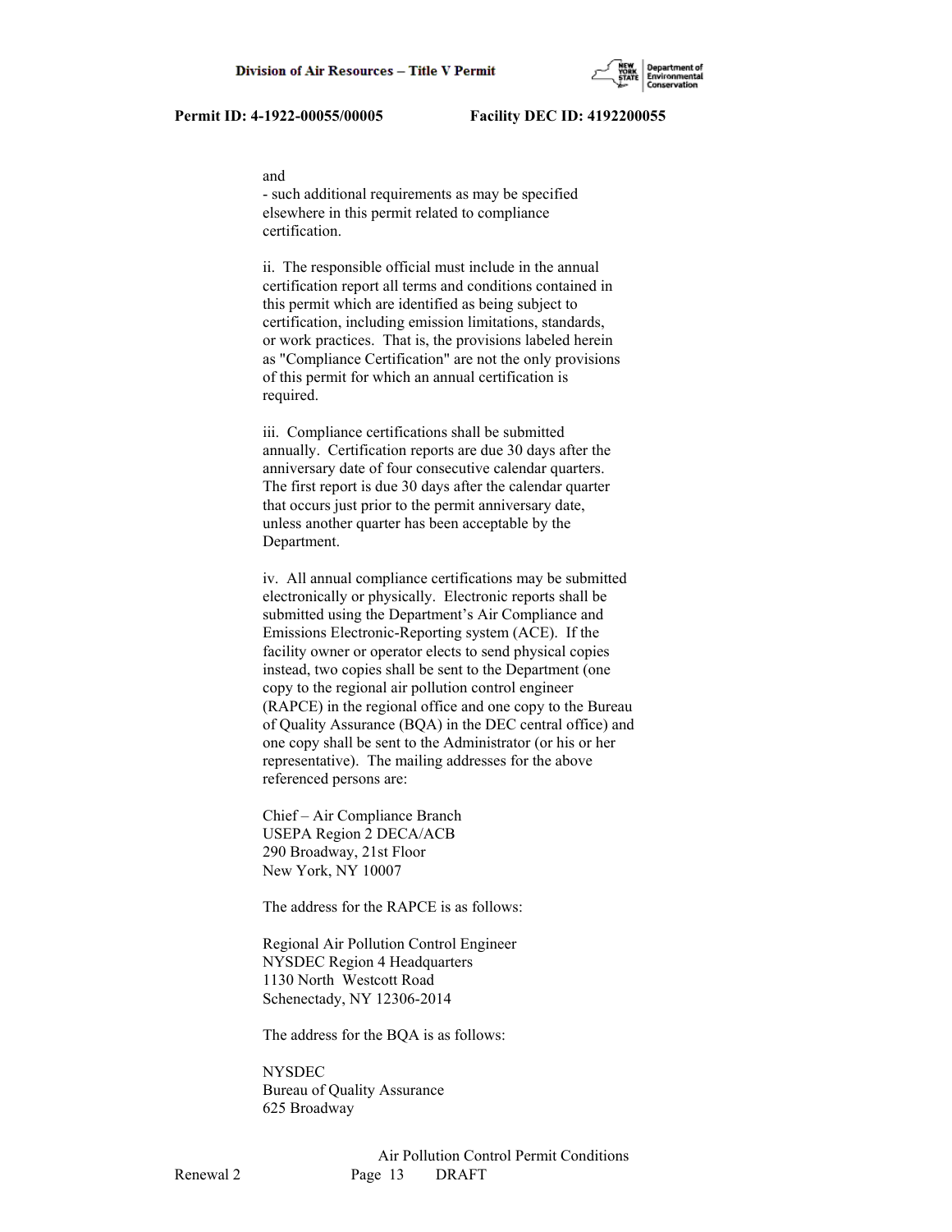and
- such additional requirements as may be specified elsewhere in this permit related to compliance certification.

ii. The responsible official must include in the annual certification report all terms and conditions contained in this permit which are identified as being subject to certification, including emission limitations, standards, or work practices. That is, the provisions labeled herein as "Compliance Certification" are not the only provisions of this permit for which an annual certification is required.

iii. Compliance certifications shall be submitted annually. Certification reports are due 30 days after the anniversary date of four consecutive calendar quarters. The first report is due 30 days after the calendar quarter that occurs just prior to the permit anniversary date, unless another quarter has been acceptable by the Department.

iv. All annual compliance certifications may be submitted electronically or physically. Electronic reports shall be submitted using the Department's Air Compliance and Emissions Electronic-Reporting system (ACE). If the facility owner or operator elects to send physical copies instead, two copies shall be sent to the Department (one copy to the regional air pollution control engineer (RAPCE) in the regional office and one copy to the Bureau of Quality Assurance (BQA) in the DEC central office) and one copy shall be sent to the Administrator (or his or her representative). The mailing addresses for the above referenced persons are:

Chief – Air Compliance Branch
USEPA Region 2 DECA/ACB
290 Broadway, 21st Floor
New York, NY 10007

The address for the RAPCE is as follows:

Regional Air Pollution Control Engineer
NYSDEC Region 4 Headquarters
1130 North Westcott Road
Schenectady, NY 12306-2014

The address for the BQA is as follows:

NYSDEC
Bureau of Quality Assurance
625 Broadway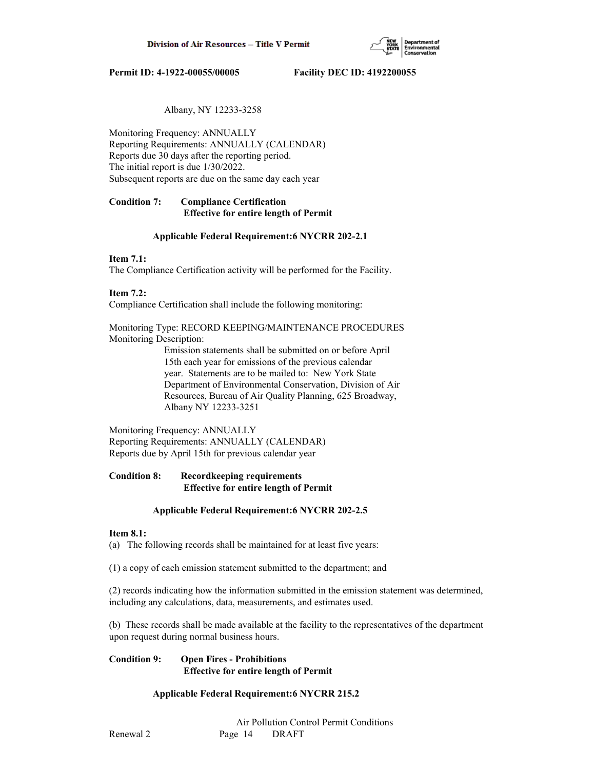Albany, NY 12233-3258

Monitoring Frequency: ANNUALLY
Reporting Requirements: ANNUALLY (CALENDAR)
Reports due 30 days after the reporting period.
The initial report is due 1/30/2022.
Subsequent reports are due on the same day each year

**Condition 7: Compliance Certification**
**Effective for entire length of Permit**

**Applicable Federal Requirement:6 NYCRR 202-2.1**

**Item 7.1:**
The Compliance Certification activity will be performed for the Facility.

**Item 7.2:**
Compliance Certification shall include the following monitoring:

Monitoring Type: RECORD KEEPING/MAINTENANCE PROCEDURES
Monitoring Description:

Emission statements shall be submitted on or before April 15th each year for emissions of the previous calendar year. Statements are to be mailed to: New York State Department of Environmental Conservation, Division of Air Resources, Bureau of Air Quality Planning, 625 Broadway, Albany NY 12233-3251

Monitoring Frequency: ANNUALLY
Reporting Requirements: ANNUALLY (CALENDAR)
Reports due by April 15th for previous calendar year

**Condition 8: Recordkeeping requirements**
**Effective for entire length of Permit**

**Applicable Federal Requirement:6 NYCRR 202-2.5**

**Item 8.1:**
(a) The following records shall be maintained for at least five years:

(1) a copy of each emission statement submitted to the department; and

(2) records indicating how the information submitted in the emission statement was determined, including any calculations, data, measurements, and estimates used.

(b) These records shall be made available at the facility to the representatives of the department upon request during normal business hours.

**Condition 9: Open Fires - Prohibitions**
**Effective for entire length of Permit**

**Applicable Federal Requirement:6 NYCRR 215.2**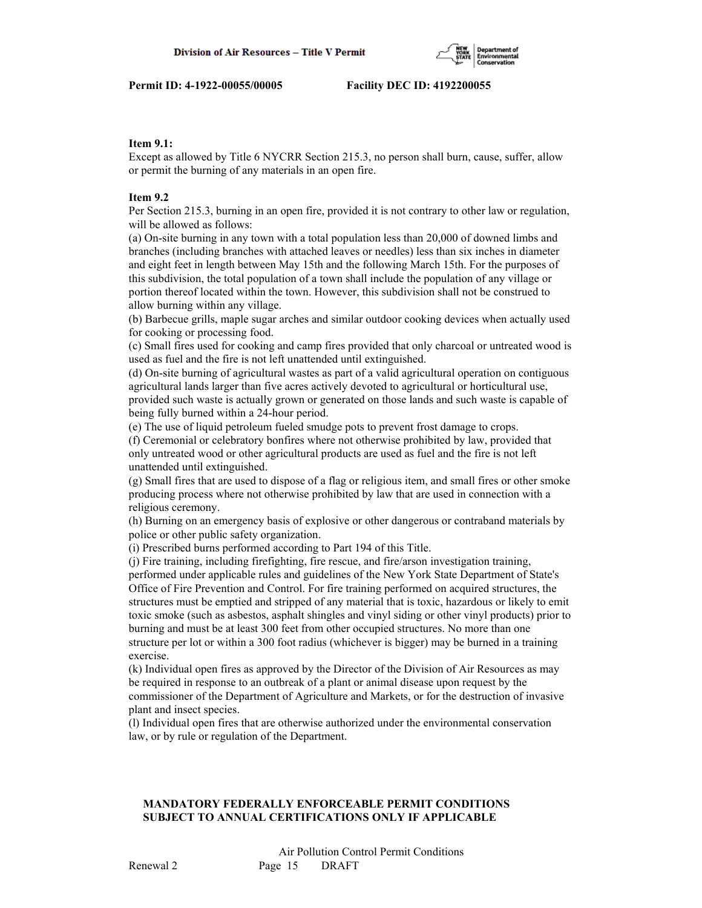**Item 9.1:**
Except as allowed by Title 6 NYCRR Section 215.3, no person shall burn, cause, suffer, allow or permit the burning of any materials in an open fire.

**Item 9.2**
Per Section 215.3, burning in an open fire, provided it is not contrary to other law or regulation, will be allowed as follows:
(a) On-site burning in any town with a total population less than 20,000 of downed limbs and branches (including branches with attached leaves or needles) less than six inches in diameter and eight feet in length between May 15th and the following March 15th. For the purposes of this subdivision, the total population of a town shall include the population of any village or portion thereof located within the town. However, this subdivision shall not be construed to allow burning within any village.
(b) Barbecue grills, maple sugar arches and similar outdoor cooking devices when actually used for cooking or processing food.
(c) Small fires used for cooking and camp fires provided that only charcoal or untreated wood is used as fuel and the fire is not left unattended until extinguished.
(d) On-site burning of agricultural wastes as part of a valid agricultural operation on contiguous agricultural lands larger than five acres actively devoted to agricultural or horticultural use, provided such waste is actually grown or generated on those lands and such waste is capable of being fully burned within a 24-hour period.
(e) The use of liquid petroleum fueled smudge pots to prevent frost damage to crops.
(f) Ceremonial or celebratory bonfires where not otherwise prohibited by law, provided that only untreated wood or other agricultural products are used as fuel and the fire is not left unattended until extinguished.
(g) Small fires that are used to dispose of a flag or religious item, and small fires or other smoke producing process where not otherwise prohibited by law that are used in connection with a religious ceremony.
(h) Burning on an emergency basis of explosive or other dangerous or contraband materials by police or other public safety organization.
(i) Prescribed burns performed according to Part 194 of this Title.
(j) Fire training, including firefighting, fire rescue, and fire/arson investigation training, performed under applicable rules and guidelines of the New York State Department of State's Office of Fire Prevention and Control. For fire training performed on acquired structures, the structures must be emptied and stripped of any material that is toxic, hazardous or likely to emit toxic smoke (such as asbestos, asphalt shingles and vinyl siding or other vinyl products) prior to burning and must be at least 300 feet from other occupied structures. No more than one structure per lot or within a 300 foot radius (whichever is bigger) may be burned in a training exercise.
(k) Individual open fires as approved by the Director of the Division of Air Resources as may be required in response to an outbreak of a plant or animal disease upon request by the commissioner of the Department of Agriculture and Markets, or for the destruction of invasive plant and insect species.
(l) Individual open fires that are otherwise authorized under the environmental conservation law, or by rule or regulation of the Department.

**MANDATORY FEDERALLY ENFORCEABLE PERMIT CONDITIONS SUBJECT TO ANNUAL CERTIFICATIONS ONLY IF APPLICABLE**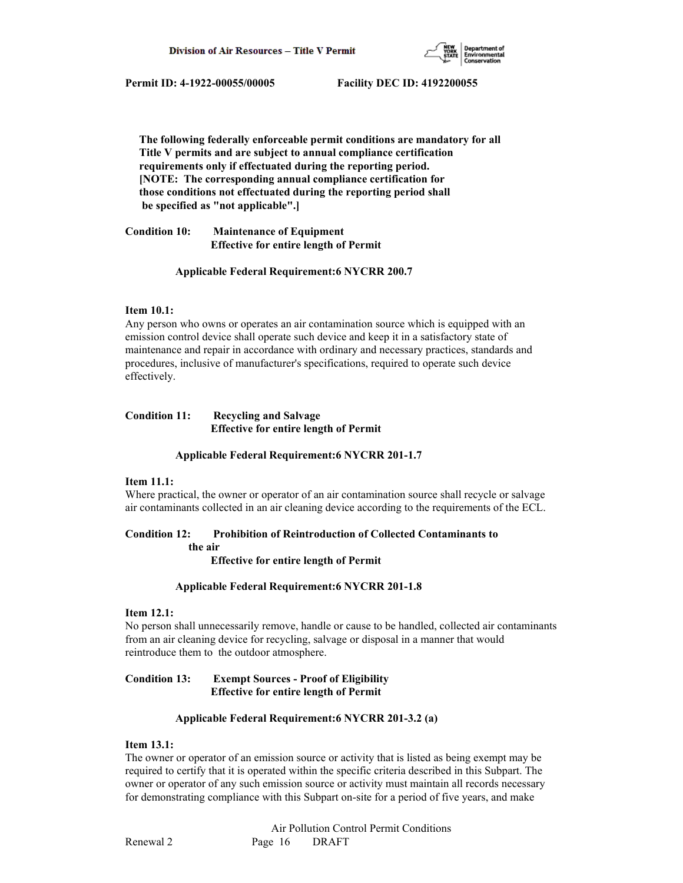**The following federally enforceable permit conditions are mandatory for all Title V permits and are subject to annual compliance certification requirements only if effectuated during the reporting period. [NOTE: The corresponding annual compliance certification for those conditions not effectuated during the reporting period shall be specified as "not applicable".]**

**Condition 10: Maintenance of Equipment**
**Effective for entire length of Permit**

**Applicable Federal Requirement:6 NYCRR 200.7**

**Item 10.1:**
Any person who owns or operates an air contamination source which is equipped with an emission control device shall operate such device and keep it in a satisfactory state of maintenance and repair in accordance with ordinary and necessary practices, standards and procedures, inclusive of manufacturer's specifications, required to operate such device effectively.

**Condition 11: Recycling and Salvage**
**Effective for entire length of Permit**

**Applicable Federal Requirement:6 NYCRR 201-1.7**

**Item 11.1:**
Where practical, the owner or operator of an air contamination source shall recycle or salvage air contaminants collected in an air cleaning device according to the requirements of the ECL.

**Condition 12: Prohibition of Reintroduction of Collected Contaminants to the air**
**Effective for entire length of Permit**

**Applicable Federal Requirement:6 NYCRR 201-1.8**

**Item 12.1:**
No person shall unnecessarily remove, handle or cause to be handled, collected air contaminants from an air cleaning device for recycling, salvage or disposal in a manner that would reintroduce them to the outdoor atmosphere.

**Condition 13: Exempt Sources - Proof of Eligibility**
**Effective for entire length of Permit**

**Applicable Federal Requirement:6 NYCRR 201-3.2 (a)**

**Item 13.1:**
The owner or operator of an emission source or activity that is listed as being exempt may be required to certify that it is operated within the specific criteria described in this Subpart. The owner or operator of any such emission source or activity must maintain all records necessary for demonstrating compliance with this Subpart on-site for a period of five years, and make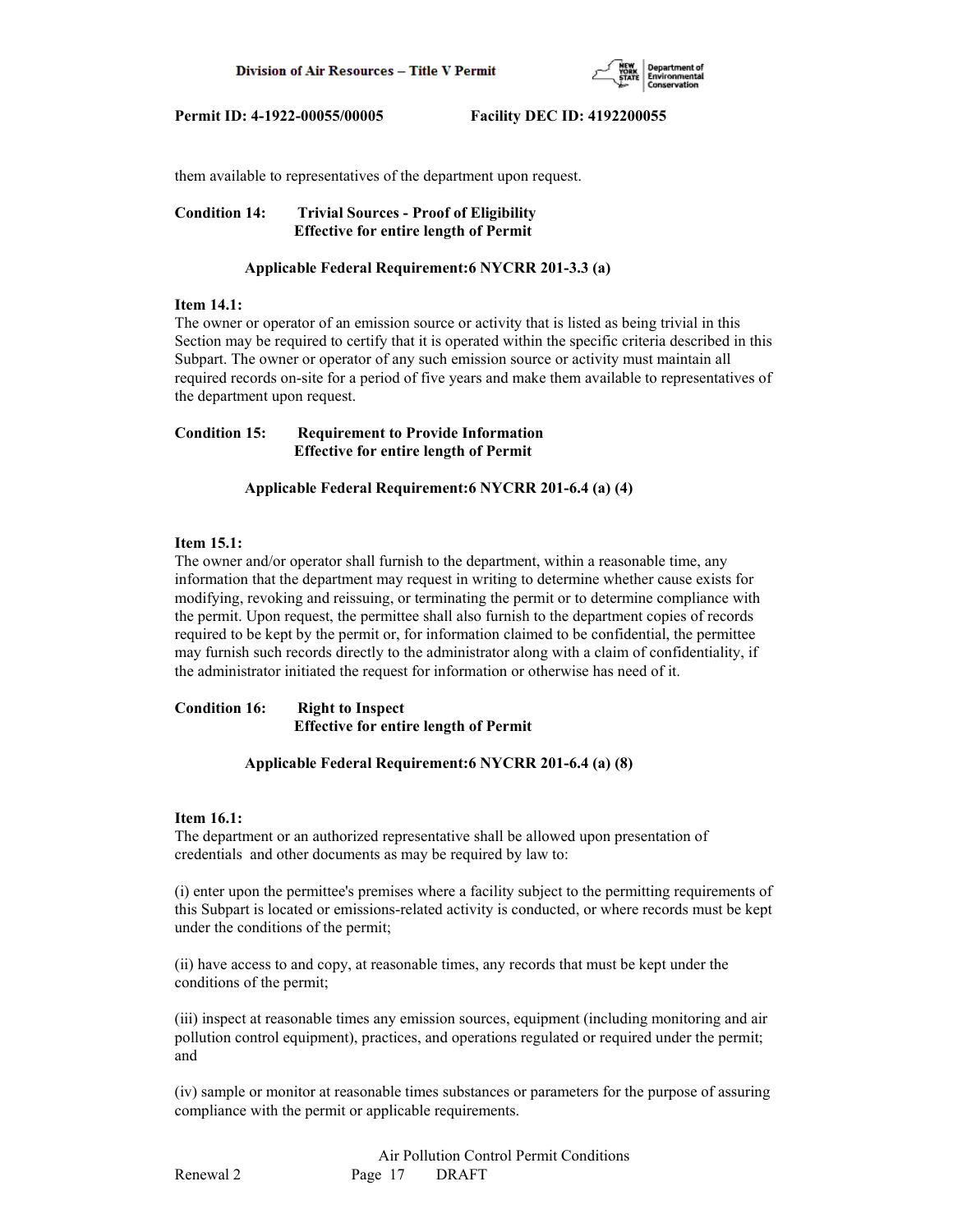them available to representatives of the department upon request.

**Condition 14: Trivial Sources - Proof of Eligibility**
**Effective for entire length of Permit**

**Applicable Federal Requirement:6 NYCRR 201-3.3 (a)**

**Item 14.1:**
The owner or operator of an emission source or activity that is listed as being trivial in this Section may be required to certify that it is operated within the specific criteria described in this Subpart. The owner or operator of any such emission source or activity must maintain all required records on-site for a period of five years and make them available to representatives of the department upon request.

**Condition 15: Requirement to Provide Information**
**Effective for entire length of Permit**

**Applicable Federal Requirement:6 NYCRR 201-6.4 (a) (4)**

**Item 15.1:**
The owner and/or operator shall furnish to the department, within a reasonable time, any information that the department may request in writing to determine whether cause exists for modifying, revoking and reissuing, or terminating the permit or to determine compliance with the permit. Upon request, the permittee shall also furnish to the department copies of records required to be kept by the permit or, for information claimed to be confidential, the permittee may furnish such records directly to the administrator along with a claim of confidentiality, if the administrator initiated the request for information or otherwise has need of it.

**Condition 16: Right to Inspect**
**Effective for entire length of Permit**

**Applicable Federal Requirement:6 NYCRR 201-6.4 (a) (8)**

**Item 16.1:**
The department or an authorized representative shall be allowed upon presentation of credentials and other documents as may be required by law to:

(i) enter upon the permittee's premises where a facility subject to the permitting requirements of this Subpart is located or emissions-related activity is conducted, or where records must be kept under the conditions of the permit;

(ii) have access to and copy, at reasonable times, any records that must be kept under the conditions of the permit;

(iii) inspect at reasonable times any emission sources, equipment (including monitoring and air pollution control equipment), practices, and operations regulated or required under the permit; and

(iv) sample or monitor at reasonable times substances or parameters for the purpose of assuring compliance with the permit or applicable requirements.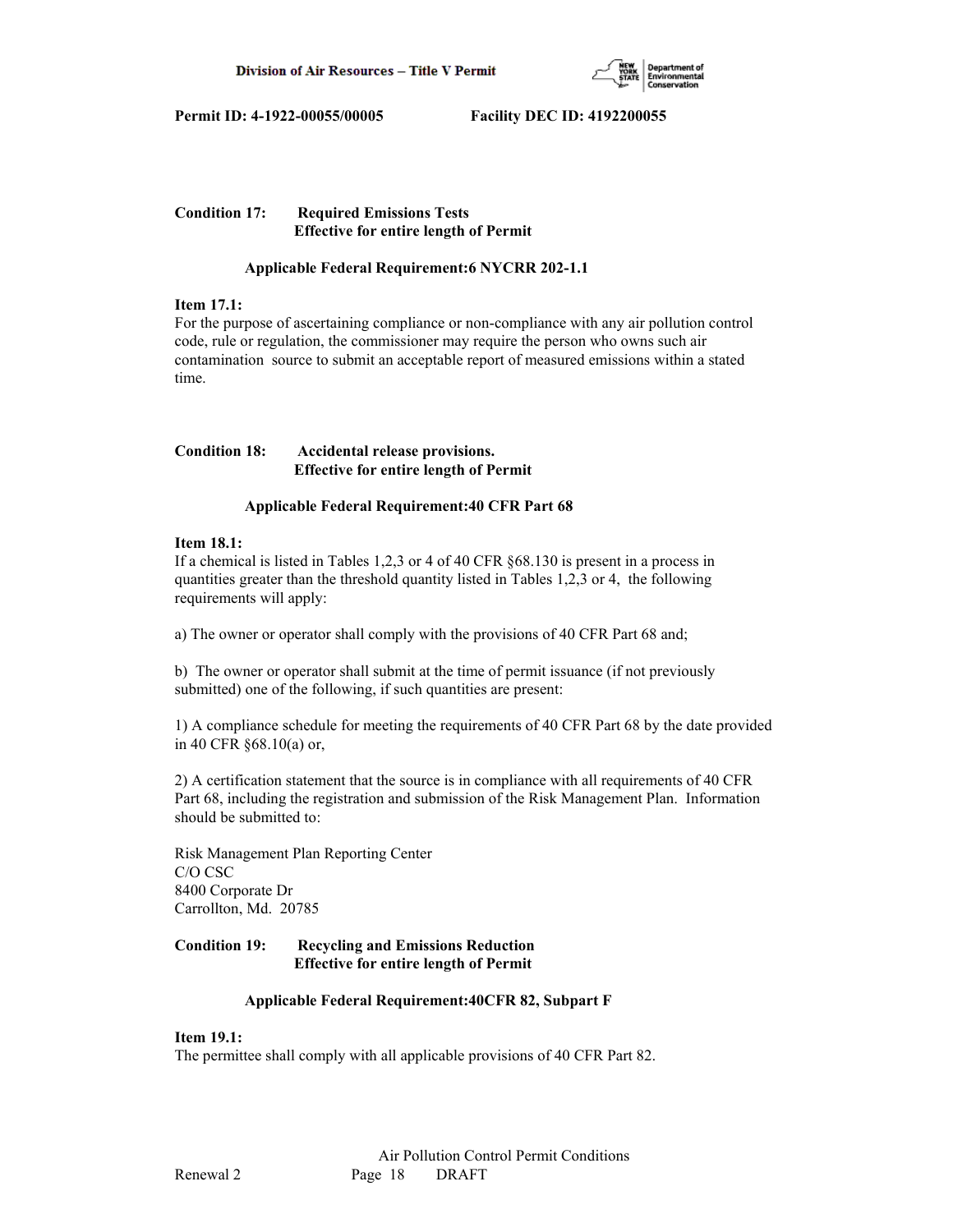**Condition 17: Required Emissions Tests**
**Effective for entire length of Permit**

**Applicable Federal Requirement:6 NYCRR 202-1.1**

**Item 17.1:**
For the purpose of ascertaining compliance or non-compliance with any air pollution control code, rule or regulation, the commissioner may require the person who owns such air contamination source to submit an acceptable report of measured emissions within a stated time.

**Condition 18: Accidental release provisions.**
**Effective for entire length of Permit**

**Applicable Federal Requirement:40 CFR Part 68**

**Item 18.1:**
If a chemical is listed in Tables 1,2,3 or 4 of 40 CFR §68.130 is present in a process in quantities greater than the threshold quantity listed in Tables 1,2,3 or 4, the following requirements will apply:

a) The owner or operator shall comply with the provisions of 40 CFR Part 68 and;

b) The owner or operator shall submit at the time of permit issuance (if not previously submitted) one of the following, if such quantities are present:

1) A compliance schedule for meeting the requirements of 40 CFR Part 68 by the date provided in 40 CFR §68.10(a) or,

2) A certification statement that the source is in compliance with all requirements of 40 CFR Part 68, including the registration and submission of the Risk Management Plan. Information should be submitted to:

Risk Management Plan Reporting Center
C/O CSC
8400 Corporate Dr
Carrollton, Md. 20785

**Condition 19: Recycling and Emissions Reduction**
**Effective for entire length of Permit**

**Applicable Federal Requirement:40CFR 82, Subpart F**

**Item 19.1:**
The permittee shall comply with all applicable provisions of 40 CFR Part 82.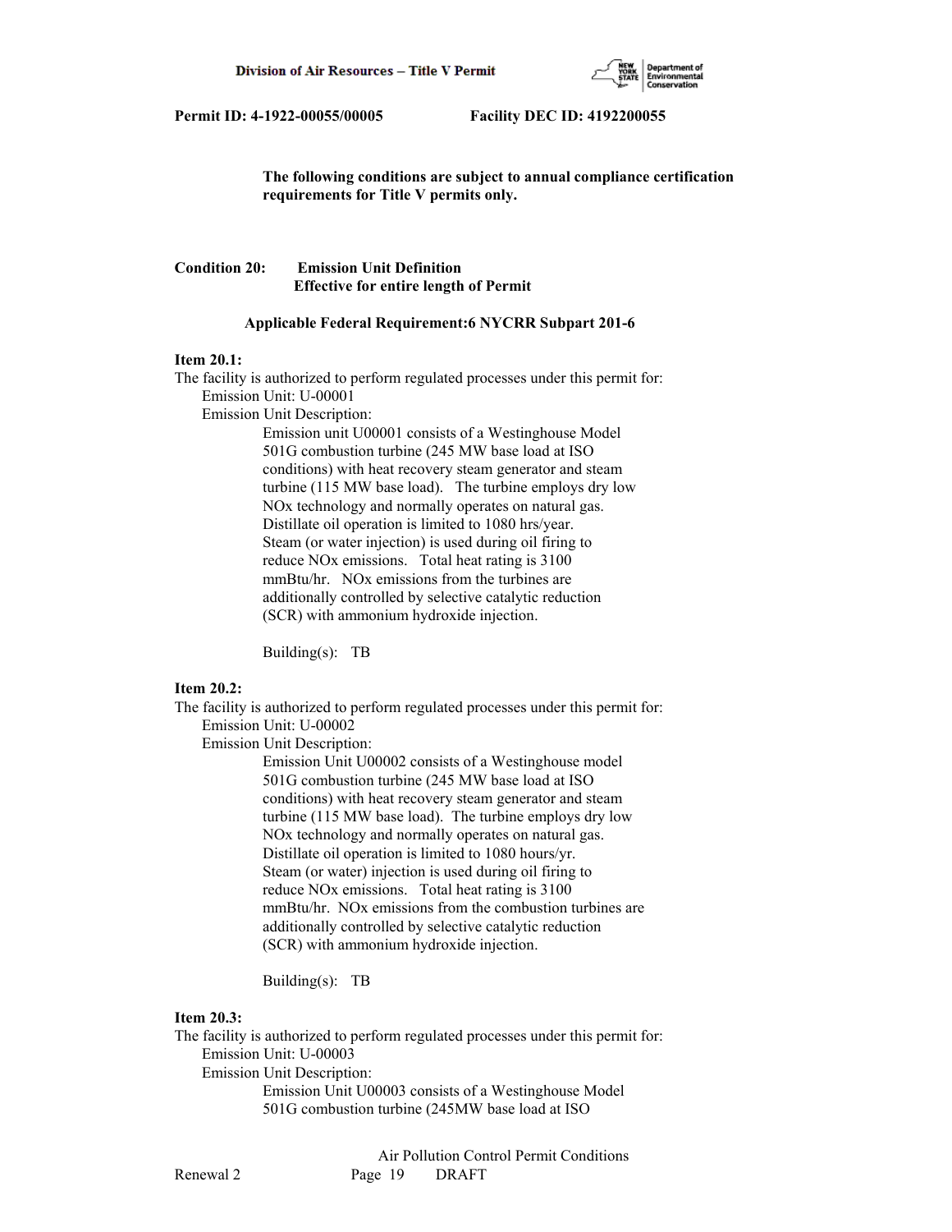**The following conditions are subject to annual compliance certification requirements for Title V permits only.**

**Condition 20: Emission Unit Definition**
**Effective for entire length of Permit**

**Applicable Federal Requirement:6 NYCRR Subpart 201-6**

**Item 20.1:**

The facility is authorized to perform regulated processes under this permit for:

Emission Unit: U-00001

Emission Unit Description:

Emission unit U00001 consists of a Westinghouse Model 501G combustion turbine (245 MW base load at ISO conditions) with heat recovery steam generator and steam turbine (115 MW base load). The turbine employs dry low NOx technology and normally operates on natural gas. Distillate oil operation is limited to 1080 hrs/year. Steam (or water injection) is used during oil firing to reduce NOx emissions. Total heat rating is 3100 mmBtu/hr. NOx emissions from the turbines are additionally controlled by selective catalytic reduction (SCR) with ammonium hydroxide injection.

Building(s): TB

**Item 20.2:**

The facility is authorized to perform regulated processes under this permit for:

Emission Unit: U-00002

Emission Unit Description:

Emission Unit U00002 consists of a Westinghouse model 501G combustion turbine (245 MW base load at ISO conditions) with heat recovery steam generator and steam turbine (115 MW base load). The turbine employs dry low NOx technology and normally operates on natural gas. Distillate oil operation is limited to 1080 hours/yr. Steam (or water) injection is used during oil firing to reduce NOx emissions. Total heat rating is 3100 mmBtu/hr. NOx emissions from the combustion turbines are additionally controlled by selective catalytic reduction (SCR) with ammonium hydroxide injection.

Building(s): TB

**Item 20.3:**

The facility is authorized to perform regulated processes under this permit for:

Emission Unit: U-00003

Emission Unit Description:

Emission Unit U00003 consists of a Westinghouse Model 501G combustion turbine (245MW base load at ISO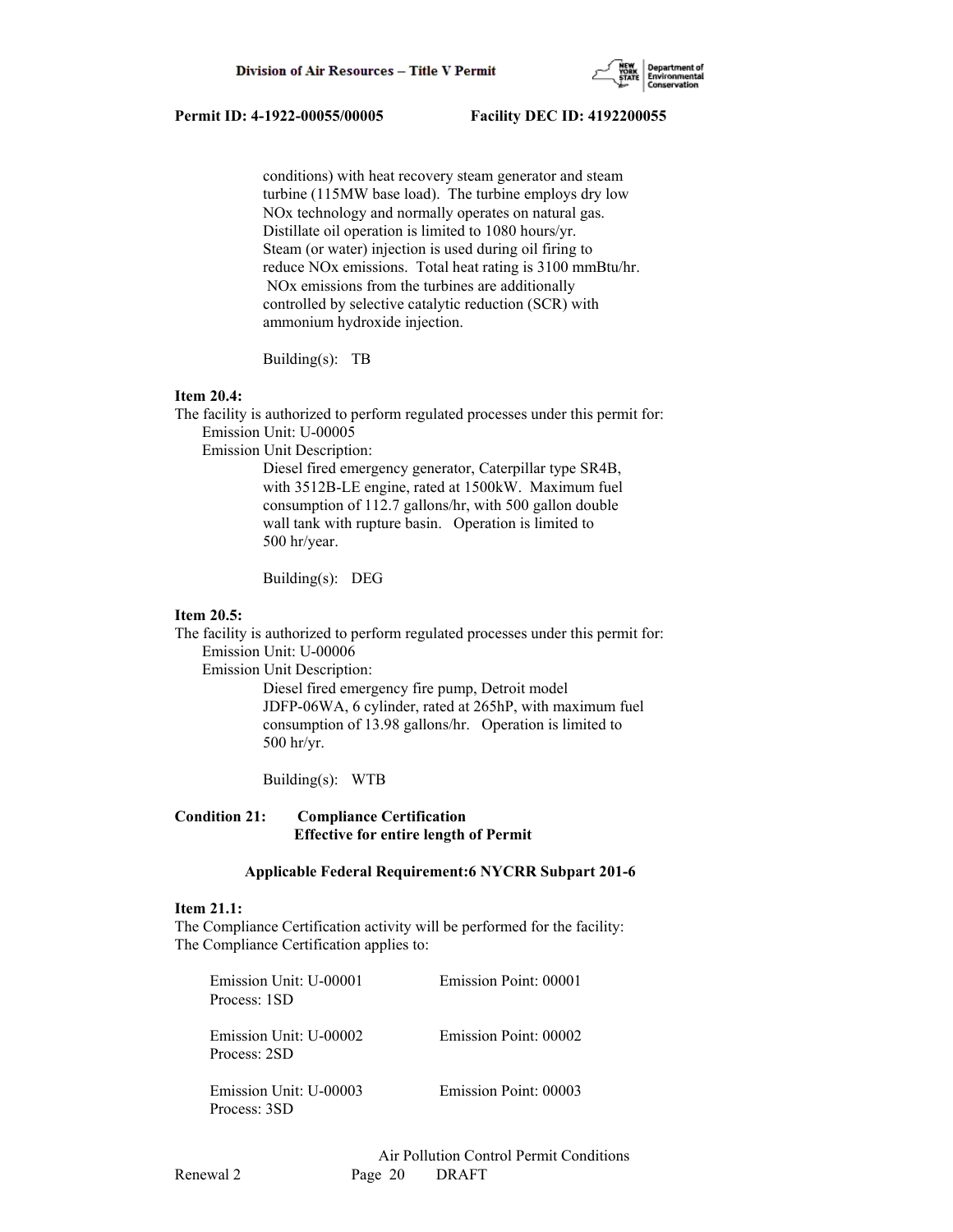conditions) with heat recovery steam generator and steam turbine (115MW base load). The turbine employs dry low NOx technology and normally operates on natural gas. Distillate oil operation is limited to 1080 hours/yr. Steam (or water) injection is used during oil firing to reduce NOx emissions. Total heat rating is 3100 mmBtu/hr. NOx emissions from the turbines are additionally controlled by selective catalytic reduction (SCR) with ammonium hydroxide injection.

Building(s): TB

**Item 20.4:**
The facility is authorized to perform regulated processes under this permit for:
Emission Unit: U-00005
Emission Unit Description:

Diesel fired emergency generator, Caterpillar type SR4B, with 3512B-LE engine, rated at 1500kW. Maximum fuel consumption of 112.7 gallons/hr, with 500 gallon double wall tank with rupture basin. Operation is limited to 500 hr/year.

Building(s): DEG

**Item 20.5:**
The facility is authorized to perform regulated processes under this permit for:
Emission Unit: U-00006
Emission Unit Description:

Diesel fired emergency fire pump, Detroit model JDFP-06WA, 6 cylinder, rated at 265hP, with maximum fuel consumption of 13.98 gallons/hr. Operation is limited to 500 hr/yr.

Building(s): WTB

**Condition 21: Compliance Certification**
**Effective for entire length of Permit**

**Applicable Federal Requirement:6 NYCRR Subpart 201-6**

**Item 21.1:**
The Compliance Certification activity will be performed for the facility:
The Compliance Certification applies to:

| | |
|---|---|
| Emission Unit: U-00001<br>Process: 1SD | Emission Point: 00001 |
| Emission Unit: U-00002<br>Process: 2SD | Emission Point: 00002 |
| Emission Unit: U-00003<br>Process: 3SD | Emission Point: 00003 |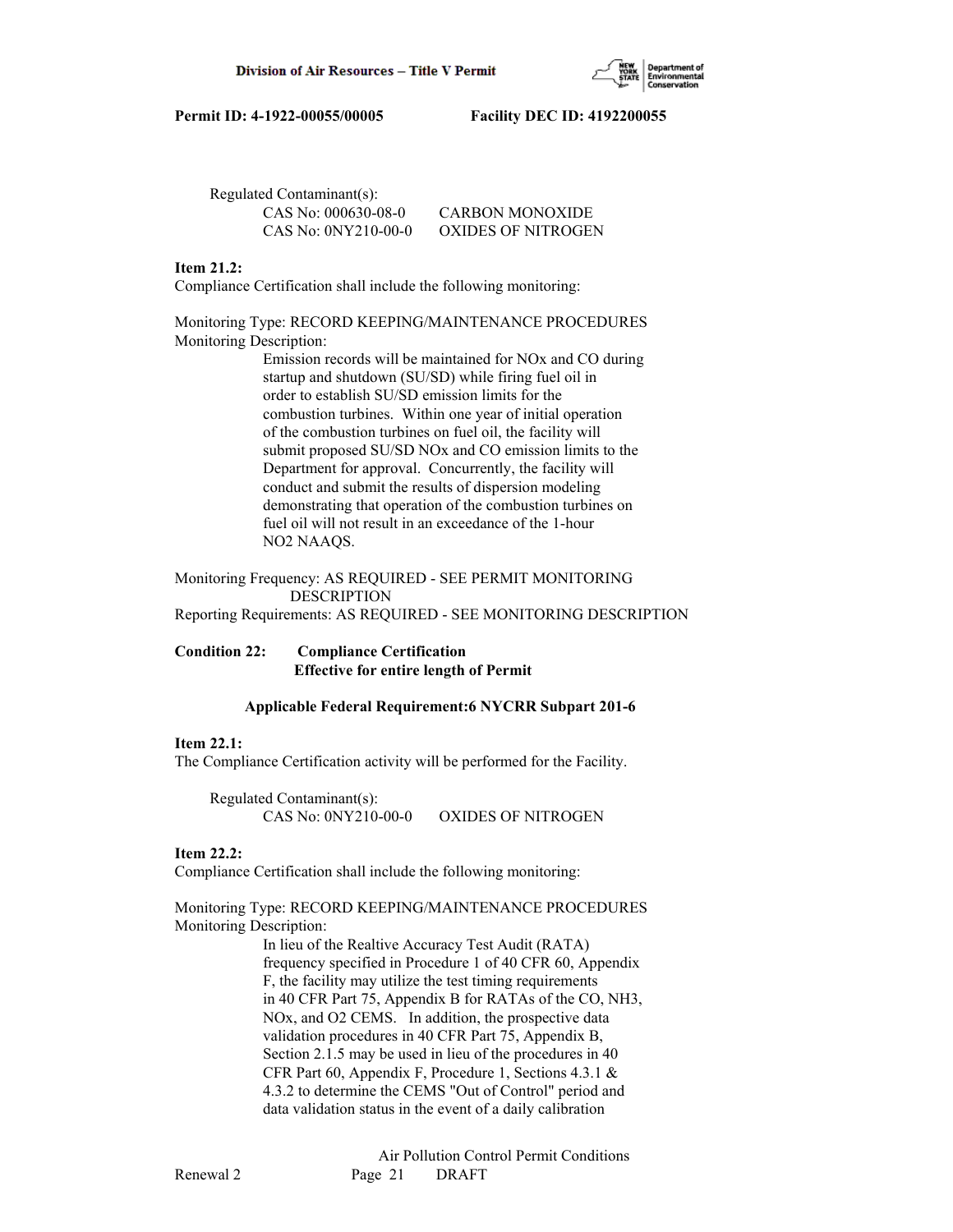Regulated Contaminant(s):

CAS No: 000630-08-0 CARBON MONOXIDE
CAS No: 0NY210-00-0 OXIDES OF NITROGEN

**Item 21.2:**
Compliance Certification shall include the following monitoring:

Monitoring Type: RECORD KEEPING/MAINTENANCE PROCEDURES
Monitoring Description:

Emission records will be maintained for NOx and CO during startup and shutdown (SU/SD) while firing fuel oil in order to establish SU/SD emission limits for the combustion turbines. Within one year of initial operation of the combustion turbines on fuel oil, the facility will submit proposed SU/SD NOx and CO emission limits to the Department for approval. Concurrently, the facility will conduct and submit the results of dispersion modeling demonstrating that operation of the combustion turbines on fuel oil will not result in an exceedance of the 1-hour $NO_2$ NAAQS.

Monitoring Frequency: AS REQUIRED - SEE PERMIT MONITORING DESCRIPTION
Reporting Requirements: AS REQUIRED - SEE MONITORING DESCRIPTION

**Condition 22: Compliance Certification**
**Effective for entire length of Permit**

**Applicable Federal Requirement:6 NYCRR Subpart 201-6**

**Item 22.1:**
The Compliance Certification activity will be performed for the Facility.

Regulated Contaminant(s):

CAS No: 0NY210-00-0 OXIDES OF NITROGEN

**Item 22.2:**
Compliance Certification shall include the following monitoring:

Monitoring Type: RECORD KEEPING/MAINTENANCE PROCEDURES
Monitoring Description:

In lieu of the Realtive Accuracy Test Audit (RATA) frequency specified in Procedure 1 of 40 CFR 60, Appendix F, the facility may utilize the test timing requirements in 40 CFR Part 75, Appendix B for RATAs of the CO, $NH_3$, NOx, and $O_2$ CEMS. In addition, the prospective data validation procedures in 40 CFR Part 75, Appendix B, Section 2.1.5 may be used in lieu of the procedures in 40 CFR Part 60, Appendix F, Procedure 1, Sections 4.3.1 & 4.3.2 to determine the CEMS "Out of Control" period and data validation status in the event of a daily calibration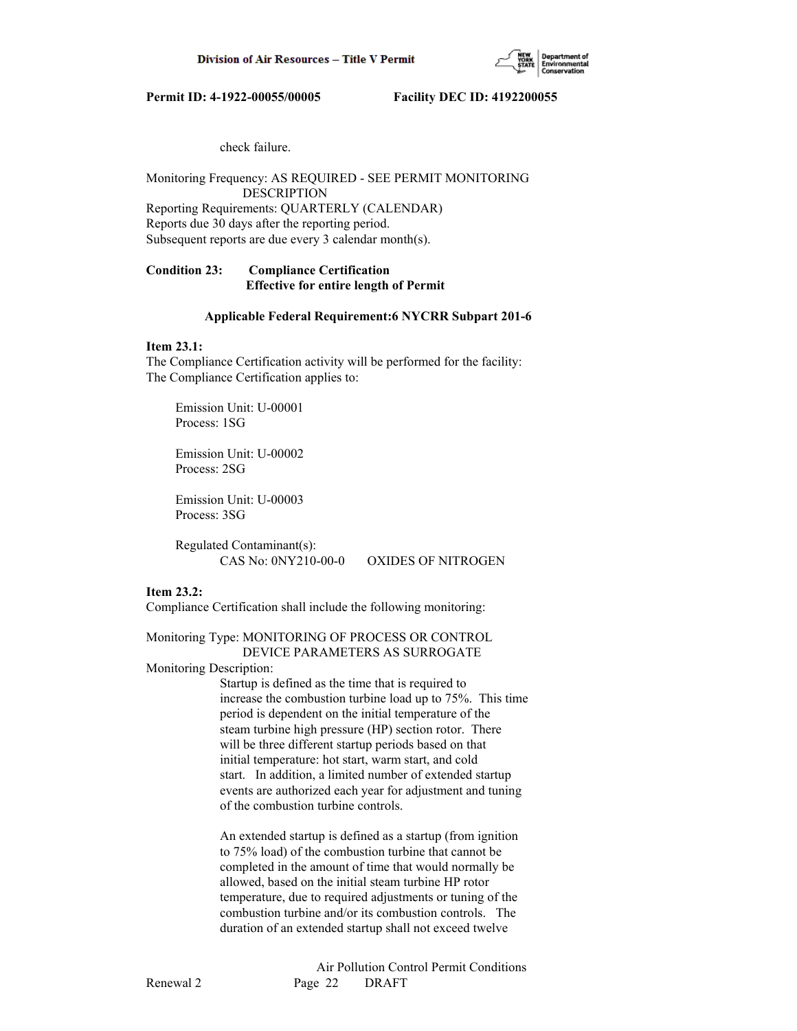check failure.

Monitoring Frequency: AS REQUIRED - SEE PERMIT MONITORING DESCRIPTION
Reporting Requirements: QUARTERLY (CALENDAR)
Reports due 30 days after the reporting period.
Subsequent reports are due every 3 calendar month(s).

**Condition 23: Compliance Certification**
**Effective for entire length of Permit**

**Applicable Federal Requirement:6 NYCRR Subpart 201-6**

**Item 23.1:**
The Compliance Certification activity will be performed for the facility:
The Compliance Certification applies to:

Emission Unit: U-00001
Process: 1SG

Emission Unit: U-00002
Process: 2SG

Emission Unit: U-00003
Process: 3SG

Regulated Contaminant(s):
CAS No: 0NY210-00-0 OXIDES OF NITROGEN

**Item 23.2:**
Compliance Certification shall include the following monitoring:

Monitoring Type: MONITORING OF PROCESS OR CONTROL DEVICE PARAMETERS AS SURROGATE
Monitoring Description:

Startup is defined as the time that is required to increase the combustion turbine load up to 75%. This time period is dependent on the initial temperature of the steam turbine high pressure (HP) section rotor. There will be three different startup periods based on that initial temperature: hot start, warm start, and cold start. In addition, a limited number of extended startup events are authorized each year for adjustment and tuning of the combustion turbine controls.

An extended startup is defined as a startup (from ignition to 75% load) of the combustion turbine that cannot be completed in the amount of time that would normally be allowed, based on the initial steam turbine HP rotor temperature, due to required adjustments or tuning of the combustion turbine and/or its combustion controls. The duration of an extended startup shall not exceed twelve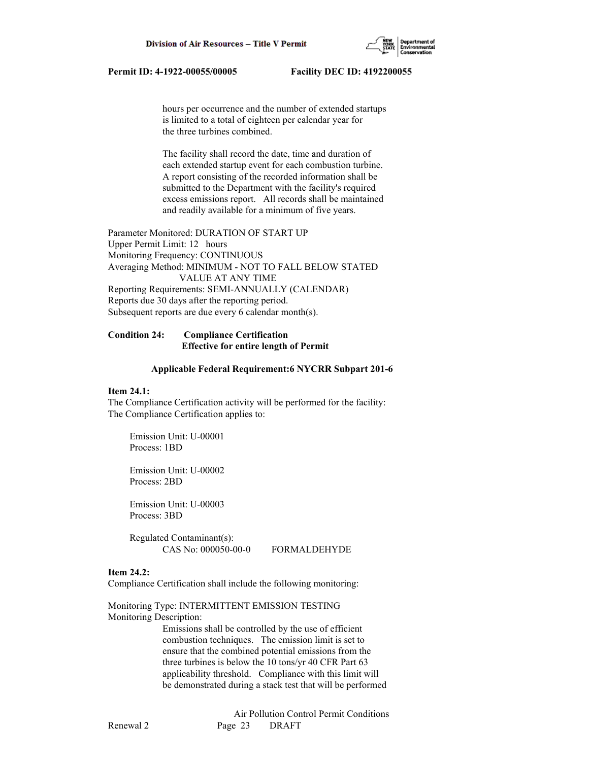hours per occurrence and the number of extended startups is limited to a total of eighteen per calendar year for the three turbines combined.

The facility shall record the date, time and duration of each extended startup event for each combustion turbine. A report consisting of the recorded information shall be submitted to the Department with the facility's required excess emissions report. All records shall be maintained and readily available for a minimum of five years.

Parameter Monitored: DURATION OF START UP
Upper Permit Limit: 12 hours
Monitoring Frequency: CONTINUOUS
Averaging Method: MINIMUM - NOT TO FALL BELOW STATED VALUE AT ANY TIME
Reporting Requirements: SEMI-ANNUALLY (CALENDAR)
Reports due 30 days after the reporting period.
Subsequent reports are due every 6 calendar month(s).

**Condition 24: Compliance Certification**
**Effective for entire length of Permit**

**Applicable Federal Requirement:6 NYCRR Subpart 201-6**

**Item 24.1:**
The Compliance Certification activity will be performed for the facility:
The Compliance Certification applies to:

Emission Unit: U-00001
Process: 1BD

Emission Unit: U-00002
Process: 2BD

Emission Unit: U-00003
Process: 3BD

Regulated Contaminant(s):
CAS No: 000050-00-0 FORMALDEHYDE

**Item 24.2:**
Compliance Certification shall include the following monitoring:

Monitoring Type: INTERMITTENT EMISSION TESTING
Monitoring Description:
Emissions shall be controlled by the use of efficient combustion techniques. The emission limit is set to ensure that the combined potential emissions from the three turbines is below the 10 tons/yr 40 CFR Part 63 applicability threshold. Compliance with this limit will be demonstrated during a stack test that will be performed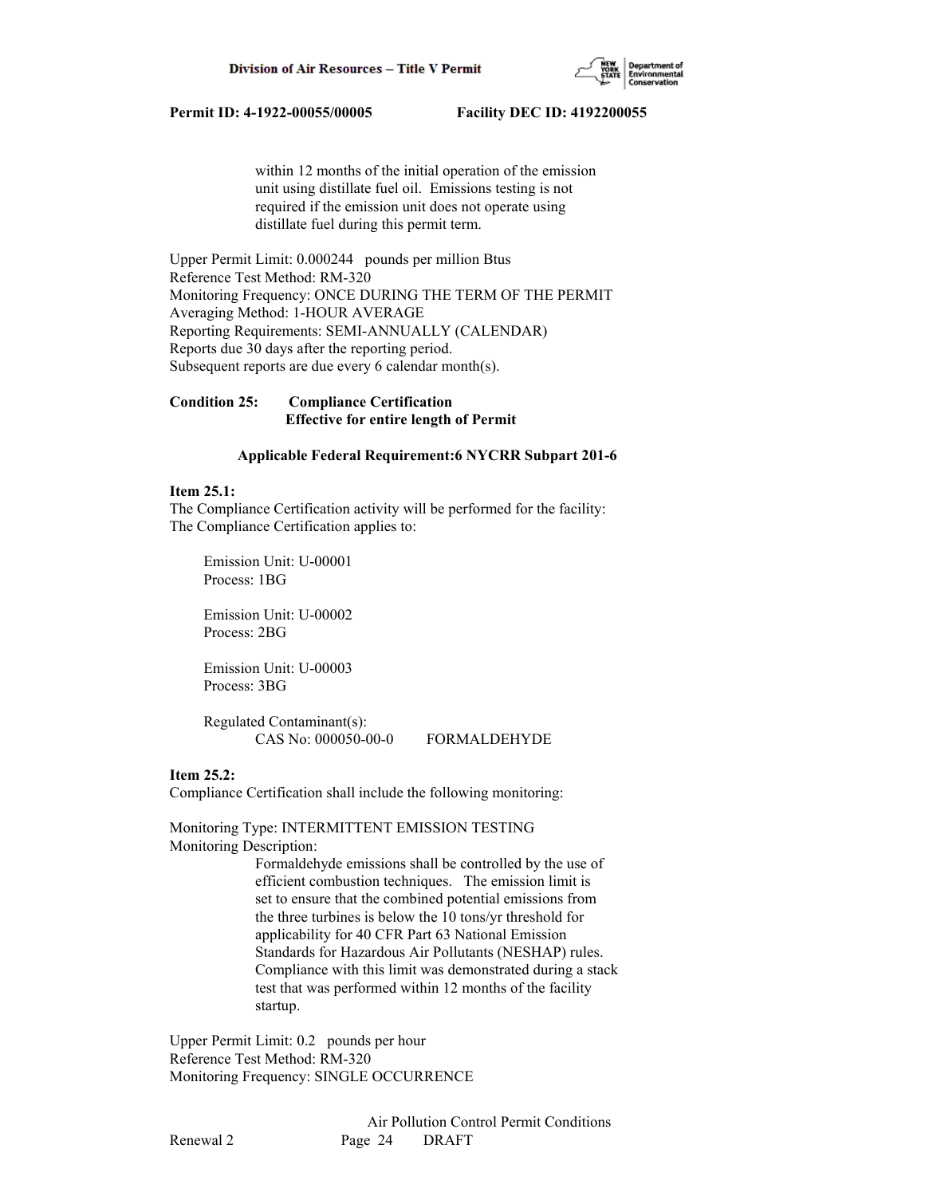within 12 months of the initial operation of the emission unit using distillate fuel oil. Emissions testing is not required if the emission unit does not operate using distillate fuel during this permit term.

Upper Permit Limit: 0.000244 pounds per million Btus
Reference Test Method: RM-320
Monitoring Frequency: ONCE DURING THE TERM OF THE PERMIT
Averaging Method: 1-HOUR AVERAGE
Reporting Requirements: SEMI-ANNUALLY (CALENDAR)
Reports due 30 days after the reporting period.
Subsequent reports are due every 6 calendar month(s).

**Condition 25: Compliance Certification**
**Effective for entire length of Permit**

**Applicable Federal Requirement:6 NYCRR Subpart 201-6**

**Item 25.1:**
The Compliance Certification activity will be performed for the facility:
The Compliance Certification applies to:

Emission Unit: U-00001
Process: 1BG

Emission Unit: U-00002
Process: 2BG

Emission Unit: U-00003
Process: 3BG

Regulated Contaminant(s):
CAS No: 000050-00-0 FORMALDEHYDE

**Item 25.2:**
Compliance Certification shall include the following monitoring:

Monitoring Type: INTERMITTENT EMISSION TESTING
Monitoring Description:
Formaldehyde emissions shall be controlled by the use of efficient combustion techniques. The emission limit is set to ensure that the combined potential emissions from the three turbines is below the 10 tons/yr threshold for applicability for 40 CFR Part 63 National Emission Standards for Hazardous Air Pollutants (NESHAP) rules. Compliance with this limit was demonstrated during a stack test that was performed within 12 months of the facility startup.

Upper Permit Limit: 0.2 pounds per hour
Reference Test Method: RM-320
Monitoring Frequency: SINGLE OCCURRENCE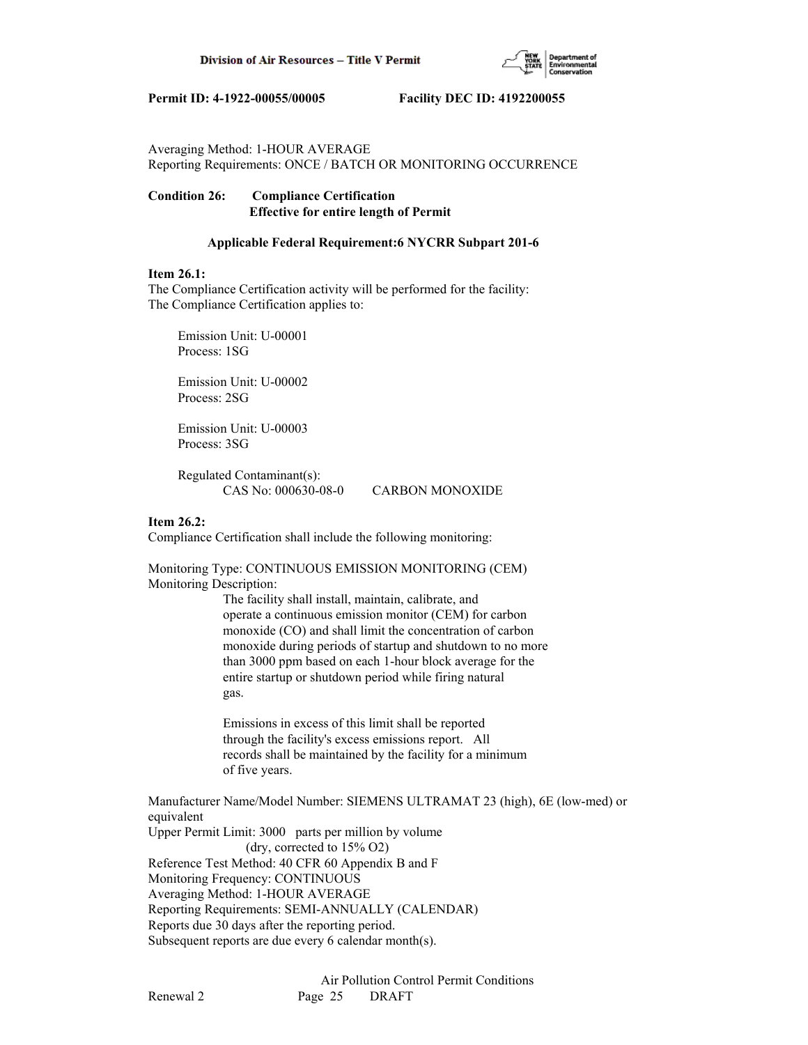Averaging Method: 1-HOUR AVERAGE
Reporting Requirements: ONCE / BATCH OR MONITORING OCCURRENCE

**Condition 26: Compliance Certification**
**Effective for entire length of Permit**

**Applicable Federal Requirement:6 NYCRR Subpart 201-6**

**Item 26.1:**
The Compliance Certification activity will be performed for the facility:
The Compliance Certification applies to:

Emission Unit: U-00001
Process: 1SG

Emission Unit: U-00002
Process: 2SG

Emission Unit: U-00003
Process: 3SG

Regulated Contaminant(s):
CAS No: 000630-08-0 CARBON MONOXIDE

**Item 26.2:**
Compliance Certification shall include the following monitoring:

Monitoring Type: CONTINUOUS EMISSION MONITORING (CEM)
Monitoring Description:

The facility shall install, maintain, calibrate, and operate a continuous emission monitor (CEM) for carbon monoxide (CO) and shall limit the concentration of carbon monoxide during periods of startup and shutdown to no more than 3000 ppm based on each 1-hour block average for the entire startup or shutdown period while firing natural gas.

Emissions in excess of this limit shall be reported through the facility's excess emissions report. All records shall be maintained by the facility for a minimum of five years.

Manufacturer Name/Model Number: SIEMENS ULTRAMAT 23 (high), 6E (low-med) or equivalent
Upper Permit Limit: 3000 parts per million by volume (dry, corrected to 15% O2)
Reference Test Method: 40 CFR 60 Appendix B and F
Monitoring Frequency: CONTINUOUS
Averaging Method: 1-HOUR AVERAGE
Reporting Requirements: SEMI-ANNUALLY (CALENDAR)
Reports due 30 days after the reporting period.
Subsequent reports are due every 6 calendar month(s).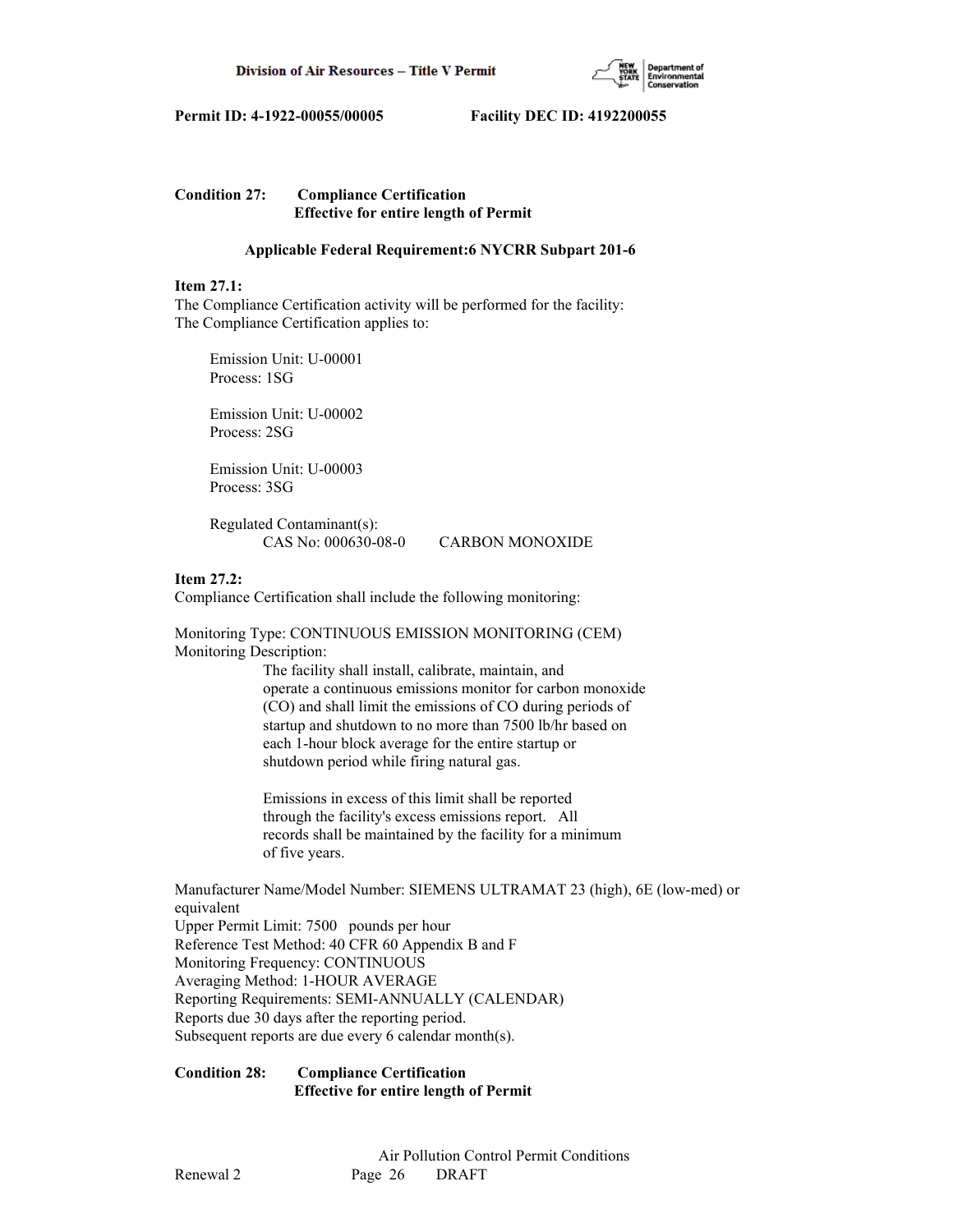**Condition 27: Compliance Certification**
**Effective for entire length of Permit**

**Applicable Federal Requirement:6 NYCRR Subpart 201-6**

**Item 27.1:**
The Compliance Certification activity will be performed for the facility:
The Compliance Certification applies to:

Emission Unit: U-00001
Process: 1SG

Emission Unit: U-00002
Process: 2SG

Emission Unit: U-00003
Process: 3SG

Regulated Contaminant(s):
CAS No: 000630-08-0 CARBON MONOXIDE

**Item 27.2:**
Compliance Certification shall include the following monitoring:

Monitoring Type: CONTINUOUS EMISSION MONITORING (CEM)
Monitoring Description:

The facility shall install, calibrate, maintain, and operate a continuous emissions monitor for carbon monoxide (CO) and shall limit the emissions of CO during periods of startup and shutdown to no more than 7500 lb/hr based on each 1-hour block average for the entire startup or shutdown period while firing natural gas.

Emissions in excess of this limit shall be reported through the facility's excess emissions report. All records shall be maintained by the facility for a minimum of five years.

Manufacturer Name/Model Number: SIEMENS ULTRAMAT 23 (high), 6E (low-med) or equivalent
Upper Permit Limit: 7500 pounds per hour
Reference Test Method: 40 CFR 60 Appendix B and F
Monitoring Frequency: CONTINUOUS
Averaging Method: 1-HOUR AVERAGE
Reporting Requirements: SEMI-ANNUALLY (CALENDAR)
Reports due 30 days after the reporting period.
Subsequent reports are due every 6 calendar month(s).

**Condition 28: Compliance Certification**
**Effective for entire length of Permit**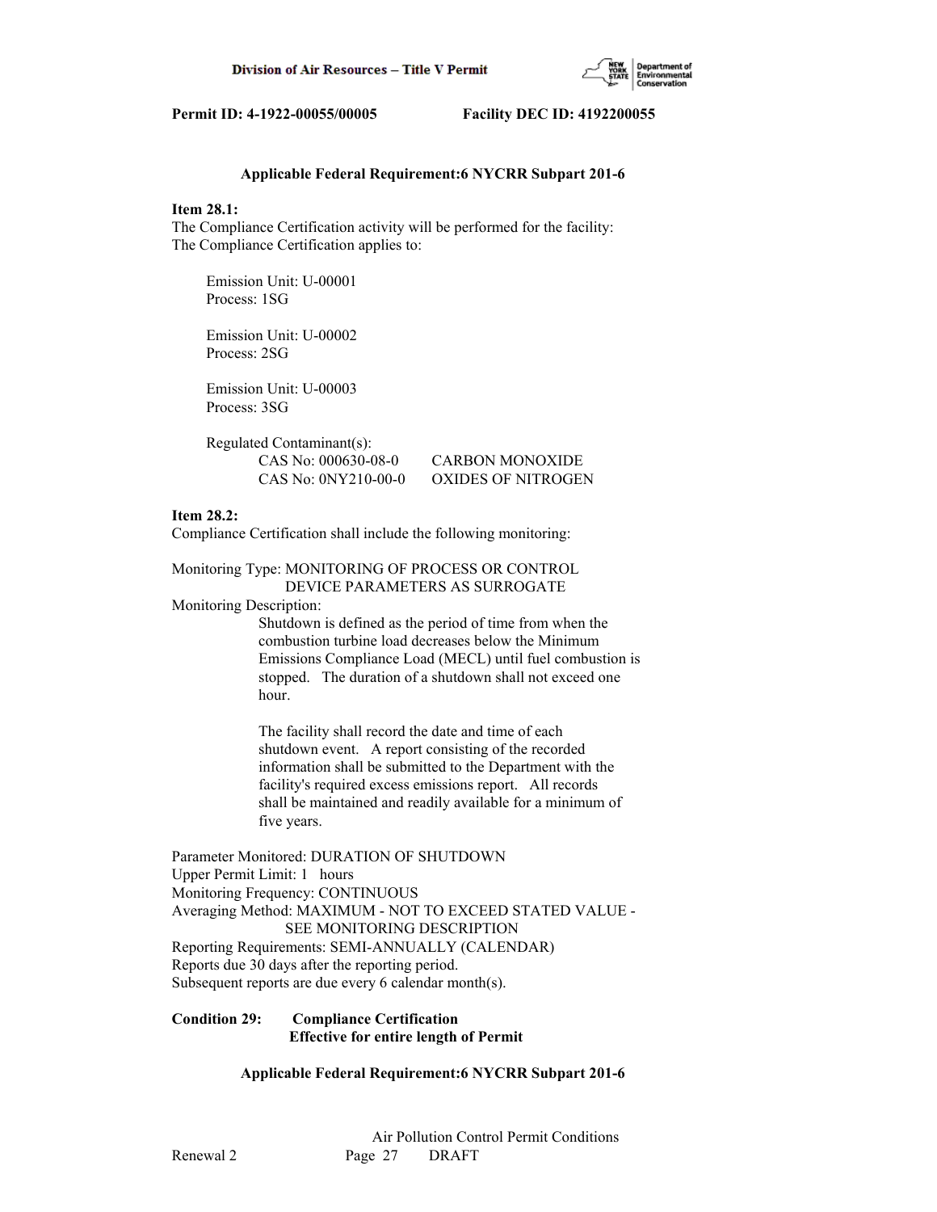**Applicable Federal Requirement:6 NYCRR Subpart 201-6**

**Item 28.1:**
The Compliance Certification activity will be performed for the facility:
The Compliance Certification applies to:

Emission Unit: U-00001
Process: 1SG

Emission Unit: U-00002
Process: 2SG

Emission Unit: U-00003
Process: 3SG

Regulated Contaminant(s):

| | |
|---|---|
| CAS No: 000630-08-0 | CARBON MONOXIDE |
| CAS No: 0NY210-00-0 | OXIDES OF NITROGEN |

**Item 28.2:**
Compliance Certification shall include the following monitoring:

Monitoring Type: MONITORING OF PROCESS OR CONTROL DEVICE PARAMETERS AS SURROGATE

Monitoring Description:

Shutdown is defined as the period of time from when the combustion turbine load decreases below the Minimum Emissions Compliance Load (MECL) until fuel combustion is stopped. The duration of a shutdown shall not exceed one hour.

The facility shall record the date and time of each shutdown event. A report consisting of the recorded information shall be submitted to the Department with the facility's required excess emissions report. All records shall be maintained and readily available for a minimum of five years.

Parameter Monitored: DURATION OF SHUTDOWN
Upper Permit Limit: 1 hours
Monitoring Frequency: CONTINUOUS
Averaging Method: MAXIMUM - NOT TO EXCEED STATED VALUE - SEE MONITORING DESCRIPTION
Reporting Requirements: SEMI-ANNUALLY (CALENDAR)
Reports due 30 days after the reporting period.
Subsequent reports are due every 6 calendar month(s).

**Condition 29: Compliance Certification**
**Effective for entire length of Permit**

**Applicable Federal Requirement:6 NYCRR Subpart 201-6**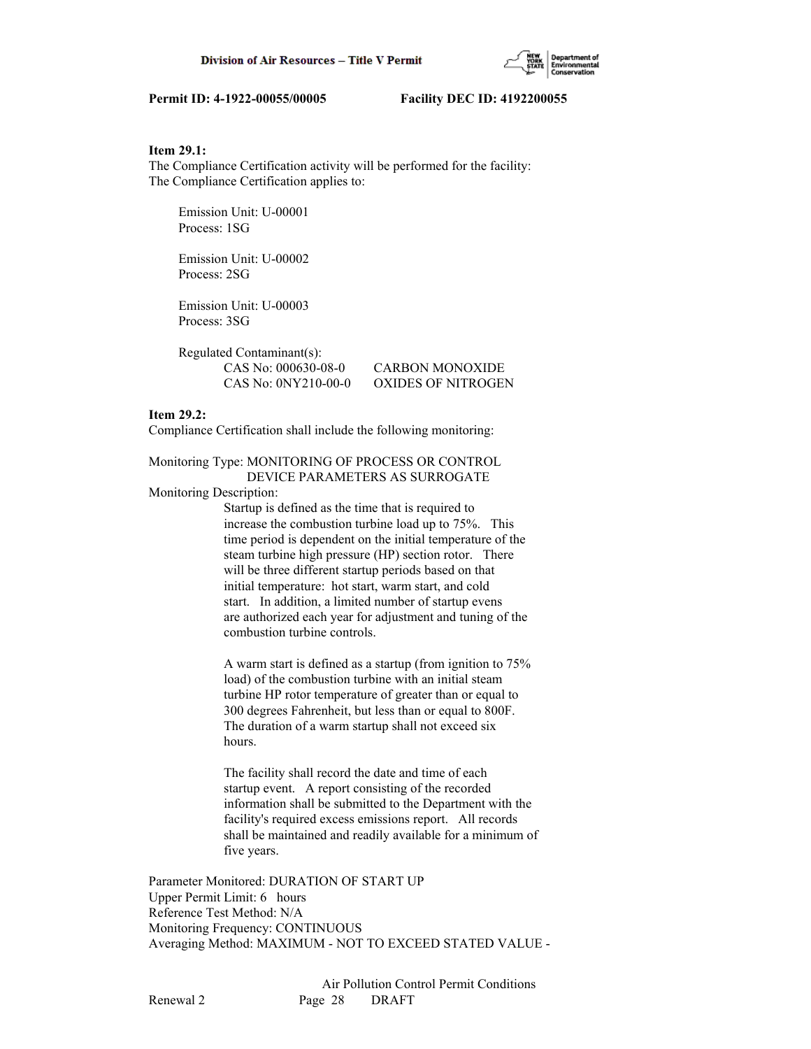**Item 29.1:**
The Compliance Certification activity will be performed for the facility:
The Compliance Certification applies to:

Emission Unit: U-00001
Process: 1SG

Emission Unit: U-00002
Process: 2SG

Emission Unit: U-00003
Process: 3SG

Regulated Contaminant(s):

CAS No: 000630-08-0 CARBON MONOXIDE
CAS No: 0NY210-00-0 OXIDES OF NITROGEN

**Item 29.2:**
Compliance Certification shall include the following monitoring:

Monitoring Type: MONITORING OF PROCESS OR CONTROL DEVICE PARAMETERS AS SURROGATE
Monitoring Description:

Startup is defined as the time that is required to increase the combustion turbine load up to 75%. This time period is dependent on the initial temperature of the steam turbine high pressure (HP) section rotor. There will be three different startup periods based on that initial temperature: hot start, warm start, and cold start. In addition, a limited number of startup evens are authorized each year for adjustment and tuning of the combustion turbine controls.

A warm start is defined as a startup (from ignition to 75% load) of the combustion turbine with an initial steam turbine HP rotor temperature of greater than or equal to 300 degrees Fahrenheit, but less than or equal to 800F. The duration of a warm startup shall not exceed six hours.

The facility shall record the date and time of each startup event. A report consisting of the recorded information shall be submitted to the Department with the facility's required excess emissions report. All records shall be maintained and readily available for a minimum of five years.

Parameter Monitored: DURATION OF START UP
Upper Permit Limit: 6 hours
Reference Test Method: N/A
Monitoring Frequency: CONTINUOUS
Averaging Method: MAXIMUM - NOT TO EXCEED STATED VALUE -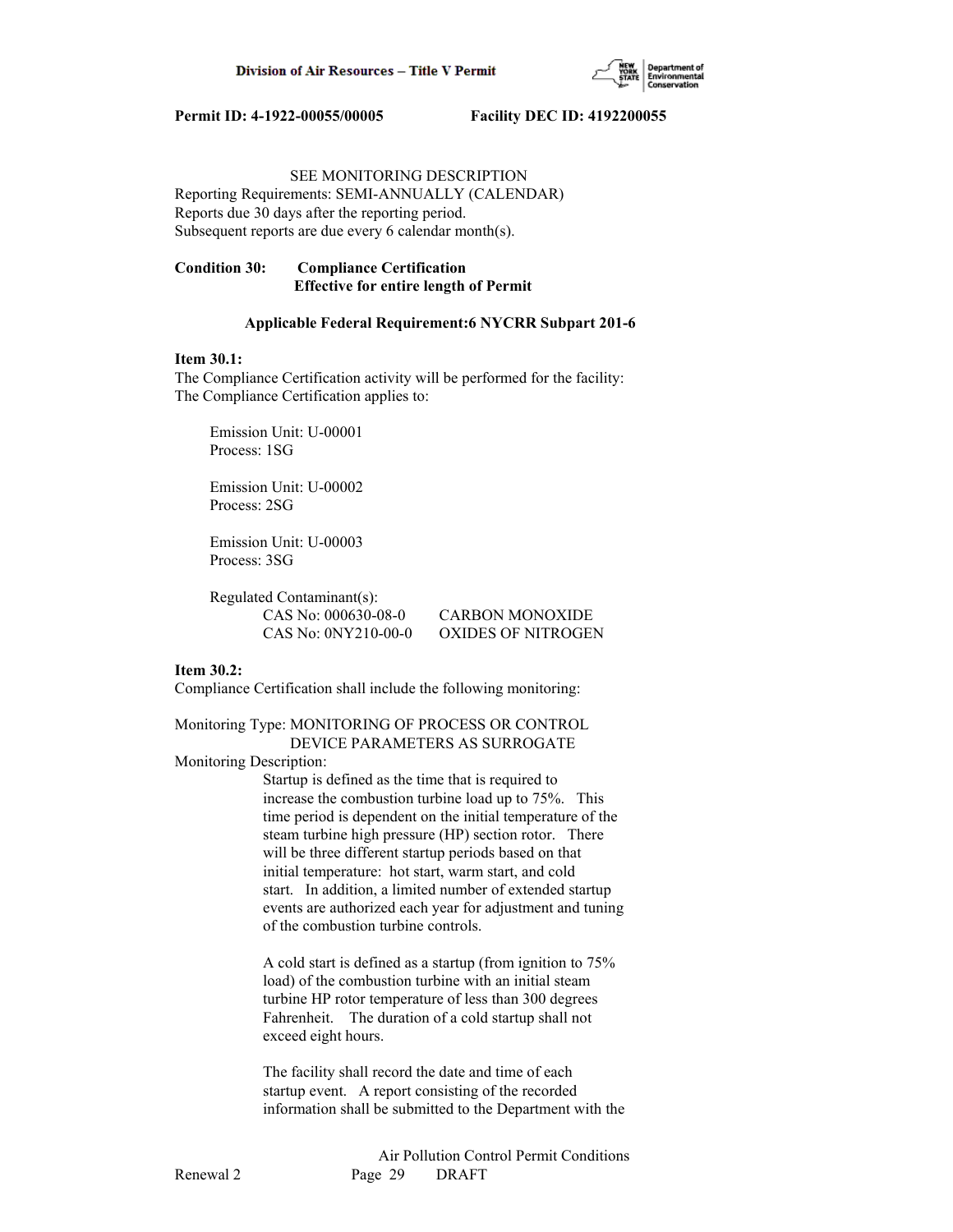SEE MONITORING DESCRIPTION
Reporting Requirements: SEMI-ANNUALLY (CALENDAR)
Reports due 30 days after the reporting period.
Subsequent reports are due every 6 calendar month(s).

**Condition 30: Compliance Certification**
**Effective for entire length of Permit**

**Applicable Federal Requirement:6 NYCRR Subpart 201-6**

**Item 30.1:**
The Compliance Certification activity will be performed for the facility:
The Compliance Certification applies to:

Emission Unit: U-00001
Process: 1SG

Emission Unit: U-00002
Process: 2SG

Emission Unit: U-00003
Process: 3SG

Regulated Contaminant(s):
CAS No: 000630-08-0 CARBON MONOXIDE
CAS No: 0NY210-00-0 OXIDES OF NITROGEN

**Item 30.2:**
Compliance Certification shall include the following monitoring:

Monitoring Type: MONITORING OF PROCESS OR CONTROL DEVICE PARAMETERS AS SURROGATE
Monitoring Description:

Startup is defined as the time that is required to increase the combustion turbine load up to 75%. This time period is dependent on the initial temperature of the steam turbine high pressure (HP) section rotor. There will be three different startup periods based on that initial temperature: hot start, warm start, and cold start. In addition, a limited number of extended startup events are authorized each year for adjustment and tuning of the combustion turbine controls.

A cold start is defined as a startup (from ignition to 75% load) of the combustion turbine with an initial steam turbine HP rotor temperature of less than 300 degrees Fahrenheit. The duration of a cold startup shall not exceed eight hours.

The facility shall record the date and time of each startup event. A report consisting of the recorded information shall be submitted to the Department with the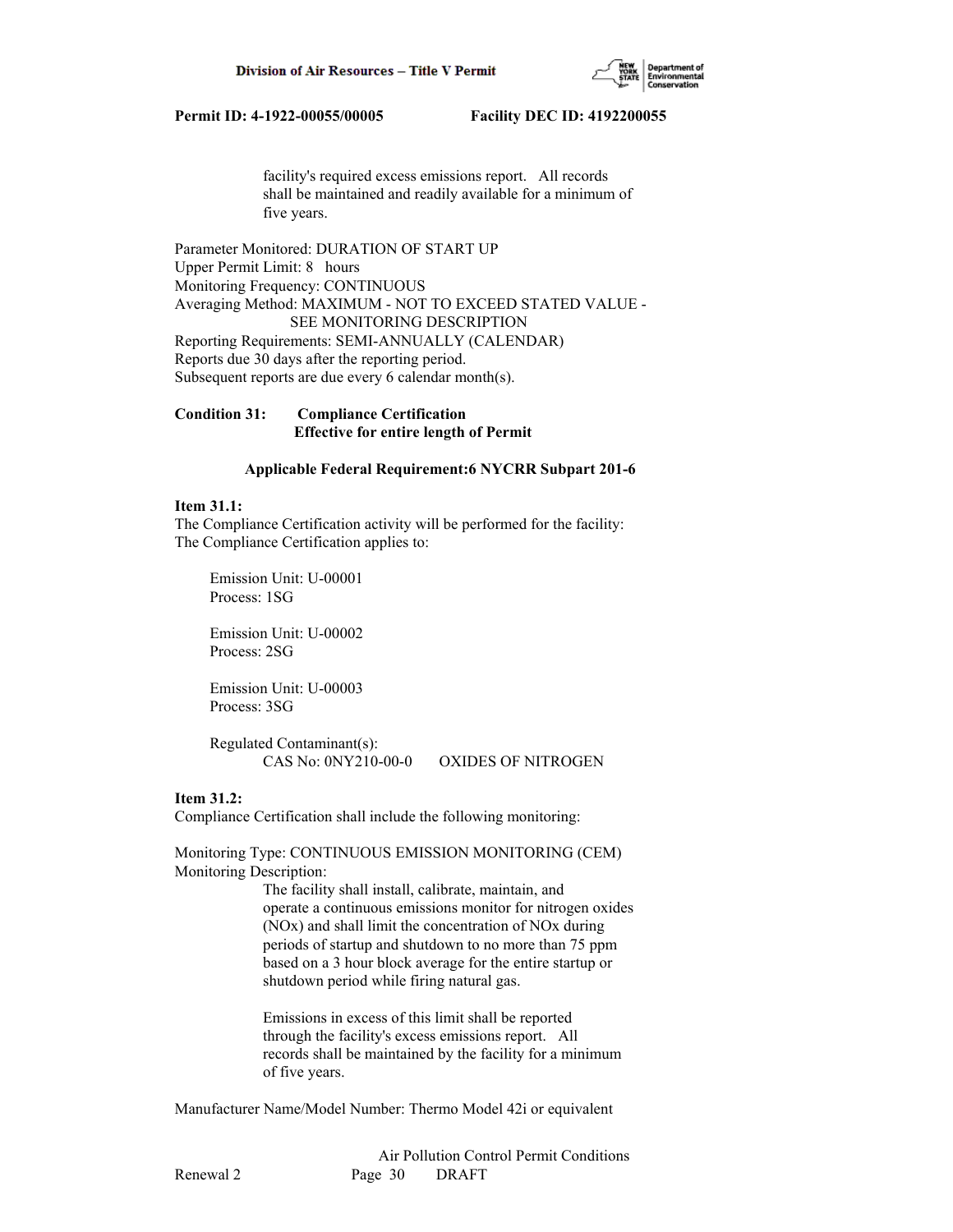facility's required excess emissions report. All records shall be maintained and readily available for a minimum of five years.

Parameter Monitored: DURATION OF START UP
Upper Permit Limit: 8 hours
Monitoring Frequency: CONTINUOUS
Averaging Method: MAXIMUM - NOT TO EXCEED STATED VALUE - SEE MONITORING DESCRIPTION
Reporting Requirements: SEMI-ANNUALLY (CALENDAR)
Reports due 30 days after the reporting period.
Subsequent reports are due every 6 calendar month(s).

**Condition 31: Compliance Certification**
**Effective for entire length of Permit**

**Applicable Federal Requirement:6 NYCRR Subpart 201-6**

**Item 31.1:**
The Compliance Certification activity will be performed for the facility:
The Compliance Certification applies to:

Emission Unit: U-00001
Process: 1SG

Emission Unit: U-00002
Process: 2SG

Emission Unit: U-00003
Process: 3SG

Regulated Contaminant(s):
CAS No: 0NY210-00-0 OXIDES OF NITROGEN

**Item 31.2:**
Compliance Certification shall include the following monitoring:

Monitoring Type: CONTINUOUS EMISSION MONITORING (CEM)
Monitoring Description:

The facility shall install, calibrate, maintain, and operate a continuous emissions monitor for nitrogen oxides (NOx) and shall limit the concentration of NOx during periods of startup and shutdown to no more than 75 ppm based on a 3 hour block average for the entire startup or shutdown period while firing natural gas.

Emissions in excess of this limit shall be reported through the facility's excess emissions report. All records shall be maintained by the facility for a minimum of five years.

Manufacturer Name/Model Number: Thermo Model 42i or equivalent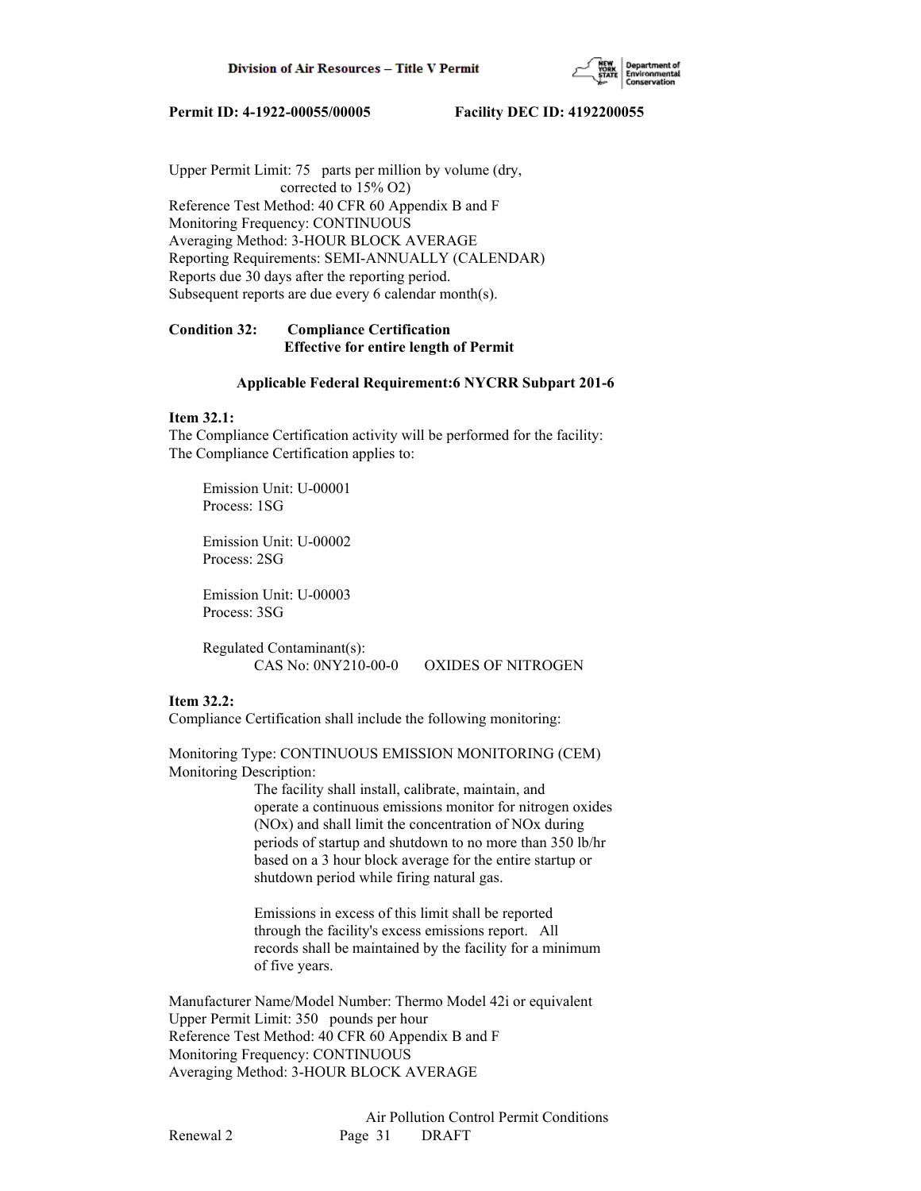Upper Permit Limit: 75 parts per million by volume (dry, corrected to 15% O2)
Reference Test Method: 40 CFR 60 Appendix B and F
Monitoring Frequency: CONTINUOUS
Averaging Method: 3-HOUR BLOCK AVERAGE
Reporting Requirements: SEMI-ANNUALLY (CALENDAR)
Reports due 30 days after the reporting period.
Subsequent reports are due every 6 calendar month(s).

**Condition 32: Compliance Certification**
**Effective for entire length of Permit**

**Applicable Federal Requirement:6 NYCRR Subpart 201-6**

**Item 32.1:**
The Compliance Certification activity will be performed for the facility:
The Compliance Certification applies to:

Emission Unit: U-00001
Process: 1SG

Emission Unit: U-00002
Process: 2SG

Emission Unit: U-00003
Process: 3SG

Regulated Contaminant(s):
CAS No: 0NY210-00-0 OXIDES OF NITROGEN

**Item 32.2:**
Compliance Certification shall include the following monitoring:

Monitoring Type: CONTINUOUS EMISSION MONITORING (CEM)
Monitoring Description:

The facility shall install, calibrate, maintain, and operate a continuous emissions monitor for nitrogen oxides (NOx) and shall limit the concentration of NOx during periods of startup and shutdown to no more than 350 lb/hr based on a 3 hour block average for the entire startup or shutdown period while firing natural gas.

Emissions in excess of this limit shall be reported through the facility's excess emissions report. All records shall be maintained by the facility for a minimum of five years.

Manufacturer Name/Model Number: Thermo Model 42i or equivalent
Upper Permit Limit: 350 pounds per hour
Reference Test Method: 40 CFR 60 Appendix B and F
Monitoring Frequency: CONTINUOUS
Averaging Method: 3-HOUR BLOCK AVERAGE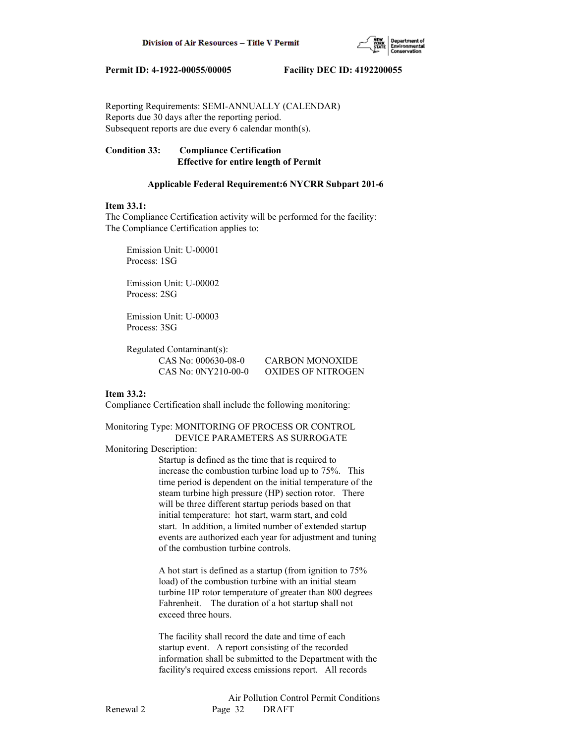Reporting Requirements: SEMI-ANNUALLY (CALENDAR)
Reports due 30 days after the reporting period.
Subsequent reports are due every 6 calendar month(s).

**Condition 33: Compliance Certification**
**Effective for entire length of Permit**

**Applicable Federal Requirement:6 NYCRR Subpart 201-6**

**Item 33.1:**
The Compliance Certification activity will be performed for the facility:
The Compliance Certification applies to:

Emission Unit: U-00001
Process: 1SG

Emission Unit: U-00002
Process: 2SG

Emission Unit: U-00003
Process: 3SG

Regulated Contaminant(s):
CAS No: 000630-08-0 CARBON MONOXIDE
CAS No: 0NY210-00-0 OXIDES OF NITROGEN

**Item 33.2:**
Compliance Certification shall include the following monitoring:

Monitoring Type: MONITORING OF PROCESS OR CONTROL DEVICE PARAMETERS AS SURROGATE
Monitoring Description:

Startup is defined as the time that is required to increase the combustion turbine load up to 75%. This time period is dependent on the initial temperature of the steam turbine high pressure (HP) section rotor. There will be three different startup periods based on that initial temperature: hot start, warm start, and cold start. In addition, a limited number of extended startup events are authorized each year for adjustment and tuning of the combustion turbine controls.

A hot start is defined as a startup (from ignition to 75% load) of the combustion turbine with an initial steam turbine HP rotor temperature of greater than 800 degrees Fahrenheit. The duration of a hot startup shall not exceed three hours.

The facility shall record the date and time of each startup event. A report consisting of the recorded information shall be submitted to the Department with the facility's required excess emissions report. All records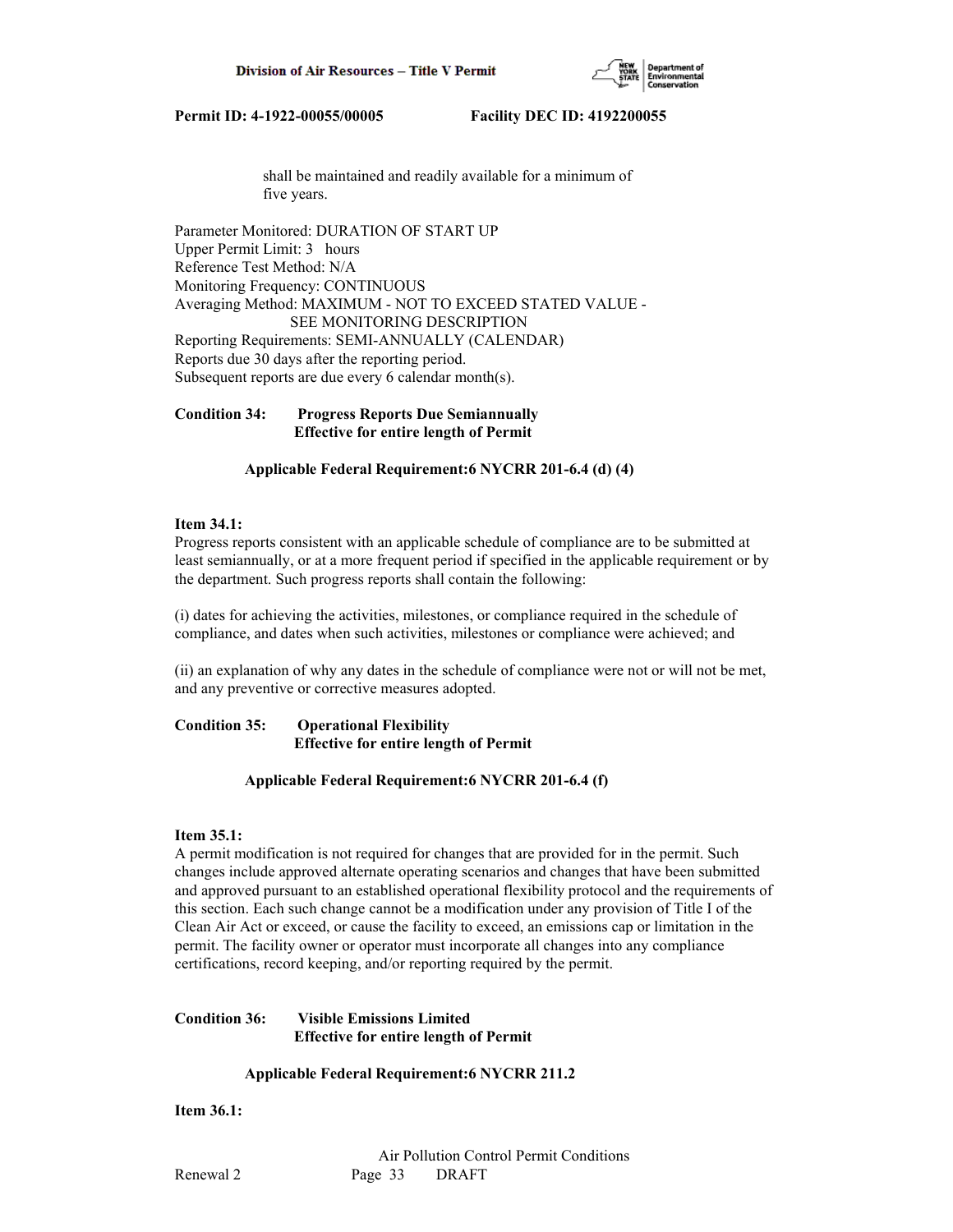shall be maintained and readily available for a minimum of five years.

Parameter Monitored: DURATION OF START UP
Upper Permit Limit: 3 hours
Reference Test Method: N/A
Monitoring Frequency: CONTINUOUS
Averaging Method: MAXIMUM - NOT TO EXCEED STATED VALUE - SEE MONITORING DESCRIPTION
Reporting Requirements: SEMI-ANNUALLY (CALENDAR)
Reports due 30 days after the reporting period.
Subsequent reports are due every 6 calendar month(s).

**Condition 34: Progress Reports Due Semiannually**
**Effective for entire length of Permit**

**Applicable Federal Requirement:6 NYCRR 201-6.4 (d) (4)**

**Item 34.1:**
Progress reports consistent with an applicable schedule of compliance are to be submitted at least semiannually, or at a more frequent period if specified in the applicable requirement or by the department. Such progress reports shall contain the following:

(i) dates for achieving the activities, milestones, or compliance required in the schedule of compliance, and dates when such activities, milestones or compliance were achieved; and

(ii) an explanation of why any dates in the schedule of compliance were not or will not be met, and any preventive or corrective measures adopted.

**Condition 35: Operational Flexibility**
**Effective for entire length of Permit**

**Applicable Federal Requirement:6 NYCRR 201-6.4 (f)**

**Item 35.1:**
A permit modification is not required for changes that are provided for in the permit. Such changes include approved alternate operating scenarios and changes that have been submitted and approved pursuant to an established operational flexibility protocol and the requirements of this section. Each such change cannot be a modification under any provision of Title I of the Clean Air Act or exceed, or cause the facility to exceed, an emissions cap or limitation in the permit. The facility owner or operator must incorporate all changes into any compliance certifications, record keeping, and/or reporting required by the permit.

**Condition 36: Visible Emissions Limited**
**Effective for entire length of Permit**

**Applicable Federal Requirement:6 NYCRR 211.2**

**Item 36.1:**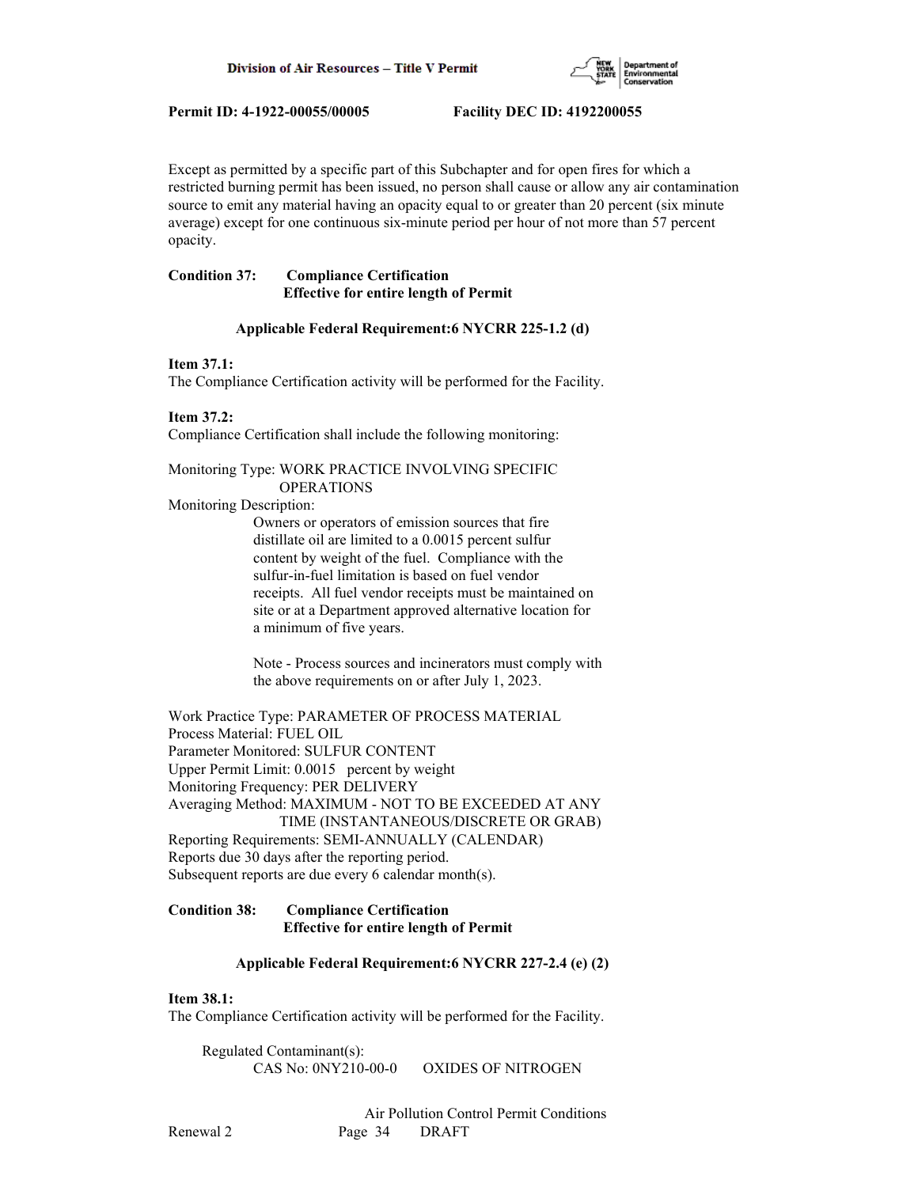Except as permitted by a specific part of this Subchapter and for open fires for which a restricted burning permit has been issued, no person shall cause or allow any air contamination source to emit any material having an opacity equal to or greater than 20 percent (six minute average) except for one continuous six-minute period per hour of not more than 57 percent opacity.

**Condition 37: Compliance Certification**
**Effective for entire length of Permit**

**Applicable Federal Requirement:6 NYCRR 225-1.2 (d)**

**Item 37.1:**
The Compliance Certification activity will be performed for the Facility.

**Item 37.2:**
Compliance Certification shall include the following monitoring:

Monitoring Type: WORK PRACTICE INVOLVING SPECIFIC OPERATIONS
Monitoring Description:
Owners or operators of emission sources that fire distillate oil are limited to a 0.0015 percent sulfur content by weight of the fuel. Compliance with the sulfur-in-fuel limitation is based on fuel vendor receipts. All fuel vendor receipts must be maintained on site or at a Department approved alternative location for a minimum of five years.

Note - Process sources and incinerators must comply with the above requirements on or after July 1, 2023.

Work Practice Type: PARAMETER OF PROCESS MATERIAL
Process Material: FUEL OIL
Parameter Monitored: SULFUR CONTENT
Upper Permit Limit: 0.0015 percent by weight
Monitoring Frequency: PER DELIVERY
Averaging Method: MAXIMUM - NOT TO BE EXCEEDED AT ANY TIME (INSTANTANEOUS/DISCRETE OR GRAB)
Reporting Requirements: SEMI-ANNUALLY (CALENDAR)
Reports due 30 days after the reporting period.
Subsequent reports are due every 6 calendar month(s).

**Condition 38: Compliance Certification**
**Effective for entire length of Permit**

**Applicable Federal Requirement:6 NYCRR 227-2.4 (e) (2)**

**Item 38.1:**
The Compliance Certification activity will be performed for the Facility.

Regulated Contaminant(s):
CAS No: 0NY210-00-0 OXIDES OF NITROGEN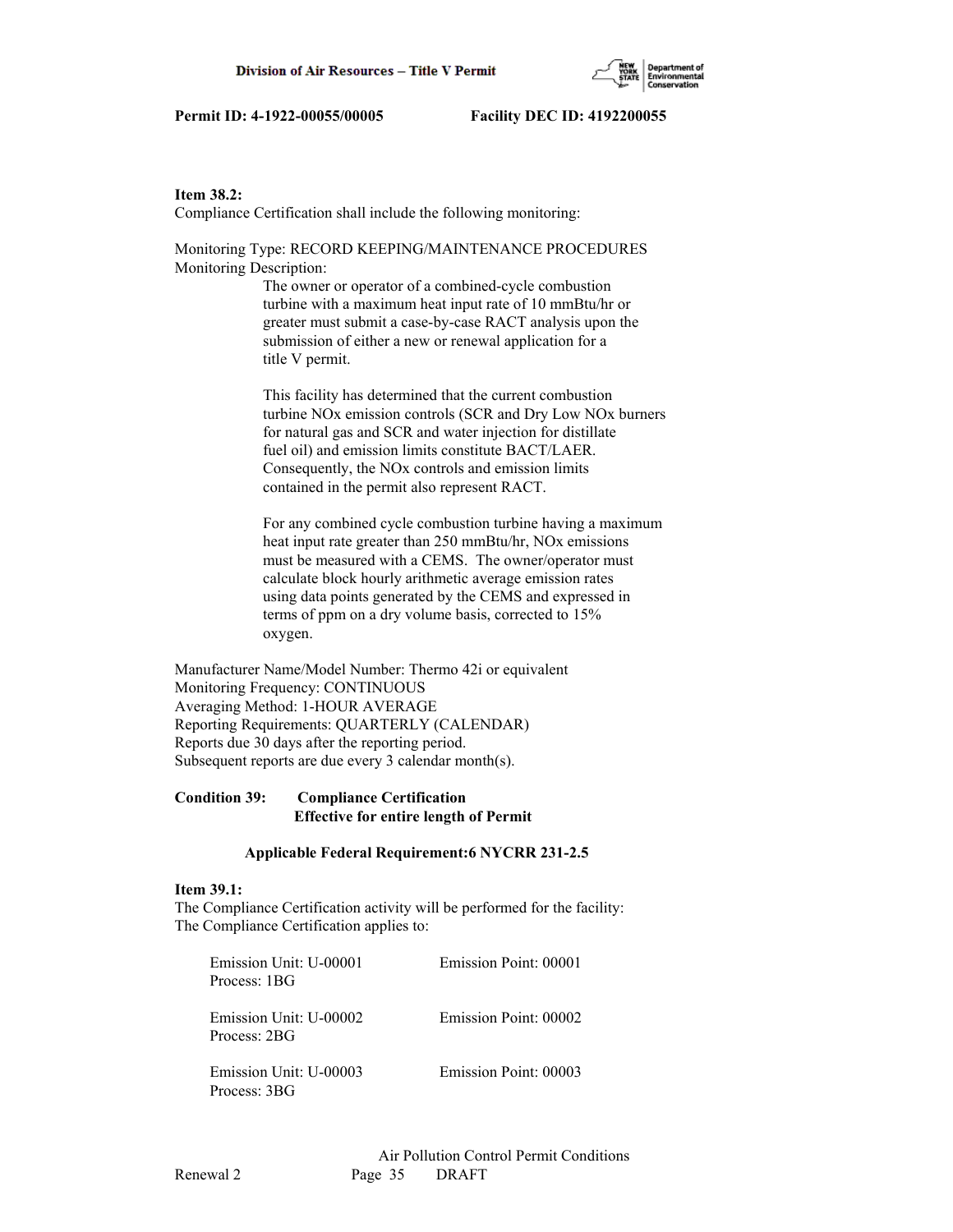**Item 38.2:**
Compliance Certification shall include the following monitoring:

Monitoring Type: RECORD KEEPING/MAINTENANCE PROCEDURES
Monitoring Description:

The owner or operator of a combined-cycle combustion turbine with a maximum heat input rate of 10 mmBtu/hr or greater must submit a case-by-case RACT analysis upon the submission of either a new or renewal application for a title V permit.

This facility has determined that the current combustion turbine NOx emission controls (SCR and Dry Low NOx burners for natural gas and SCR and water injection for distillate fuel oil) and emission limits constitute BACT/LAER. Consequently, the NOx controls and emission limits contained in the permit also represent RACT.

For any combined cycle combustion turbine having a maximum heat input rate greater than 250 mmBtu/hr, NOx emissions must be measured with a CEMS. The owner/operator must calculate block hourly arithmetic average emission rates using data points generated by the CEMS and expressed in terms of ppm on a dry volume basis, corrected to 15% oxygen.

Manufacturer Name/Model Number: Thermo 42i or equivalent
Monitoring Frequency: CONTINUOUS
Averaging Method: 1-HOUR AVERAGE
Reporting Requirements: QUARTERLY (CALENDAR)
Reports due 30 days after the reporting period.
Subsequent reports are due every 3 calendar month(s).

**Condition 39: Compliance Certification**
**Effective for entire length of Permit**

**Applicable Federal Requirement:6 NYCRR 231-2.5**

**Item 39.1:**
The Compliance Certification activity will be performed for the facility:
The Compliance Certification applies to:

| | |
|---|---|
| Emission Unit: U-00001<br>Process: 1BG | Emission Point: 00001 |
| Emission Unit: U-00002<br>Process: 2BG | Emission Point: 00002 |
| Emission Unit: U-00003<br>Process: 3BG | Emission Point: 00003 |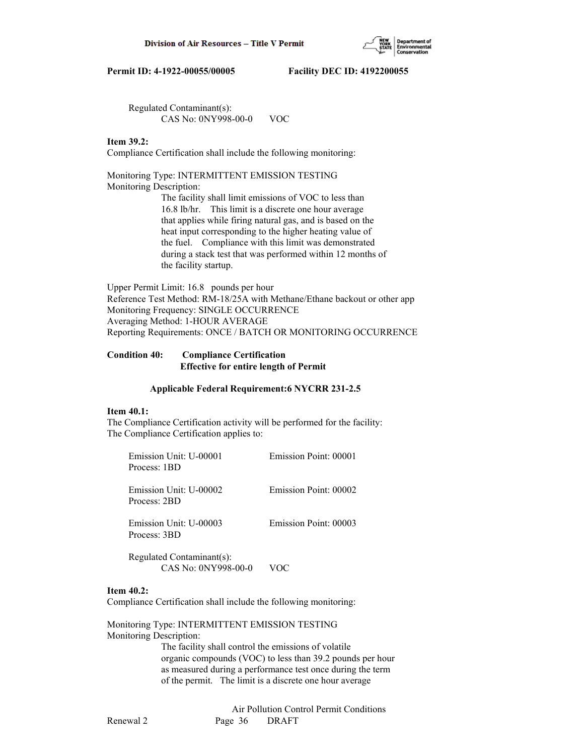Regulated Contaminant(s):
    CAS No: 0NY998-00-0       VOC

**Item 39.2:**
Compliance Certification shall include the following monitoring:

Monitoring Type: INTERMITTENT EMISSION TESTING
Monitoring Description:
    The facility shall limit emissions of VOC to less than 16.8 lb/hr.   This limit is a discrete one hour average that applies while firing natural gas, and is based on the heat input corresponding to the higher heating value of the fuel.   Compliance with this limit was demonstrated during a stack test that was performed within 12 months of the facility startup.

Upper Permit Limit: 16.8   pounds per hour
Reference Test Method: RM-18/25A with Methane/Ethane backout or other app
Monitoring Frequency: SINGLE OCCURRENCE
Averaging Method: 1-HOUR AVERAGE
Reporting Requirements: ONCE / BATCH OR MONITORING OCCURRENCE

**Condition 40:      Compliance Certification**
**Effective for entire length of Permit**

**Applicable Federal Requirement:6 NYCRR 231-2.5**

**Item 40.1:**
The Compliance Certification activity will be performed for the facility:
The Compliance Certification applies to:

Emission Unit: U-00001          Emission Point: 00001
Process: 1BD

Emission Unit: U-00002          Emission Point: 00002
Process: 2BD

Emission Unit: U-00003          Emission Point: 00003
Process: 3BD

Regulated Contaminant(s):
    CAS No: 0NY998-00-0       VOC

**Item 40.2:**
Compliance Certification shall include the following monitoring:

Monitoring Type: INTERMITTENT EMISSION TESTING
Monitoring Description:
    The facility shall control the emissions of volatile organic compounds (VOC) to less than 39.2 pounds per hour as measured during a performance test once during the term of the permit.   The limit is a discrete one hour average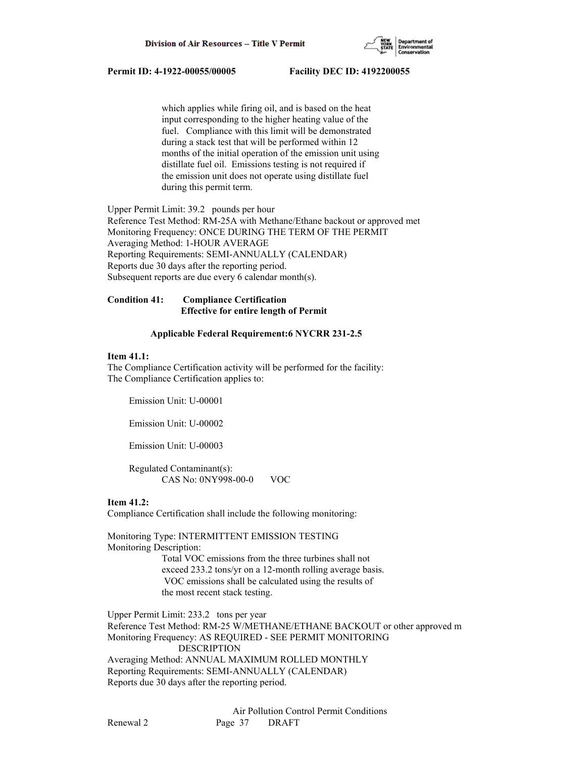which applies while firing oil, and is based on the heat input corresponding to the higher heating value of the fuel. Compliance with this limit will be demonstrated during a stack test that will be performed within 12 months of the initial operation of the emission unit using distillate fuel oil. Emissions testing is not required if the emission unit does not operate using distillate fuel during this permit term.

Upper Permit Limit: 39.2 pounds per hour
Reference Test Method: RM-25A with Methane/Ethane backout or approved met
Monitoring Frequency: ONCE DURING THE TERM OF THE PERMIT
Averaging Method: 1-HOUR AVERAGE
Reporting Requirements: SEMI-ANNUALLY (CALENDAR)
Reports due 30 days after the reporting period.
Subsequent reports are due every 6 calendar month(s).

**Condition 41: Compliance Certification**
**Effective for entire length of Permit**

**Applicable Federal Requirement:6 NYCRR 231-2.5**

**Item 41.1:**
The Compliance Certification activity will be performed for the facility:
The Compliance Certification applies to:

Emission Unit: U-00001

Emission Unit: U-00002

Emission Unit: U-00003

Regulated Contaminant(s):
CAS No: 0NY998-00-0 VOC

**Item 41.2:**
Compliance Certification shall include the following monitoring:

Monitoring Type: INTERMITTENT EMISSION TESTING
Monitoring Description:
Total VOC emissions from the three turbines shall not exceed 233.2 tons/yr on a 12-month rolling average basis. VOC emissions shall be calculated using the results of the most recent stack testing.

Upper Permit Limit: 233.2 tons per year
Reference Test Method: RM-25 W/METHANE/ETHANE BACKOUT or other approved m
Monitoring Frequency: AS REQUIRED - SEE PERMIT MONITORING DESCRIPTION
Averaging Method: ANNUAL MAXIMUM ROLLED MONTHLY
Reporting Requirements: SEMI-ANNUALLY (CALENDAR)
Reports due 30 days after the reporting period.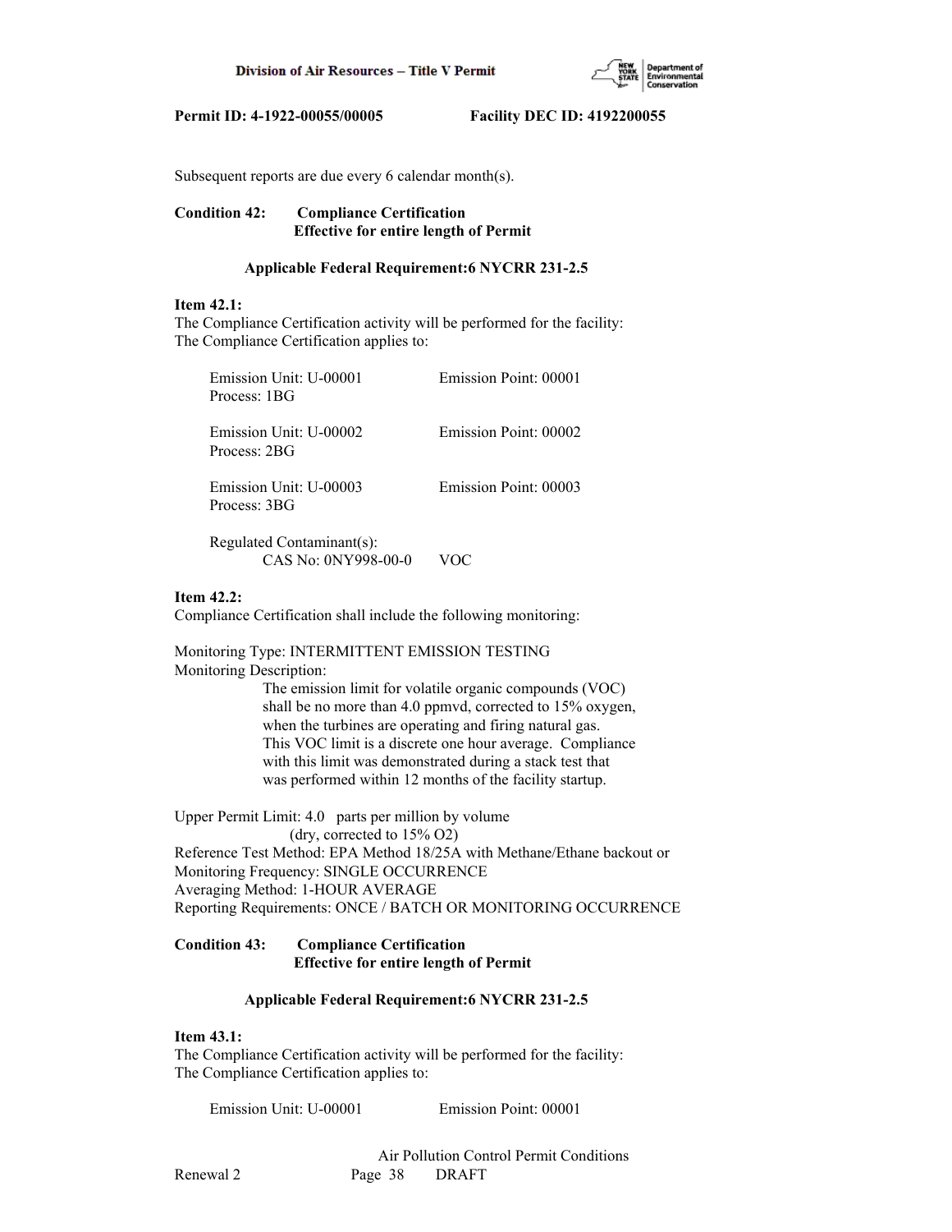Subsequent reports are due every 6 calendar month(s).

**Condition 42: Compliance Certification**
**Effective for entire length of Permit**

**Applicable Federal Requirement:6 NYCRR 231-2.5**

**Item 42.1:**
The Compliance Certification activity will be performed for the facility:
The Compliance Certification applies to:

Emission Unit: U-00001 Emission Point: 00001
Process: 1BG

Emission Unit: U-00002 Emission Point: 00002
Process: 2BG

Emission Unit: U-00003 Emission Point: 00003
Process: 3BG

Regulated Contaminant(s):
CAS No: 0NY998-00-0 VOC

**Item 42.2:**
Compliance Certification shall include the following monitoring:

Monitoring Type: INTERMITTENT EMISSION TESTING
Monitoring Description:
The emission limit for volatile organic compounds (VOC) shall be no more than 4.0 ppmvd, corrected to 15% oxygen, when the turbines are operating and firing natural gas. This VOC limit is a discrete one hour average. Compliance with this limit was demonstrated during a stack test that was performed within 12 months of the facility startup.

Upper Permit Limit: 4.0 parts per million by volume
(dry, corrected to 15% O2)
Reference Test Method: EPA Method 18/25A with Methane/Ethane backout or
Monitoring Frequency: SINGLE OCCURRENCE
Averaging Method: 1-HOUR AVERAGE
Reporting Requirements: ONCE / BATCH OR MONITORING OCCURRENCE

**Condition 43: Compliance Certification**
**Effective for entire length of Permit**

**Applicable Federal Requirement:6 NYCRR 231-2.5**

**Item 43.1:**
The Compliance Certification activity will be performed for the facility:
The Compliance Certification applies to:

Emission Unit: U-00001 Emission Point: 00001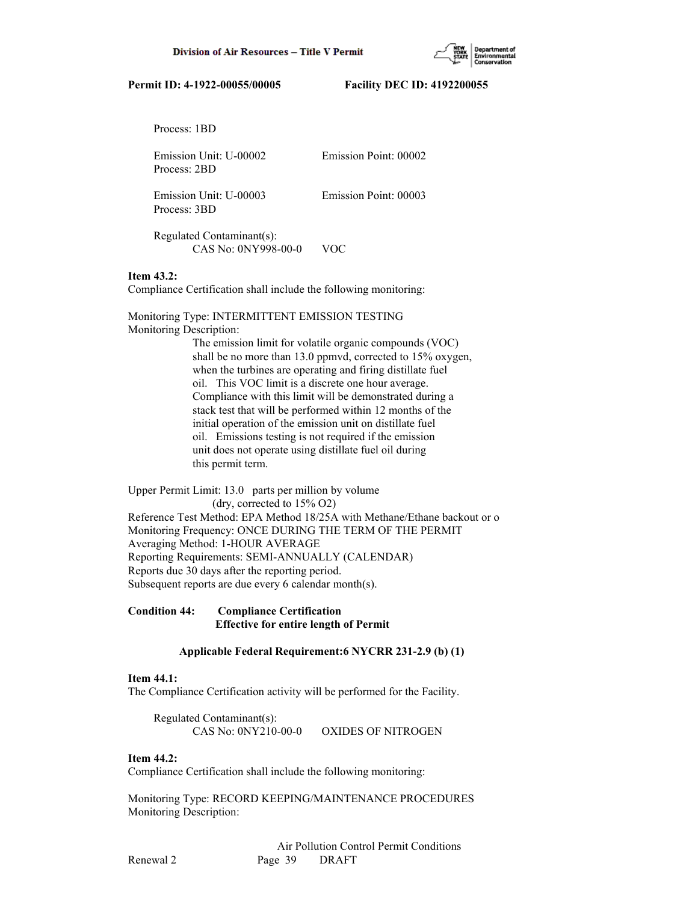Process: 1BD

Emission Unit: U-00002 Emission Point: 00002
Process: 2BD

Emission Unit: U-00003 Emission Point: 00003
Process: 3BD

Regulated Contaminant(s):
CAS No: 0NY998-00-0 VOC

**Item 43.2:**
Compliance Certification shall include the following monitoring:

Monitoring Type: INTERMITTENT EMISSION TESTING
Monitoring Description:

The emission limit for volatile organic compounds (VOC) shall be no more than 13.0 ppmvd, corrected to 15% oxygen, when the turbines are operating and firing distillate fuel oil. This VOC limit is a discrete one hour average. Compliance with this limit will be demonstrated during a stack test that will be performed within 12 months of the initial operation of the emission unit on distillate fuel oil. Emissions testing is not required if the emission unit does not operate using distillate fuel oil during this permit term.

Upper Permit Limit: 13.0 parts per million by volume (dry, corrected to 15% O2)
Reference Test Method: EPA Method 18/25A with Methane/Ethane backout or o
Monitoring Frequency: ONCE DURING THE TERM OF THE PERMIT
Averaging Method: 1-HOUR AVERAGE
Reporting Requirements: SEMI-ANNUALLY (CALENDAR)
Reports due 30 days after the reporting period.
Subsequent reports are due every 6 calendar month(s).

**Condition 44: Compliance Certification**
**Effective for entire length of Permit**

**Applicable Federal Requirement:6 NYCRR 231-2.9 (b) (1)**

**Item 44.1:**
The Compliance Certification activity will be performed for the Facility.

Regulated Contaminant(s):
CAS No: 0NY210-00-0 OXIDES OF NITROGEN

**Item 44.2:**
Compliance Certification shall include the following monitoring:

Monitoring Type: RECORD KEEPING/MAINTENANCE PROCEDURES
Monitoring Description: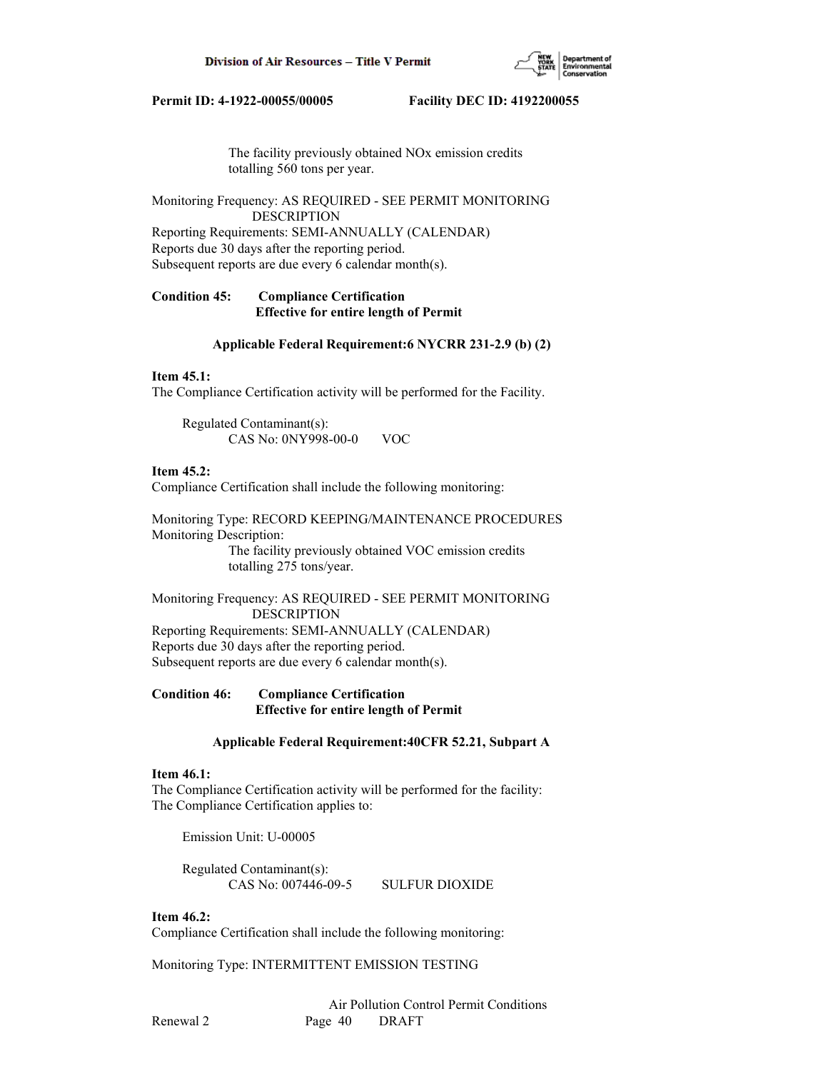The facility previously obtained NOx emission credits totalling 560 tons per year.

Monitoring Frequency: AS REQUIRED - SEE PERMIT MONITORING DESCRIPTION
Reporting Requirements: SEMI-ANNUALLY (CALENDAR)
Reports due 30 days after the reporting period.
Subsequent reports are due every 6 calendar month(s).

**Condition 45: Compliance Certification**
**Effective for entire length of Permit**

**Applicable Federal Requirement:6 NYCRR 231-2.9 (b) (2)**

**Item 45.1:**
The Compliance Certification activity will be performed for the Facility.

Regulated Contaminant(s):
CAS No: 0NY998-00-0 VOC

**Item 45.2:**
Compliance Certification shall include the following monitoring:

Monitoring Type: RECORD KEEPING/MAINTENANCE PROCEDURES
Monitoring Description:
The facility previously obtained VOC emission credits totalling 275 tons/year.

Monitoring Frequency: AS REQUIRED - SEE PERMIT MONITORING DESCRIPTION
Reporting Requirements: SEMI-ANNUALLY (CALENDAR)
Reports due 30 days after the reporting period.
Subsequent reports are due every 6 calendar month(s).

**Condition 46: Compliance Certification**
**Effective for entire length of Permit**

**Applicable Federal Requirement:40CFR 52.21, Subpart A**

**Item 46.1:**
The Compliance Certification activity will be performed for the facility:
The Compliance Certification applies to:

Emission Unit: U-00005

Regulated Contaminant(s):
CAS No: 007446-09-5 SULFUR DIOXIDE

**Item 46.2:**
Compliance Certification shall include the following monitoring:

Monitoring Type: INTERMITTENT EMISSION TESTING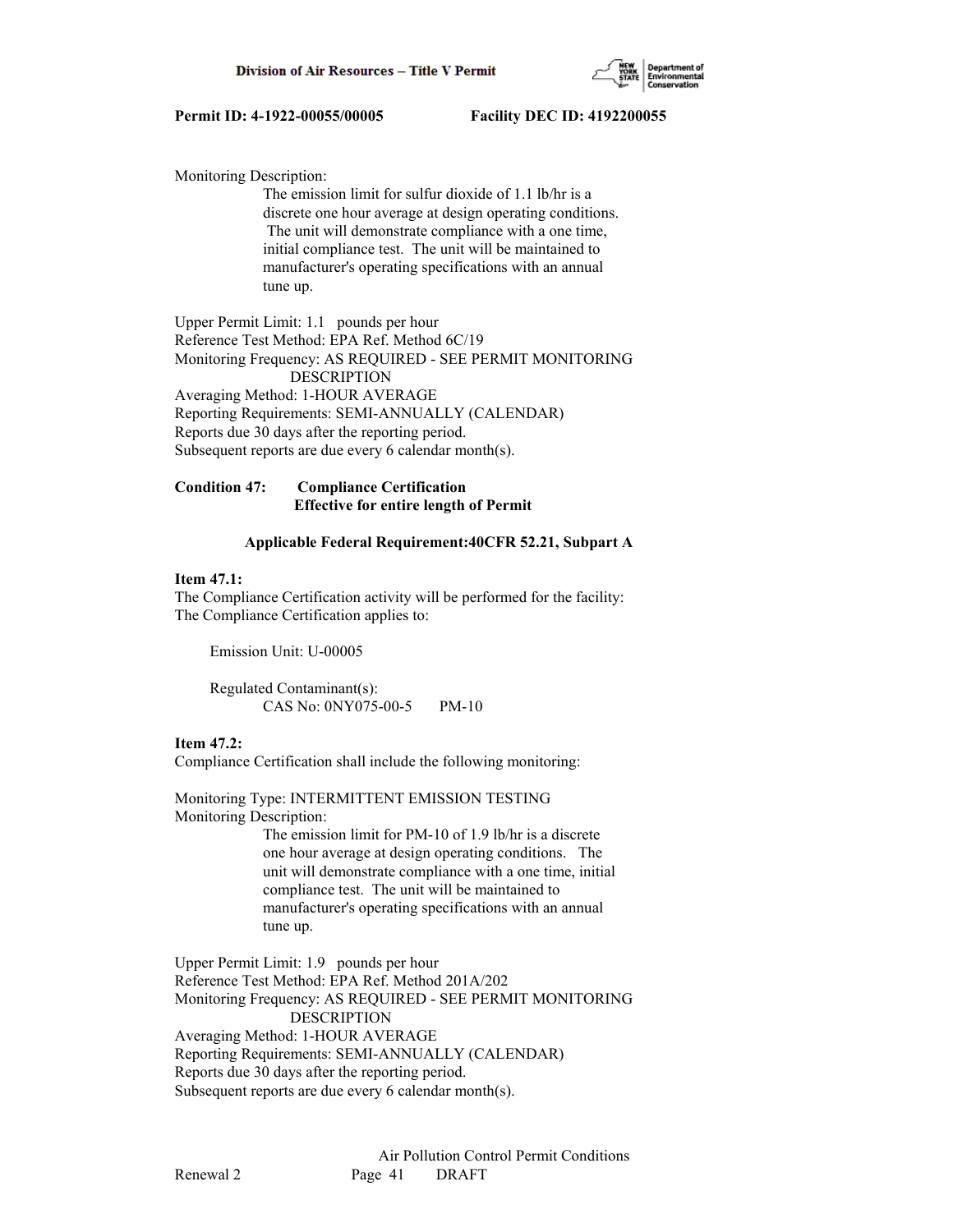Monitoring Description:

The emission limit for sulfur dioxide of 1.1 lb/hr is a discrete one hour average at design operating conditions. The unit will demonstrate compliance with a one time, initial compliance test. The unit will be maintained to manufacturer's operating specifications with an annual tune up.

Upper Permit Limit: 1.1 pounds per hour
Reference Test Method: EPA Ref. Method 6C/19
Monitoring Frequency: AS REQUIRED - SEE PERMIT MONITORING DESCRIPTION
Averaging Method: 1-HOUR AVERAGE
Reporting Requirements: SEMI-ANNUALLY (CALENDAR)
Reports due 30 days after the reporting period.
Subsequent reports are due every 6 calendar month(s).

**Condition 47: Compliance Certification**
**Effective for entire length of Permit**

**Applicable Federal Requirement:40CFR 52.21, Subpart A**

**Item 47.1:**
The Compliance Certification activity will be performed for the facility:
The Compliance Certification applies to:

Emission Unit: U-00005

Regulated Contaminant(s):
CAS No: 0NY075-00-5 PM-10

**Item 47.2:**
Compliance Certification shall include the following monitoring:

Monitoring Type: INTERMITTENT EMISSION TESTING
Monitoring Description:

The emission limit for PM-10 of 1.9 lb/hr is a discrete one hour average at design operating conditions. The unit will demonstrate compliance with a one time, initial compliance test. The unit will be maintained to manufacturer's operating specifications with an annual tune up.

Upper Permit Limit: 1.9 pounds per hour
Reference Test Method: EPA Ref. Method 201A/202
Monitoring Frequency: AS REQUIRED - SEE PERMIT MONITORING DESCRIPTION
Averaging Method: 1-HOUR AVERAGE
Reporting Requirements: SEMI-ANNUALLY (CALENDAR)
Reports due 30 days after the reporting period.
Subsequent reports are due every 6 calendar month(s).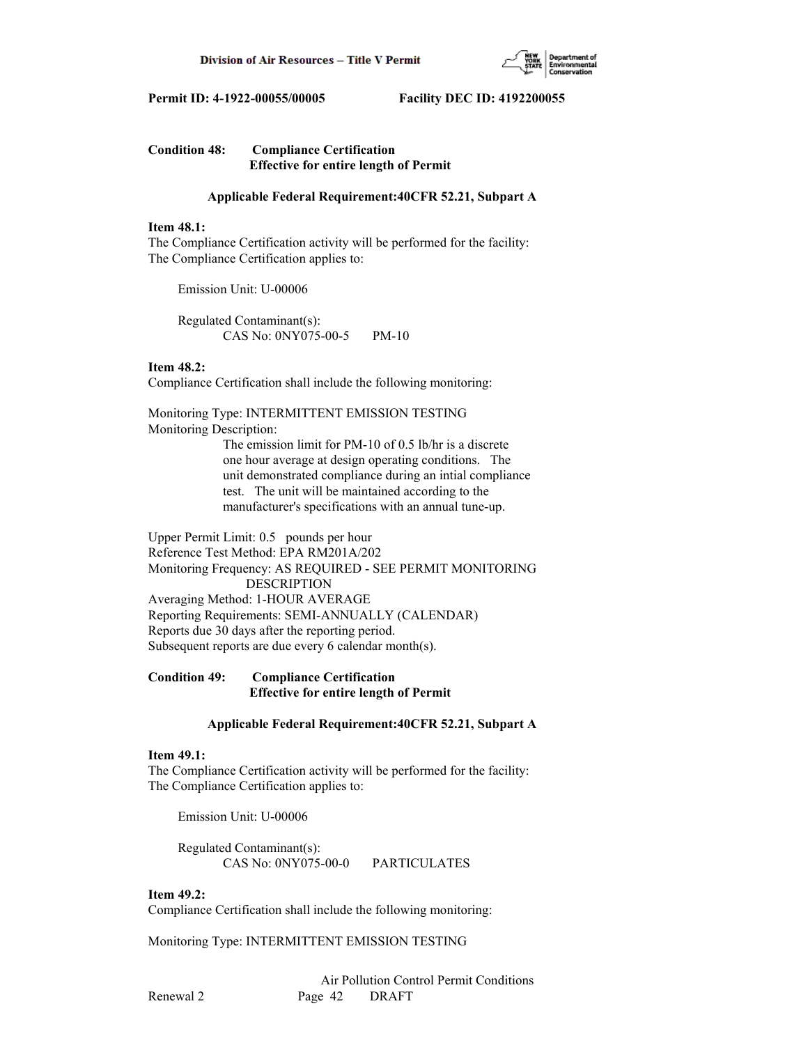**Condition 48: Compliance Certification**
**Effective for entire length of Permit**

**Applicable Federal Requirement:40CFR 52.21, Subpart A**

**Item 48.1:**
The Compliance Certification activity will be performed for the facility:
The Compliance Certification applies to:

Emission Unit: U-00006

Regulated Contaminant(s):
CAS No: 0NY075-00-5 PM-10

**Item 48.2:**
Compliance Certification shall include the following monitoring:

Monitoring Type: INTERMITTENT EMISSION TESTING
Monitoring Description:
The emission limit for PM-10 of 0.5 lb/hr is a discrete one hour average at design operating conditions. The unit demonstrated compliance during an intial compliance test. The unit will be maintained according to the manufacturer's specifications with an annual tune-up.

Upper Permit Limit: 0.5 pounds per hour
Reference Test Method: EPA RM201A/202
Monitoring Frequency: AS REQUIRED - SEE PERMIT MONITORING DESCRIPTION
Averaging Method: 1-HOUR AVERAGE
Reporting Requirements: SEMI-ANNUALLY (CALENDAR)
Reports due 30 days after the reporting period.
Subsequent reports are due every 6 calendar month(s).

**Condition 49: Compliance Certification**
**Effective for entire length of Permit**

**Applicable Federal Requirement:40CFR 52.21, Subpart A**

**Item 49.1:**
The Compliance Certification activity will be performed for the facility:
The Compliance Certification applies to:

Emission Unit: U-00006

Regulated Contaminant(s):
CAS No: 0NY075-00-0 PARTICULATES

**Item 49.2:**
Compliance Certification shall include the following monitoring:

Monitoring Type: INTERMITTENT EMISSION TESTING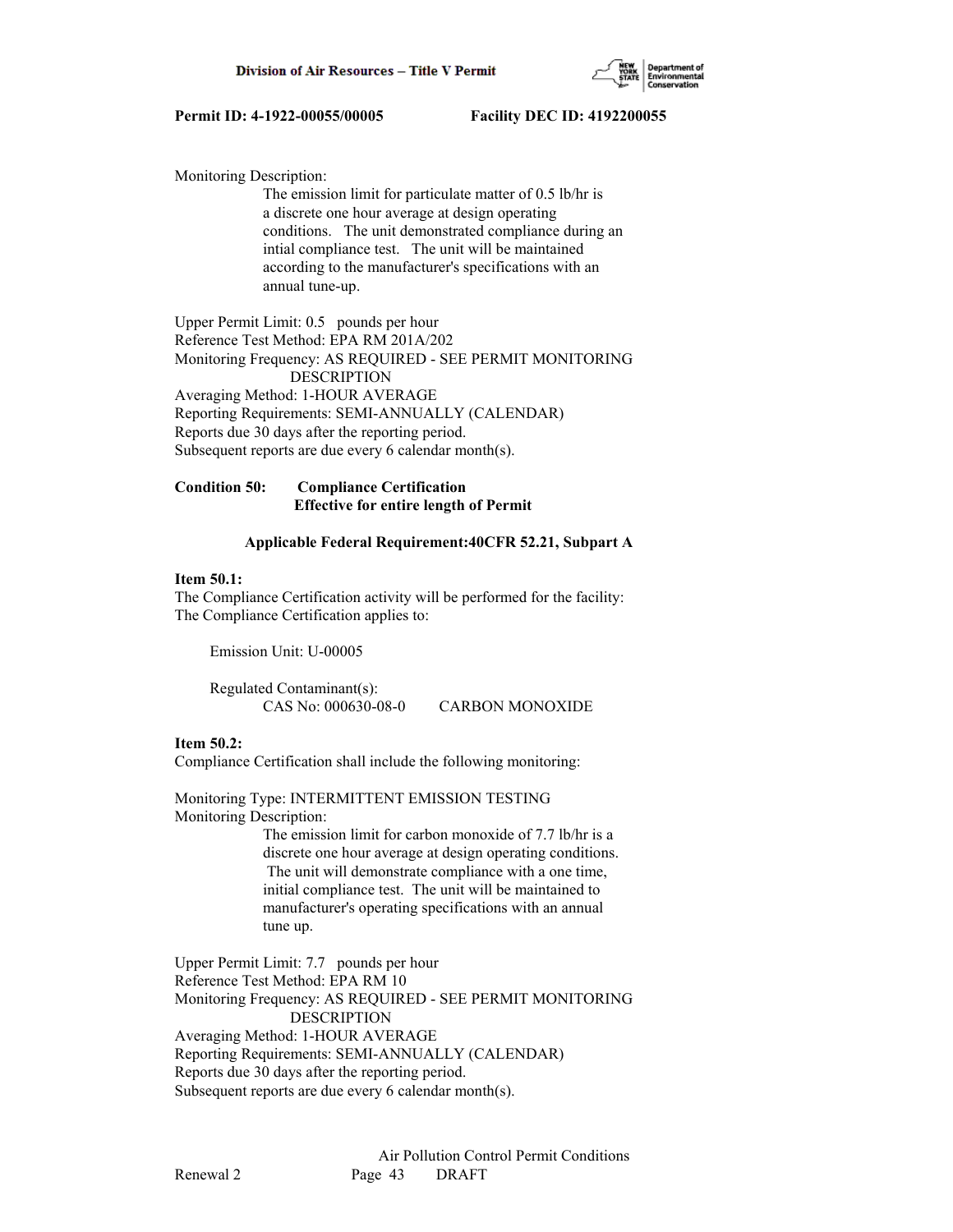Monitoring Description:

The emission limit for particulate matter of 0.5 lb/hr is a discrete one hour average at design operating conditions. The unit demonstrated compliance during an intial compliance test. The unit will be maintained according to the manufacturer's specifications with an annual tune-up.

Upper Permit Limit: 0.5 pounds per hour
Reference Test Method: EPA RM 201A/202
Monitoring Frequency: AS REQUIRED - SEE PERMIT MONITORING DESCRIPTION
Averaging Method: 1-HOUR AVERAGE
Reporting Requirements: SEMI-ANNUALLY (CALENDAR)
Reports due 30 days after the reporting period.
Subsequent reports are due every 6 calendar month(s).

**Condition 50: Compliance Certification**
**Effective for entire length of Permit**

**Applicable Federal Requirement:40CFR 52.21, Subpart A**

**Item 50.1:**
The Compliance Certification activity will be performed for the facility:
The Compliance Certification applies to:

Emission Unit: U-00005

Regulated Contaminant(s):
CAS No: 000630-08-0 CARBON MONOXIDE

**Item 50.2:**
Compliance Certification shall include the following monitoring:

Monitoring Type: INTERMITTENT EMISSION TESTING
Monitoring Description:

The emission limit for carbon monoxide of 7.7 lb/hr is a discrete one hour average at design operating conditions. The unit will demonstrate compliance with a one time, initial compliance test. The unit will be maintained to manufacturer's operating specifications with an annual tune up.

Upper Permit Limit: 7.7 pounds per hour
Reference Test Method: EPA RM 10
Monitoring Frequency: AS REQUIRED - SEE PERMIT MONITORING DESCRIPTION
Averaging Method: 1-HOUR AVERAGE
Reporting Requirements: SEMI-ANNUALLY (CALENDAR)
Reports due 30 days after the reporting period.
Subsequent reports are due every 6 calendar month(s).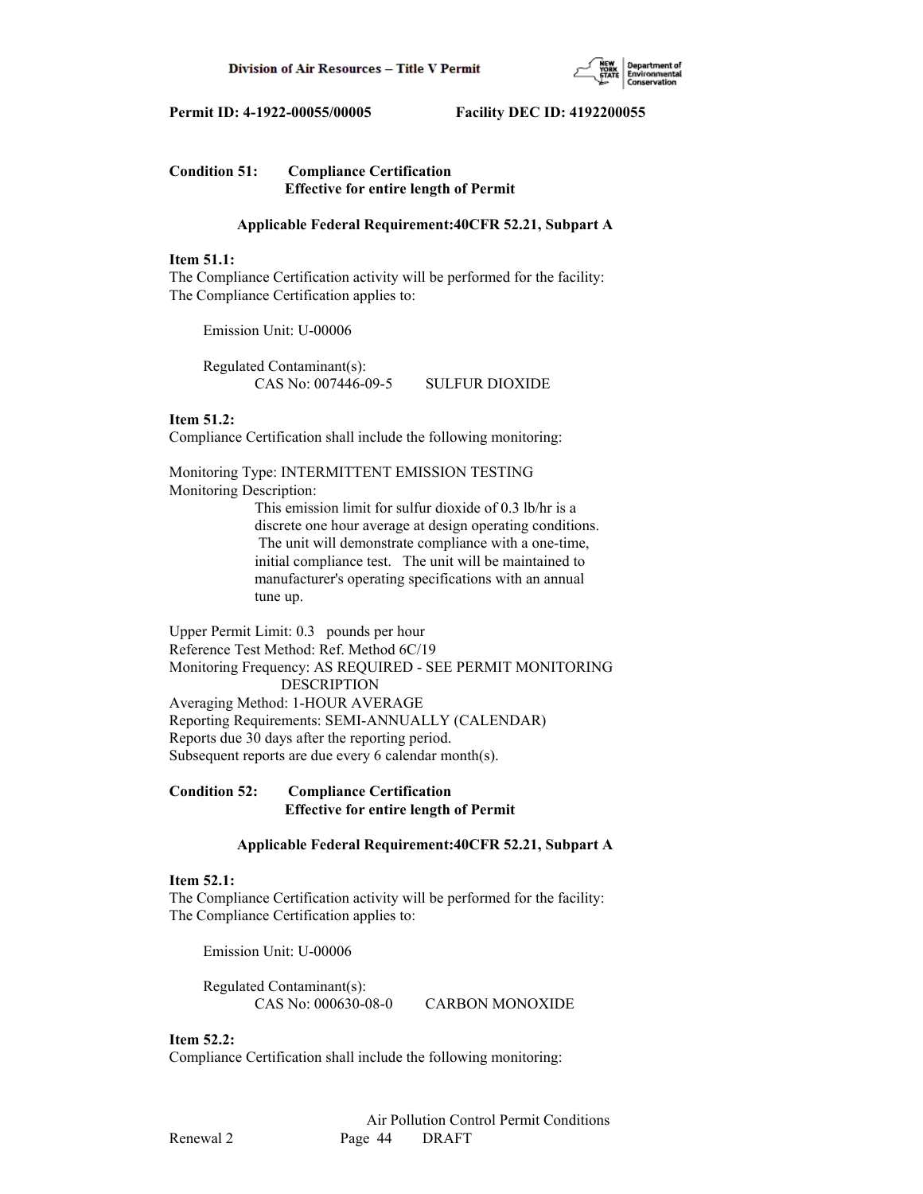**Condition 51: Compliance Certification**
**Effective for entire length of Permit**

**Applicable Federal Requirement:40CFR 52.21, Subpart A**

**Item 51.1:**
The Compliance Certification activity will be performed for the facility:
The Compliance Certification applies to:

Emission Unit: U-00006

Regulated Contaminant(s):
CAS No: 007446-09-5 SULFUR DIOXIDE

**Item 51.2:**
Compliance Certification shall include the following monitoring:

Monitoring Type: INTERMITTENT EMISSION TESTING
Monitoring Description:
This emission limit for sulfur dioxide of 0.3 lb/hr is a discrete one hour average at design operating conditions. The unit will demonstrate compliance with a one-time, initial compliance test. The unit will be maintained to manufacturer's operating specifications with an annual tune up.

Upper Permit Limit: 0.3 pounds per hour
Reference Test Method: Ref. Method 6C/19
Monitoring Frequency: AS REQUIRED - SEE PERMIT MONITORING DESCRIPTION
Averaging Method: 1-HOUR AVERAGE
Reporting Requirements: SEMI-ANNUALLY (CALENDAR)
Reports due 30 days after the reporting period.
Subsequent reports are due every 6 calendar month(s).

**Condition 52: Compliance Certification**
**Effective for entire length of Permit**

**Applicable Federal Requirement:40CFR 52.21, Subpart A**

**Item 52.1:**
The Compliance Certification activity will be performed for the facility:
The Compliance Certification applies to:

Emission Unit: U-00006

Regulated Contaminant(s):
CAS No: 000630-08-0 CARBON MONOXIDE

**Item 52.2:**
Compliance Certification shall include the following monitoring: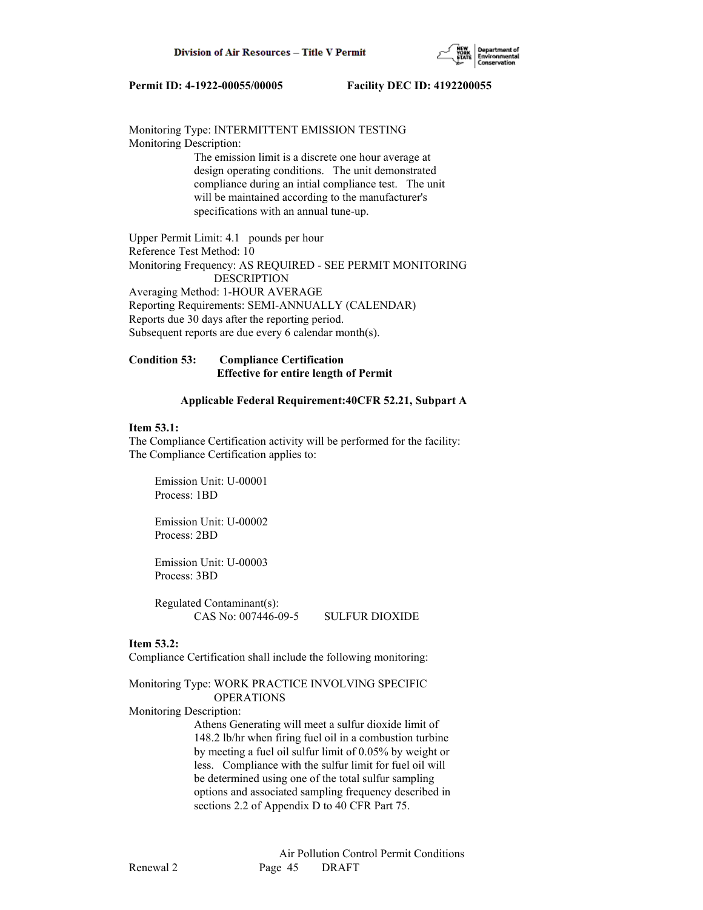Monitoring Type: INTERMITTENT EMISSION TESTING
Monitoring Description:

The emission limit is a discrete one hour average at design operating conditions. The unit demonstrated compliance during an intial compliance test. The unit will be maintained according to the manufacturer's specifications with an annual tune-up.

Upper Permit Limit: 4.1 pounds per hour
Reference Test Method: 10
Monitoring Frequency: AS REQUIRED - SEE PERMIT MONITORING DESCRIPTION
Averaging Method: 1-HOUR AVERAGE
Reporting Requirements: SEMI-ANNUALLY (CALENDAR)
Reports due 30 days after the reporting period.
Subsequent reports are due every 6 calendar month(s).

**Condition 53: Compliance Certification**
**Effective for entire length of Permit**

**Applicable Federal Requirement:40CFR 52.21, Subpart A**

**Item 53.1:**
The Compliance Certification activity will be performed for the facility:
The Compliance Certification applies to:

Emission Unit: U-00001
Process: 1BD

Emission Unit: U-00002
Process: 2BD

Emission Unit: U-00003
Process: 3BD

Regulated Contaminant(s):
CAS No: 007446-09-5 SULFUR DIOXIDE

**Item 53.2:**
Compliance Certification shall include the following monitoring:

Monitoring Type: WORK PRACTICE INVOLVING SPECIFIC OPERATIONS
Monitoring Description:

Athens Generating will meet a sulfur dioxide limit of 148.2 lb/hr when firing fuel oil in a combustion turbine by meeting a fuel oil sulfur limit of 0.05% by weight or less. Compliance with the sulfur limit for fuel oil will be determined using one of the total sulfur sampling options and associated sampling frequency described in sections 2.2 of Appendix D to 40 CFR Part 75.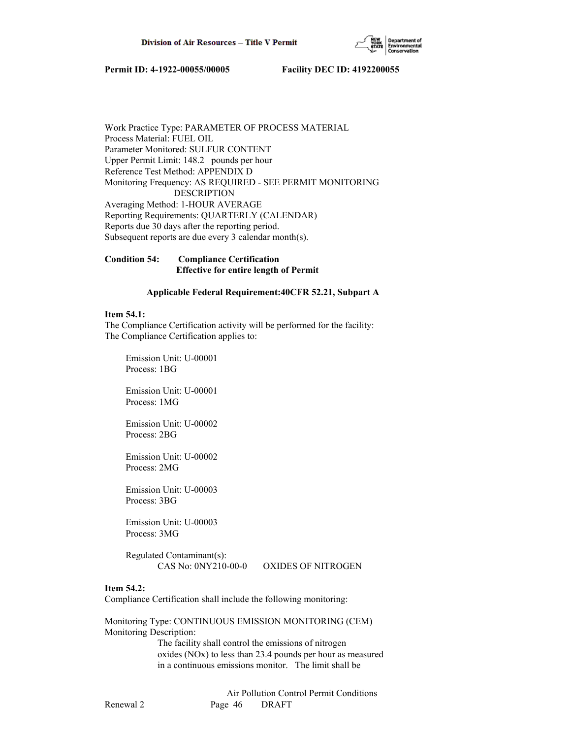Work Practice Type: PARAMETER OF PROCESS MATERIAL
Process Material: FUEL OIL
Parameter Monitored: SULFUR CONTENT
Upper Permit Limit: 148.2 pounds per hour
Reference Test Method: APPENDIX D
Monitoring Frequency: AS REQUIRED - SEE PERMIT MONITORING DESCRIPTION
Averaging Method: 1-HOUR AVERAGE
Reporting Requirements: QUARTERLY (CALENDAR)
Reports due 30 days after the reporting period.
Subsequent reports are due every 3 calendar month(s).

**Condition 54: Compliance Certification**
**Effective for entire length of Permit**

**Applicable Federal Requirement:40CFR 52.21, Subpart A**

**Item 54.1:**
The Compliance Certification activity will be performed for the facility:
The Compliance Certification applies to:

Emission Unit: U-00001
Process: 1BG

Emission Unit: U-00001
Process: 1MG

Emission Unit: U-00002
Process: 2BG

Emission Unit: U-00002
Process: 2MG

Emission Unit: U-00003
Process: 3BG

Emission Unit: U-00003
Process: 3MG

Regulated Contaminant(s):
CAS No: 0NY210-00-0 OXIDES OF NITROGEN

**Item 54.2:**
Compliance Certification shall include the following monitoring:

Monitoring Type: CONTINUOUS EMISSION MONITORING (CEM)
Monitoring Description:
The facility shall control the emissions of nitrogen oxides (NOx) to less than 23.4 pounds per hour as measured in a continuous emissions monitor. The limit shall be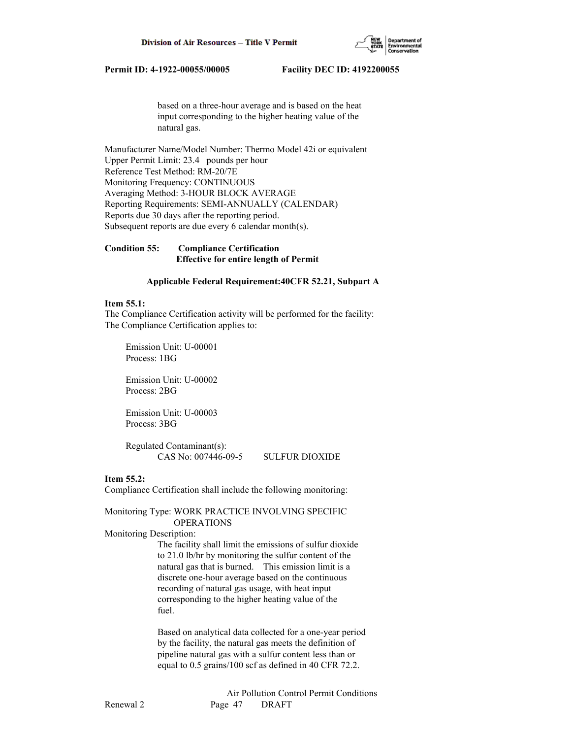based on a three-hour average and is based on the heat input corresponding to the higher heating value of the natural gas.

Manufacturer Name/Model Number: Thermo Model 42i or equivalent
Upper Permit Limit: 23.4 pounds per hour
Reference Test Method: RM-20/7E
Monitoring Frequency: CONTINUOUS
Averaging Method: 3-HOUR BLOCK AVERAGE
Reporting Requirements: SEMI-ANNUALLY (CALENDAR)
Reports due 30 days after the reporting period.
Subsequent reports are due every 6 calendar month(s).

**Condition 55: Compliance Certification**
**Effective for entire length of Permit**

**Applicable Federal Requirement:40CFR 52.21, Subpart A**

**Item 55.1:**
The Compliance Certification activity will be performed for the facility:
The Compliance Certification applies to:

Emission Unit: U-00001
Process: 1BG

Emission Unit: U-00002
Process: 2BG

Emission Unit: U-00003
Process: 3BG

Regulated Contaminant(s):
CAS No: 007446-09-5 SULFUR DIOXIDE

**Item 55.2:**
Compliance Certification shall include the following monitoring:

Monitoring Type: WORK PRACTICE INVOLVING SPECIFIC OPERATIONS
Monitoring Description:
The facility shall limit the emissions of sulfur dioxide to 21.0 lb/hr by monitoring the sulfur content of the natural gas that is burned. This emission limit is a discrete one-hour average based on the continuous recording of natural gas usage, with heat input corresponding to the higher heating value of the fuel.

Based on analytical data collected for a one-year period by the facility, the natural gas meets the definition of pipeline natural gas with a sulfur content less than or equal to 0.5 grains/100 scf as defined in 40 CFR 72.2.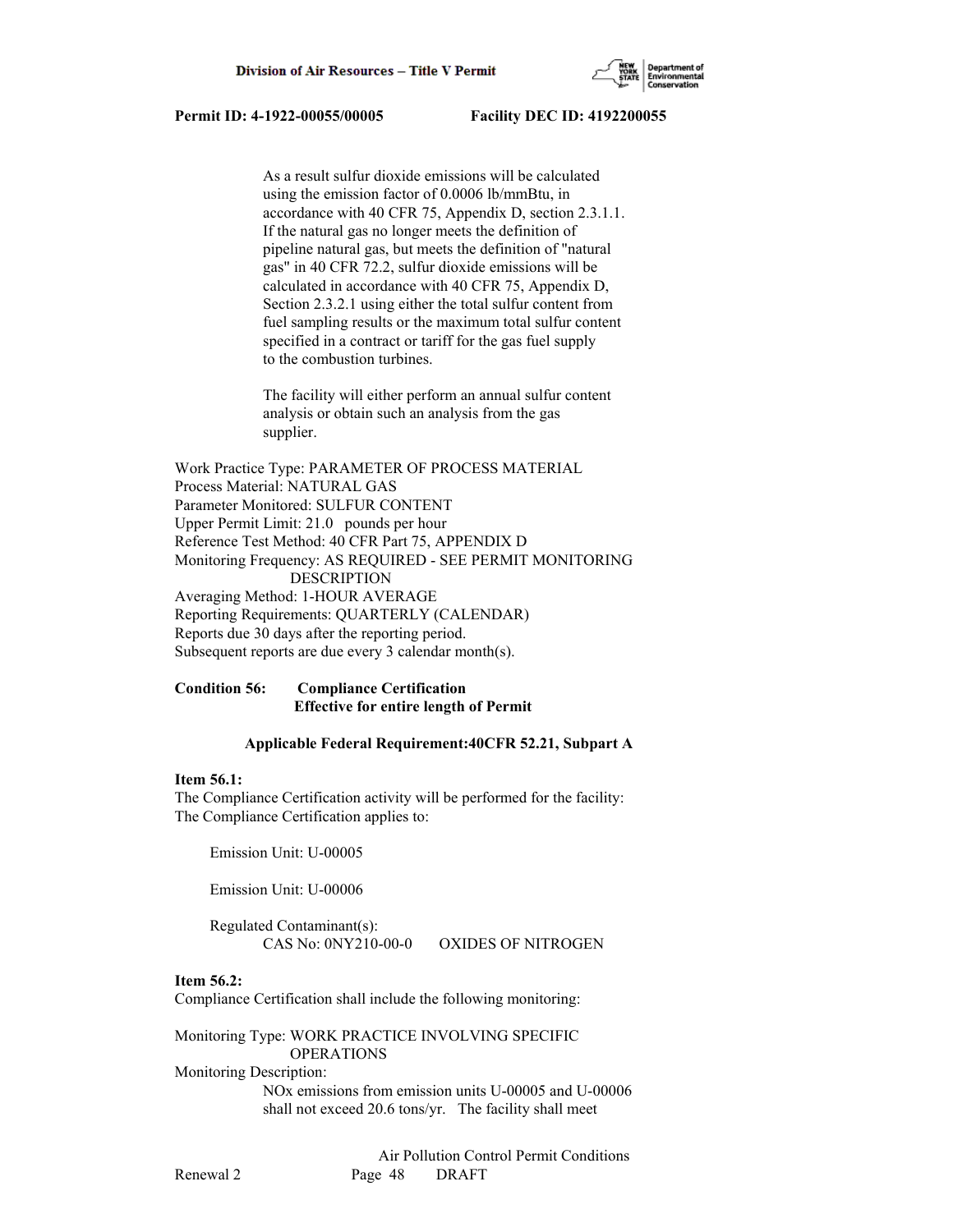As a result sulfur dioxide emissions will be calculated using the emission factor of 0.0006 lb/mmBtu, in accordance with 40 CFR 75, Appendix D, section 2.3.1.1. If the natural gas no longer meets the definition of pipeline natural gas, but meets the definition of "natural gas" in 40 CFR 72.2, sulfur dioxide emissions will be calculated in accordance with 40 CFR 75, Appendix D, Section 2.3.2.1 using either the total sulfur content from fuel sampling results or the maximum total sulfur content specified in a contract or tariff for the gas fuel supply to the combustion turbines.

The facility will either perform an annual sulfur content analysis or obtain such an analysis from the gas supplier.

Work Practice Type: PARAMETER OF PROCESS MATERIAL
Process Material: NATURAL GAS
Parameter Monitored: SULFUR CONTENT
Upper Permit Limit: 21.0 pounds per hour
Reference Test Method: 40 CFR Part 75, APPENDIX D
Monitoring Frequency: AS REQUIRED - SEE PERMIT MONITORING DESCRIPTION
Averaging Method: 1-HOUR AVERAGE
Reporting Requirements: QUARTERLY (CALENDAR)
Reports due 30 days after the reporting period.
Subsequent reports are due every 3 calendar month(s).

**Condition 56: Compliance Certification**
**Effective for entire length of Permit**

**Applicable Federal Requirement:40CFR 52.21, Subpart A**

**Item 56.1:**
The Compliance Certification activity will be performed for the facility:
The Compliance Certification applies to:

Emission Unit: U-00005

Emission Unit: U-00006

Regulated Contaminant(s):
CAS No: 0NY210-00-0 OXIDES OF NITROGEN

**Item 56.2:**
Compliance Certification shall include the following monitoring:

Monitoring Type: WORK PRACTICE INVOLVING SPECIFIC OPERATIONS
Monitoring Description:
NOx emissions from emission units U-00005 and U-00006 shall not exceed 20.6 tons/yr. The facility shall meet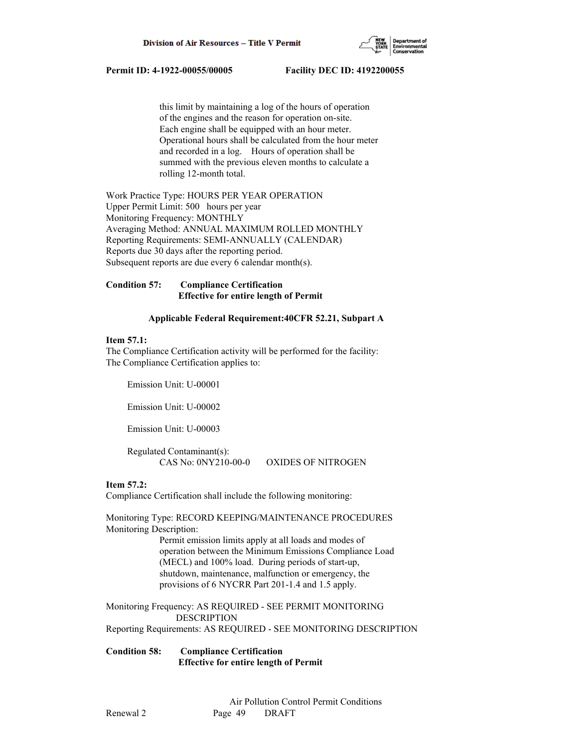this limit by maintaining a log of the hours of operation of the engines and the reason for operation on-site. Each engine shall be equipped with an hour meter. Operational hours shall be calculated from the hour meter and recorded in a log. Hours of operation shall be summed with the previous eleven months to calculate a rolling 12-month total.

Work Practice Type: HOURS PER YEAR OPERATION
Upper Permit Limit: 500 hours per year
Monitoring Frequency: MONTHLY
Averaging Method: ANNUAL MAXIMUM ROLLED MONTHLY
Reporting Requirements: SEMI-ANNUALLY (CALENDAR)
Reports due 30 days after the reporting period.
Subsequent reports are due every 6 calendar month(s).

**Condition 57: Compliance Certification**
**Effective for entire length of Permit**

**Applicable Federal Requirement:40CFR 52.21, Subpart A**

**Item 57.1:**
The Compliance Certification activity will be performed for the facility:
The Compliance Certification applies to:

Emission Unit: U-00001

Emission Unit: U-00002

Emission Unit: U-00003

Regulated Contaminant(s):
CAS No: 0NY210-00-0 OXIDES OF NITROGEN

**Item 57.2:**
Compliance Certification shall include the following monitoring:

Monitoring Type: RECORD KEEPING/MAINTENANCE PROCEDURES
Monitoring Description:
Permit emission limits apply at all loads and modes of operation between the Minimum Emissions Compliance Load (MECL) and 100% load. During periods of start-up, shutdown, maintenance, malfunction or emergency, the provisions of 6 NYCRR Part 201-1.4 and 1.5 apply.

Monitoring Frequency: AS REQUIRED - SEE PERMIT MONITORING DESCRIPTION
Reporting Requirements: AS REQUIRED - SEE MONITORING DESCRIPTION

**Condition 58: Compliance Certification**
**Effective for entire length of Permit**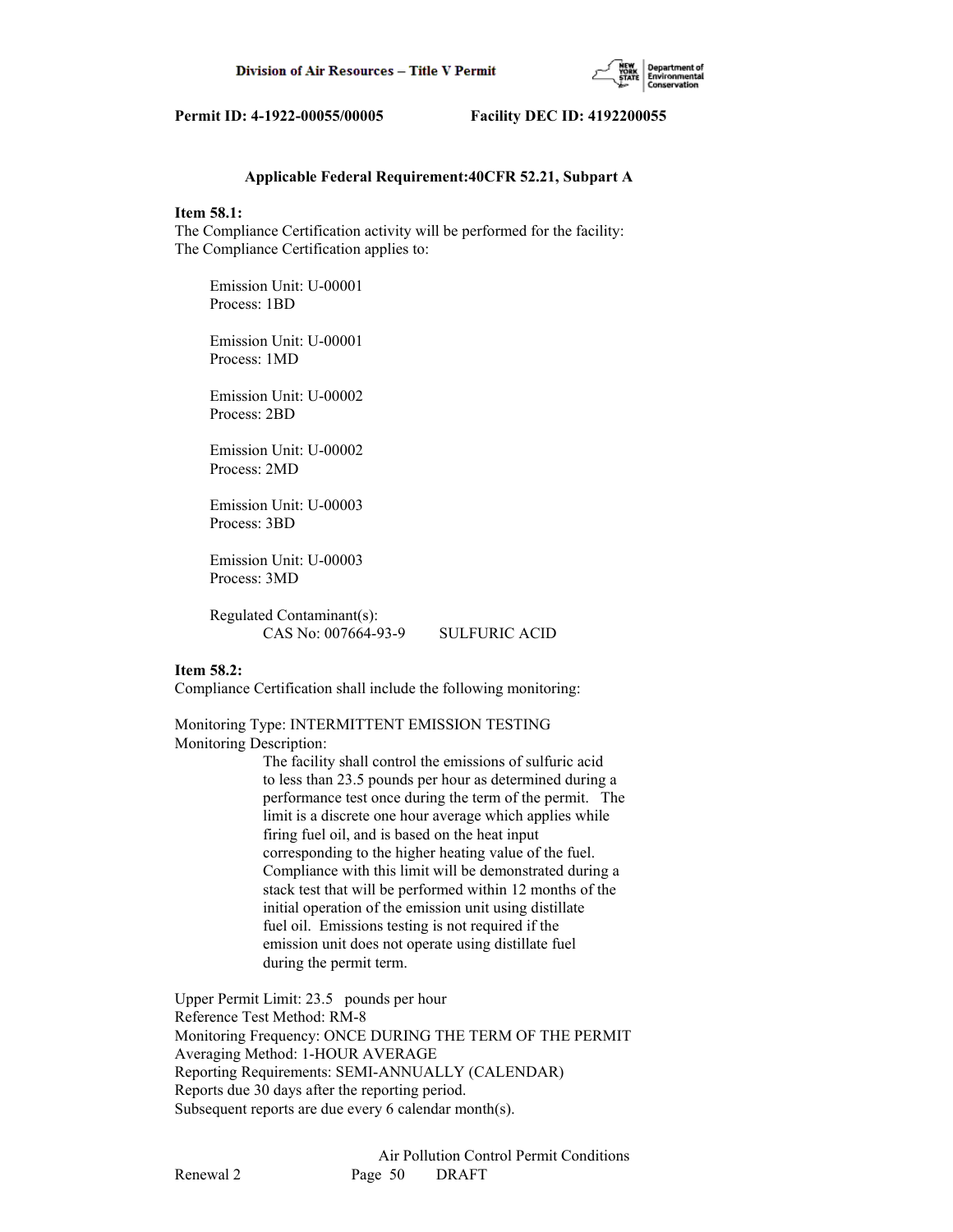**Applicable Federal Requirement:40CFR 52.21, Subpart A**

**Item 58.1:**
The Compliance Certification activity will be performed for the facility:
The Compliance Certification applies to:

Emission Unit: U-00001
Process: 1BD

Emission Unit: U-00001
Process: 1MD

Emission Unit: U-00002
Process: 2BD

Emission Unit: U-00002
Process: 2MD

Emission Unit: U-00003
Process: 3BD

Emission Unit: U-00003
Process: 3MD

Regulated Contaminant(s):
CAS No: 007664-93-9 SULFURIC ACID

**Item 58.2:**
Compliance Certification shall include the following monitoring:

Monitoring Type: INTERMITTENT EMISSION TESTING
Monitoring Description:
The facility shall control the emissions of sulfuric acid to less than 23.5 pounds per hour as determined during a performance test once during the term of the permit. The limit is a discrete one hour average which applies while firing fuel oil, and is based on the heat input corresponding to the higher heating value of the fuel. Compliance with this limit will be demonstrated during a stack test that will be performed within 12 months of the initial operation of the emission unit using distillate fuel oil. Emissions testing is not required if the emission unit does not operate using distillate fuel during the permit term.

Upper Permit Limit: 23.5 pounds per hour
Reference Test Method: RM-8
Monitoring Frequency: ONCE DURING THE TERM OF THE PERMIT
Averaging Method: 1-HOUR AVERAGE
Reporting Requirements: SEMI-ANNUALLY (CALENDAR)
Reports due 30 days after the reporting period.
Subsequent reports are due every 6 calendar month(s).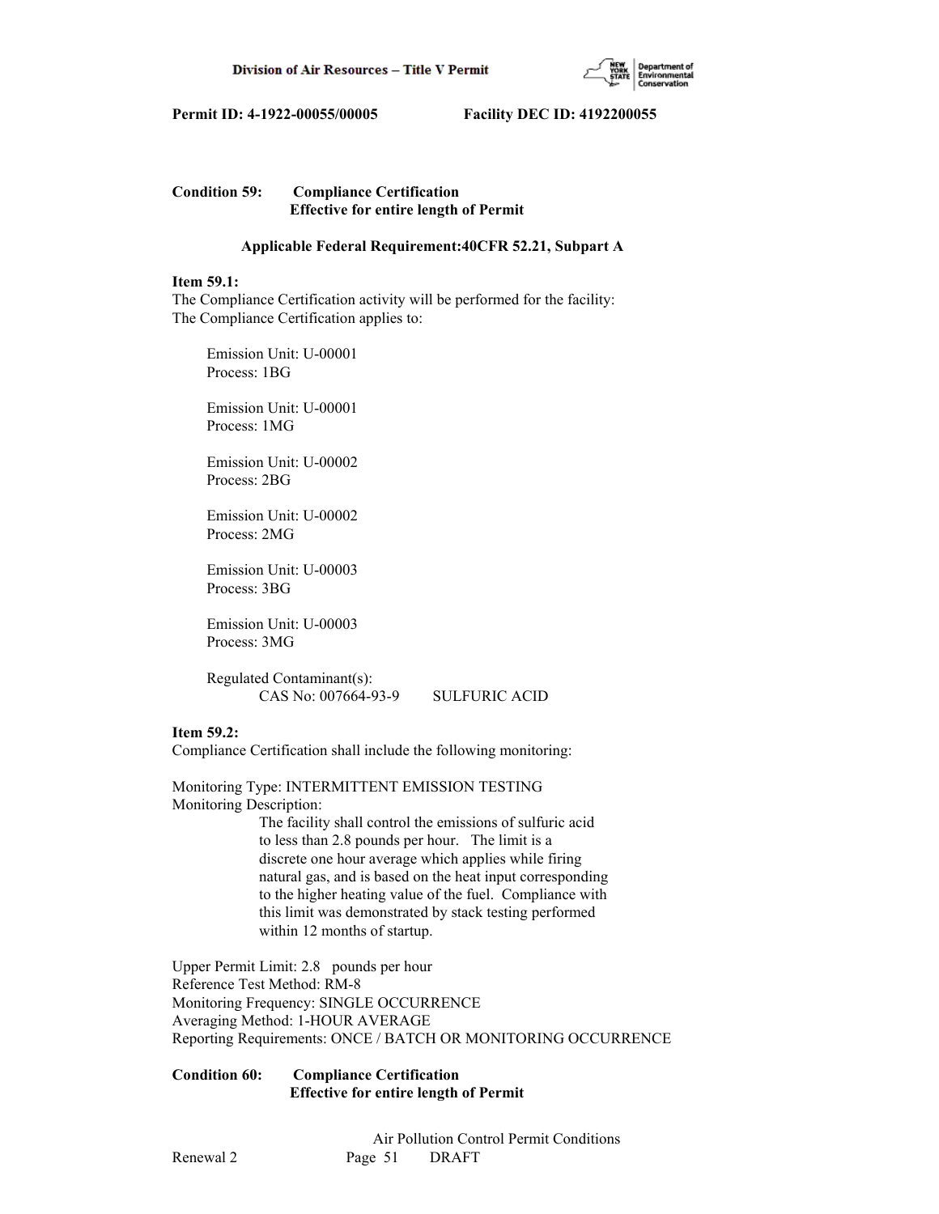**Permit ID: 4-1922-00055/00005 Facility DEC ID: 4192200055**

**Condition 59: Compliance Certification**
**Effective for entire length of Permit**

**Applicable Federal Requirement:40CFR 52.21, Subpart A**

**Item 59.1:**
The Compliance Certification activity will be performed for the facility:
The Compliance Certification applies to:

Emission Unit: U-00001
Process: 1BG

Emission Unit: U-00001
Process: 1MG

Emission Unit: U-00002
Process: 2BG

Emission Unit: U-00002
Process: 2MG

Emission Unit: U-00003
Process: 3BG

Emission Unit: U-00003
Process: 3MG

Regulated Contaminant(s):
CAS No: 007664-93-9 SULFURIC ACID

**Item 59.2:**
Compliance Certification shall include the following monitoring:

Monitoring Type: INTERMITTENT EMISSION TESTING
Monitoring Description:
The facility shall control the emissions of sulfuric acid to less than 2.8 pounds per hour. The limit is a discrete one hour average which applies while firing natural gas, and is based on the heat input corresponding to the higher heating value of the fuel. Compliance with this limit was demonstrated by stack testing performed within 12 months of startup.

Upper Permit Limit: 2.8 pounds per hour
Reference Test Method: RM-8
Monitoring Frequency: SINGLE OCCURRENCE
Averaging Method: 1-HOUR AVERAGE
Reporting Requirements: ONCE / BATCH OR MONITORING OCCURRENCE

**Condition 60: Compliance Certification**
**Effective for entire length of Permit**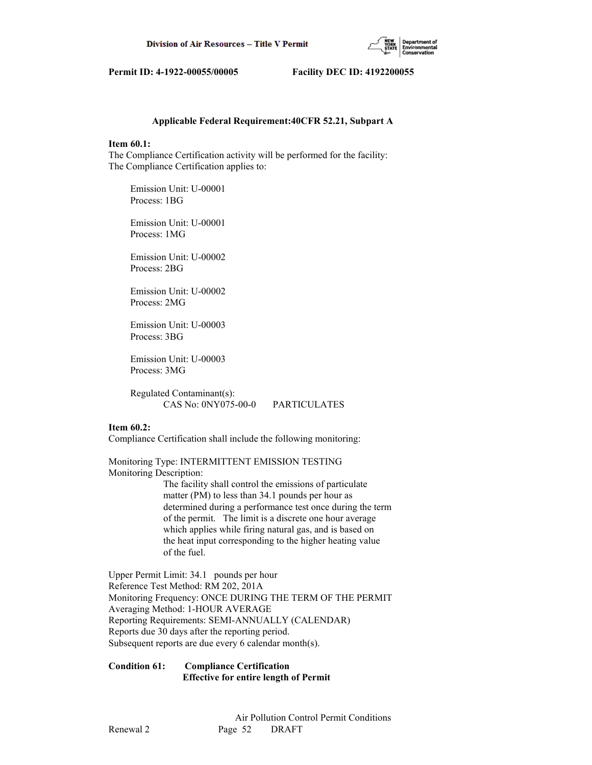**Applicable Federal Requirement:40CFR 52.21, Subpart A**

**Item 60.1:**
The Compliance Certification activity will be performed for the facility:
The Compliance Certification applies to:

Emission Unit: U-00001
Process: 1BG

Emission Unit: U-00001
Process: 1MG

Emission Unit: U-00002
Process: 2BG

Emission Unit: U-00002
Process: 2MG

Emission Unit: U-00003
Process: 3BG

Emission Unit: U-00003
Process: 3MG

Regulated Contaminant(s):
CAS No: 0NY075-00-0 PARTICULATES

**Item 60.2:**
Compliance Certification shall include the following monitoring:

Monitoring Type: INTERMITTENT EMISSION TESTING
Monitoring Description:
The facility shall control the emissions of particulate matter (PM) to less than 34.1 pounds per hour as determined during a performance test once during the term of the permit. The limit is a discrete one hour average which applies while firing natural gas, and is based on the heat input corresponding to the higher heating value of the fuel.

Upper Permit Limit: 34.1 pounds per hour
Reference Test Method: RM 202, 201A
Monitoring Frequency: ONCE DURING THE TERM OF THE PERMIT
Averaging Method: 1-HOUR AVERAGE
Reporting Requirements: SEMI-ANNUALLY (CALENDAR)
Reports due 30 days after the reporting period.
Subsequent reports are due every 6 calendar month(s).

**Condition 61: Compliance Certification**
**Effective for entire length of Permit**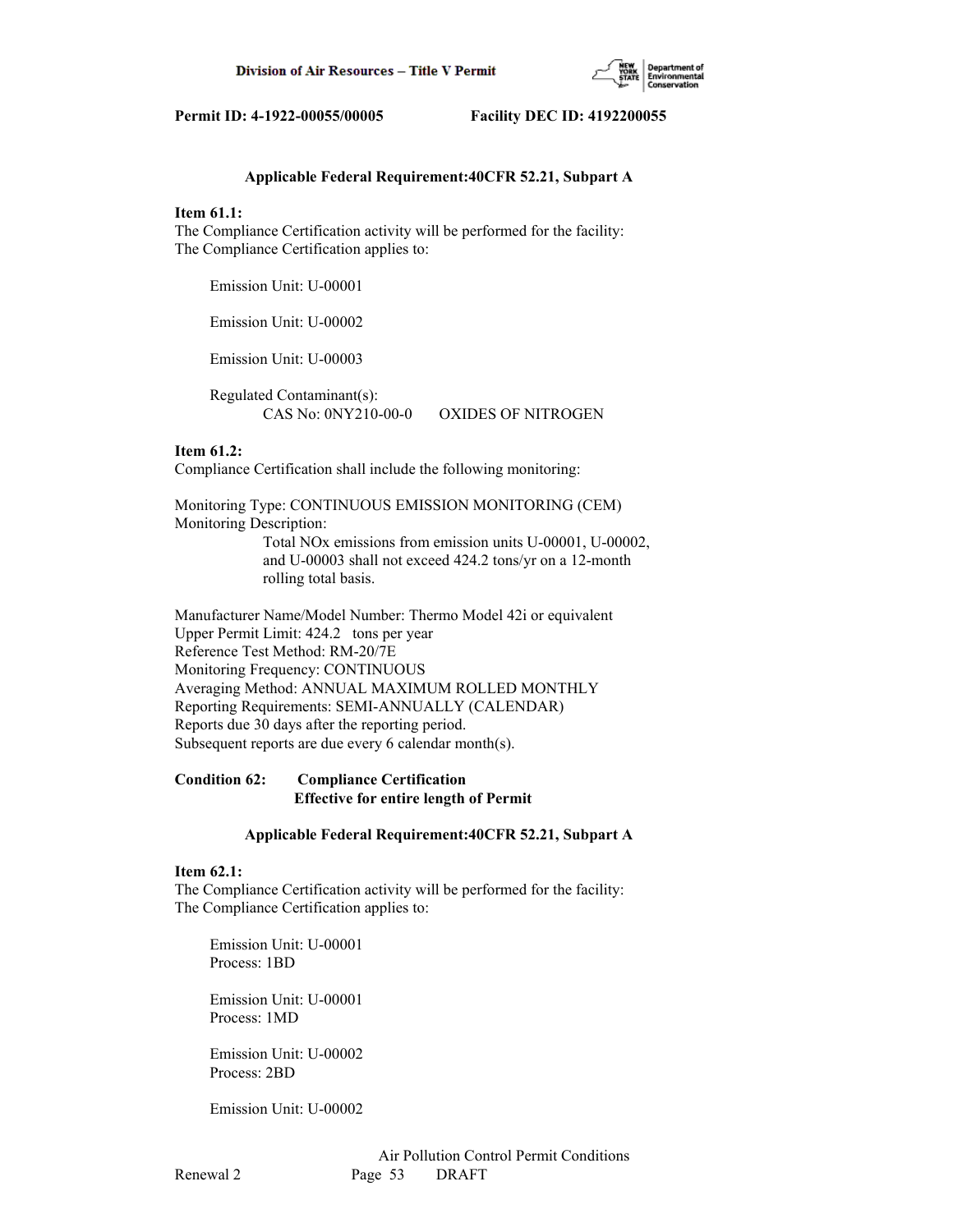**Applicable Federal Requirement:40CFR 52.21, Subpart A**

**Item 61.1:**
The Compliance Certification activity will be performed for the facility:
The Compliance Certification applies to:

Emission Unit: U-00001

Emission Unit: U-00002

Emission Unit: U-00003

Regulated Contaminant(s):
CAS No: 0NY210-00-0 OXIDES OF NITROGEN

**Item 61.2:**
Compliance Certification shall include the following monitoring:

Monitoring Type: CONTINUOUS EMISSION MONITORING (CEM)
Monitoring Description:
Total NOx emissions from emission units U-00001, U-00002, and U-00003 shall not exceed 424.2 tons/yr on a 12-month rolling total basis.

Manufacturer Name/Model Number: Thermo Model 42i or equivalent
Upper Permit Limit: 424.2 tons per year
Reference Test Method: RM-20/7E
Monitoring Frequency: CONTINUOUS
Averaging Method: ANNUAL MAXIMUM ROLLED MONTHLY
Reporting Requirements: SEMI-ANNUALLY (CALENDAR)
Reports due 30 days after the reporting period.
Subsequent reports are due every 6 calendar month(s).

**Condition 62: Compliance Certification**
**Effective for entire length of Permit**

**Applicable Federal Requirement:40CFR 52.21, Subpart A**

**Item 62.1:**
The Compliance Certification activity will be performed for the facility:
The Compliance Certification applies to:

Emission Unit: U-00001
Process: 1BD

Emission Unit: U-00001
Process: 1MD

Emission Unit: U-00002
Process: 2BD

Emission Unit: U-00002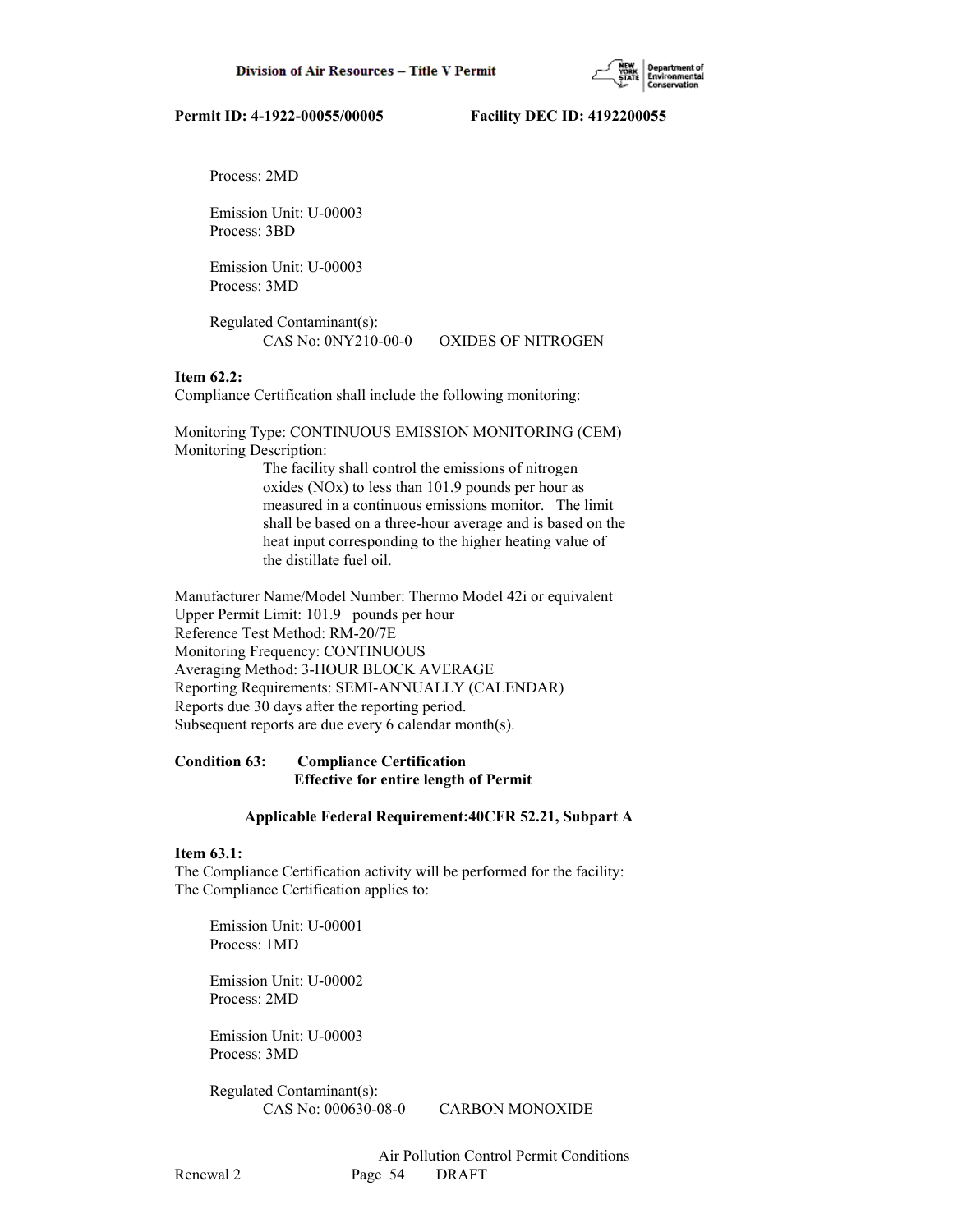Process: 2MD

Emission Unit: U-00003
Process: 3BD

Emission Unit: U-00003
Process: 3MD

Regulated Contaminant(s):
CAS No: 0NY210-00-0 OXIDES OF NITROGEN

**Item 62.2:**
Compliance Certification shall include the following monitoring:

Monitoring Type: CONTINUOUS EMISSION MONITORING (CEM)
Monitoring Description:
The facility shall control the emissions of nitrogen oxides (NOx) to less than 101.9 pounds per hour as measured in a continuous emissions monitor. The limit shall be based on a three-hour average and is based on the heat input corresponding to the higher heating value of the distillate fuel oil.

Manufacturer Name/Model Number: Thermo Model 42i or equivalent
Upper Permit Limit: 101.9 pounds per hour
Reference Test Method: RM-20/7E
Monitoring Frequency: CONTINUOUS
Averaging Method: 3-HOUR BLOCK AVERAGE
Reporting Requirements: SEMI-ANNUALLY (CALENDAR)
Reports due 30 days after the reporting period.
Subsequent reports are due every 6 calendar month(s).

**Condition 63: Compliance Certification**
**Effective for entire length of Permit**

**Applicable Federal Requirement:40CFR 52.21, Subpart A**

**Item 63.1:**
The Compliance Certification activity will be performed for the facility:
The Compliance Certification applies to:

Emission Unit: U-00001
Process: 1MD

Emission Unit: U-00002
Process: 2MD

Emission Unit: U-00003
Process: 3MD

Regulated Contaminant(s):
CAS No: 000630-08-0 CARBON MONOXIDE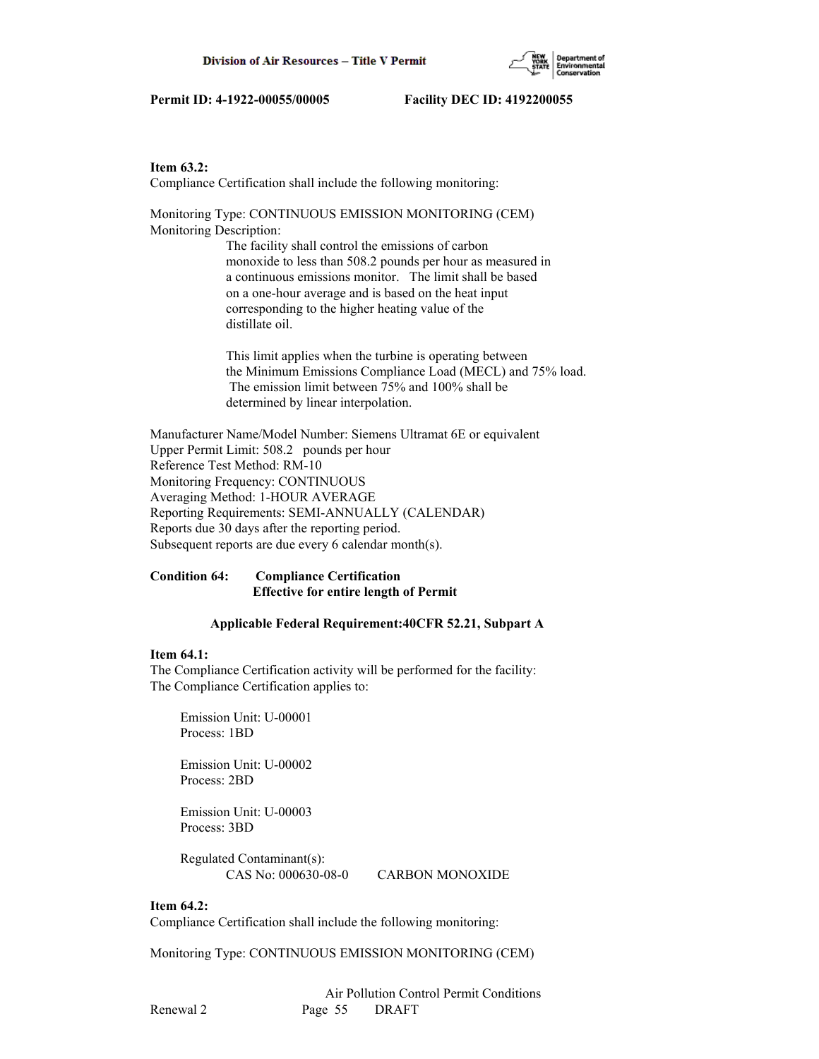**Item 63.2:**
Compliance Certification shall include the following monitoring:

Monitoring Type: CONTINUOUS EMISSION MONITORING (CEM)
Monitoring Description:

The facility shall control the emissions of carbon monoxide to less than 508.2 pounds per hour as measured in a continuous emissions monitor. The limit shall be based on a one-hour average and is based on the heat input corresponding to the higher heating value of the distillate oil.

This limit applies when the turbine is operating between the Minimum Emissions Compliance Load (MECL) and 75% load. The emission limit between 75% and 100% shall be determined by linear interpolation.

Manufacturer Name/Model Number: Siemens Ultramat 6E or equivalent
Upper Permit Limit: 508.2 pounds per hour
Reference Test Method: RM-10
Monitoring Frequency: CONTINUOUS
Averaging Method: 1-HOUR AVERAGE
Reporting Requirements: SEMI-ANNUALLY (CALENDAR)
Reports due 30 days after the reporting period.
Subsequent reports are due every 6 calendar month(s).

**Condition 64: Compliance Certification**
**Effective for entire length of Permit**

**Applicable Federal Requirement:40CFR 52.21, Subpart A**

**Item 64.1:**
The Compliance Certification activity will be performed for the facility:
The Compliance Certification applies to:

Emission Unit: U-00001
Process: 1BD

Emission Unit: U-00002
Process: 2BD

Emission Unit: U-00003
Process: 3BD

Regulated Contaminant(s):
CAS No: 000630-08-0 CARBON MONOXIDE

**Item 64.2:**
Compliance Certification shall include the following monitoring:

Monitoring Type: CONTINUOUS EMISSION MONITORING (CEM)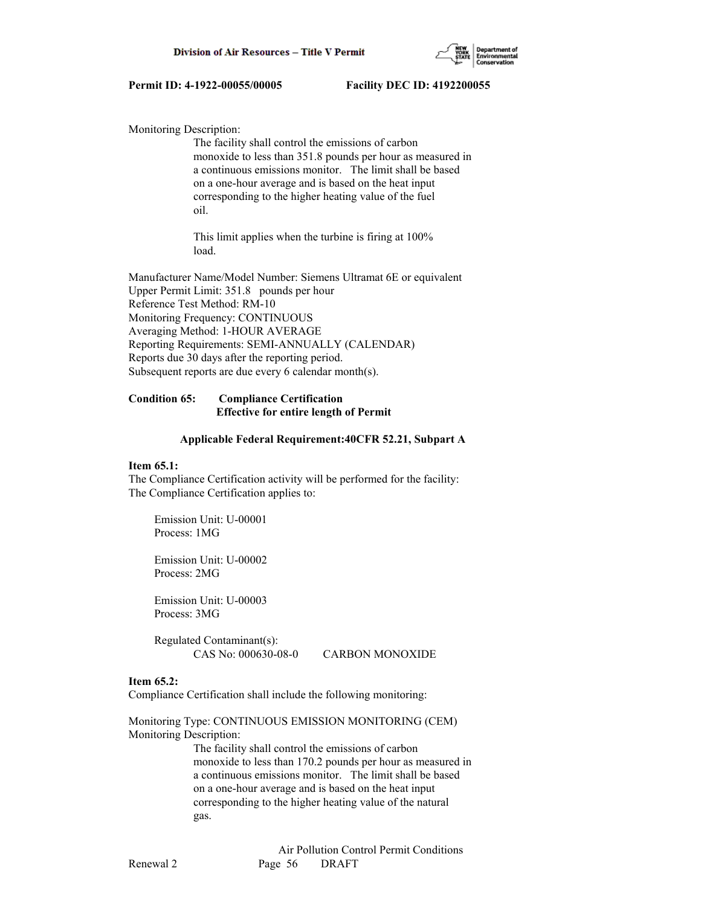Monitoring Description:

The facility shall control the emissions of carbon monoxide to less than 351.8 pounds per hour as measured in a continuous emissions monitor. The limit shall be based on a one-hour average and is based on the heat input corresponding to the higher heating value of the fuel oil.

This limit applies when the turbine is firing at 100% load.

Manufacturer Name/Model Number: Siemens Ultramat 6E or equivalent
Upper Permit Limit: 351.8 pounds per hour
Reference Test Method: RM-10
Monitoring Frequency: CONTINUOUS
Averaging Method: 1-HOUR AVERAGE
Reporting Requirements: SEMI-ANNUALLY (CALENDAR)
Reports due 30 days after the reporting period.
Subsequent reports are due every 6 calendar month(s).

**Condition 65: Compliance Certification**
**Effective for entire length of Permit**

**Applicable Federal Requirement:40CFR 52.21, Subpart A**

**Item 65.1:**
The Compliance Certification activity will be performed for the facility:
The Compliance Certification applies to:

Emission Unit: U-00001
Process: 1MG

Emission Unit: U-00002
Process: 2MG

Emission Unit: U-00003
Process: 3MG

Regulated Contaminant(s):
CAS No: 000630-08-0 CARBON MONOXIDE

**Item 65.2:**
Compliance Certification shall include the following monitoring:

Monitoring Type: CONTINUOUS EMISSION MONITORING (CEM)
Monitoring Description:

The facility shall control the emissions of carbon monoxide to less than 170.2 pounds per hour as measured in a continuous emissions monitor. The limit shall be based on a one-hour average and is based on the heat input corresponding to the higher heating value of the natural gas.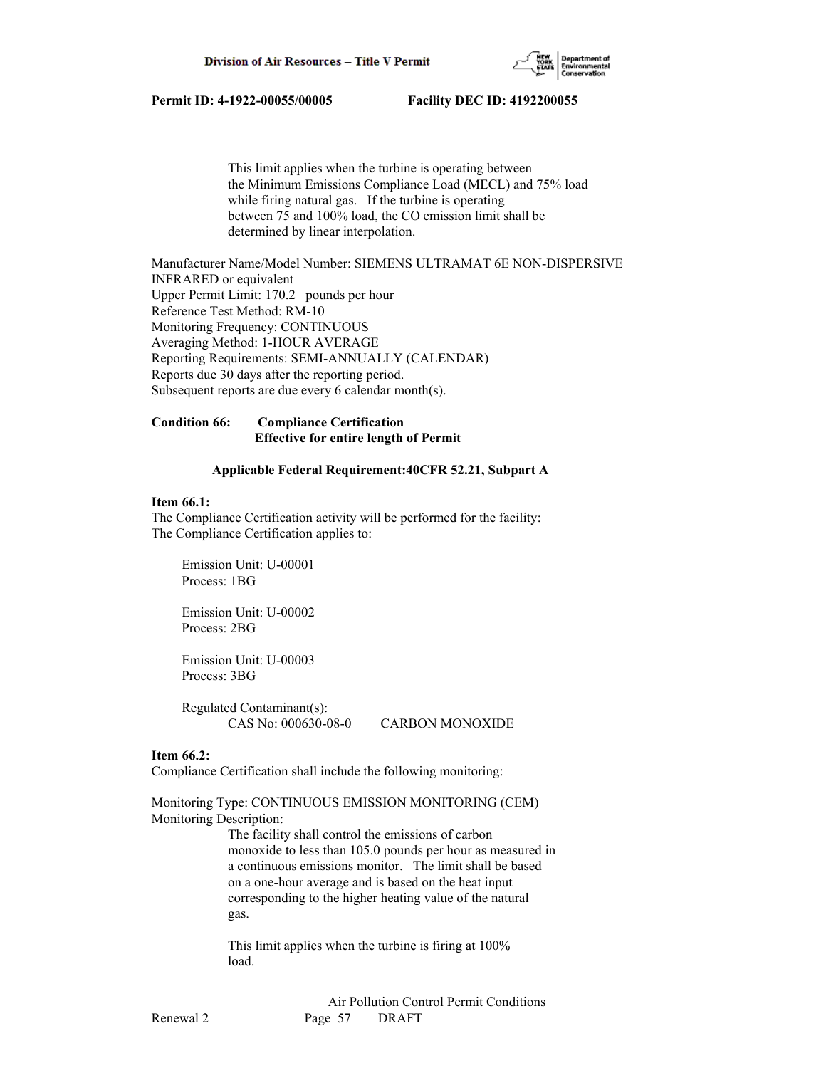This limit applies when the turbine is operating between the Minimum Emissions Compliance Load (MECL) and 75% load while firing natural gas. If the turbine is operating between 75 and 100% load, the CO emission limit shall be determined by linear interpolation.

Manufacturer Name/Model Number: SIEMENS ULTRAMAT 6E NON-DISPERSIVE INFRARED or equivalent
Upper Permit Limit: 170.2 pounds per hour
Reference Test Method: RM-10
Monitoring Frequency: CONTINUOUS
Averaging Method: 1-HOUR AVERAGE
Reporting Requirements: SEMI-ANNUALLY (CALENDAR)
Reports due 30 days after the reporting period.
Subsequent reports are due every 6 calendar month(s).

**Condition 66: Compliance Certification**
**Effective for entire length of Permit**

**Applicable Federal Requirement:40CFR 52.21, Subpart A**

**Item 66.1:**
The Compliance Certification activity will be performed for the facility:
The Compliance Certification applies to:

Emission Unit: U-00001
Process: 1BG

Emission Unit: U-00002
Process: 2BG

Emission Unit: U-00003
Process: 3BG

Regulated Contaminant(s):
CAS No: 000630-08-0 CARBON MONOXIDE

**Item 66.2:**
Compliance Certification shall include the following monitoring:

Monitoring Type: CONTINUOUS EMISSION MONITORING (CEM)
Monitoring Description:

The facility shall control the emissions of carbon monoxide to less than 105.0 pounds per hour as measured in a continuous emissions monitor. The limit shall be based on a one-hour average and is based on the heat input corresponding to the higher heating value of the natural gas.

This limit applies when the turbine is firing at 100% load.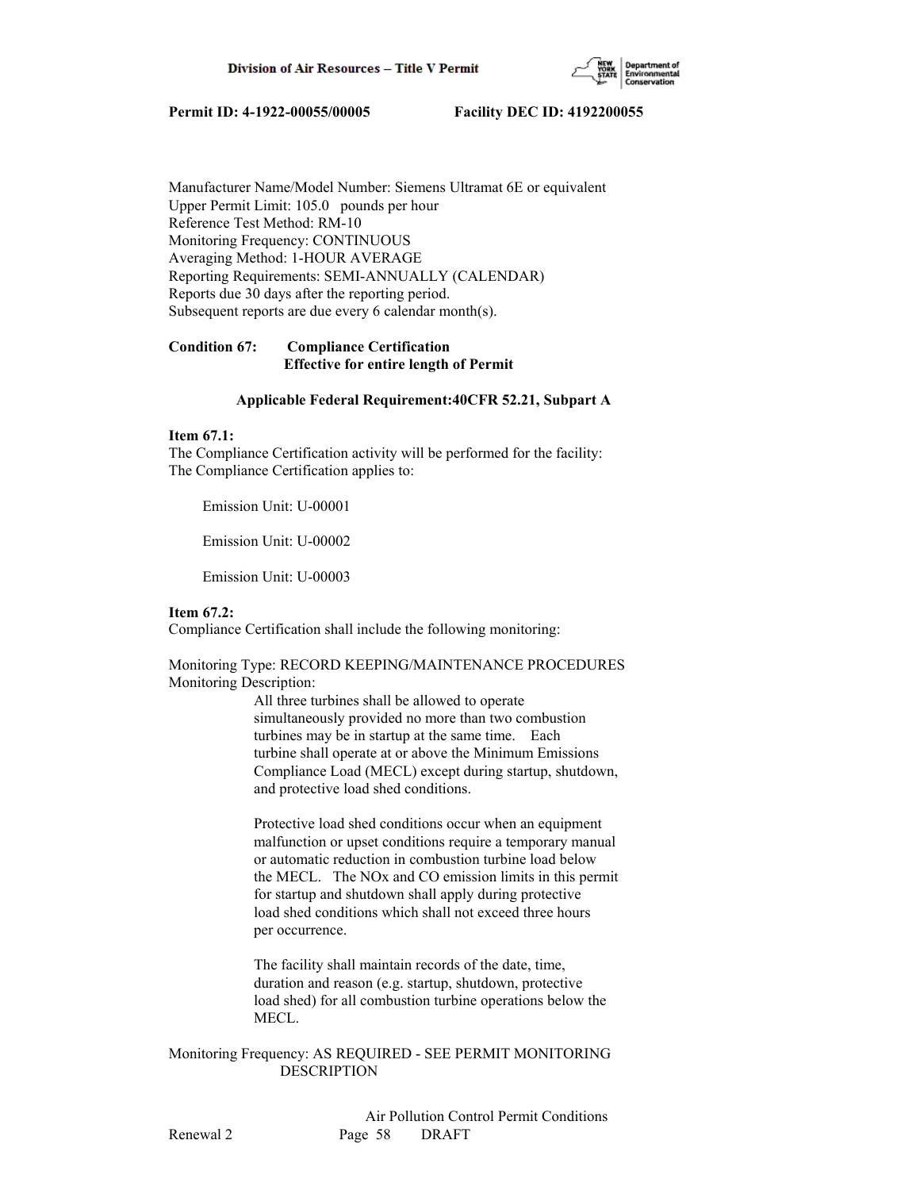Manufacturer Name/Model Number: Siemens Ultramat 6E or equivalent
Upper Permit Limit: 105.0 pounds per hour
Reference Test Method: RM-10
Monitoring Frequency: CONTINUOUS
Averaging Method: 1-HOUR AVERAGE
Reporting Requirements: SEMI-ANNUALLY (CALENDAR)
Reports due 30 days after the reporting period.
Subsequent reports are due every 6 calendar month(s).

**Condition 67: Compliance Certification**
**Effective for entire length of Permit**

**Applicable Federal Requirement:40CFR 52.21, Subpart A**

**Item 67.1:**
The Compliance Certification activity will be performed for the facility:
The Compliance Certification applies to:

Emission Unit: U-00001

Emission Unit: U-00002

Emission Unit: U-00003

**Item 67.2:**
Compliance Certification shall include the following monitoring:

Monitoring Type: RECORD KEEPING/MAINTENANCE PROCEDURES
Monitoring Description:

All three turbines shall be allowed to operate simultaneously provided no more than two combustion turbines may be in startup at the same time. Each turbine shall operate at or above the Minimum Emissions Compliance Load (MECL) except during startup, shutdown, and protective load shed conditions.

Protective load shed conditions occur when an equipment malfunction or upset conditions require a temporary manual or automatic reduction in combustion turbine load below the MECL. The NOx and CO emission limits in this permit for startup and shutdown shall apply during protective load shed conditions which shall not exceed three hours per occurrence.

The facility shall maintain records of the date, time, duration and reason (e.g. startup, shutdown, protective load shed) for all combustion turbine operations below the MECL.

Monitoring Frequency: AS REQUIRED - SEE PERMIT MONITORING DESCRIPTION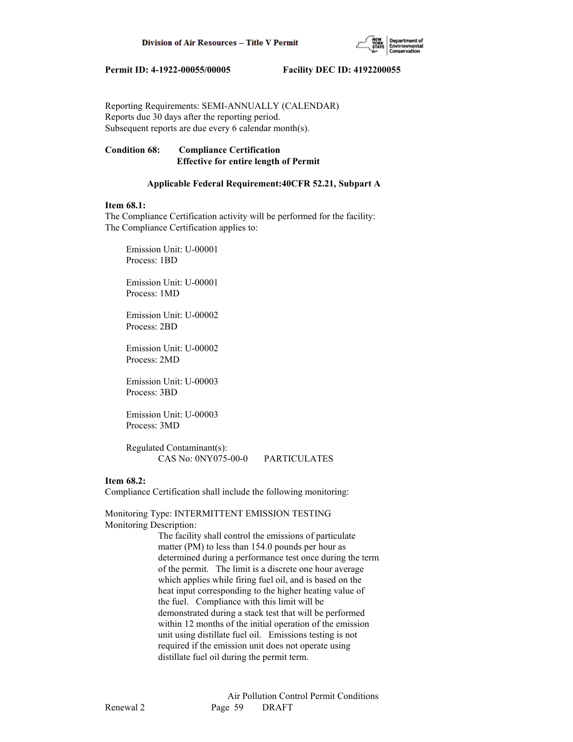Reporting Requirements: SEMI-ANNUALLY (CALENDAR)
Reports due 30 days after the reporting period.
Subsequent reports are due every 6 calendar month(s).

**Condition 68: Compliance Certification**
**Effective for entire length of Permit**

**Applicable Federal Requirement:40CFR 52.21, Subpart A**

**Item 68.1:**
The Compliance Certification activity will be performed for the facility:
The Compliance Certification applies to:

Emission Unit: U-00001
Process: 1BD

Emission Unit: U-00001
Process: 1MD

Emission Unit: U-00002
Process: 2BD

Emission Unit: U-00002
Process: 2MD

Emission Unit: U-00003
Process: 3BD

Emission Unit: U-00003
Process: 3MD

Regulated Contaminant(s):
CAS No: 0NY075-00-0 PARTICULATES

**Item 68.2:**
Compliance Certification shall include the following monitoring:

Monitoring Type: INTERMITTENT EMISSION TESTING
Monitoring Description:
The facility shall control the emissions of particulate matter (PM) to less than 154.0 pounds per hour as determined during a performance test once during the term of the permit. The limit is a discrete one hour average which applies while firing fuel oil, and is based on the heat input corresponding to the higher heating value of the fuel. Compliance with this limit will be demonstrated during a stack test that will be performed within 12 months of the initial operation of the emission unit using distillate fuel oil. Emissions testing is not required if the emission unit does not operate using distillate fuel oil during the permit term.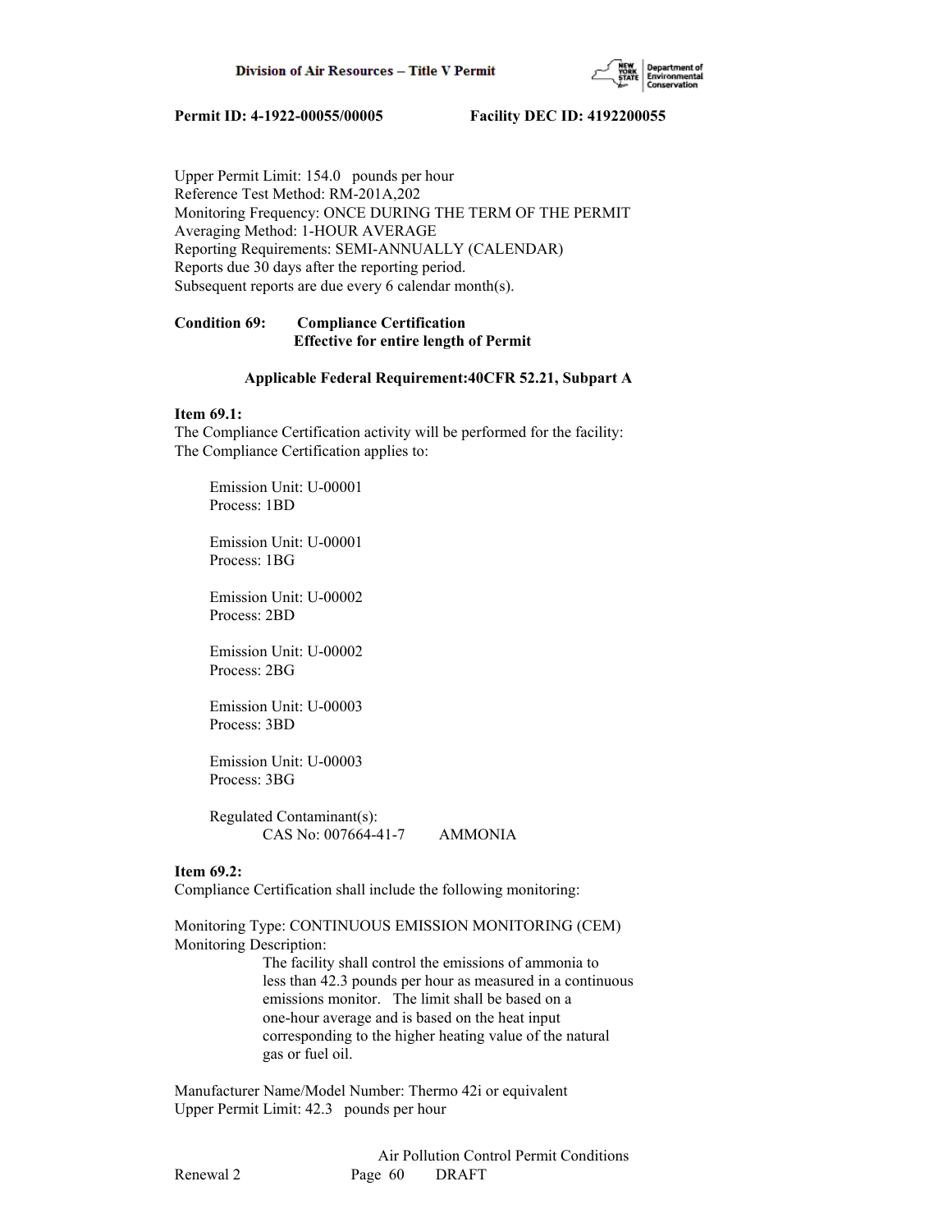Upper Permit Limit: 154.0 pounds per hour
Reference Test Method: RM-201A,202
Monitoring Frequency: ONCE DURING THE TERM OF THE PERMIT
Averaging Method: 1-HOUR AVERAGE
Reporting Requirements: SEMI-ANNUALLY (CALENDAR)
Reports due 30 days after the reporting period.
Subsequent reports are due every 6 calendar month(s).

**Condition 69: Compliance Certification**
**Effective for entire length of Permit**

**Applicable Federal Requirement:40CFR 52.21, Subpart A**

**Item 69.1:**
The Compliance Certification activity will be performed for the facility:
The Compliance Certification applies to:

Emission Unit: U-00001
Process: 1BD

Emission Unit: U-00001
Process: 1BG

Emission Unit: U-00002
Process: 2BD

Emission Unit: U-00002
Process: 2BG

Emission Unit: U-00003
Process: 3BD

Emission Unit: U-00003
Process: 3BG

Regulated Contaminant(s):
CAS No: 007664-41-7 AMMONIA

**Item 69.2:**
Compliance Certification shall include the following monitoring:

Monitoring Type: CONTINUOUS EMISSION MONITORING (CEM)
Monitoring Description:
The facility shall control the emissions of ammonia to less than 42.3 pounds per hour as measured in a continuous emissions monitor. The limit shall be based on a one-hour average and is based on the heat input corresponding to the higher heating value of the natural gas or fuel oil.

Manufacturer Name/Model Number: Thermo 42i or equivalent
Upper Permit Limit: 42.3 pounds per hour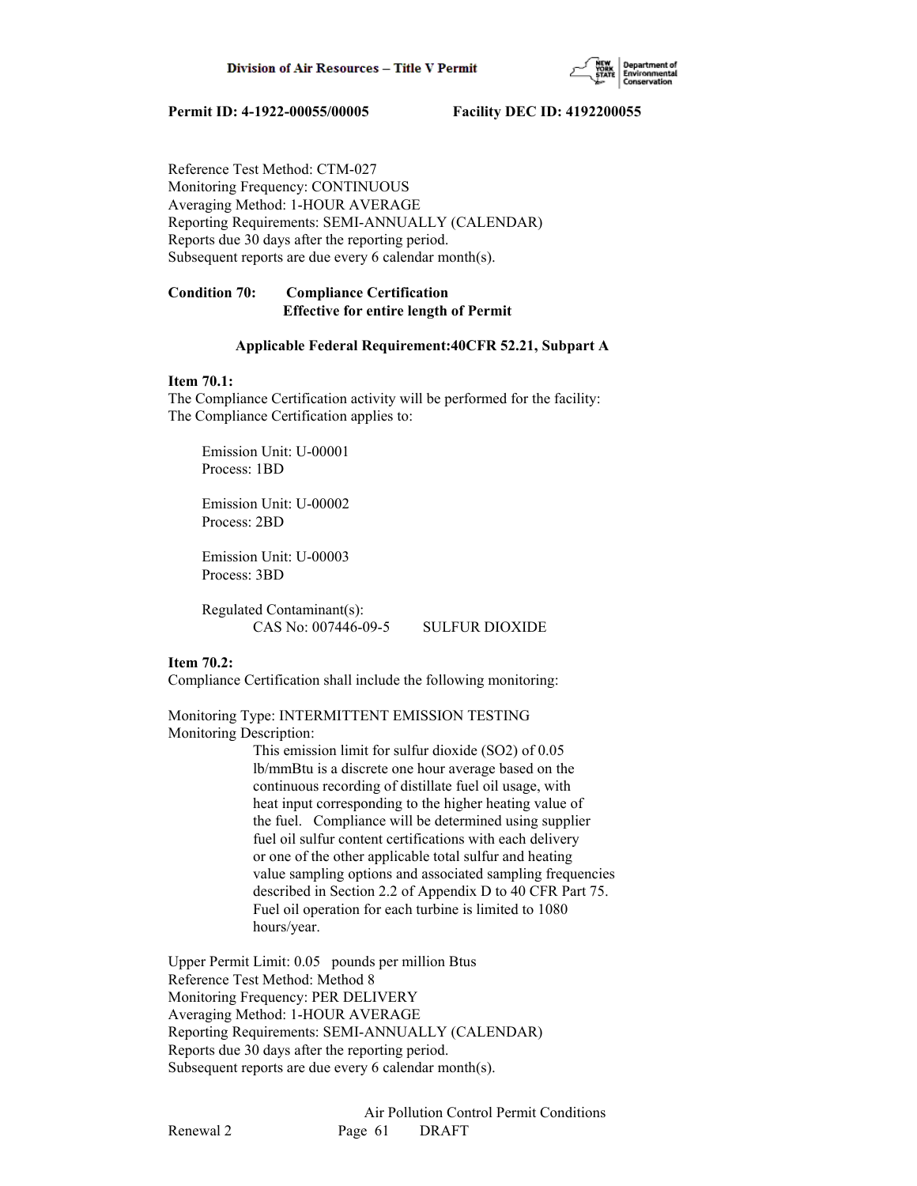Reference Test Method: CTM-027
Monitoring Frequency: CONTINUOUS
Averaging Method: 1-HOUR AVERAGE
Reporting Requirements: SEMI-ANNUALLY (CALENDAR)
Reports due 30 days after the reporting period.
Subsequent reports are due every 6 calendar month(s).

**Condition 70: Compliance Certification**
**Effective for entire length of Permit**

**Applicable Federal Requirement:40CFR 52.21, Subpart A**

**Item 70.1:**
The Compliance Certification activity will be performed for the facility:
The Compliance Certification applies to:

Emission Unit: U-00001
Process: 1BD

Emission Unit: U-00002
Process: 2BD

Emission Unit: U-00003
Process: 3BD

Regulated Contaminant(s):
CAS No: 007446-09-5 SULFUR DIOXIDE

**Item 70.2:**
Compliance Certification shall include the following monitoring:

Monitoring Type: INTERMITTENT EMISSION TESTING
Monitoring Description:
This emission limit for sulfur dioxide (SO2) of 0.05 lb/mmBtu is a discrete one hour average based on the continuous recording of distillate fuel oil usage, with heat input corresponding to the higher heating value of the fuel. Compliance will be determined using supplier fuel oil sulfur content certifications with each delivery or one of the other applicable total sulfur and heating value sampling options and associated sampling frequencies described in Section 2.2 of Appendix D to 40 CFR Part 75. Fuel oil operation for each turbine is limited to 1080 hours/year.

Upper Permit Limit: 0.05 pounds per million Btus
Reference Test Method: Method 8
Monitoring Frequency: PER DELIVERY
Averaging Method: 1-HOUR AVERAGE
Reporting Requirements: SEMI-ANNUALLY (CALENDAR)
Reports due 30 days after the reporting period.
Subsequent reports are due every 6 calendar month(s).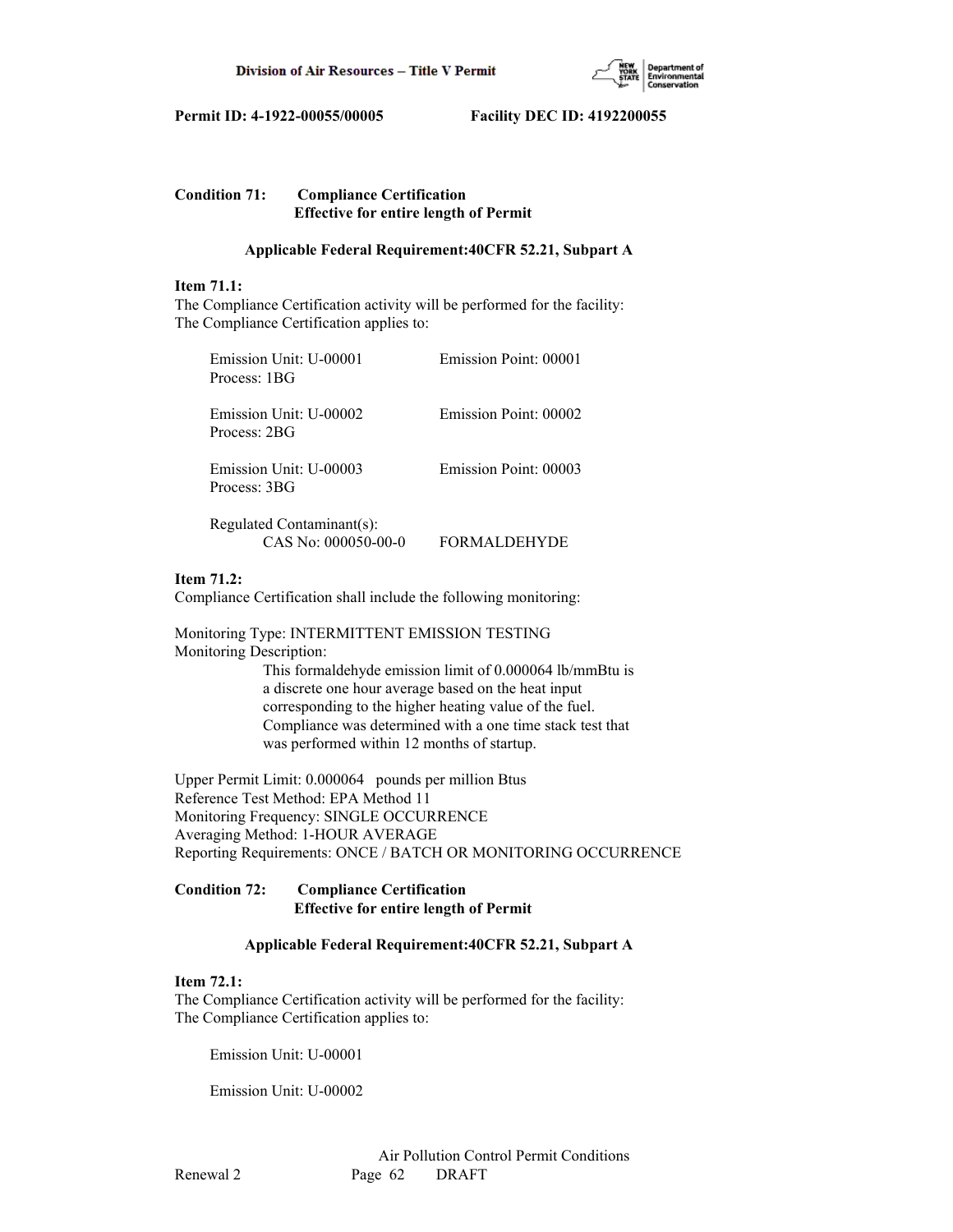**Condition 71: Compliance Certification**
**Effective for entire length of Permit**

**Applicable Federal Requirement:40CFR 52.21, Subpart A**

**Item 71.1:**
The Compliance Certification activity will be performed for the facility:
The Compliance Certification applies to:

Emission Unit: U-00001 Emission Point: 00001
Process: 1BG

Emission Unit: U-00002 Emission Point: 00002
Process: 2BG

Emission Unit: U-00003 Emission Point: 00003
Process: 3BG

Regulated Contaminant(s):
CAS No: 000050-00-0 FORMALDEHYDE

**Item 71.2:**
Compliance Certification shall include the following monitoring:

Monitoring Type: INTERMITTENT EMISSION TESTING
Monitoring Description:
This formaldehyde emission limit of 0.000064 lb/mmBtu is a discrete one hour average based on the heat input corresponding to the higher heating value of the fuel. Compliance was determined with a one time stack test that was performed within 12 months of startup.

Upper Permit Limit: 0.000064 pounds per million Btus
Reference Test Method: EPA Method 11
Monitoring Frequency: SINGLE OCCURRENCE
Averaging Method: 1-HOUR AVERAGE
Reporting Requirements: ONCE / BATCH OR MONITORING OCCURRENCE

**Condition 72: Compliance Certification**
**Effective for entire length of Permit**

**Applicable Federal Requirement:40CFR 52.21, Subpart A**

**Item 72.1:**
The Compliance Certification activity will be performed for the facility:
The Compliance Certification applies to:

Emission Unit: U-00001

Emission Unit: U-00002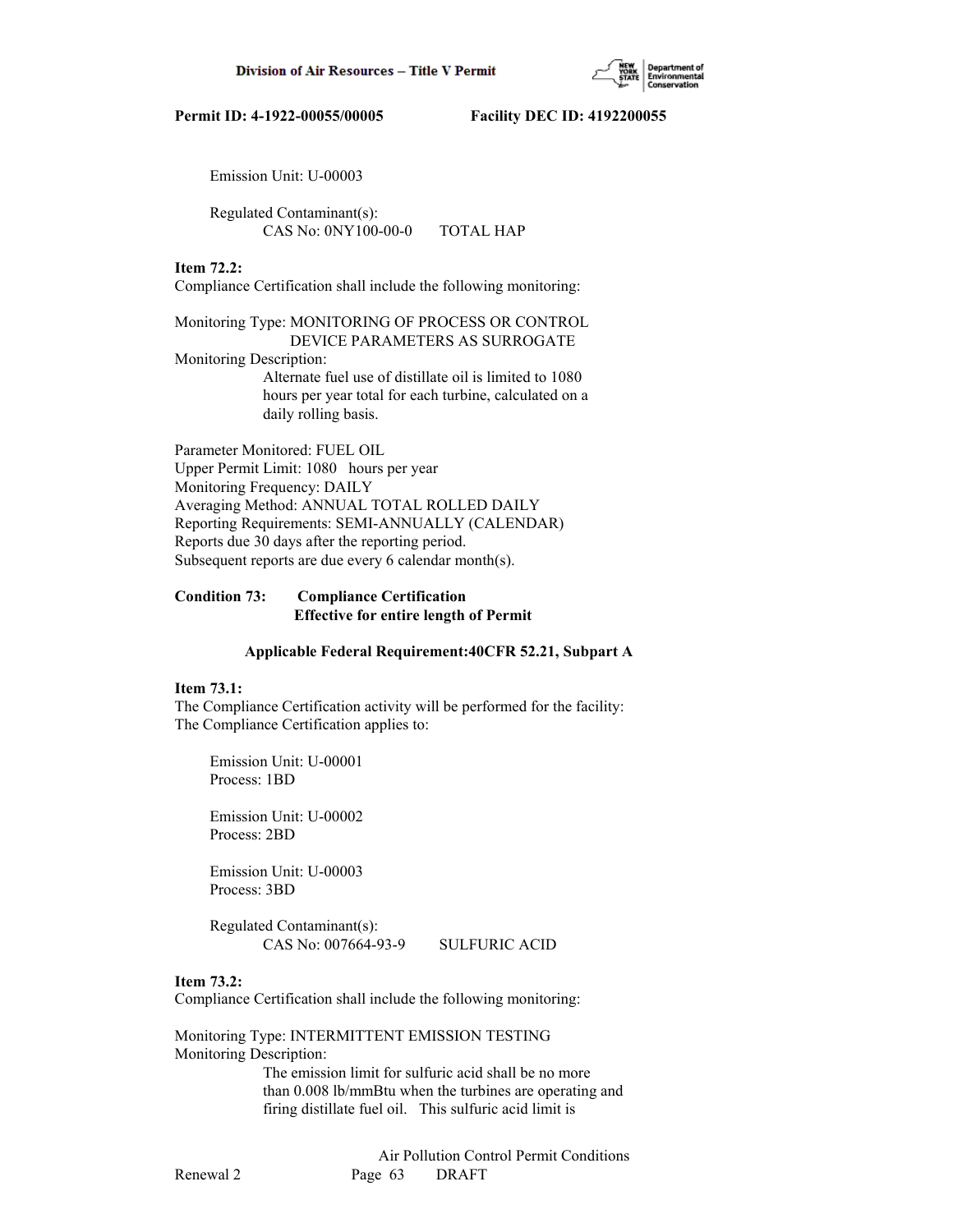Emission Unit: U-00003

Regulated Contaminant(s):
CAS No: 0NY100-00-0 TOTAL HAP

**Item 72.2:**
Compliance Certification shall include the following monitoring:

Monitoring Type: MONITORING OF PROCESS OR CONTROL DEVICE PARAMETERS AS SURROGATE
Monitoring Description:
Alternate fuel use of distillate oil is limited to 1080 hours per year total for each turbine, calculated on a daily rolling basis.

Parameter Monitored: FUEL OIL
Upper Permit Limit: 1080 hours per year
Monitoring Frequency: DAILY
Averaging Method: ANNUAL TOTAL ROLLED DAILY
Reporting Requirements: SEMI-ANNUALLY (CALENDAR)
Reports due 30 days after the reporting period.
Subsequent reports are due every 6 calendar month(s).

**Condition 73: Compliance Certification**
**Effective for entire length of Permit**

**Applicable Federal Requirement:40CFR 52.21, Subpart A**

**Item 73.1:**
The Compliance Certification activity will be performed for the facility:
The Compliance Certification applies to:

Emission Unit: U-00001
Process: 1BD

Emission Unit: U-00002
Process: 2BD

Emission Unit: U-00003
Process: 3BD

Regulated Contaminant(s):
CAS No: 007664-93-9 SULFURIC ACID

**Item 73.2:**
Compliance Certification shall include the following monitoring:

Monitoring Type: INTERMITTENT EMISSION TESTING
Monitoring Description:
The emission limit for sulfuric acid shall be no more than 0.008 lb/mmBtu when the turbines are operating and firing distillate fuel oil. This sulfuric acid limit is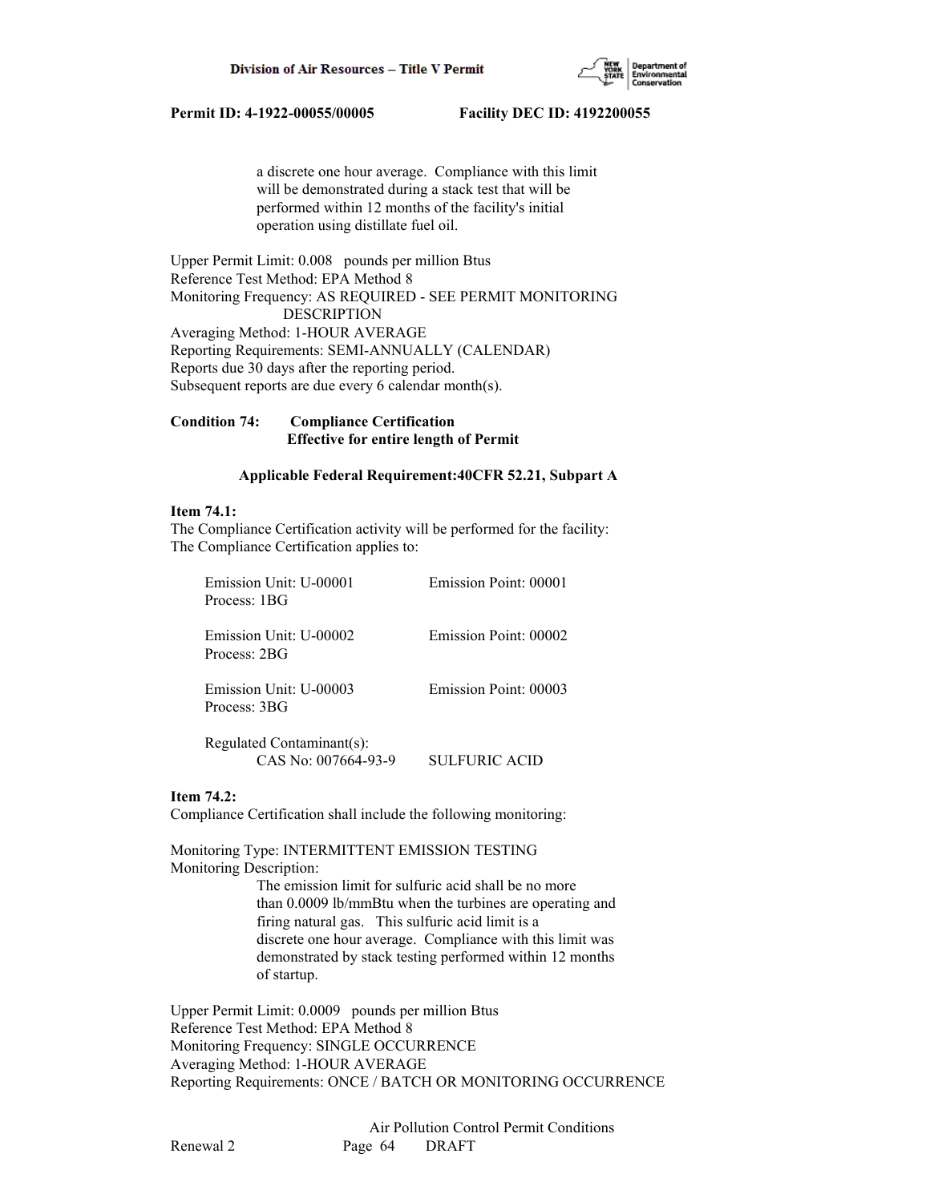a discrete one hour average. Compliance with this limit will be demonstrated during a stack test that will be performed within 12 months of the facility's initial operation using distillate fuel oil.

Upper Permit Limit: 0.008 pounds per million Btus
Reference Test Method: EPA Method 8
Monitoring Frequency: AS REQUIRED - SEE PERMIT MONITORING DESCRIPTION
Averaging Method: 1-HOUR AVERAGE
Reporting Requirements: SEMI-ANNUALLY (CALENDAR)
Reports due 30 days after the reporting period.
Subsequent reports are due every 6 calendar month(s).

**Condition 74: Compliance Certification**
**Effective for entire length of Permit**

**Applicable Federal Requirement:40CFR 52.21, Subpart A**

**Item 74.1:**
The Compliance Certification activity will be performed for the facility:
The Compliance Certification applies to:

Emission Unit: U-00001 Emission Point: 00001
Process: 1BG

Emission Unit: U-00002 Emission Point: 00002
Process: 2BG

Emission Unit: U-00003 Emission Point: 00003
Process: 3BG

Regulated Contaminant(s):
CAS No: 007664-93-9 SULFURIC ACID

**Item 74.2:**
Compliance Certification shall include the following monitoring:

Monitoring Type: INTERMITTENT EMISSION TESTING
Monitoring Description:
The emission limit for sulfuric acid shall be no more than 0.0009 lb/mmBtu when the turbines are operating and firing natural gas. This sulfuric acid limit is a discrete one hour average. Compliance with this limit was demonstrated by stack testing performed within 12 months of startup.

Upper Permit Limit: 0.0009 pounds per million Btus
Reference Test Method: EPA Method 8
Monitoring Frequency: SINGLE OCCURRENCE
Averaging Method: 1-HOUR AVERAGE
Reporting Requirements: ONCE / BATCH OR MONITORING OCCURRENCE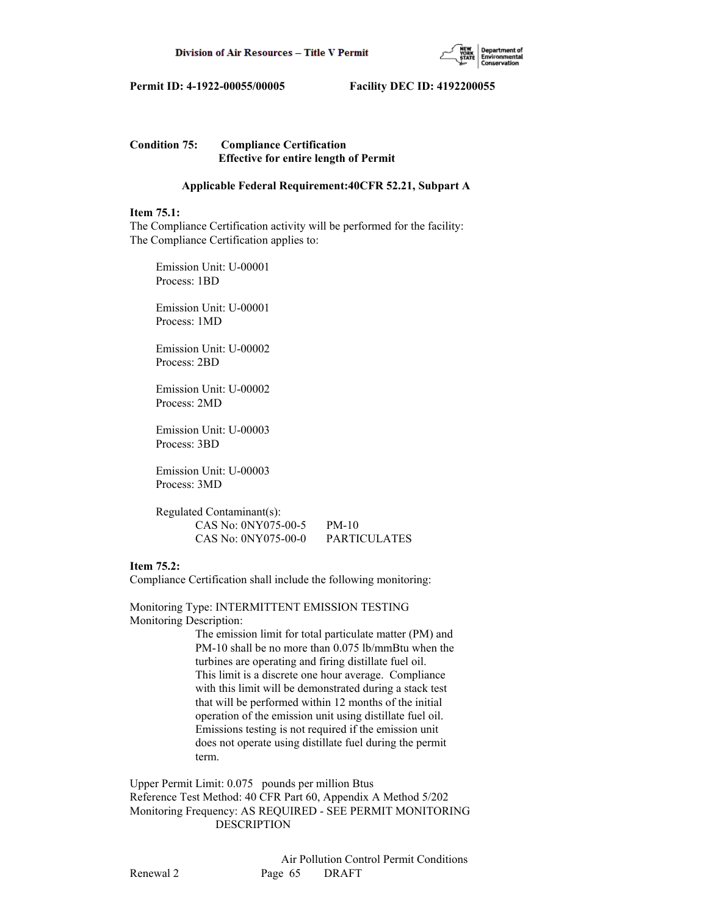**Permit ID: 4-1922-00055/00005 Facility DEC ID: 4192200055**

**Condition 75: Compliance Certification**
**Effective for entire length of Permit**

**Applicable Federal Requirement:40CFR 52.21, Subpart A**

**Item 75.1:**
The Compliance Certification activity will be performed for the facility:
The Compliance Certification applies to:

Emission Unit: U-00001
Process: 1BD

Emission Unit: U-00001
Process: 1MD

Emission Unit: U-00002
Process: 2BD

Emission Unit: U-00002
Process: 2MD

Emission Unit: U-00003
Process: 3BD

Emission Unit: U-00003
Process: 3MD

Regulated Contaminant(s):
CAS No: 0NY075-00-5 PM-10
CAS No: 0NY075-00-0 PARTICULATES

**Item 75.2:**
Compliance Certification shall include the following monitoring:

Monitoring Type: INTERMITTENT EMISSION TESTING
Monitoring Description:
The emission limit for total particulate matter (PM) and PM-10 shall be no more than 0.075 lb/mmBtu when the turbines are operating and firing distillate fuel oil. This limit is a discrete one hour average. Compliance with this limit will be demonstrated during a stack test that will be performed within 12 months of the initial operation of the emission unit using distillate fuel oil. Emissions testing is not required if the emission unit does not operate using distillate fuel during the permit term.

Upper Permit Limit: 0.075 pounds per million Btus
Reference Test Method: 40 CFR Part 60, Appendix A Method 5/202
Monitoring Frequency: AS REQUIRED - SEE PERMIT MONITORING DESCRIPTION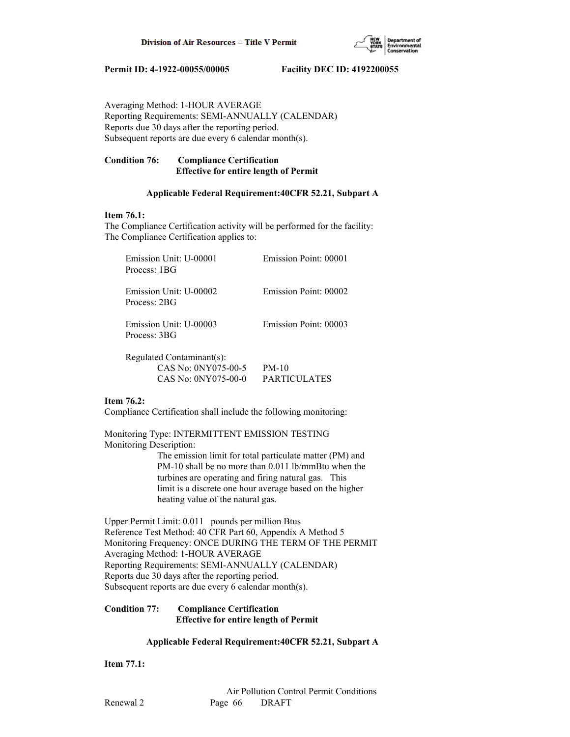Averaging Method: 1-HOUR AVERAGE
Reporting Requirements: SEMI-ANNUALLY (CALENDAR)
Reports due 30 days after the reporting period.
Subsequent reports are due every 6 calendar month(s).

**Condition 76: Compliance Certification**
**Effective for entire length of Permit**

**Applicable Federal Requirement:40CFR 52.21, Subpart A**

**Item 76.1:**
The Compliance Certification activity will be performed for the facility:
The Compliance Certification applies to:

| | |
|---|---|
| Emission Unit: U-00001<br>Process: 1BG | Emission Point: 00001 |
| Emission Unit: U-00002<br>Process: 2BG | Emission Point: 00002 |
| Emission Unit: U-00003<br>Process: 3BG | Emission Point: 00003 |

Regulated Contaminant(s):

| | |
|---|---|
| CAS No: 0NY075-00-5 | PM-10 |
| CAS No: 0NY075-00-0 | PARTICULATES |

**Item 76.2:**
Compliance Certification shall include the following monitoring:

Monitoring Type: INTERMITTENT EMISSION TESTING
Monitoring Description:
The emission limit for total particulate matter (PM) and PM-10 shall be no more than 0.011 lb/mmBtu when the turbines are operating and firing natural gas. This limit is a discrete one hour average based on the higher heating value of the natural gas.

Upper Permit Limit: 0.011 pounds per million Btus
Reference Test Method: 40 CFR Part 60, Appendix A Method 5
Monitoring Frequency: ONCE DURING THE TERM OF THE PERMIT
Averaging Method: 1-HOUR AVERAGE
Reporting Requirements: SEMI-ANNUALLY (CALENDAR)
Reports due 30 days after the reporting period.
Subsequent reports are due every 6 calendar month(s).

**Condition 77: Compliance Certification**
**Effective for entire length of Permit**

**Applicable Federal Requirement:40CFR 52.21, Subpart A**

**Item 77.1:**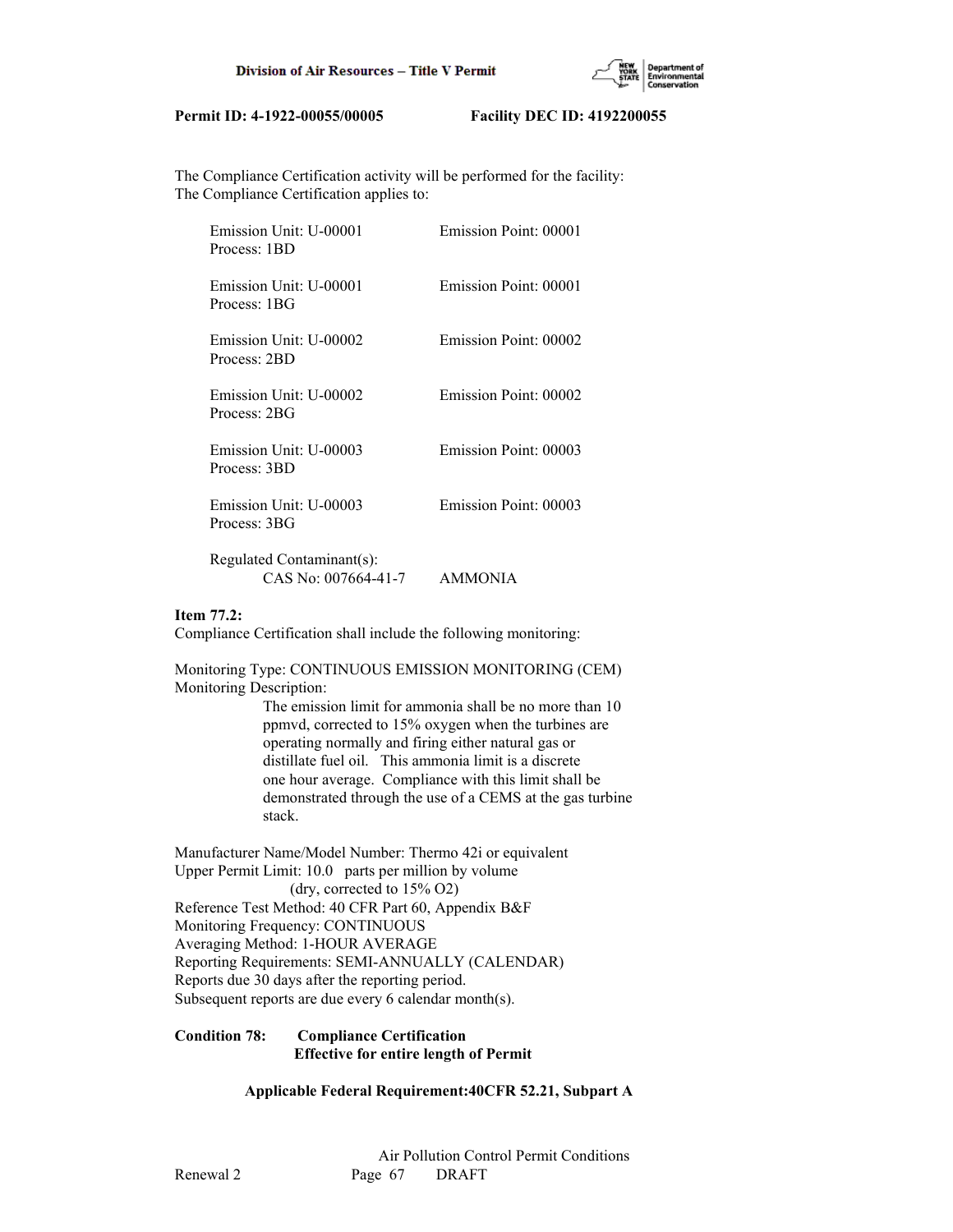The Compliance Certification activity will be performed for the facility:
The Compliance Certification applies to:

| | |
|---|---|
| Emission Unit: U-00001<br>Process: 1BD | Emission Point: 00001 |
| Emission Unit: U-00001<br>Process: 1BG | Emission Point: 00001 |
| Emission Unit: U-00002<br>Process: 2BD | Emission Point: 00002 |
| Emission Unit: U-00002<br>Process: 2BG | Emission Point: 00002 |
| Emission Unit: U-00003<br>Process: 3BD | Emission Point: 00003 |
| Emission Unit: U-00003<br>Process: 3BG | Emission Point: 00003 |

Regulated Contaminant(s):
CAS No: 007664-41-7 AMMONIA

**Item 77.2:**
Compliance Certification shall include the following monitoring:

Monitoring Type: CONTINUOUS EMISSION MONITORING (CEM)
Monitoring Description:

The emission limit for ammonia shall be no more than 10 ppmvd, corrected to 15% oxygen when the turbines are operating normally and firing either natural gas or distillate fuel oil. This ammonia limit is a discrete one hour average. Compliance with this limit shall be demonstrated through the use of a CEMS at the gas turbine stack.

Manufacturer Name/Model Number: Thermo 42i or equivalent
Upper Permit Limit: 10.0 parts per million by volume (dry, corrected to 15% O2)
Reference Test Method: 40 CFR Part 60, Appendix B&F
Monitoring Frequency: CONTINUOUS
Averaging Method: 1-HOUR AVERAGE
Reporting Requirements: SEMI-ANNUALLY (CALENDAR)
Reports due 30 days after the reporting period.
Subsequent reports are due every 6 calendar month(s).

**Condition 78: Compliance Certification**
**Effective for entire length of Permit**

**Applicable Federal Requirement:40CFR 52.21, Subpart A**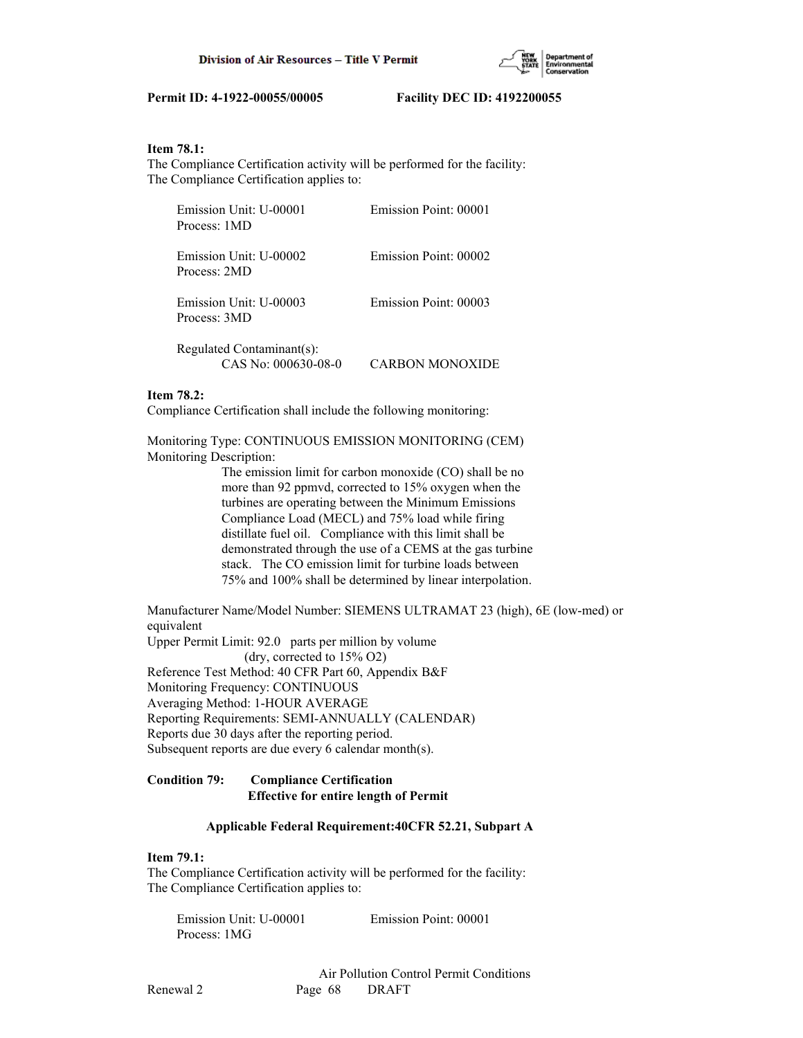**Item 78.1:**
The Compliance Certification activity will be performed for the facility:
The Compliance Certification applies to:

Emission Unit: U-00001 Emission Point: 00001
Process: 1MD

Emission Unit: U-00002 Emission Point: 00002
Process: 2MD

Emission Unit: U-00003 Emission Point: 00003
Process: 3MD

Regulated Contaminant(s):
CAS No: 000630-08-0 CARBON MONOXIDE

**Item 78.2:**
Compliance Certification shall include the following monitoring:

Monitoring Type: CONTINUOUS EMISSION MONITORING (CEM)
Monitoring Description:

The emission limit for carbon monoxide (CO) shall be no more than 92 ppmvd, corrected to 15% oxygen when the turbines are operating between the Minimum Emissions Compliance Load (MECL) and 75% load while firing distillate fuel oil. Compliance with this limit shall be demonstrated through the use of a CEMS at the gas turbine stack. The CO emission limit for turbine loads between 75% and 100% shall be determined by linear interpolation.

Manufacturer Name/Model Number: SIEMENS ULTRAMAT 23 (high), 6E (low-med) or equivalent
Upper Permit Limit: 92.0 parts per million by volume (dry, corrected to 15% O2)
Reference Test Method: 40 CFR Part 60, Appendix B&F
Monitoring Frequency: CONTINUOUS
Averaging Method: 1-HOUR AVERAGE
Reporting Requirements: SEMI-ANNUALLY (CALENDAR)
Reports due 30 days after the reporting period.
Subsequent reports are due every 6 calendar month(s).

**Condition 79: Compliance Certification**
**Effective for entire length of Permit**

**Applicable Federal Requirement:40CFR 52.21, Subpart A**

**Item 79.1:**
The Compliance Certification activity will be performed for the facility:
The Compliance Certification applies to:

Emission Unit: U-00001 Emission Point: 00001
Process: 1MG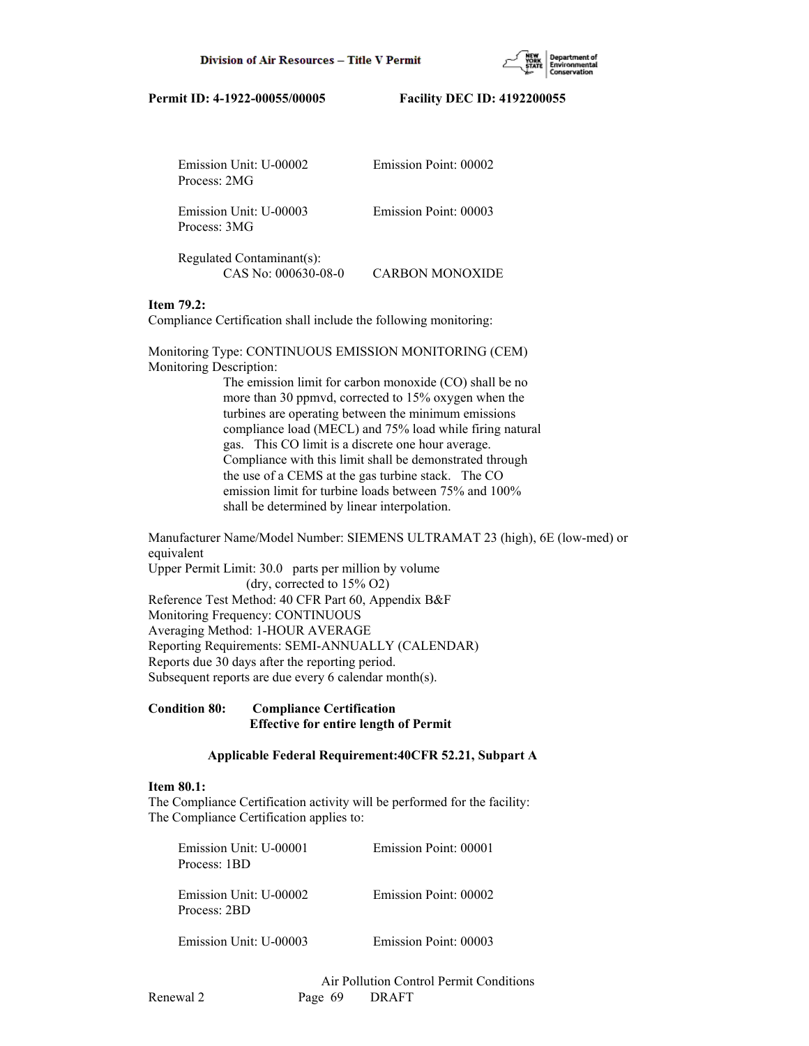Emission Unit: U-00002 Emission Point: 00002
Process: 2MG

Emission Unit: U-00003 Emission Point: 00003
Process: 3MG

Regulated Contaminant(s):
CAS No: 000630-08-0 CARBON MONOXIDE

**Item 79.2:**
Compliance Certification shall include the following monitoring:

Monitoring Type: CONTINUOUS EMISSION MONITORING (CEM)
Monitoring Description:

The emission limit for carbon monoxide (CO) shall be no more than 30 ppmvd, corrected to 15% oxygen when the turbines are operating between the minimum emissions compliance load (MECL) and 75% load while firing natural gas. This CO limit is a discrete one hour average. Compliance with this limit shall be demonstrated through the use of a CEMS at the gas turbine stack. The CO emission limit for turbine loads between 75% and 100% shall be determined by linear interpolation.

Manufacturer Name/Model Number: SIEMENS ULTRAMAT 23 (high), 6E (low-med) or equivalent
Upper Permit Limit: 30.0 parts per million by volume (dry, corrected to 15% O2)
Reference Test Method: 40 CFR Part 60, Appendix B&F
Monitoring Frequency: CONTINUOUS
Averaging Method: 1-HOUR AVERAGE
Reporting Requirements: SEMI-ANNUALLY (CALENDAR)
Reports due 30 days after the reporting period.
Subsequent reports are due every 6 calendar month(s).

**Condition 80: Compliance Certification**
**Effective for entire length of Permit**

**Applicable Federal Requirement:40CFR 52.21, Subpart A**

**Item 80.1:**
The Compliance Certification activity will be performed for the facility:
The Compliance Certification applies to:

Emission Unit: U-00001 Emission Point: 00001
Process: 1BD

Emission Unit: U-00002 Emission Point: 00002
Process: 2BD

Emission Unit: U-00003 Emission Point: 00003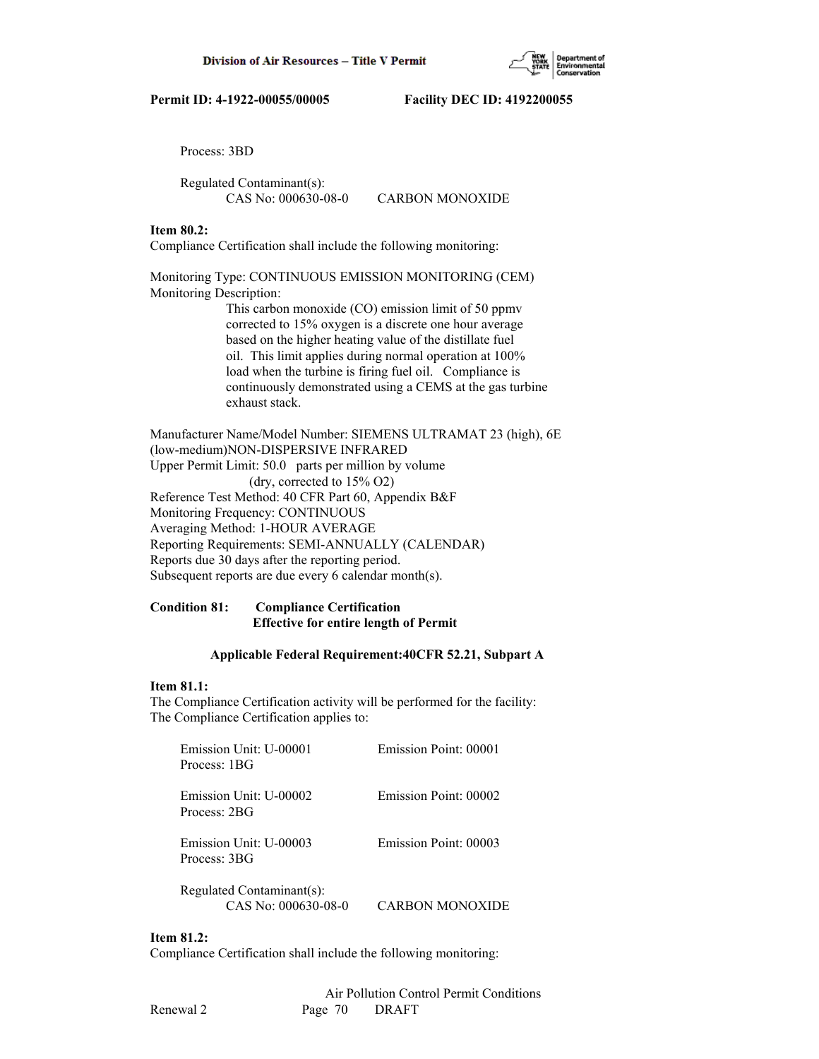Process: 3BD

Regulated Contaminant(s):
CAS No: 000630-08-0 CARBON MONOXIDE

**Item 80.2:**
Compliance Certification shall include the following monitoring:

Monitoring Type: CONTINUOUS EMISSION MONITORING (CEM)
Monitoring Description:

This carbon monoxide (CO) emission limit of 50 ppmv corrected to 15% oxygen is a discrete one hour average based on the higher heating value of the distillate fuel oil. This limit applies during normal operation at 100% load when the turbine is firing fuel oil. Compliance is continuously demonstrated using a CEMS at the gas turbine exhaust stack.

Manufacturer Name/Model Number: SIEMENS ULTRAMAT 23 (high), 6E (low-medium)NON-DISPERSIVE INFRARED
Upper Permit Limit: 50.0 parts per million by volume (dry, corrected to 15% O2)
Reference Test Method: 40 CFR Part 60, Appendix B&F
Monitoring Frequency: CONTINUOUS
Averaging Method: 1-HOUR AVERAGE
Reporting Requirements: SEMI-ANNUALLY (CALENDAR)
Reports due 30 days after the reporting period.
Subsequent reports are due every 6 calendar month(s).

**Condition 81: Compliance Certification**
**Effective for entire length of Permit**

**Applicable Federal Requirement:40CFR 52.21, Subpart A**

**Item 81.1:**
The Compliance Certification activity will be performed for the facility:
The Compliance Certification applies to:

Emission Unit: U-00001 Emission Point: 00001
Process: 1BG

Emission Unit: U-00002 Emission Point: 00002
Process: 2BG

Emission Unit: U-00003 Emission Point: 00003
Process: 3BG

Regulated Contaminant(s):
CAS No: 000630-08-0 CARBON MONOXIDE

**Item 81.2:**
Compliance Certification shall include the following monitoring: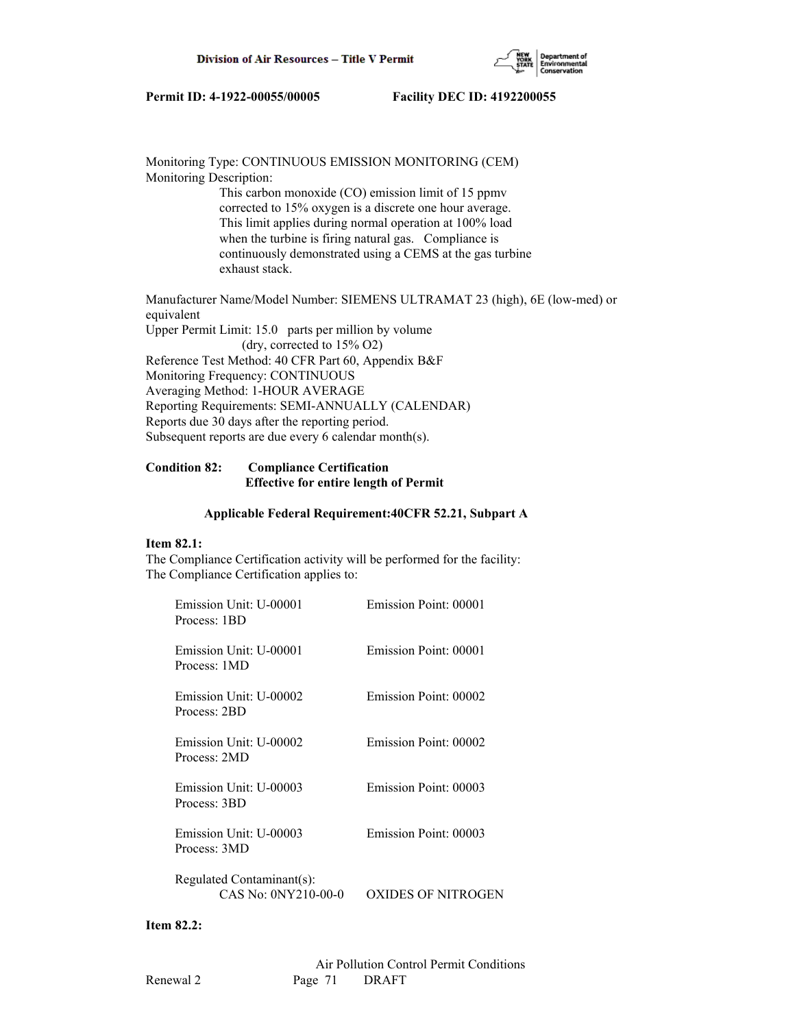Monitoring Type: CONTINUOUS EMISSION MONITORING (CEM)
Monitoring Description:

> This carbon monoxide (CO) emission limit of 15 ppmv corrected to 15% oxygen is a discrete one hour average. This limit applies during normal operation at 100% load when the turbine is firing natural gas. Compliance is continuously demonstrated using a CEMS at the gas turbine exhaust stack.

Manufacturer Name/Model Number: SIEMENS ULTRAMAT 23 (high), 6E (low-med) or equivalent
Upper Permit Limit: 15.0 parts per million by volume (dry, corrected to 15% O2)
Reference Test Method: 40 CFR Part 60, Appendix B&F
Monitoring Frequency: CONTINUOUS
Averaging Method: 1-HOUR AVERAGE
Reporting Requirements: SEMI-ANNUALLY (CALENDAR)
Reports due 30 days after the reporting period.
Subsequent reports are due every 6 calendar month(s).

**Condition 82: Compliance Certification**
**Effective for entire length of Permit**

**Applicable Federal Requirement:40CFR 52.21, Subpart A**

**Item 82.1:**
The Compliance Certification activity will be performed for the facility:
The Compliance Certification applies to:

| | |
|---|---|
| Emission Unit: U-00001<br>Process: 1BD | Emission Point: 00001 |
| Emission Unit: U-00001<br>Process: 1MD | Emission Point: 00001 |
| Emission Unit: U-00002<br>Process: 2BD | Emission Point: 00002 |
| Emission Unit: U-00002<br>Process: 2MD | Emission Point: 00002 |
| Emission Unit: U-00003<br>Process: 3BD | Emission Point: 00003 |
| Emission Unit: U-00003<br>Process: 3MD | Emission Point: 00003 |

Regulated Contaminant(s):
CAS No: 0NY210-00-0 OXIDES OF NITROGEN

**Item 82.2:**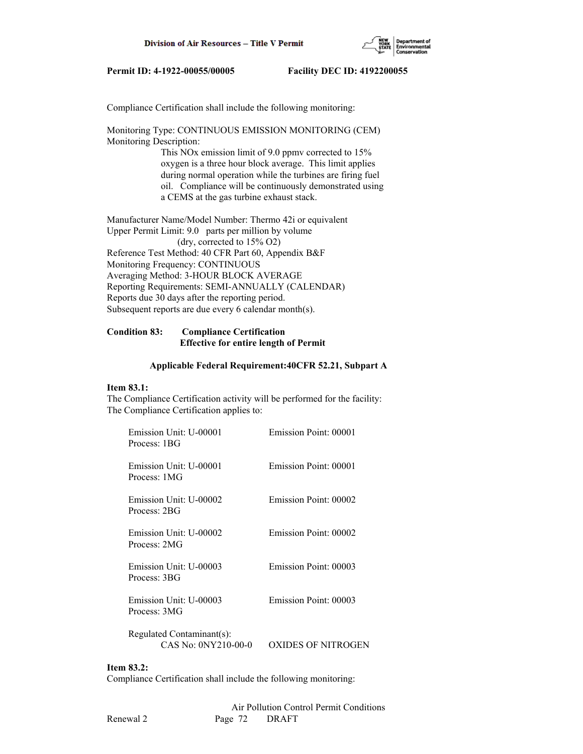Compliance Certification shall include the following monitoring:

Monitoring Type: CONTINUOUS EMISSION MONITORING (CEM)
Monitoring Description:

This NOx emission limit of 9.0 ppmv corrected to 15% oxygen is a three hour block average. This limit applies during normal operation while the turbines are firing fuel oil. Compliance will be continuously demonstrated using a CEMS at the gas turbine exhaust stack.

Manufacturer Name/Model Number: Thermo 42i or equivalent
Upper Permit Limit: 9.0 parts per million by volume
(dry, corrected to 15% O2)
Reference Test Method: 40 CFR Part 60, Appendix B&F
Monitoring Frequency: CONTINUOUS
Averaging Method: 3-HOUR BLOCK AVERAGE
Reporting Requirements: SEMI-ANNUALLY (CALENDAR)
Reports due 30 days after the reporting period.
Subsequent reports are due every 6 calendar month(s).

**Condition 83: Compliance Certification**
**Effective for entire length of Permit**

**Applicable Federal Requirement:40CFR 52.21, Subpart A**

**Item 83.1:**
The Compliance Certification activity will be performed for the facility:
The Compliance Certification applies to:

Emission Unit: U-00001 Emission Point: 00001
Process: 1BG

Emission Unit: U-00001 Emission Point: 00001
Process: 1MG

Emission Unit: U-00002 Emission Point: 00002
Process: 2BG

Emission Unit: U-00002 Emission Point: 00002
Process: 2MG

Emission Unit: U-00003 Emission Point: 00003
Process: 3BG

Emission Unit: U-00003 Emission Point: 00003
Process: 3MG

Regulated Contaminant(s):
CAS No: 0NY210-00-0 OXIDES OF NITROGEN

**Item 83.2:**
Compliance Certification shall include the following monitoring: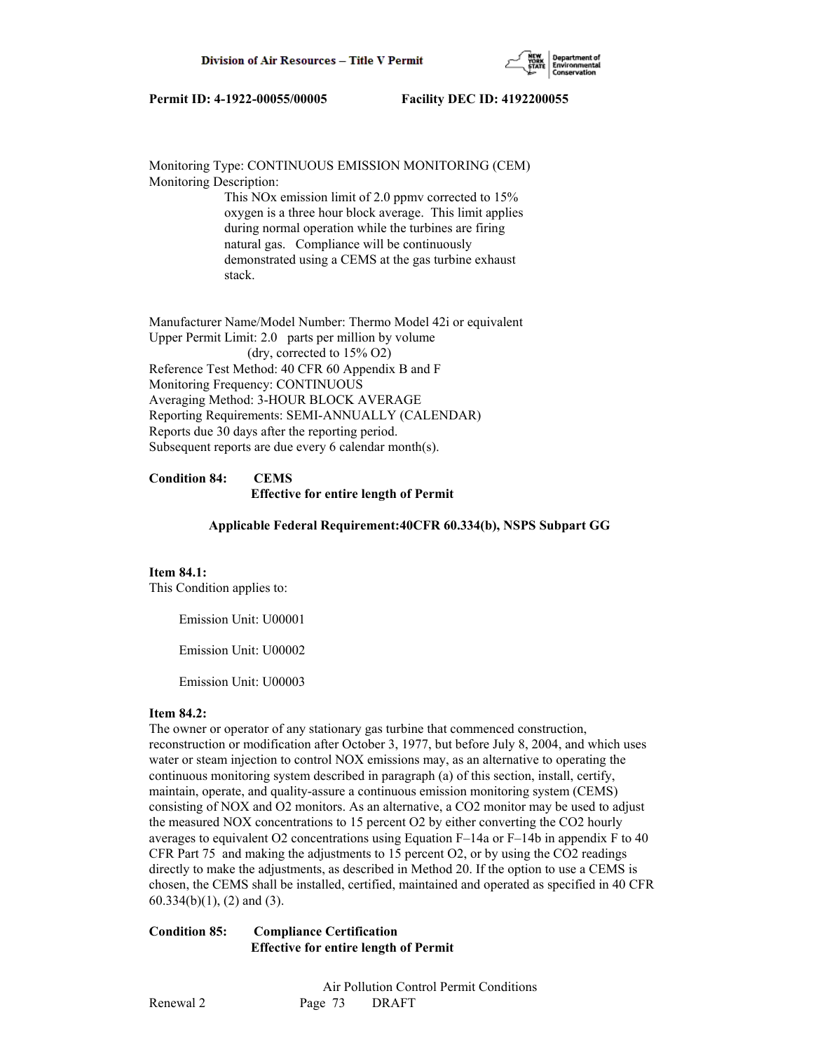Monitoring Type: CONTINUOUS EMISSION MONITORING (CEM)
Monitoring Description:

This NOx emission limit of 2.0 ppmv corrected to 15% oxygen is a three hour block average. This limit applies during normal operation while the turbines are firing natural gas. Compliance will be continuously demonstrated using a CEMS at the gas turbine exhaust stack.

Manufacturer Name/Model Number: Thermo Model 42i or equivalent
Upper Permit Limit: 2.0 parts per million by volume
(dry, corrected to 15% O2)
Reference Test Method: 40 CFR 60 Appendix B and F
Monitoring Frequency: CONTINUOUS
Averaging Method: 3-HOUR BLOCK AVERAGE
Reporting Requirements: SEMI-ANNUALLY (CALENDAR)
Reports due 30 days after the reporting period.
Subsequent reports are due every 6 calendar month(s).

**Condition 84: CEMS**
**Effective for entire length of Permit**

**Applicable Federal Requirement:40CFR 60.334(b), NSPS Subpart GG**

**Item 84.1:**
This Condition applies to:

Emission Unit: U00001

Emission Unit: U00002

Emission Unit: U00003

**Item 84.2:**
The owner or operator of any stationary gas turbine that commenced construction, reconstruction or modification after October 3, 1977, but before July 8, 2004, and which uses water or steam injection to control NOX emissions may, as an alternative to operating the continuous monitoring system described in paragraph (a) of this section, install, certify, maintain, operate, and quality-assure a continuous emission monitoring system (CEMS) consisting of NOX and O2 monitors. As an alternative, a CO2 monitor may be used to adjust the measured NOX concentrations to 15 percent O2 by either converting the CO2 hourly averages to equivalent O2 concentrations using Equation F–14a or F–14b in appendix F to 40 CFR Part 75 and making the adjustments to 15 percent O2, or by using the CO2 readings directly to make the adjustments, as described in Method 20. If the option to use a CEMS is chosen, the CEMS shall be installed, certified, maintained and operated as specified in 40 CFR 60.334(b)(1), (2) and (3).

**Condition 85: Compliance Certification**
**Effective for entire length of Permit**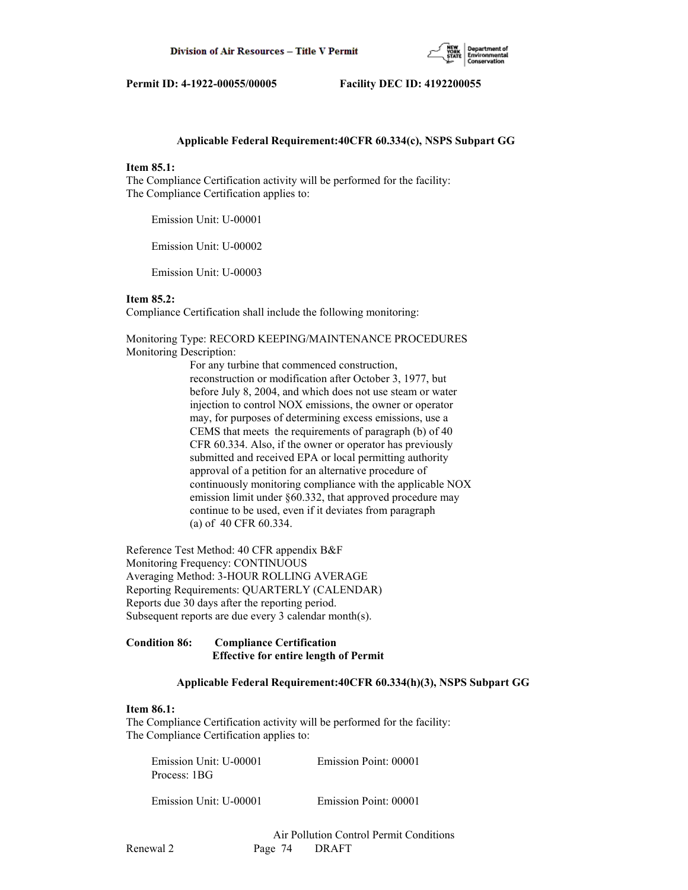**Applicable Federal Requirement:40CFR 60.334(c), NSPS Subpart GG**

**Item 85.1:**
The Compliance Certification activity will be performed for the facility:
The Compliance Certification applies to:

Emission Unit: U-00001

Emission Unit: U-00002

Emission Unit: U-00003

**Item 85.2:**
Compliance Certification shall include the following monitoring:

Monitoring Type: RECORD KEEPING/MAINTENANCE PROCEDURES
Monitoring Description:

For any turbine that commenced construction, reconstruction or modification after October 3, 1977, but before July 8, 2004, and which does not use steam or water injection to control NOX emissions, the owner or operator may, for purposes of determining excess emissions, use a CEMS that meets the requirements of paragraph (b) of 40 CFR 60.334. Also, if the owner or operator has previously submitted and received EPA or local permitting authority approval of a petition for an alternative procedure of continuously monitoring compliance with the applicable NOX emission limit under §60.332, that approved procedure may continue to be used, even if it deviates from paragraph (a) of 40 CFR 60.334.

Reference Test Method: 40 CFR appendix B&F
Monitoring Frequency: CONTINUOUS
Averaging Method: 3-HOUR ROLLING AVERAGE
Reporting Requirements: QUARTERLY (CALENDAR)
Reports due 30 days after the reporting period.
Subsequent reports are due every 3 calendar month(s).

**Condition 86: Compliance Certification**
**Effective for entire length of Permit**

**Applicable Federal Requirement:40CFR 60.334(h)(3), NSPS Subpart GG**

**Item 86.1:**
The Compliance Certification activity will be performed for the facility:
The Compliance Certification applies to:

Emission Unit: U-00001 Emission Point: 00001
Process: 1BG

Emission Unit: U-00001 Emission Point: 00001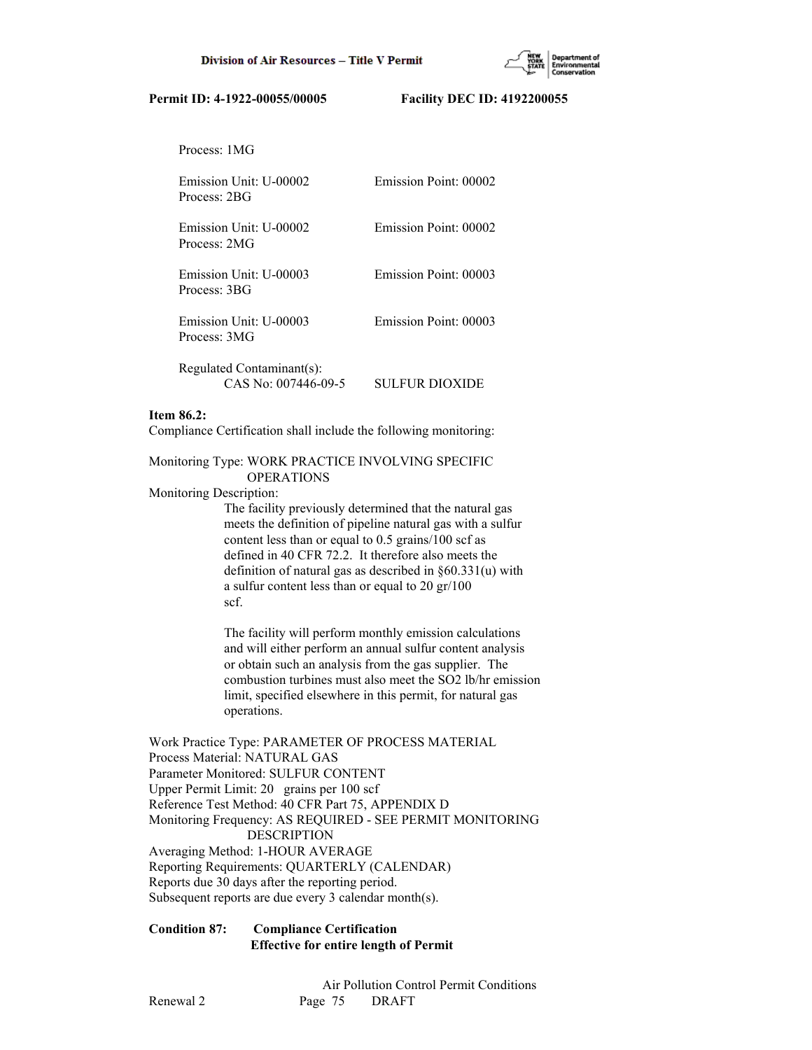Process: 1MG

Emission Unit: U-00002 Emission Point: 00002
Process: 2BG

Emission Unit: U-00002 Emission Point: 00002
Process: 2MG

Emission Unit: U-00003 Emission Point: 00003
Process: 3BG

Emission Unit: U-00003 Emission Point: 00003
Process: 3MG

Regulated Contaminant(s):
CAS No: 007446-09-5 SULFUR DIOXIDE

**Item 86.2:**
Compliance Certification shall include the following monitoring:

Monitoring Type: WORK PRACTICE INVOLVING SPECIFIC OPERATIONS
Monitoring Description:
The facility previously determined that the natural gas meets the definition of pipeline natural gas with a sulfur content less than or equal to 0.5 grains/100 scf as defined in 40 CFR 72.2. It therefore also meets the definition of natural gas as described in §60.331(u) with a sulfur content less than or equal to 20 gr/100 scf.

The facility will perform monthly emission calculations and will either perform an annual sulfur content analysis or obtain such an analysis from the gas supplier. The combustion turbines must also meet the SO2 lb/hr emission limit, specified elsewhere in this permit, for natural gas operations.

Work Practice Type: PARAMETER OF PROCESS MATERIAL
Process Material: NATURAL GAS
Parameter Monitored: SULFUR CONTENT
Upper Permit Limit: 20 grains per 100 scf
Reference Test Method: 40 CFR Part 75, APPENDIX D
Monitoring Frequency: AS REQUIRED - SEE PERMIT MONITORING DESCRIPTION
Averaging Method: 1-HOUR AVERAGE
Reporting Requirements: QUARTERLY (CALENDAR)
Reports due 30 days after the reporting period.
Subsequent reports are due every 3 calendar month(s).

**Condition 87: Compliance Certification**
**Effective for entire length of Permit**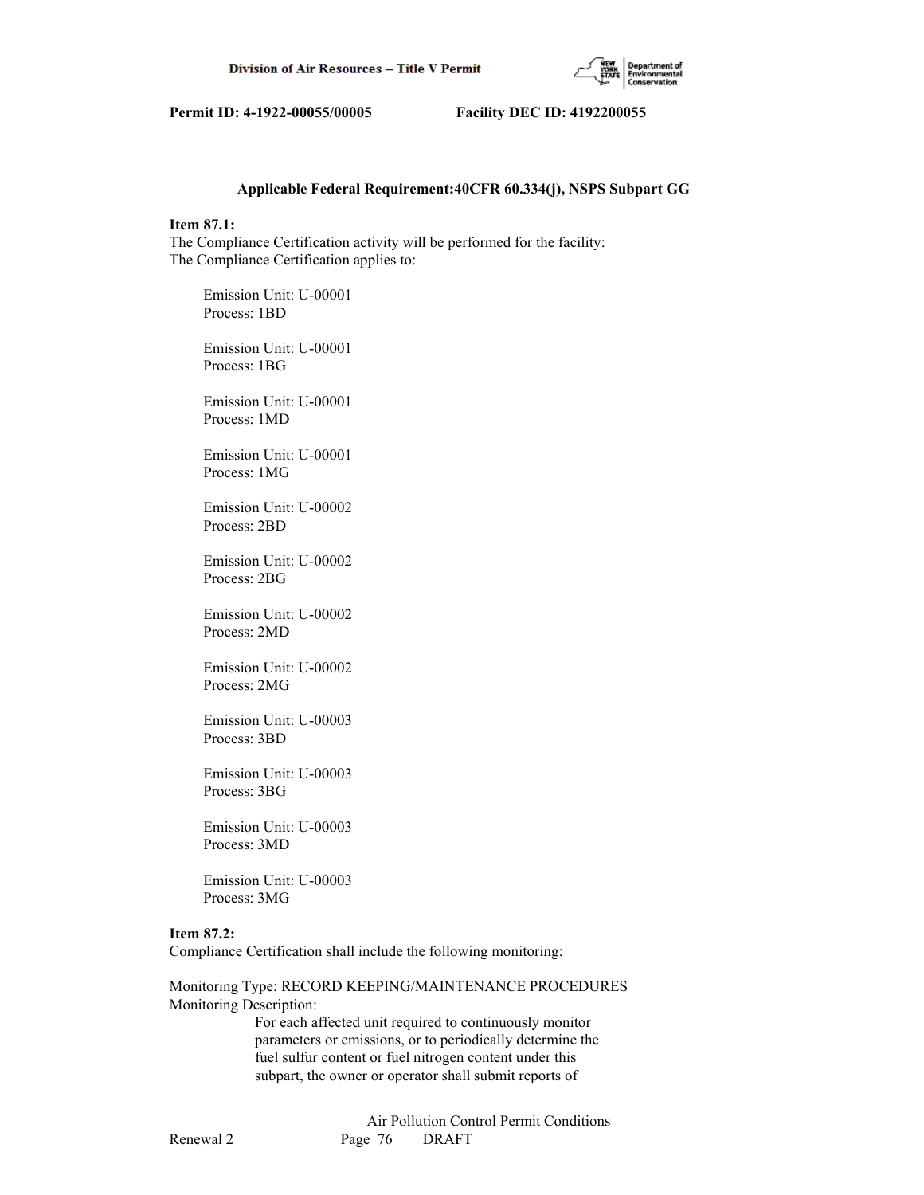**Applicable Federal Requirement:40CFR 60.334(j), NSPS Subpart GG**

**Item 87.1:**
The Compliance Certification activity will be performed for the facility:
The Compliance Certification applies to:

Emission Unit: U-00001
Process: 1BD

Emission Unit: U-00001
Process: 1BG

Emission Unit: U-00001
Process: 1MD

Emission Unit: U-00001
Process: 1MG

Emission Unit: U-00002
Process: 2BD

Emission Unit: U-00002
Process: 2BG

Emission Unit: U-00002
Process: 2MD

Emission Unit: U-00002
Process: 2MG

Emission Unit: U-00003
Process: 3BD

Emission Unit: U-00003
Process: 3BG

Emission Unit: U-00003
Process: 3MD

Emission Unit: U-00003
Process: 3MG

**Item 87.2:**
Compliance Certification shall include the following monitoring:

Monitoring Type: RECORD KEEPING/MAINTENANCE PROCEDURES
Monitoring Description:
For each affected unit required to continuously monitor parameters or emissions, or to periodically determine the fuel sulfur content or fuel nitrogen content under this subpart, the owner or operator shall submit reports of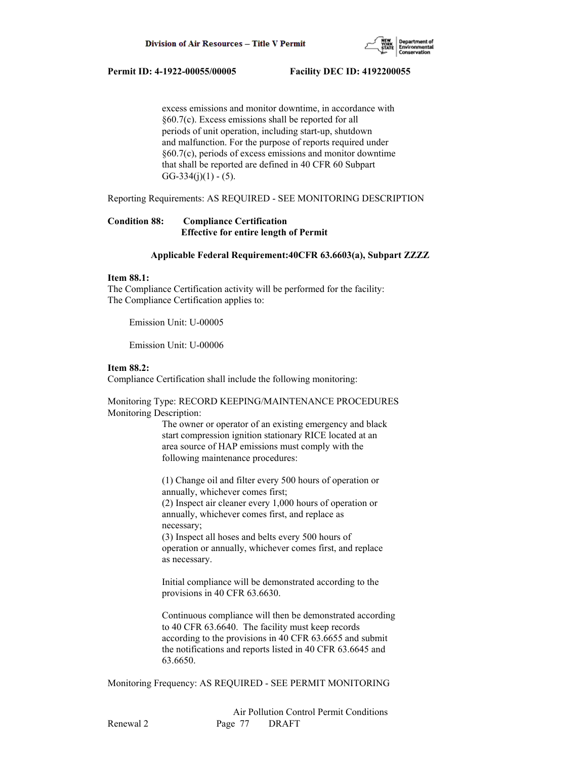excess emissions and monitor downtime, in accordance with §60.7(c). Excess emissions shall be reported for all periods of unit operation, including start-up, shutdown and malfunction. For the purpose of reports required under §60.7(c), periods of excess emissions and monitor downtime that shall be reported are defined in 40 CFR 60 Subpart GG-334(j)(1) - (5).

Reporting Requirements: AS REQUIRED - SEE MONITORING DESCRIPTION

**Condition 88: Compliance Certification**
**Effective for entire length of Permit**

**Applicable Federal Requirement:40CFR 63.6603(a), Subpart ZZZZ**

**Item 88.1:**
The Compliance Certification activity will be performed for the facility:
The Compliance Certification applies to:

Emission Unit: U-00005

Emission Unit: U-00006

**Item 88.2:**
Compliance Certification shall include the following monitoring:

Monitoring Type: RECORD KEEPING/MAINTENANCE PROCEDURES
Monitoring Description:

The owner or operator of an existing emergency and black start compression ignition stationary RICE located at an area source of HAP emissions must comply with the following maintenance procedures:

(1) Change oil and filter every 500 hours of operation or annually, whichever comes first;
(2) Inspect air cleaner every 1,000 hours of operation or annually, whichever comes first, and replace as necessary;
(3) Inspect all hoses and belts every 500 hours of operation or annually, whichever comes first, and replace as necessary.

Initial compliance will be demonstrated according to the provisions in 40 CFR 63.6630.

Continuous compliance will then be demonstrated according to 40 CFR 63.6640. The facility must keep records according to the provisions in 40 CFR 63.6655 and submit the notifications and reports listed in 40 CFR 63.6645 and 63.6650.

Monitoring Frequency: AS REQUIRED - SEE PERMIT MONITORING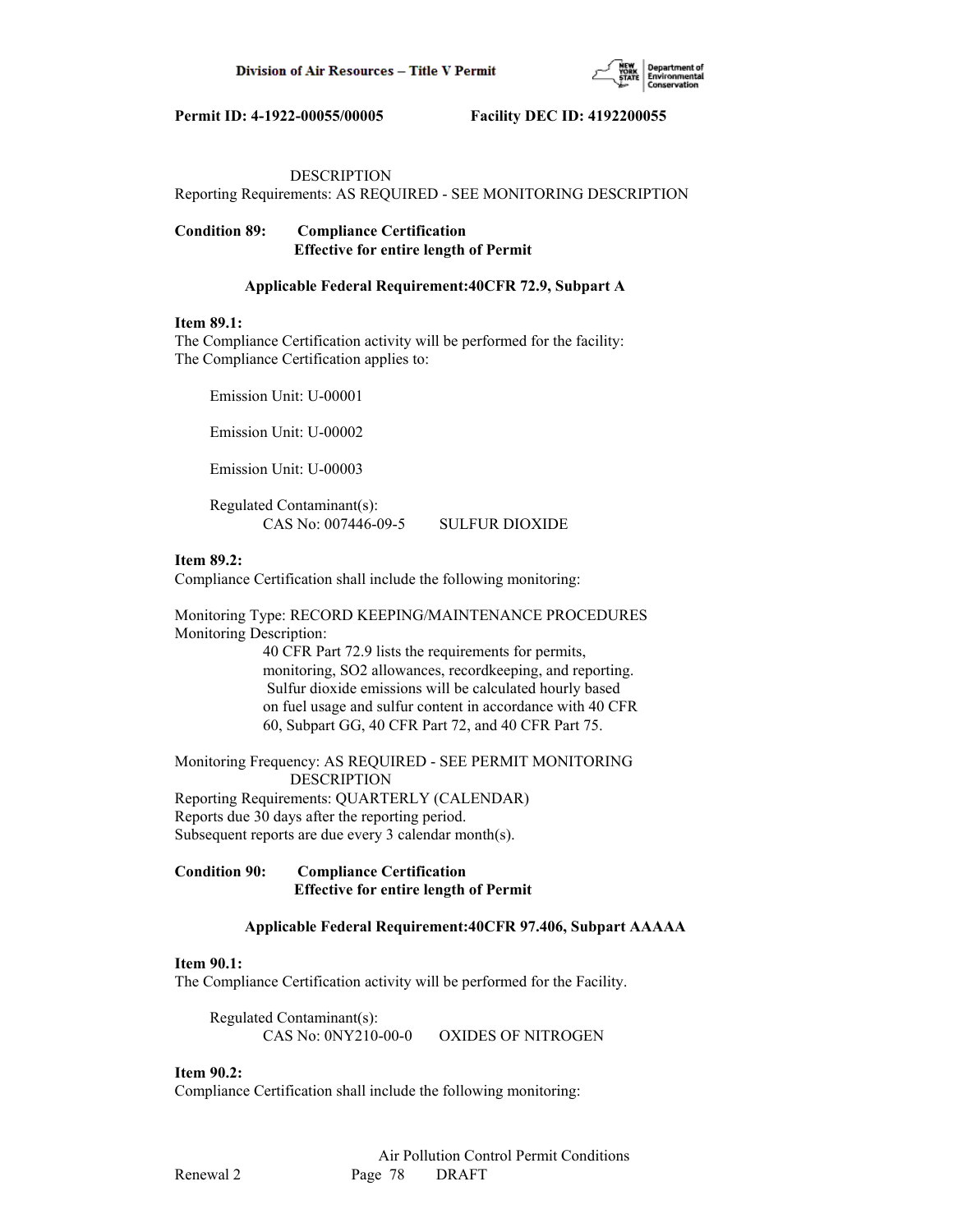DESCRIPTION
Reporting Requirements: AS REQUIRED - SEE MONITORING DESCRIPTION

**Condition 89: Compliance Certification**
**Effective for entire length of Permit**

**Applicable Federal Requirement:40CFR 72.9, Subpart A**

**Item 89.1:**
The Compliance Certification activity will be performed for the facility:
The Compliance Certification applies to:

Emission Unit: U-00001

Emission Unit: U-00002

Emission Unit: U-00003

Regulated Contaminant(s):
CAS No: 007446-09-5 SULFUR DIOXIDE

**Item 89.2:**
Compliance Certification shall include the following monitoring:

Monitoring Type: RECORD KEEPING/MAINTENANCE PROCEDURES
Monitoring Description:
40 CFR Part 72.9 lists the requirements for permits, monitoring, SO2 allowances, recordkeeping, and reporting. Sulfur dioxide emissions will be calculated hourly based on fuel usage and sulfur content in accordance with 40 CFR 60, Subpart GG, 40 CFR Part 72, and 40 CFR Part 75.

Monitoring Frequency: AS REQUIRED - SEE PERMIT MONITORING DESCRIPTION
Reporting Requirements: QUARTERLY (CALENDAR)
Reports due 30 days after the reporting period.
Subsequent reports are due every 3 calendar month(s).

**Condition 90: Compliance Certification**
**Effective for entire length of Permit**

**Applicable Federal Requirement:40CFR 97.406, Subpart AAAAA**

**Item 90.1:**
The Compliance Certification activity will be performed for the Facility.

Regulated Contaminant(s):
CAS No: 0NY210-00-0 OXIDES OF NITROGEN

**Item 90.2:**
Compliance Certification shall include the following monitoring: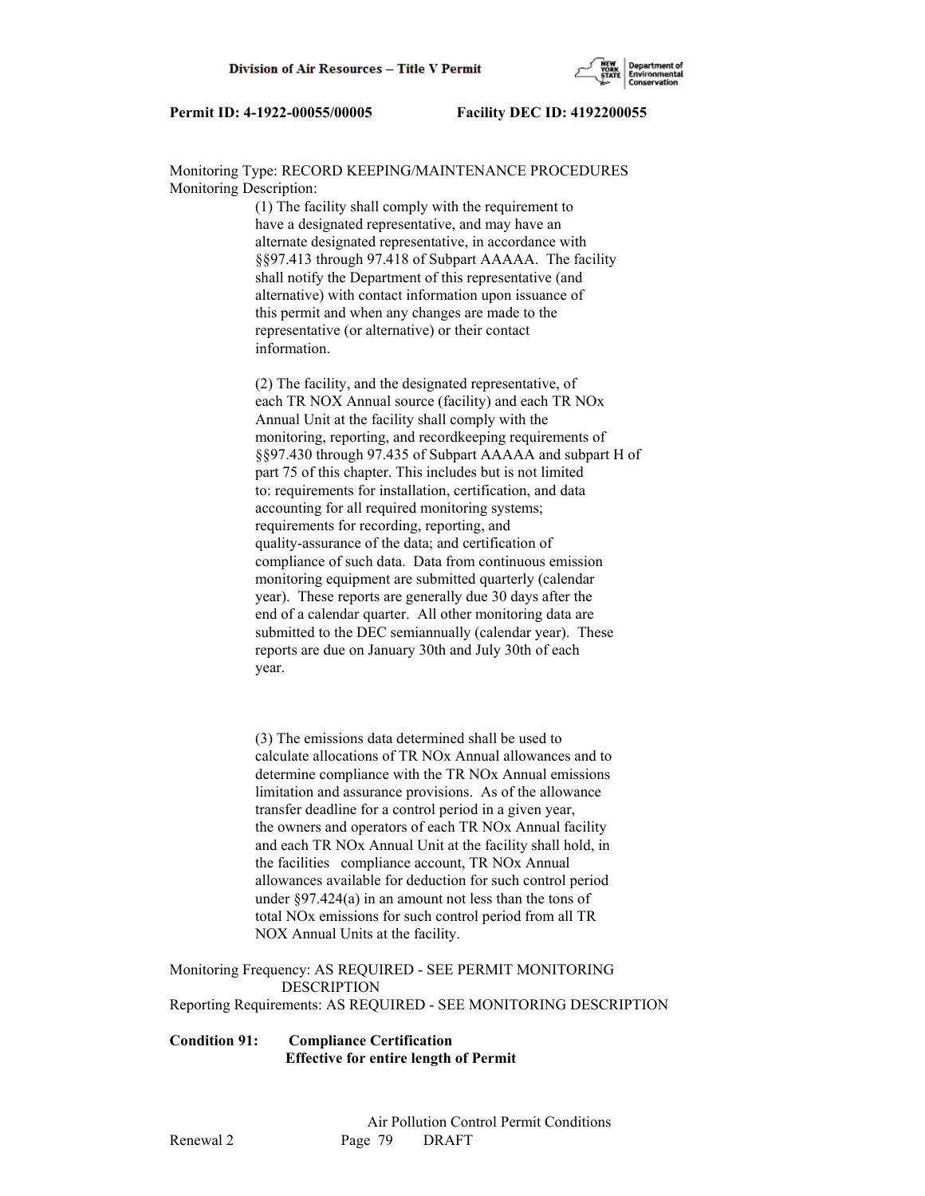Monitoring Type: RECORD KEEPING/MAINTENANCE PROCEDURES
Monitoring Description:

(1) The facility shall comply with the requirement to have a designated representative, and may have an alternate designated representative, in accordance with §§97.413 through 97.418 of Subpart AAAAA. The facility shall notify the Department of this representative (and alternative) with contact information upon issuance of this permit and when any changes are made to the representative (or alternative) or their contact information.

(2) The facility, and the designated representative, of each TR NOX Annual source (facility) and each TR NOx Annual Unit at the facility shall comply with the monitoring, reporting, and recordkeeping requirements of §§97.430 through 97.435 of Subpart AAAAA and subpart H of part 75 of this chapter. This includes but is not limited to: requirements for installation, certification, and data accounting for all required monitoring systems; requirements for recording, reporting, and quality-assurance of the data; and certification of compliance of such data. Data from continuous emission monitoring equipment are submitted quarterly (calendar year). These reports are generally due 30 days after the end of a calendar quarter. All other monitoring data are submitted to the DEC semiannually (calendar year). These reports are due on January 30th and July 30th of each year.

(3) The emissions data determined shall be used to calculate allocations of TR NOx Annual allowances and to determine compliance with the TR NOx Annual emissions limitation and assurance provisions. As of the allowance transfer deadline for a control period in a given year, the owners and operators of each TR NOx Annual facility and each TR NOx Annual Unit at the facility shall hold, in the facilities compliance account, TR NOx Annual allowances available for deduction for such control period under §97.424(a) in an amount not less than the tons of total NOx emissions for such control period from all TR NOX Annual Units at the facility.

Monitoring Frequency: AS REQUIRED - SEE PERMIT MONITORING DESCRIPTION
Reporting Requirements: AS REQUIRED - SEE MONITORING DESCRIPTION

**Condition 91: Compliance Certification**
**Effective for entire length of Permit**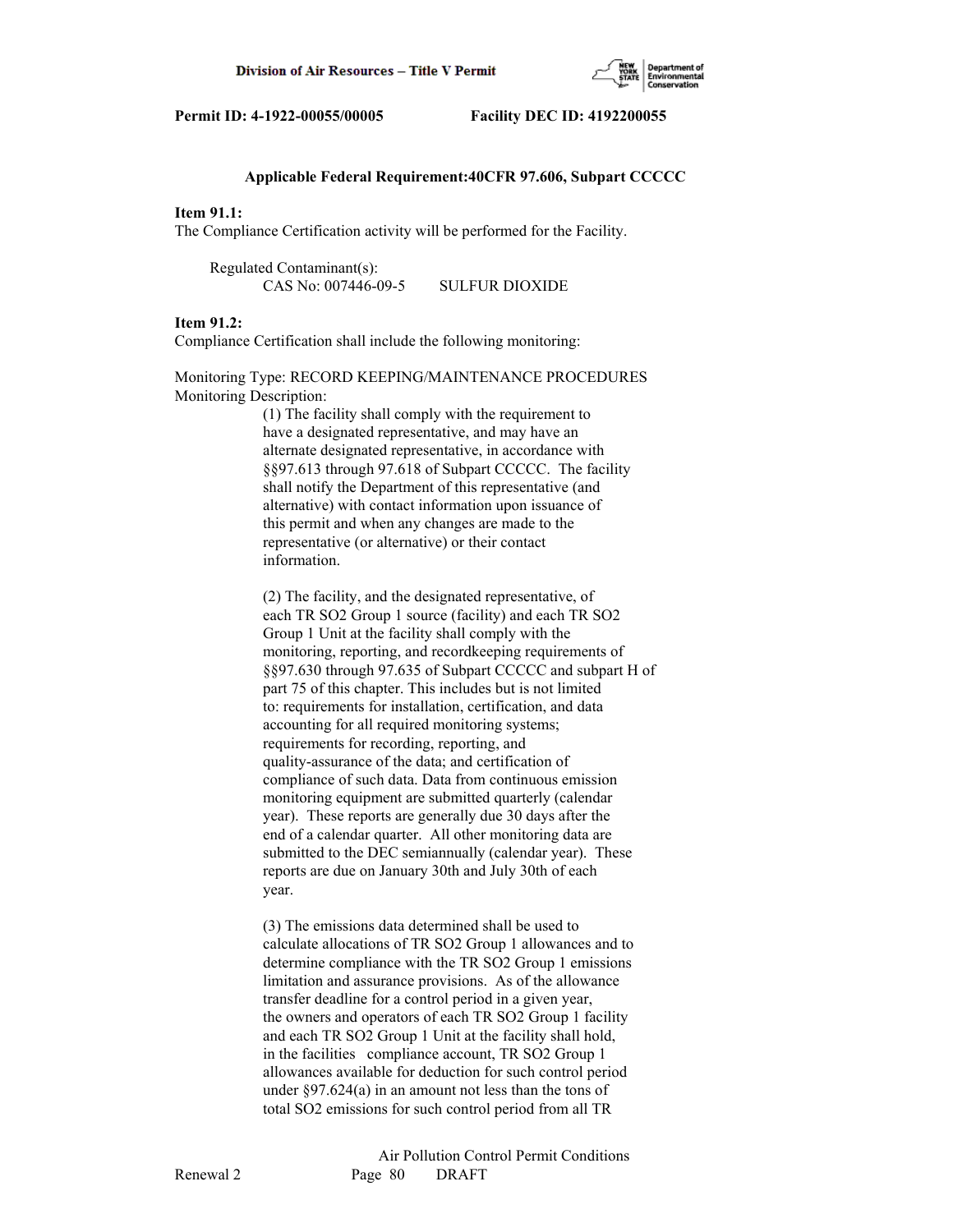**Applicable Federal Requirement:40CFR 97.606, Subpart CCCCC**

**Item 91.1:**
The Compliance Certification activity will be performed for the Facility.

Regulated Contaminant(s):
CAS No: 007446-09-5 SULFUR DIOXIDE

**Item 91.2:**
Compliance Certification shall include the following monitoring:

Monitoring Type: RECORD KEEPING/MAINTENANCE PROCEDURES
Monitoring Description:

(1) The facility shall comply with the requirement to have a designated representative, and may have an alternate designated representative, in accordance with §§97.613 through 97.618 of Subpart CCCCC. The facility shall notify the Department of this representative (and alternative) with contact information upon issuance of this permit and when any changes are made to the representative (or alternative) or their contact information.

(2) The facility, and the designated representative, of each TR SO2 Group 1 source (facility) and each TR SO2 Group 1 Unit at the facility shall comply with the monitoring, reporting, and recordkeeping requirements of §§97.630 through 97.635 of Subpart CCCCC and subpart H of part 75 of this chapter. This includes but is not limited to: requirements for installation, certification, and data accounting for all required monitoring systems; requirements for recording, reporting, and quality-assurance of the data; and certification of compliance of such data. Data from continuous emission monitoring equipment are submitted quarterly (calendar year). These reports are generally due 30 days after the end of a calendar quarter. All other monitoring data are submitted to the DEC semiannually (calendar year). These reports are due on January 30th and July 30th of each year.

(3) The emissions data determined shall be used to calculate allocations of TR SO2 Group 1 allowances and to determine compliance with the TR SO2 Group 1 emissions limitation and assurance provisions. As of the allowance transfer deadline for a control period in a given year, the owners and operators of each TR SO2 Group 1 facility and each TR SO2 Group 1 Unit at the facility shall hold, in the facilities compliance account, TR SO2 Group 1 allowances available for deduction for such control period under §97.624(a) in an amount not less than the tons of total SO2 emissions for such control period from all TR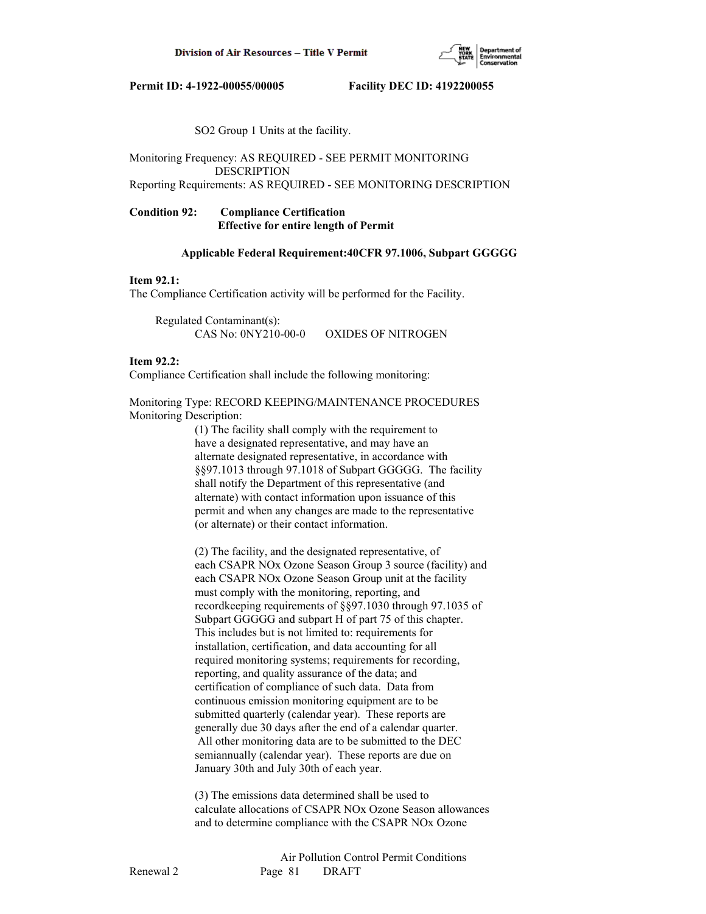SO2 Group 1 Units at the facility.

Monitoring Frequency: AS REQUIRED - SEE PERMIT MONITORING DESCRIPTION
Reporting Requirements: AS REQUIRED - SEE MONITORING DESCRIPTION

**Condition 92: Compliance Certification**
**Effective for entire length of Permit**

**Applicable Federal Requirement:40CFR 97.1006, Subpart GGGGG**

**Item 92.1:**
The Compliance Certification activity will be performed for the Facility.

Regulated Contaminant(s):
CAS No: 0NY210-00-0 OXIDES OF NITROGEN

**Item 92.2:**
Compliance Certification shall include the following monitoring:

Monitoring Type: RECORD KEEPING/MAINTENANCE PROCEDURES
Monitoring Description:

(1) The facility shall comply with the requirement to have a designated representative, and may have an alternate designated representative, in accordance with §§97.1013 through 97.1018 of Subpart GGGGG. The facility shall notify the Department of this representative (and alternate) with contact information upon issuance of this permit and when any changes are made to the representative (or alternate) or their contact information.

(2) The facility, and the designated representative, of each CSAPR NOx Ozone Season Group 3 source (facility) and each CSAPR NOx Ozone Season Group unit at the facility must comply with the monitoring, reporting, and recordkeeping requirements of §§97.1030 through 97.1035 of Subpart GGGGG and subpart H of part 75 of this chapter. This includes but is not limited to: requirements for installation, certification, and data accounting for all required monitoring systems; requirements for recording, reporting, and quality assurance of the data; and certification of compliance of such data. Data from continuous emission monitoring equipment are to be submitted quarterly (calendar year). These reports are generally due 30 days after the end of a calendar quarter. All other monitoring data are to be submitted to the DEC semiannually (calendar year). These reports are due on January 30th and July 30th of each year.

(3) The emissions data determined shall be used to calculate allocations of CSAPR NOx Ozone Season allowances and to determine compliance with the CSAPR NOx Ozone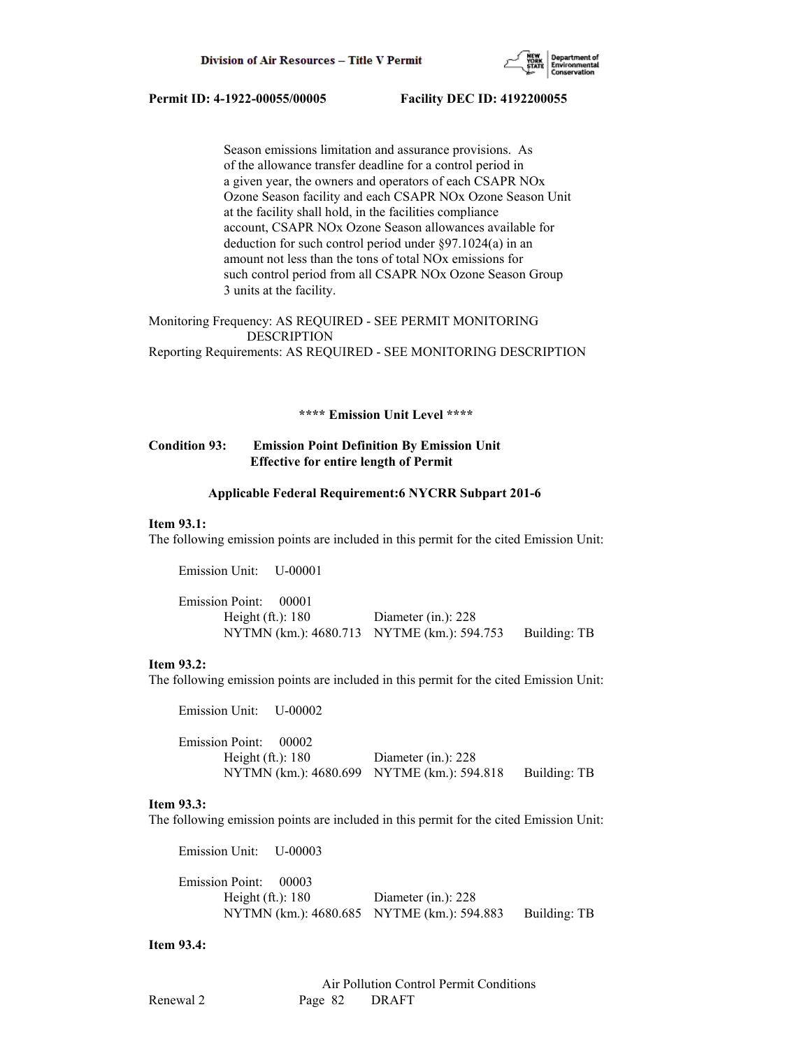Season emissions limitation and assurance provisions. As of the allowance transfer deadline for a control period in a given year, the owners and operators of each CSAPR NOx Ozone Season facility and each CSAPR NOx Ozone Season Unit at the facility shall hold, in the facilities compliance account, CSAPR NOx Ozone Season allowances available for deduction for such control period under §97.1024(a) in an amount not less than the tons of total NOx emissions for such control period from all CSAPR NOx Ozone Season Group 3 units at the facility.

Monitoring Frequency: AS REQUIRED - SEE PERMIT MONITORING DESCRIPTION
Reporting Requirements: AS REQUIRED - SEE MONITORING DESCRIPTION

**\*\*\*\* Emission Unit Level \*\*\*\***

**Condition 93: Emission Point Definition By Emission Unit**
**Effective for entire length of Permit**

**Applicable Federal Requirement:6 NYCRR Subpart 201-6**

**Item 93.1:**
The following emission points are included in this permit for the cited Emission Unit:

Emission Unit: U-00001

Emission Point: 00001
Height (ft.): 180 Diameter (in.): 228
NYTMN (km.): 4680.713 NYTME (km.): 594.753 Building: TB

**Item 93.2:**
The following emission points are included in this permit for the cited Emission Unit:

Emission Unit: U-00002

Emission Point: 00002
Height (ft.): 180 Diameter (in.): 228
NYTMN (km.): 4680.699 NYTME (km.): 594.818 Building: TB

**Item 93.3:**
The following emission points are included in this permit for the cited Emission Unit:

Emission Unit: U-00003

Emission Point: 00003
Height (ft.): 180 Diameter (in.): 228
NYTMN (km.): 4680.685 NYTME (km.): 594.883 Building: TB

**Item 93.4:**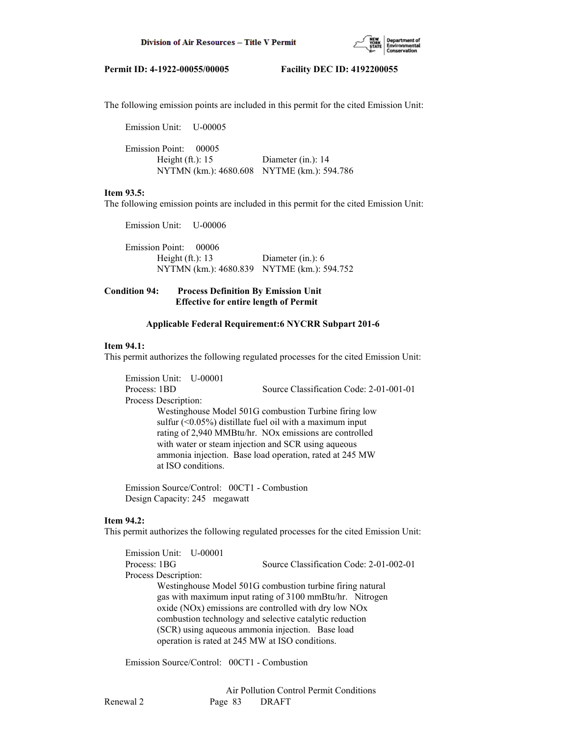The following emission points are included in this permit for the cited Emission Unit:

Emission Unit: U-00005

Emission Point: 00005
Height (ft.): 15 Diameter (in.): 14
NYTMN (km.): 4680.608 NYTME (km.): 594.786

**Item 93.5:**
The following emission points are included in this permit for the cited Emission Unit:

Emission Unit: U-00006

Emission Point: 00006
Height (ft.): 13 Diameter (in.): 6
NYTMN (km.): 4680.839 NYTME (km.): 594.752

**Condition 94: Process Definition By Emission Unit**
**Effective for entire length of Permit**

**Applicable Federal Requirement:6 NYCRR Subpart 201-6**

**Item 94.1:**
This permit authorizes the following regulated processes for the cited Emission Unit:

Emission Unit: U-00001
Process: 1BD Source Classification Code: 2-01-001-01
Process Description:
Westinghouse Model 501G combustion Turbine firing low sulfur (<0.05%) distillate fuel oil with a maximum input rating of 2,940 MMBtu/hr. NOx emissions are controlled with water or steam injection and SCR using aqueous ammonia injection. Base load operation, rated at 245 MW at ISO conditions.

Emission Source/Control: 00CT1 - Combustion
Design Capacity: 245 megawatt

**Item 94.2:**
This permit authorizes the following regulated processes for the cited Emission Unit:

Emission Unit: U-00001
Process: 1BG Source Classification Code: 2-01-002-01
Process Description:
Westinghouse Model 501G combustion turbine firing natural gas with maximum input rating of 3100 mmBtu/hr. Nitrogen oxide (NOx) emissions are controlled with dry low NOx combustion technology and selective catalytic reduction (SCR) using aqueous ammonia injection. Base load operation is rated at 245 MW at ISO conditions.

Emission Source/Control: 00CT1 - Combustion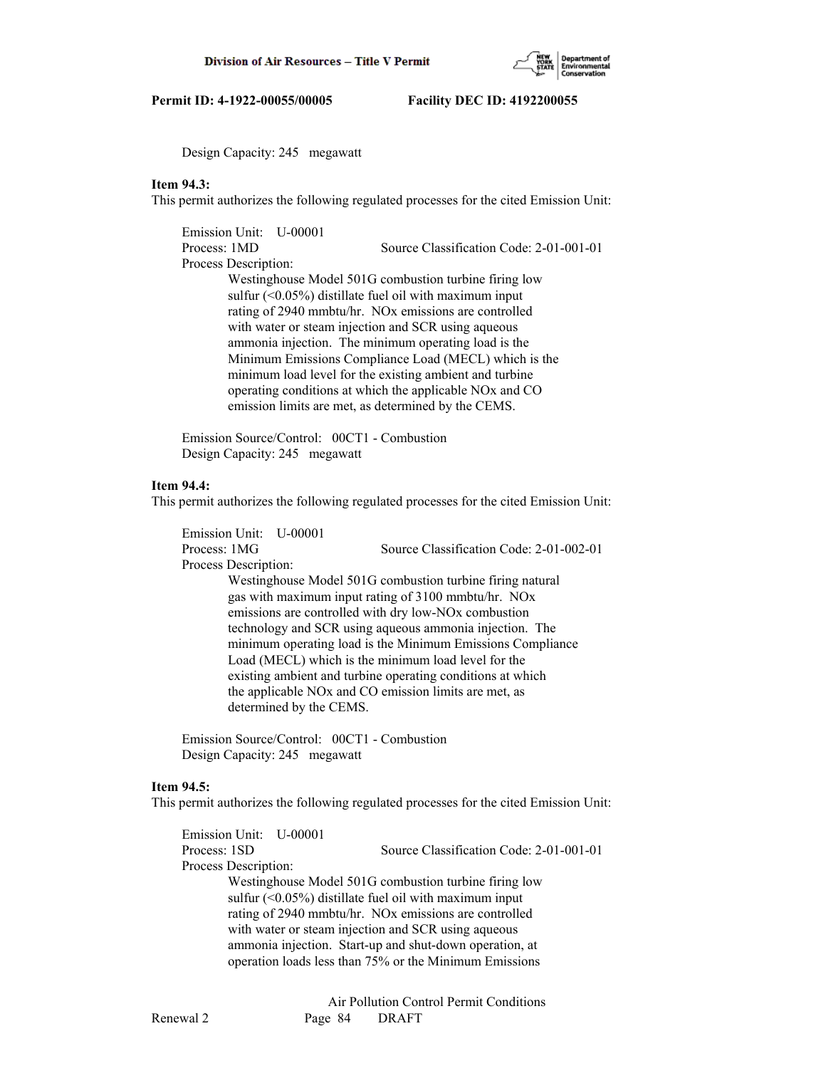Design Capacity: 245 megawatt

**Item 94.3:**
This permit authorizes the following regulated processes for the cited Emission Unit:

Emission Unit: U-00001
Process: 1MD Source Classification Code: 2-01-001-01
Process Description:
Westinghouse Model 501G combustion turbine firing low sulfur (<0.05%) distillate fuel oil with maximum input rating of 2940 mmbtu/hr. NOx emissions are controlled with water or steam injection and SCR using aqueous ammonia injection. The minimum operating load is the Minimum Emissions Compliance Load (MECL) which is the minimum load level for the existing ambient and turbine operating conditions at which the applicable NOx and CO emission limits are met, as determined by the CEMS.

Emission Source/Control: 00CT1 - Combustion
Design Capacity: 245 megawatt

**Item 94.4:**
This permit authorizes the following regulated processes for the cited Emission Unit:

Emission Unit: U-00001
Process: 1MG Source Classification Code: 2-01-002-01
Process Description:
Westinghouse Model 501G combustion turbine firing natural gas with maximum input rating of 3100 mmbtu/hr. NOx emissions are controlled with dry low-NOx combustion technology and SCR using aqueous ammonia injection. The minimum operating load is the Minimum Emissions Compliance Load (MECL) which is the minimum load level for the existing ambient and turbine operating conditions at which the applicable NOx and CO emission limits are met, as determined by the CEMS.

Emission Source/Control: 00CT1 - Combustion
Design Capacity: 245 megawatt

**Item 94.5:**
This permit authorizes the following regulated processes for the cited Emission Unit:

Emission Unit: U-00001
Process: 1SD Source Classification Code: 2-01-001-01
Process Description:
Westinghouse Model 501G combustion turbine firing low sulfur (<0.05%) distillate fuel oil with maximum input rating of 2940 mmbtu/hr. NOx emissions are controlled with water or steam injection and SCR using aqueous ammonia injection. Start-up and shut-down operation, at operation loads less than 75% or the Minimum Emissions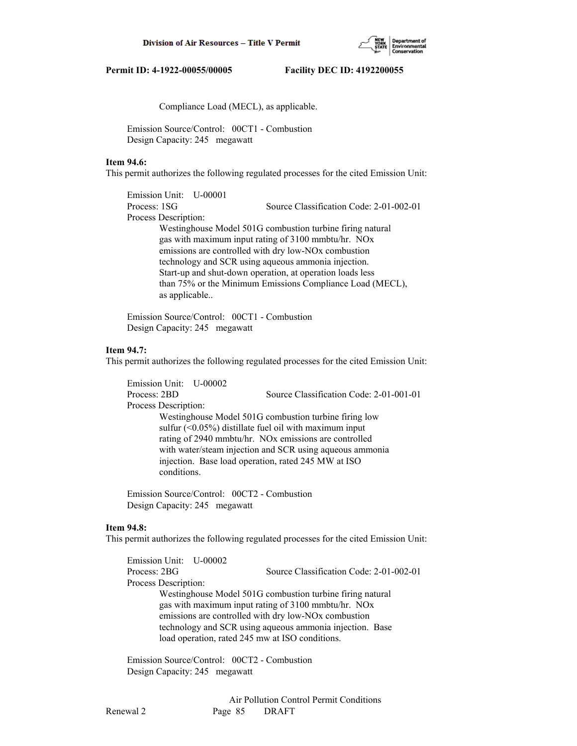Compliance Load (MECL), as applicable.

Emission Source/Control: 00CT1 - Combustion
Design Capacity: 245 megawatt

**Item 94.6:**
This permit authorizes the following regulated processes for the cited Emission Unit:

Emission Unit: U-00001
Process: 1SG Source Classification Code: 2-01-002-01
Process Description:
Westinghouse Model 501G combustion turbine firing natural gas with maximum input rating of 3100 mmbtu/hr. NOx emissions are controlled with dry low-NOx combustion technology and SCR using aqueous ammonia injection. Start-up and shut-down operation, at operation loads less than 75% or the Minimum Emissions Compliance Load (MECL), as applicable..

Emission Source/Control: 00CT1 - Combustion
Design Capacity: 245 megawatt

**Item 94.7:**
This permit authorizes the following regulated processes for the cited Emission Unit:

Emission Unit: U-00002
Process: 2BD Source Classification Code: 2-01-001-01
Process Description:
Westinghouse Model 501G combustion turbine firing low sulfur (<0.05%) distillate fuel oil with maximum input rating of 2940 mmbtu/hr. NOx emissions are controlled with water/steam injection and SCR using aqueous ammonia injection. Base load operation, rated 245 MW at ISO conditions.

Emission Source/Control: 00CT2 - Combustion
Design Capacity: 245 megawatt

**Item 94.8:**
This permit authorizes the following regulated processes for the cited Emission Unit:

Emission Unit: U-00002
Process: 2BG Source Classification Code: 2-01-002-01
Process Description:
Westinghouse Model 501G combustion turbine firing natural gas with maximum input rating of 3100 mmbtu/hr. NOx emissions are controlled with dry low-NOx combustion technology and SCR using aqueous ammonia injection. Base load operation, rated 245 mw at ISO conditions.

Emission Source/Control: 00CT2 - Combustion
Design Capacity: 245 megawatt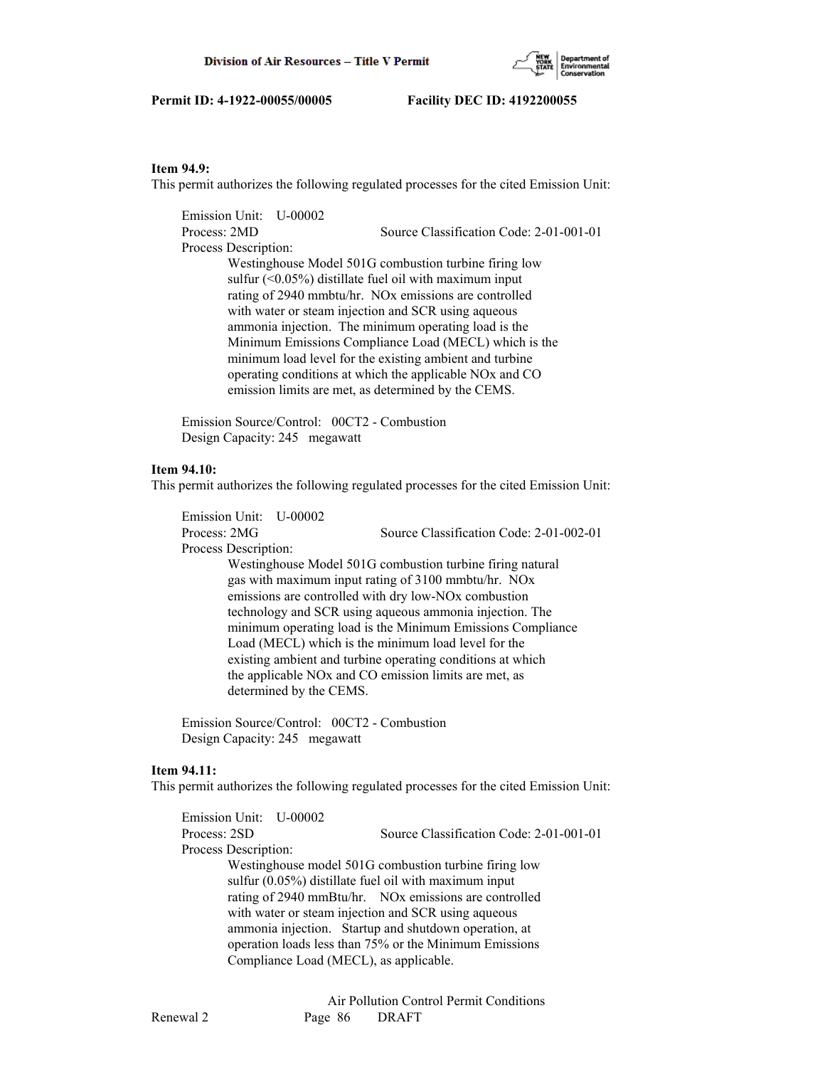**Item 94.9:**
This permit authorizes the following regulated processes for the cited Emission Unit:

Emission Unit: U-00002
Process: 2MD Source Classification Code: 2-01-001-01
Process Description:
Westinghouse Model 501G combustion turbine firing low sulfur (<0.05%) distillate fuel oil with maximum input rating of 2940 mmbtu/hr. NOx emissions are controlled with water or steam injection and SCR using aqueous ammonia injection. The minimum operating load is the Minimum Emissions Compliance Load (MECL) which is the minimum load level for the existing ambient and turbine operating conditions at which the applicable NOx and CO emission limits are met, as determined by the CEMS.

Emission Source/Control: 00CT2 - Combustion
Design Capacity: 245 megawatt

**Item 94.10:**
This permit authorizes the following regulated processes for the cited Emission Unit:

Emission Unit: U-00002
Process: 2MG Source Classification Code: 2-01-002-01
Process Description:
Westinghouse Model 501G combustion turbine firing natural gas with maximum input rating of 3100 mmbtu/hr. NOx emissions are controlled with dry low-NOx combustion technology and SCR using aqueous ammonia injection. The minimum operating load is the Minimum Emissions Compliance Load (MECL) which is the minimum load level for the existing ambient and turbine operating conditions at which the applicable NOx and CO emission limits are met, as determined by the CEMS.

Emission Source/Control: 00CT2 - Combustion
Design Capacity: 245 megawatt

**Item 94.11:**
This permit authorizes the following regulated processes for the cited Emission Unit:

Emission Unit: U-00002
Process: 2SD Source Classification Code: 2-01-001-01
Process Description:
Westinghouse model 501G combustion turbine firing low sulfur (0.05%) distillate fuel oil with maximum input rating of 2940 mmBtu/hr. NOx emissions are controlled with water or steam injection and SCR using aqueous ammonia injection. Startup and shutdown operation, at operation loads less than 75% or the Minimum Emissions Compliance Load (MECL), as applicable.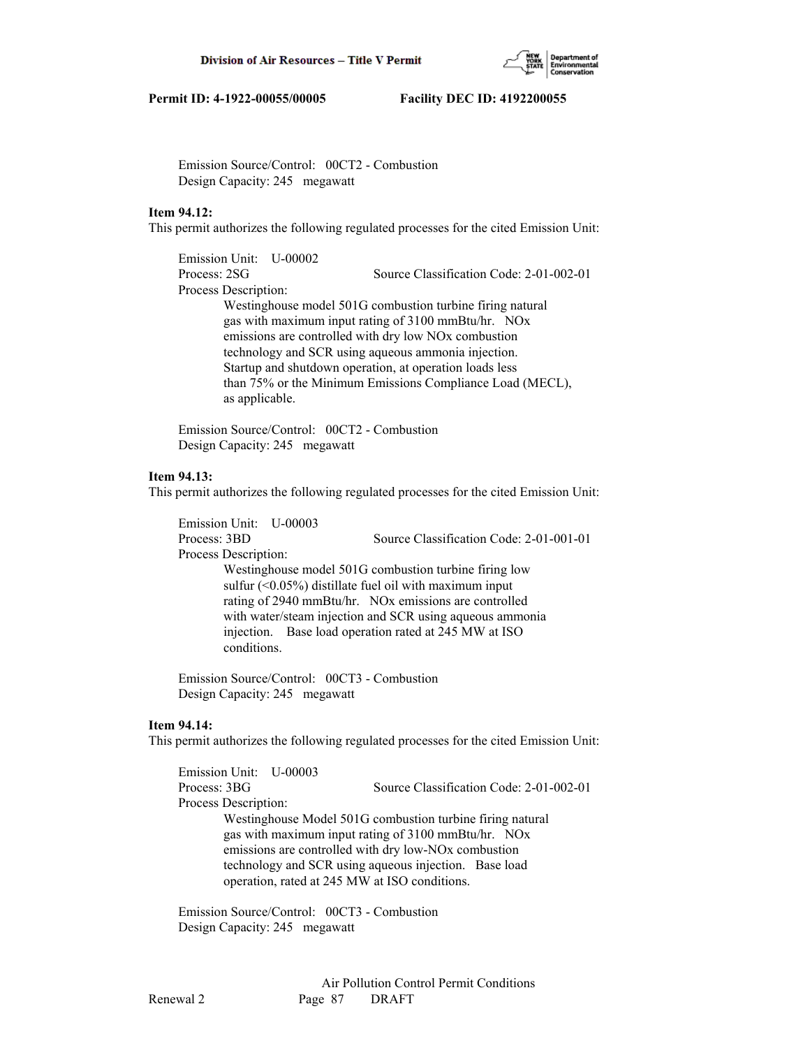Emission Source/Control: 00CT2 - Combustion
Design Capacity: 245 megawatt

**Item 94.12:**
This permit authorizes the following regulated processes for the cited Emission Unit:

Emission Unit: U-00002
Process: 2SG Source Classification Code: 2-01-002-01
Process Description:
Westinghouse model 501G combustion turbine firing natural gas with maximum input rating of 3100 mmBtu/hr. NOx emissions are controlled with dry low NOx combustion technology and SCR using aqueous ammonia injection. Startup and shutdown operation, at operation loads less than 75% or the Minimum Emissions Compliance Load (MECL), as applicable.

Emission Source/Control: 00CT2 - Combustion
Design Capacity: 245 megawatt

**Item 94.13:**
This permit authorizes the following regulated processes for the cited Emission Unit:

Emission Unit: U-00003
Process: 3BD Source Classification Code: 2-01-001-01
Process Description:
Westinghouse model 501G combustion turbine firing low sulfur (<0.05%) distillate fuel oil with maximum input rating of 2940 mmBtu/hr. NOx emissions are controlled with water/steam injection and SCR using aqueous ammonia injection. Base load operation rated at 245 MW at ISO conditions.

Emission Source/Control: 00CT3 - Combustion
Design Capacity: 245 megawatt

**Item 94.14:**
This permit authorizes the following regulated processes for the cited Emission Unit:

Emission Unit: U-00003
Process: 3BG Source Classification Code: 2-01-002-01
Process Description:
Westinghouse Model 501G combustion turbine firing natural gas with maximum input rating of 3100 mmBtu/hr. NOx emissions are controlled with dry low-NOx combustion technology and SCR using aqueous injection. Base load operation, rated at 245 MW at ISO conditions.

Emission Source/Control: 00CT3 - Combustion
Design Capacity: 245 megawatt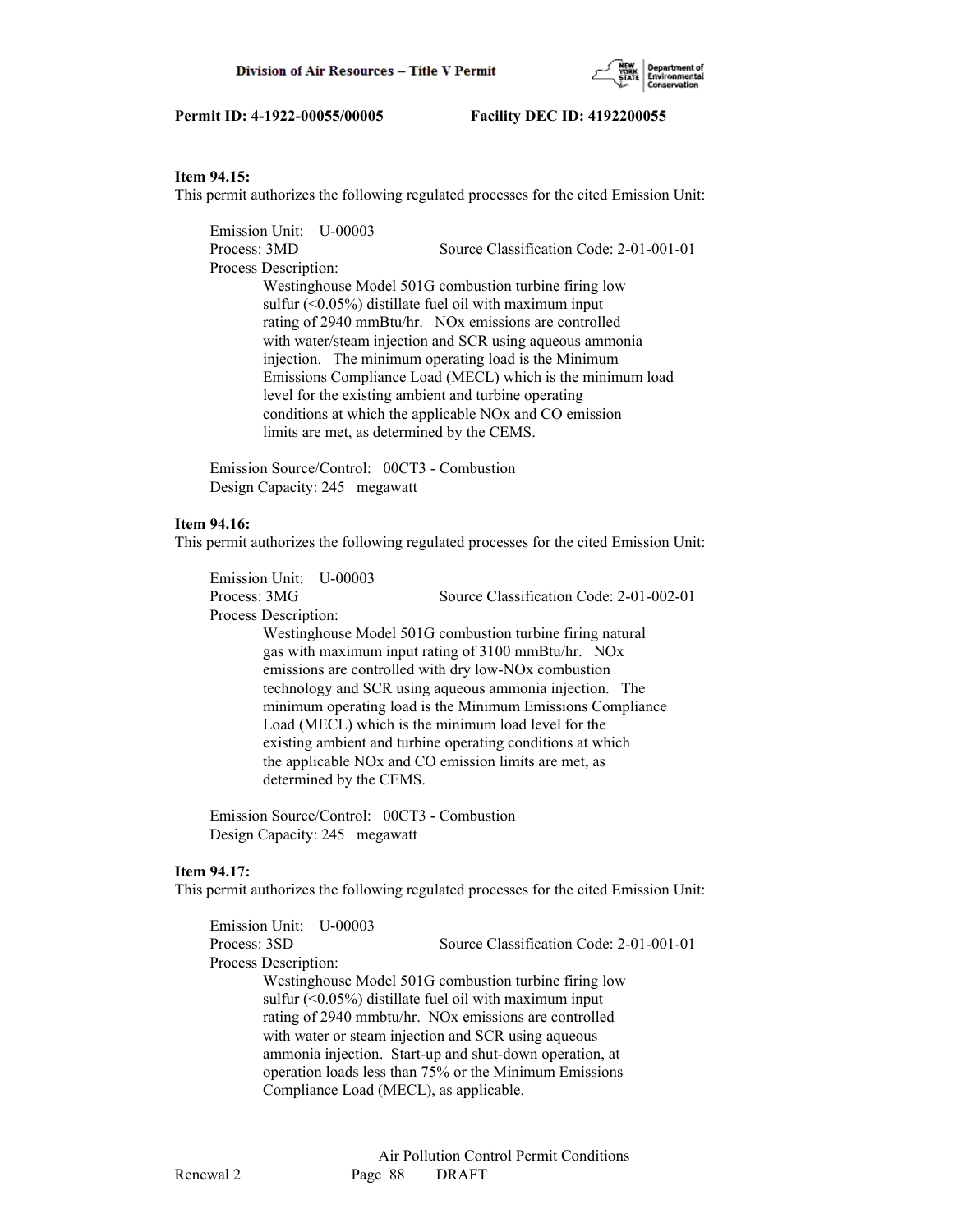**Item 94.15:**
This permit authorizes the following regulated processes for the cited Emission Unit:

Emission Unit: U-00003
Process: 3MD Source Classification Code: 2-01-001-01
Process Description:
Westinghouse Model 501G combustion turbine firing low sulfur (<0.05%) distillate fuel oil with maximum input rating of 2940 mmBtu/hr. NOx emissions are controlled with water/steam injection and SCR using aqueous ammonia injection. The minimum operating load is the Minimum Emissions Compliance Load (MECL) which is the minimum load level for the existing ambient and turbine operating conditions at which the applicable NOx and CO emission limits are met, as determined by the CEMS.

Emission Source/Control: 00CT3 - Combustion
Design Capacity: 245 megawatt

**Item 94.16:**
This permit authorizes the following regulated processes for the cited Emission Unit:

Emission Unit: U-00003
Process: 3MG Source Classification Code: 2-01-002-01
Process Description:
Westinghouse Model 501G combustion turbine firing natural gas with maximum input rating of 3100 mmBtu/hr. NOx emissions are controlled with dry low-NOx combustion technology and SCR using aqueous ammonia injection. The minimum operating load is the Minimum Emissions Compliance Load (MECL) which is the minimum load level for the existing ambient and turbine operating conditions at which the applicable NOx and CO emission limits are met, as determined by the CEMS.

Emission Source/Control: 00CT3 - Combustion
Design Capacity: 245 megawatt

**Item 94.17:**
This permit authorizes the following regulated processes for the cited Emission Unit:

Emission Unit: U-00003
Process: 3SD Source Classification Code: 2-01-001-01
Process Description:
Westinghouse Model 501G combustion turbine firing low sulfur (<0.05%) distillate fuel oil with maximum input rating of 2940 mmbtu/hr. NOx emissions are controlled with water or steam injection and SCR using aqueous ammonia injection. Start-up and shut-down operation, at operation loads less than 75% or the Minimum Emissions Compliance Load (MECL), as applicable.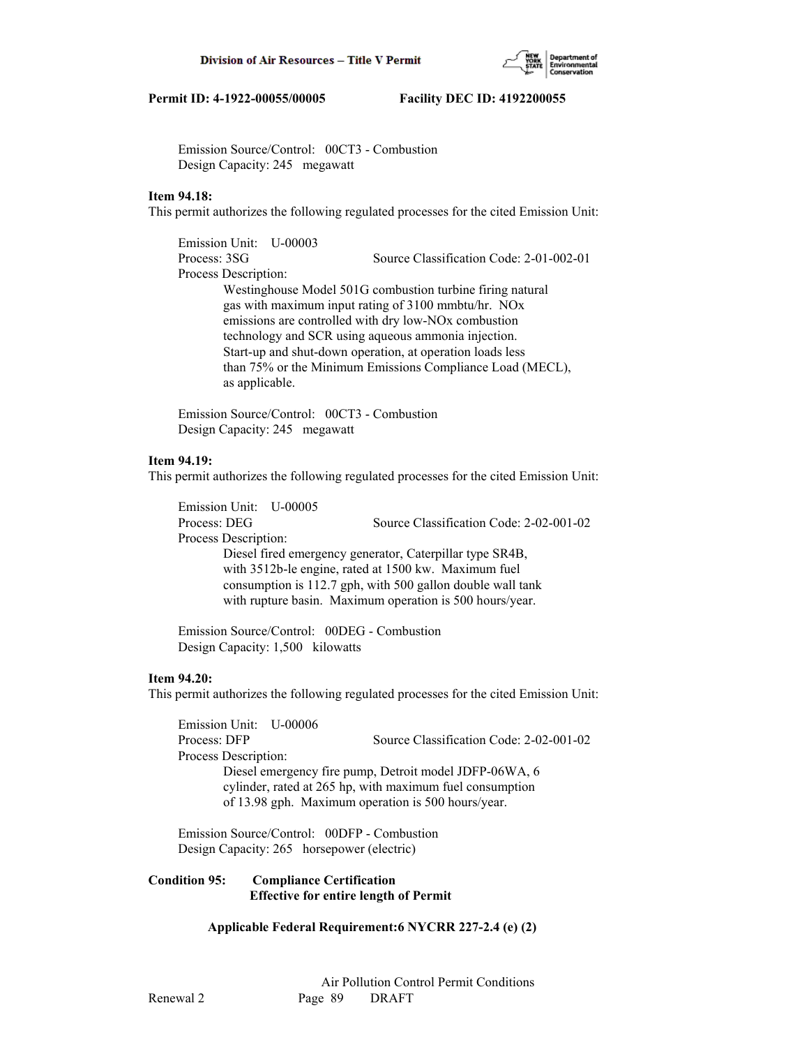Emission Source/Control: 00CT3 - Combustion
Design Capacity: 245 megawatt

**Item 94.18:**
This permit authorizes the following regulated processes for the cited Emission Unit:

Emission Unit: U-00003
Process: 3SG Source Classification Code: 2-01-002-01
Process Description:
Westinghouse Model 501G combustion turbine firing natural gas with maximum input rating of 3100 mmbtu/hr. NOx emissions are controlled with dry low-NOx combustion technology and SCR using aqueous ammonia injection. Start-up and shut-down operation, at operation loads less than 75% or the Minimum Emissions Compliance Load (MECL), as applicable.

Emission Source/Control: 00CT3 - Combustion
Design Capacity: 245 megawatt

**Item 94.19:**
This permit authorizes the following regulated processes for the cited Emission Unit:

Emission Unit: U-00005
Process: DEG Source Classification Code: 2-02-001-02
Process Description:
Diesel fired emergency generator, Caterpillar type SR4B, with 3512b-le engine, rated at 1500 kw. Maximum fuel consumption is 112.7 gph, with 500 gallon double wall tank with rupture basin. Maximum operation is 500 hours/year.

Emission Source/Control: 00DEG - Combustion
Design Capacity: 1,500 kilowatts

**Item 94.20:**
This permit authorizes the following regulated processes for the cited Emission Unit:

Emission Unit: U-00006
Process: DFP Source Classification Code: 2-02-001-02
Process Description:
Diesel emergency fire pump, Detroit model JDFP-06WA, 6 cylinder, rated at 265 hp, with maximum fuel consumption of 13.98 gph. Maximum operation is 500 hours/year.

Emission Source/Control: 00DFP - Combustion
Design Capacity: 265 horsepower (electric)

**Condition 95: Compliance Certification**
**Effective for entire length of Permit**

**Applicable Federal Requirement:6 NYCRR 227-2.4 (e) (2)**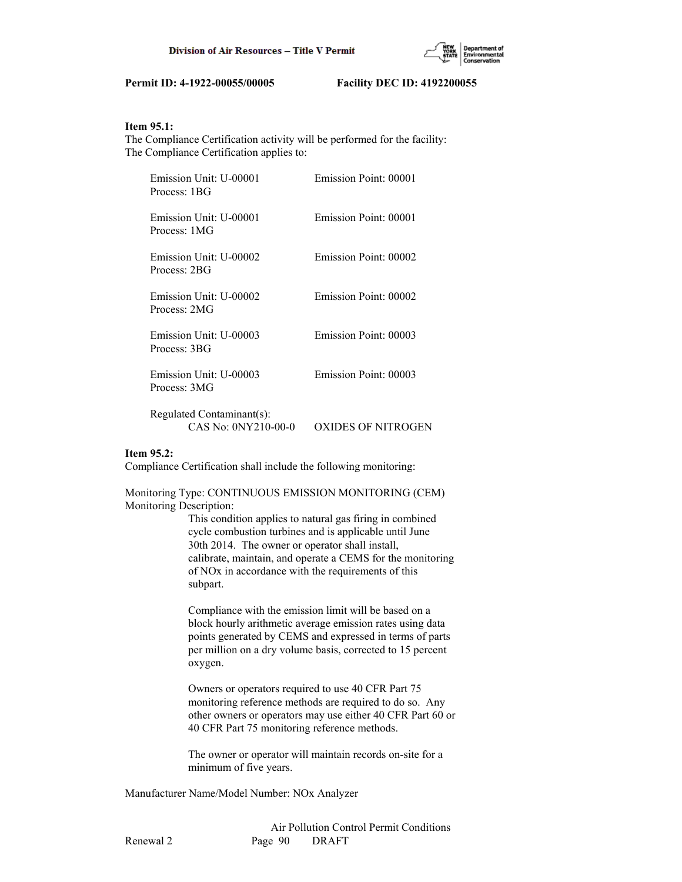**Item 95.1:**
The Compliance Certification activity will be performed for the facility:
The Compliance Certification applies to:

| | |
|---|---|
| Emission Unit: U-00001<br>Process: 1BG | Emission Point: 00001 |
| Emission Unit: U-00001<br>Process: 1MG | Emission Point: 00001 |
| Emission Unit: U-00002<br>Process: 2BG | Emission Point: 00002 |
| Emission Unit: U-00002<br>Process: 2MG | Emission Point: 00002 |
| Emission Unit: U-00003<br>Process: 3BG | Emission Point: 00003 |
| Emission Unit: U-00003<br>Process: 3MG | Emission Point: 00003 |

Regulated Contaminant(s):
CAS No: 0NY210-00-0 OXIDES OF NITROGEN

**Item 95.2:**
Compliance Certification shall include the following monitoring:

Monitoring Type: CONTINUOUS EMISSION MONITORING (CEM)
Monitoring Description:

This condition applies to natural gas firing in combined cycle combustion turbines and is applicable until June 30th 2014. The owner or operator shall install, calibrate, maintain, and operate a CEMS for the monitoring of NOx in accordance with the requirements of this subpart.

Compliance with the emission limit will be based on a block hourly arithmetic average emission rates using data points generated by CEMS and expressed in terms of parts per million on a dry volume basis, corrected to 15 percent oxygen.

Owners or operators required to use 40 CFR Part 75 monitoring reference methods are required to do so. Any other owners or operators may use either 40 CFR Part 60 or 40 CFR Part 75 monitoring reference methods.

The owner or operator will maintain records on-site for a minimum of five years.

Manufacturer Name/Model Number: NOx Analyzer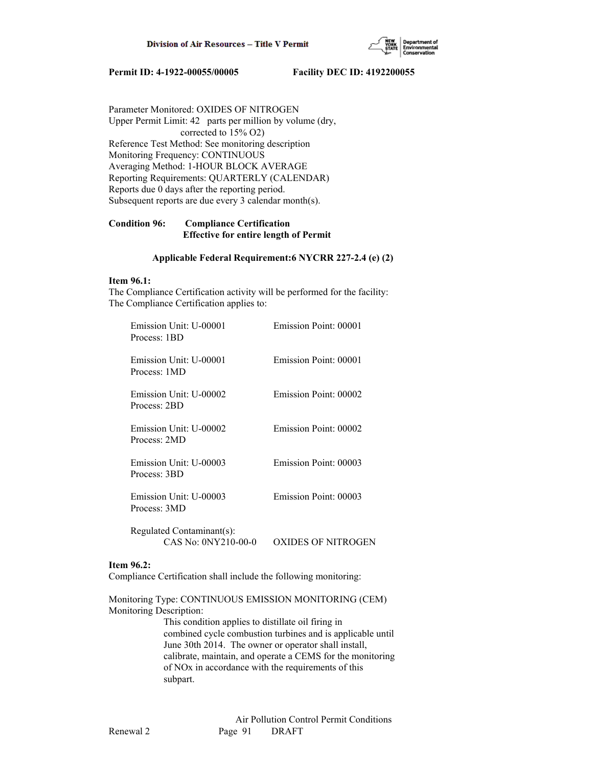Parameter Monitored: OXIDES OF NITROGEN
Upper Permit Limit: 42 parts per million by volume (dry, corrected to 15% O2)
Reference Test Method: See monitoring description
Monitoring Frequency: CONTINUOUS
Averaging Method: 1-HOUR BLOCK AVERAGE
Reporting Requirements: QUARTERLY (CALENDAR)
Reports due 0 days after the reporting period.
Subsequent reports are due every 3 calendar month(s).

**Condition 96: Compliance Certification**
**Effective for entire length of Permit**

**Applicable Federal Requirement:6 NYCRR 227-2.4 (e) (2)**

**Item 96.1:**
The Compliance Certification activity will be performed for the facility:
The Compliance Certification applies to:

Emission Unit: U-00001 Emission Point: 00001
Process: 1BD

Emission Unit: U-00001 Emission Point: 00001
Process: 1MD

Emission Unit: U-00002 Emission Point: 00002
Process: 2BD

Emission Unit: U-00002 Emission Point: 00002
Process: 2MD

Emission Unit: U-00003 Emission Point: 00003
Process: 3BD

Emission Unit: U-00003 Emission Point: 00003
Process: 3MD

Regulated Contaminant(s):
CAS No: 0NY210-00-0 OXIDES OF NITROGEN

**Item 96.2:**
Compliance Certification shall include the following monitoring:

Monitoring Type: CONTINUOUS EMISSION MONITORING (CEM)
Monitoring Description:
This condition applies to distillate oil firing in combined cycle combustion turbines and is applicable until June 30th 2014. The owner or operator shall install, calibrate, maintain, and operate a CEMS for the monitoring of NOx in accordance with the requirements of this subpart.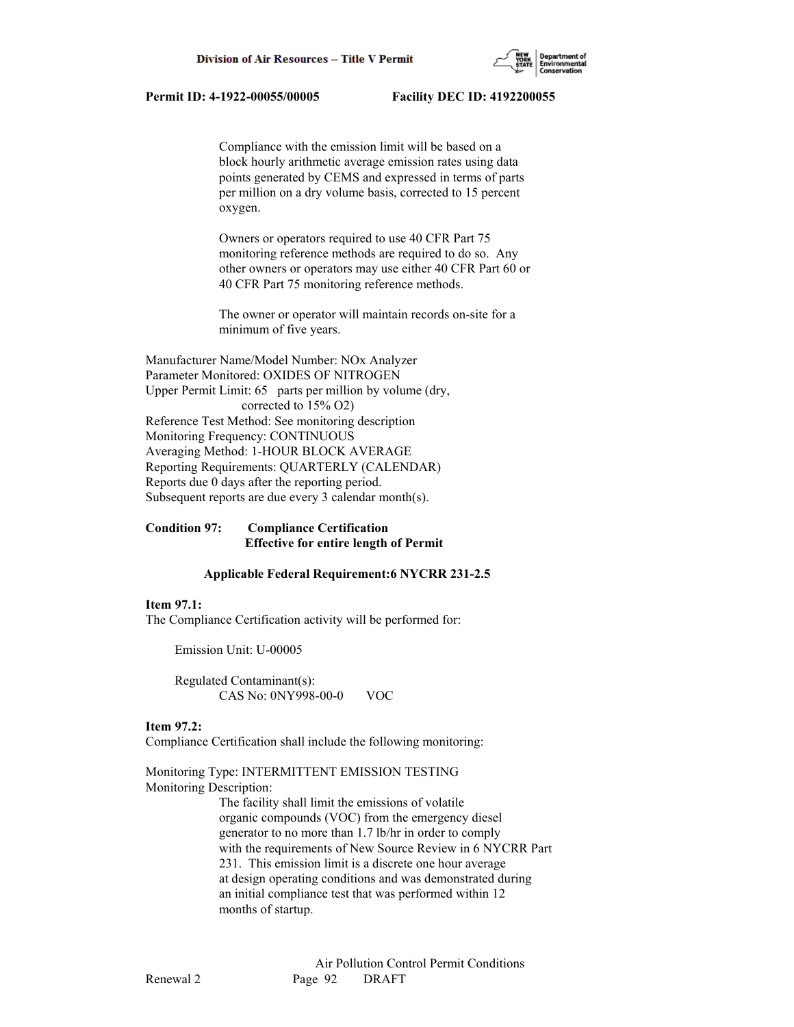Compliance with the emission limit will be based on a block hourly arithmetic average emission rates using data points generated by CEMS and expressed in terms of parts per million on a dry volume basis, corrected to 15 percent oxygen.

Owners or operators required to use 40 CFR Part 75 monitoring reference methods are required to do so. Any other owners or operators may use either 40 CFR Part 60 or 40 CFR Part 75 monitoring reference methods.

The owner or operator will maintain records on-site for a minimum of five years.

Manufacturer Name/Model Number: NOx Analyzer
Parameter Monitored: OXIDES OF NITROGEN
Upper Permit Limit: 65 parts per million by volume (dry, corrected to 15% O2)
Reference Test Method: See monitoring description
Monitoring Frequency: CONTINUOUS
Averaging Method: 1-HOUR BLOCK AVERAGE
Reporting Requirements: QUARTERLY (CALENDAR)
Reports due 0 days after the reporting period.
Subsequent reports are due every 3 calendar month(s).

**Condition 97: Compliance Certification**
**Effective for entire length of Permit**

**Applicable Federal Requirement:6 NYCRR 231-2.5**

**Item 97.1:**
The Compliance Certification activity will be performed for:

Emission Unit: U-00005

Regulated Contaminant(s):
CAS No: 0NY998-00-0 VOC

**Item 97.2:**
Compliance Certification shall include the following monitoring:

Monitoring Type: INTERMITTENT EMISSION TESTING
Monitoring Description:
The facility shall limit the emissions of volatile organic compounds (VOC) from the emergency diesel generator to no more than 1.7 lb/hr in order to comply with the requirements of New Source Review in 6 NYCRR Part 231. This emission limit is a discrete one hour average at design operating conditions and was demonstrated during an initial compliance test that was performed within 12 months of startup.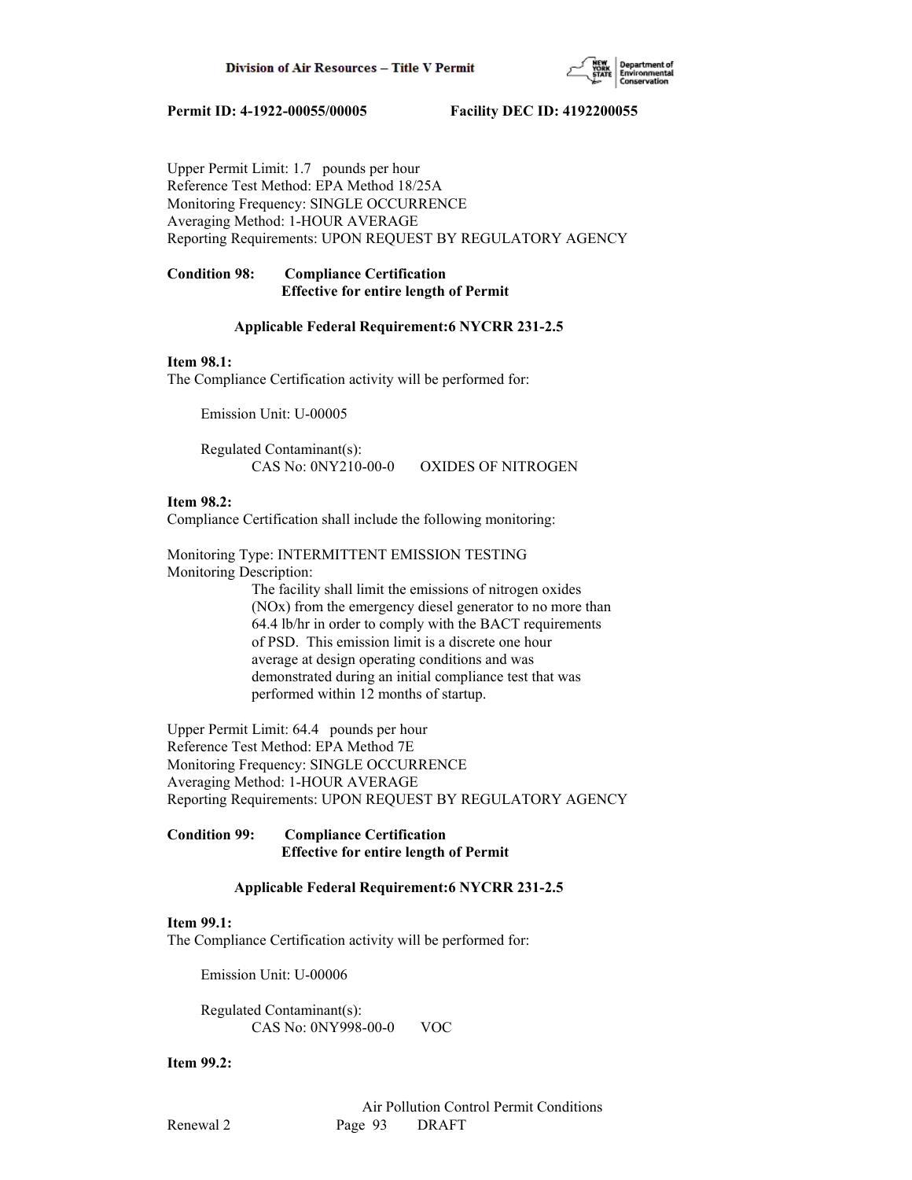Upper Permit Limit: 1.7 pounds per hour
Reference Test Method: EPA Method 18/25A
Monitoring Frequency: SINGLE OCCURRENCE
Averaging Method: 1-HOUR AVERAGE
Reporting Requirements: UPON REQUEST BY REGULATORY AGENCY

**Condition 98: Compliance Certification**
**Effective for entire length of Permit**

**Applicable Federal Requirement:6 NYCRR 231-2.5**

**Item 98.1:**
The Compliance Certification activity will be performed for:

Emission Unit: U-00005

Regulated Contaminant(s):
CAS No: 0NY210-00-0 OXIDES OF NITROGEN

**Item 98.2:**
Compliance Certification shall include the following monitoring:

Monitoring Type: INTERMITTENT EMISSION TESTING
Monitoring Description:
The facility shall limit the emissions of nitrogen oxides (NOx) from the emergency diesel generator to no more than 64.4 lb/hr in order to comply with the BACT requirements of PSD. This emission limit is a discrete one hour average at design operating conditions and was demonstrated during an initial compliance test that was performed within 12 months of startup.

Upper Permit Limit: 64.4 pounds per hour
Reference Test Method: EPA Method 7E
Monitoring Frequency: SINGLE OCCURRENCE
Averaging Method: 1-HOUR AVERAGE
Reporting Requirements: UPON REQUEST BY REGULATORY AGENCY

**Condition 99: Compliance Certification**
**Effective for entire length of Permit**

**Applicable Federal Requirement:6 NYCRR 231-2.5**

**Item 99.1:**
The Compliance Certification activity will be performed for:

Emission Unit: U-00006

Regulated Contaminant(s):
CAS No: 0NY998-00-0 VOC

**Item 99.2:**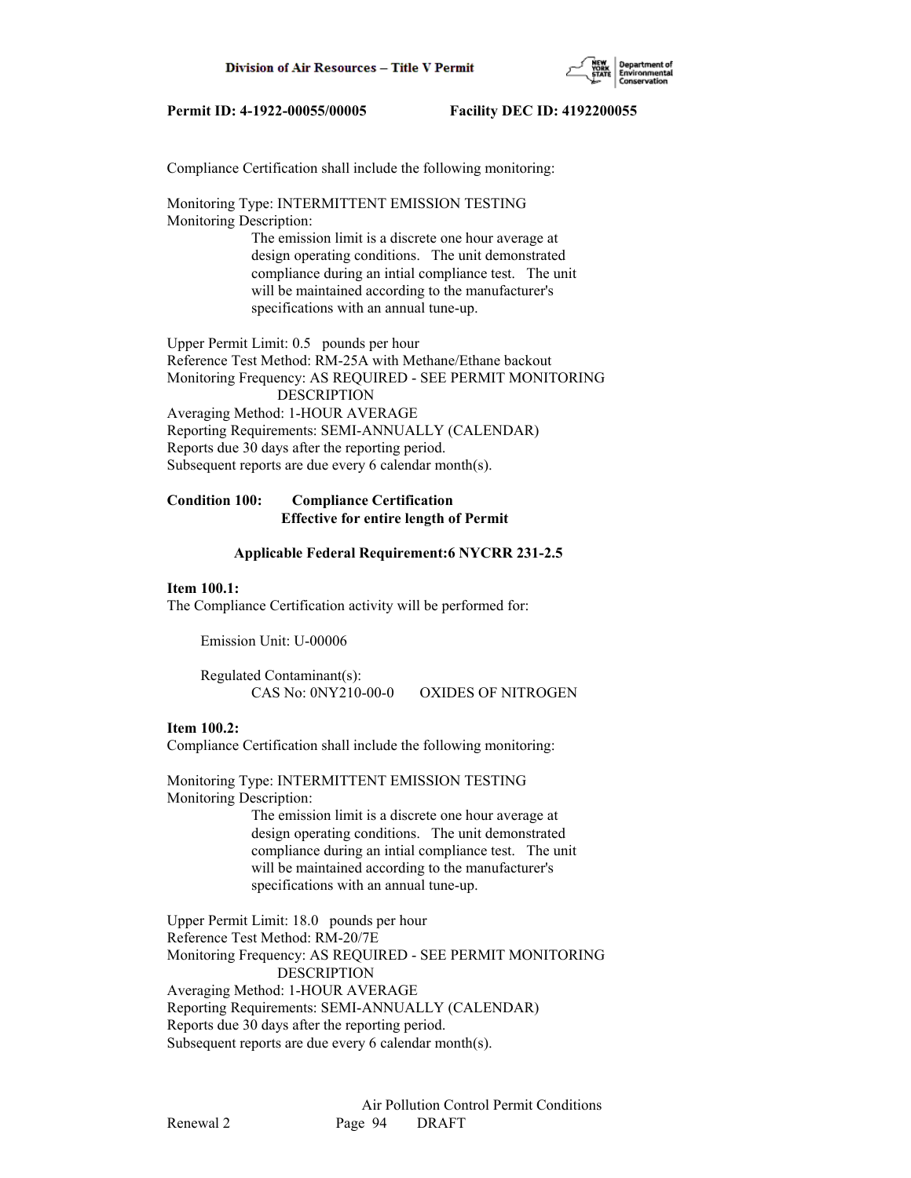Compliance Certification shall include the following monitoring:

Monitoring Type: INTERMITTENT EMISSION TESTING
Monitoring Description:

The emission limit is a discrete one hour average at design operating conditions. The unit demonstrated compliance during an intial compliance test. The unit will be maintained according to the manufacturer's specifications with an annual tune-up.

Upper Permit Limit: 0.5 pounds per hour
Reference Test Method: RM-25A with Methane/Ethane backout
Monitoring Frequency: AS REQUIRED - SEE PERMIT MONITORING DESCRIPTION
Averaging Method: 1-HOUR AVERAGE
Reporting Requirements: SEMI-ANNUALLY (CALENDAR)
Reports due 30 days after the reporting period.
Subsequent reports are due every 6 calendar month(s).

**Condition 100: Compliance Certification**
**Effective for entire length of Permit**

**Applicable Federal Requirement:6 NYCRR 231-2.5**

**Item 100.1:**
The Compliance Certification activity will be performed for:

Emission Unit: U-00006

Regulated Contaminant(s):
CAS No: 0NY210-00-0 OXIDES OF NITROGEN

**Item 100.2:**
Compliance Certification shall include the following monitoring:

Monitoring Type: INTERMITTENT EMISSION TESTING
Monitoring Description:

The emission limit is a discrete one hour average at design operating conditions. The unit demonstrated compliance during an intial compliance test. The unit will be maintained according to the manufacturer's specifications with an annual tune-up.

Upper Permit Limit: 18.0 pounds per hour
Reference Test Method: RM-20/7E
Monitoring Frequency: AS REQUIRED - SEE PERMIT MONITORING DESCRIPTION
Averaging Method: 1-HOUR AVERAGE
Reporting Requirements: SEMI-ANNUALLY (CALENDAR)
Reports due 30 days after the reporting period.
Subsequent reports are due every 6 calendar month(s).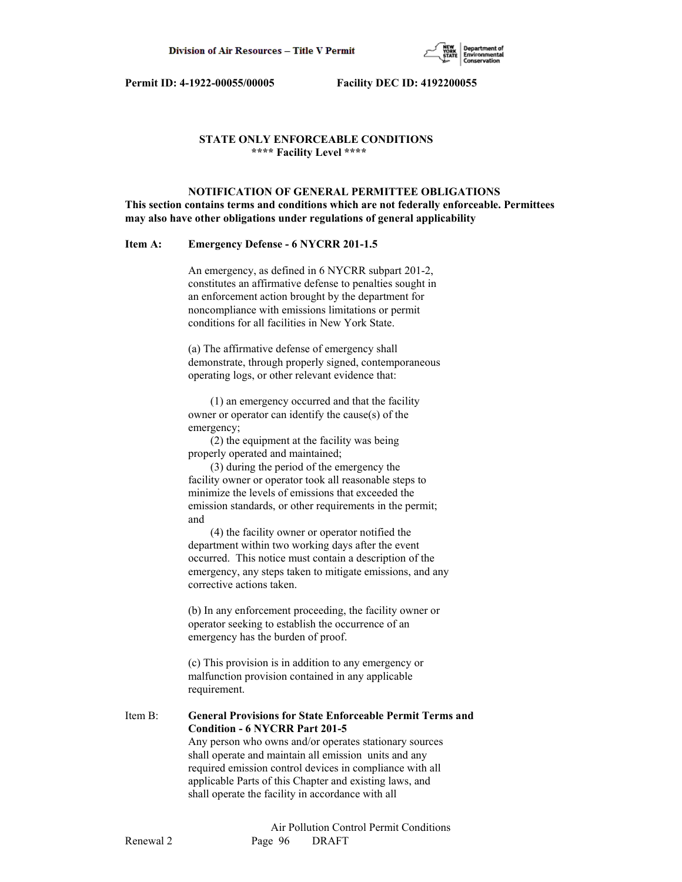**STATE ONLY ENFORCEABLE CONDITIONS**
**\*\*\*\* Facility Level \*\*\*\***

**NOTIFICATION OF GENERAL PERMITTEE OBLIGATIONS**
**This section contains terms and conditions which are not federally enforceable. Permittees may also have other obligations under regulations of general applicability**

**Item A: Emergency Defense - 6 NYCRR 201-1.5**

An emergency, as defined in 6 NYCRR subpart 201-2, constitutes an affirmative defense to penalties sought in an enforcement action brought by the department for noncompliance with emissions limitations or permit conditions for all facilities in New York State.

(a) The affirmative defense of emergency shall demonstrate, through properly signed, contemporaneous operating logs, or other relevant evidence that:

(1) an emergency occurred and that the facility owner or operator can identify the cause(s) of the emergency;
(2) the equipment at the facility was being properly operated and maintained;
(3) during the period of the emergency the facility owner or operator took all reasonable steps to minimize the levels of emissions that exceeded the emission standards, or other requirements in the permit; and
(4) the facility owner or operator notified the department within two working days after the event occurred. This notice must contain a description of the emergency, any steps taken to mitigate emissions, and any corrective actions taken.

(b) In any enforcement proceeding, the facility owner or operator seeking to establish the occurrence of an emergency has the burden of proof.

(c) This provision is in addition to any emergency or malfunction provision contained in any applicable requirement.

Item B: **General Provisions for State Enforceable Permit Terms and Condition - 6 NYCRR Part 201-5**
Any person who owns and/or operates stationary sources shall operate and maintain all emission units and any required emission control devices in compliance with all applicable Parts of this Chapter and existing laws, and shall operate the facility in accordance with all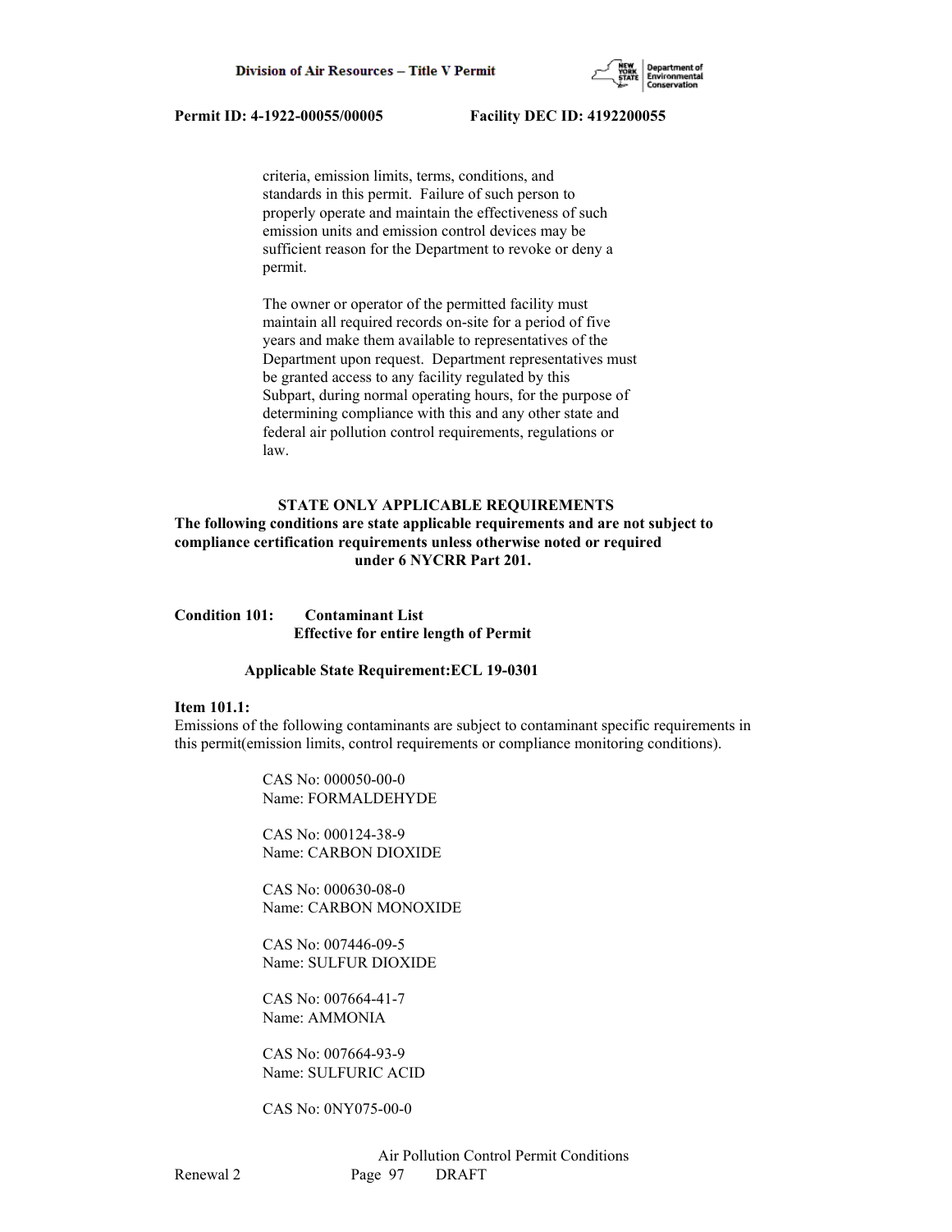criteria, emission limits, terms, conditions, and standards in this permit. Failure of such person to properly operate and maintain the effectiveness of such emission units and emission control devices may be sufficient reason for the Department to revoke or deny a permit.

The owner or operator of the permitted facility must maintain all required records on-site for a period of five years and make them available to representatives of the Department upon request. Department representatives must be granted access to any facility regulated by this Subpart, during normal operating hours, for the purpose of determining compliance with this and any other state and federal air pollution control requirements, regulations or law.

**STATE ONLY APPLICABLE REQUIREMENTS**

**The following conditions are state applicable requirements and are not subject to compliance certification requirements unless otherwise noted or required under 6 NYCRR Part 201.**

**Condition 101: Contaminant List**
**Effective for entire length of Permit**

**Applicable State Requirement:ECL 19-0301**

**Item 101.1:**

Emissions of the following contaminants are subject to contaminant specific requirements in this permit(emission limits, control requirements or compliance monitoring conditions).

CAS No: 000050-00-0
Name: FORMALDEHYDE

CAS No: 000124-38-9
Name: CARBON DIOXIDE

CAS No: 000630-08-0
Name: CARBON MONOXIDE

CAS No: 007446-09-5
Name: SULFUR DIOXIDE

CAS No: 007664-41-7
Name: AMMONIA

CAS No: 007664-93-9
Name: SULFURIC ACID

CAS No: 0NY075-00-0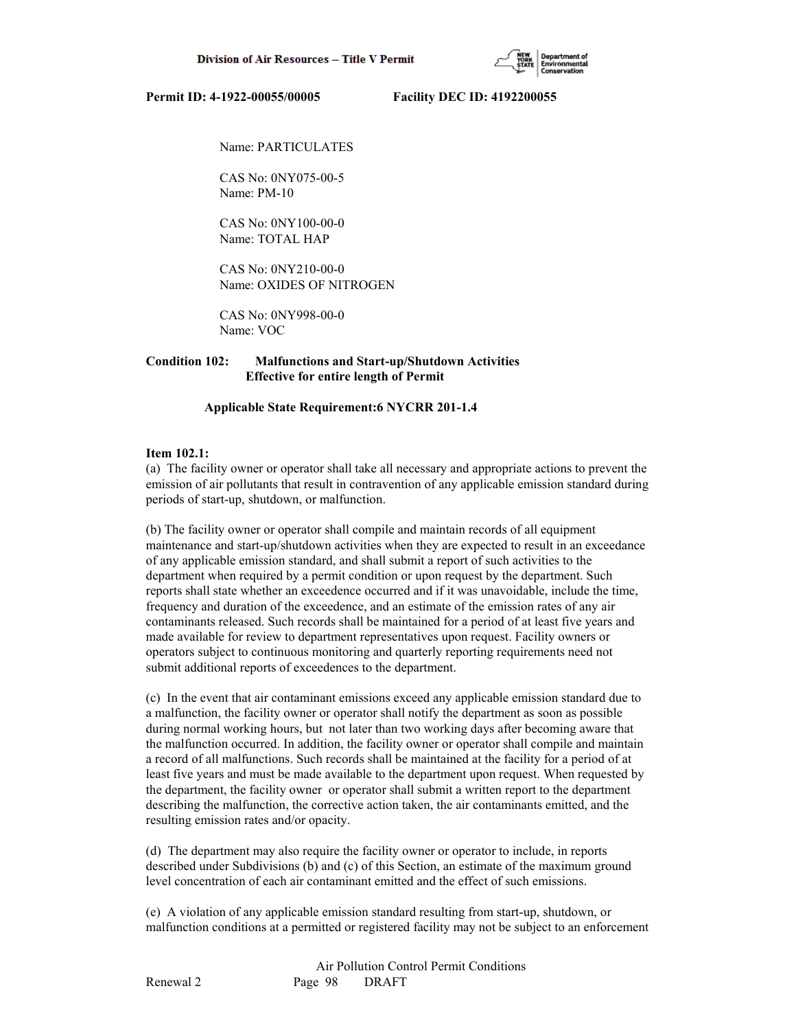Name: PARTICULATES

CAS No: 0NY075-00-5
Name: PM-10

CAS No: 0NY100-00-0
Name: TOTAL HAP

CAS No: 0NY210-00-0
Name: OXIDES OF NITROGEN

CAS No: 0NY998-00-0
Name: VOC

**Condition 102: Malfunctions and Start-up/Shutdown Activities**
**Effective for entire length of Permit**

**Applicable State Requirement:6 NYCRR 201-1.4**

**Item 102.1:**
(a) The facility owner or operator shall take all necessary and appropriate actions to prevent the emission of air pollutants that result in contravention of any applicable emission standard during periods of start-up, shutdown, or malfunction.

(b) The facility owner or operator shall compile and maintain records of all equipment maintenance and start-up/shutdown activities when they are expected to result in an exceedance of any applicable emission standard, and shall submit a report of such activities to the department when required by a permit condition or upon request by the department. Such reports shall state whether an exceedence occurred and if it was unavoidable, include the time, frequency and duration of the exceedence, and an estimate of the emission rates of any air contaminants released. Such records shall be maintained for a period of at least five years and made available for review to department representatives upon request. Facility owners or operators subject to continuous monitoring and quarterly reporting requirements need not submit additional reports of exceedences to the department.

(c) In the event that air contaminant emissions exceed any applicable emission standard due to a malfunction, the facility owner or operator shall notify the department as soon as possible during normal working hours, but not later than two working days after becoming aware that the malfunction occurred. In addition, the facility owner or operator shall compile and maintain a record of all malfunctions. Such records shall be maintained at the facility for a period of at least five years and must be made available to the department upon request. When requested by the department, the facility owner or operator shall submit a written report to the department describing the malfunction, the corrective action taken, the air contaminants emitted, and the resulting emission rates and/or opacity.

(d) The department may also require the facility owner or operator to include, in reports described under Subdivisions (b) and (c) of this Section, an estimate of the maximum ground level concentration of each air contaminant emitted and the effect of such emissions.

(e) A violation of any applicable emission standard resulting from start-up, shutdown, or malfunction conditions at a permitted or registered facility may not be subject to an enforcement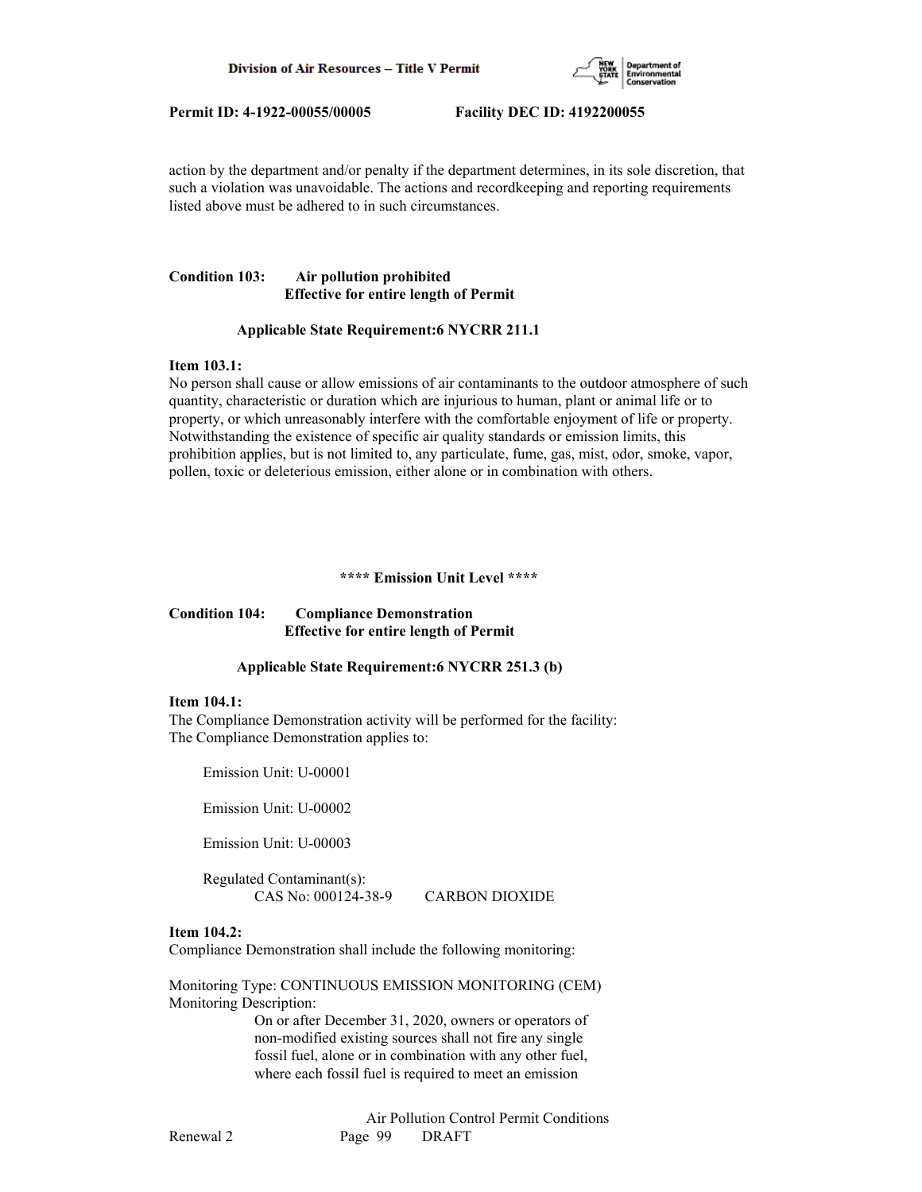action by the department and/or penalty if the department determines, in its sole discretion, that such a violation was unavoidable. The actions and recordkeeping and reporting requirements listed above must be adhered to in such circumstances.

**Condition 103: Air pollution prohibited**
**Effective for entire length of Permit**

**Applicable State Requirement:6 NYCRR 211.1**

**Item 103.1:**
No person shall cause or allow emissions of air contaminants to the outdoor atmosphere of such quantity, characteristic or duration which are injurious to human, plant or animal life or to property, or which unreasonably interfere with the comfortable enjoyment of life or property. Notwithstanding the existence of specific air quality standards or emission limits, this prohibition applies, but is not limited to, any particulate, fume, gas, mist, odor, smoke, vapor, pollen, toxic or deleterious emission, either alone or in combination with others.

**\*\*\*\* Emission Unit Level \*\*\*\***

**Condition 104: Compliance Demonstration**
**Effective for entire length of Permit**

**Applicable State Requirement:6 NYCRR 251.3 (b)**

**Item 104.1:**
The Compliance Demonstration activity will be performed for the facility:
The Compliance Demonstration applies to:

Emission Unit: U-00001

Emission Unit: U-00002

Emission Unit: U-00003

Regulated Contaminant(s):
CAS No: 000124-38-9 CARBON DIOXIDE

**Item 104.2:**
Compliance Demonstration shall include the following monitoring:

Monitoring Type: CONTINUOUS EMISSION MONITORING (CEM)
Monitoring Description:
On or after December 31, 2020, owners or operators of non-modified existing sources shall not fire any single fossil fuel, alone or in combination with any other fuel, where each fossil fuel is required to meet an emission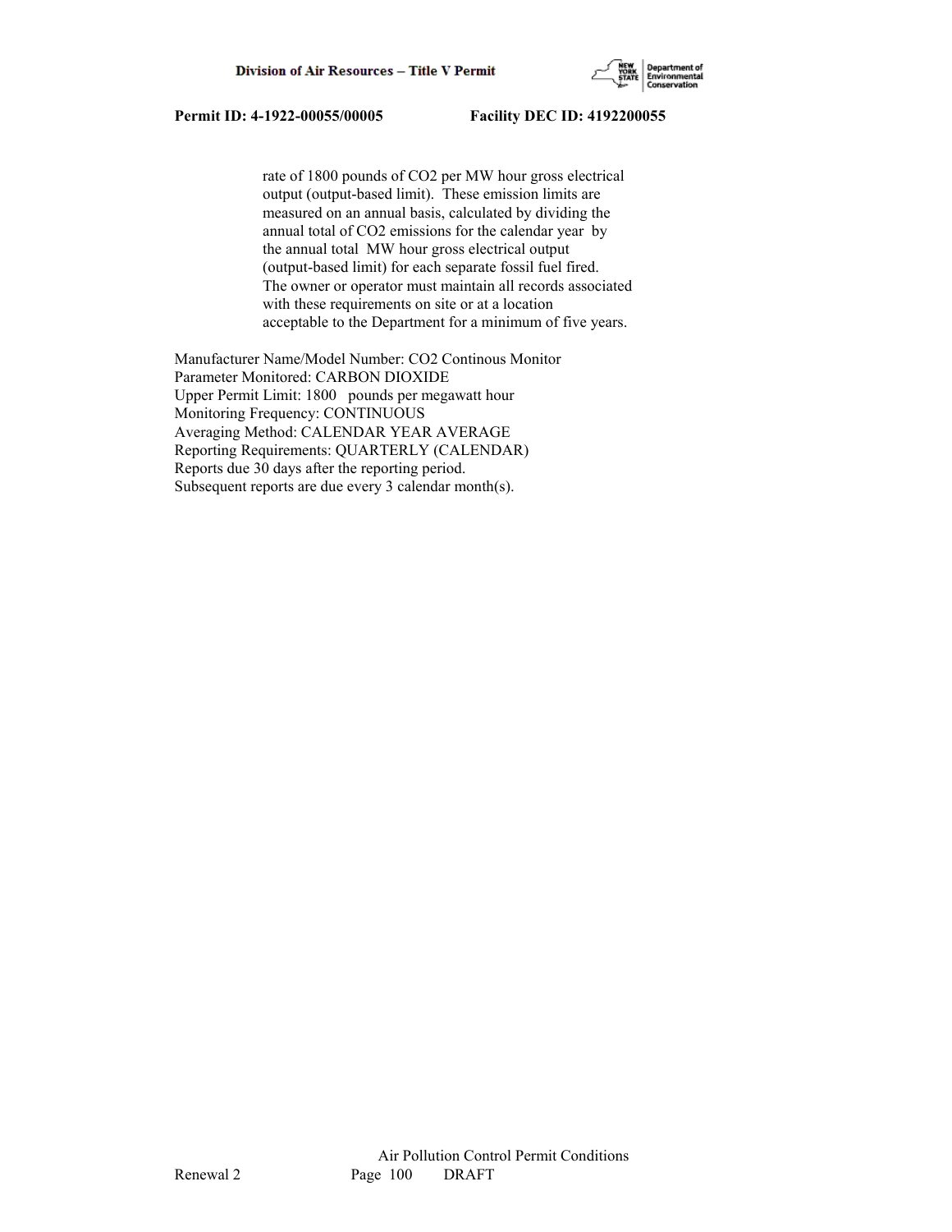rate of 1800 pounds of $CO_2$ per MW hour gross electrical output (output-based limit). These emission limits are measured on an annual basis, calculated by dividing the annual total of $CO_2$ emissions for the calendar year by the annual total MW hour gross electrical output (output-based limit) for each separate fossil fuel fired. The owner or operator must maintain all records associated with these requirements on site or at a location acceptable to the Department for a minimum of five years.

Manufacturer Name/Model Number: CO2 Continous Monitor
Parameter Monitored: CARBON DIOXIDE
Upper Permit Limit: 1800 pounds per megawatt hour
Monitoring Frequency: CONTINUOUS
Averaging Method: CALENDAR YEAR AVERAGE
Reporting Requirements: QUARTERLY (CALENDAR)
Reports due 30 days after the reporting period.
Subsequent reports are due every 3 calendar month(s).